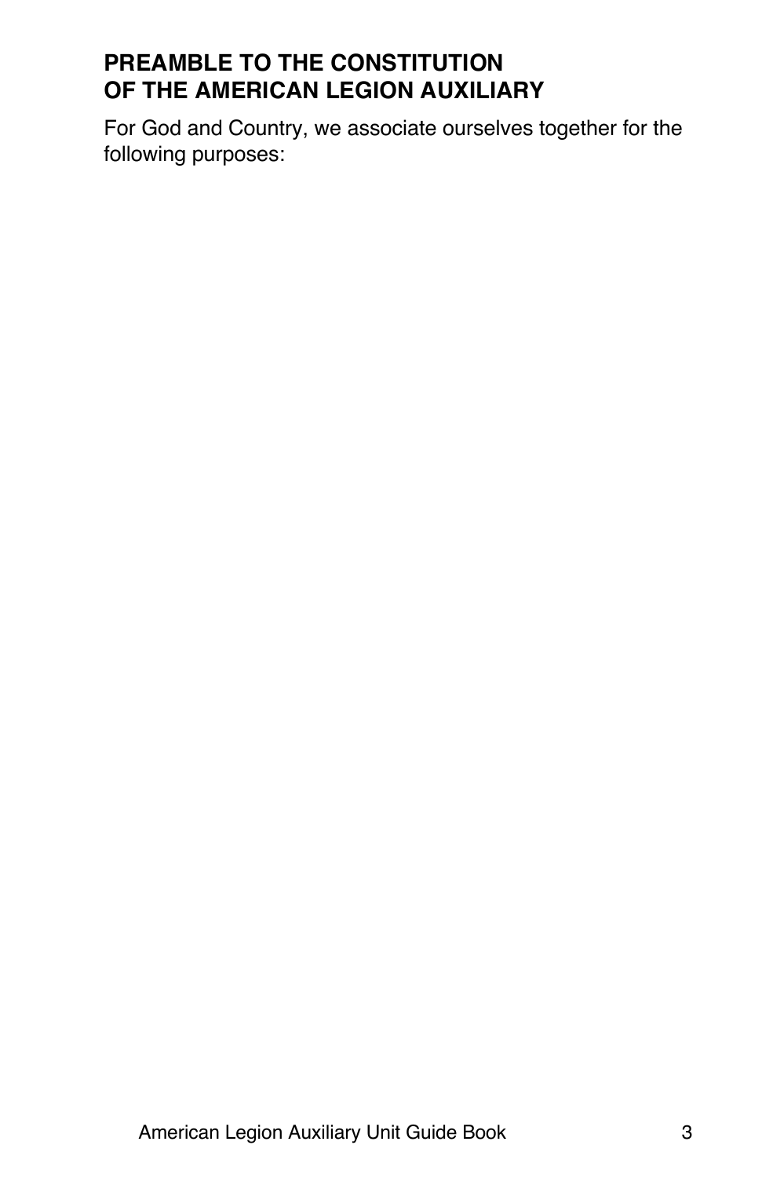## PREAMBLE TO THE CONSTITUTION OF THE AMERICAN LEGION AUXILIARY

For God and Country, we associate ourselves together for the following purposes: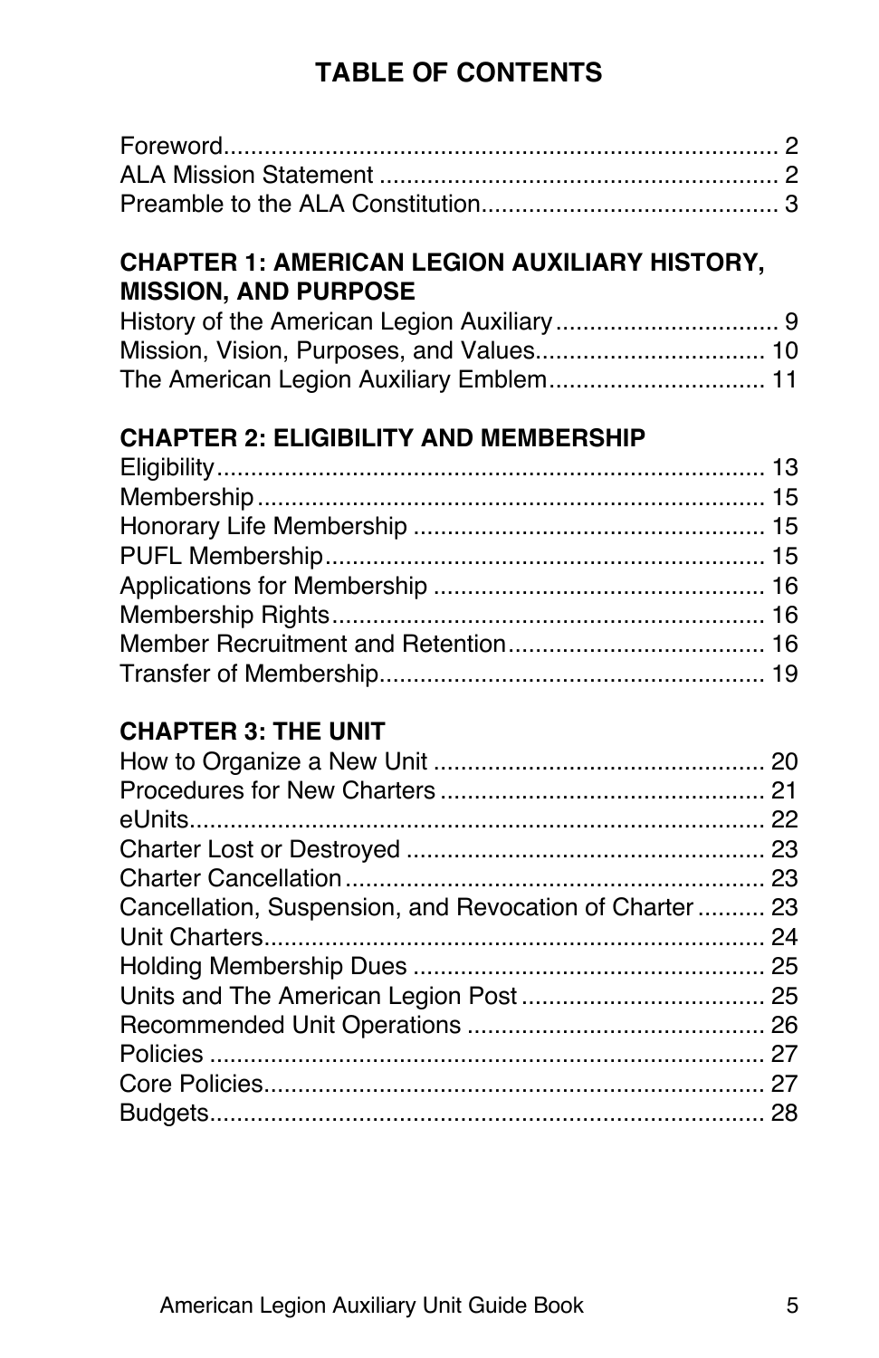# TABLE OF CONTENTS

Foreword................................................................................ 2
ALA Mission Statement .......................................................... 2
Preamble to the ALA Constitution........................................... 3

**CHAPTER 1: AMERICAN LEGION AUXILIARY HISTORY, MISSION, AND PURPOSE**

History of the American Legion Auxiliary ................................. 9
Mission, Vision, Purposes, and Values.................................. 10
The American Legion Auxiliary Emblem................................ 11

**CHAPTER 2: ELIGIBILITY AND MEMBERSHIP**

Eligibility............................................................................... 13
Membership .......................................................................... 15
Honorary Life Membership .................................................... 15
PUFL Membership................................................................ 15
Applications for Membership ................................................. 16
Membership Rights................................................................ 16
Member Recruitment and Retention...................................... 16
Transfer of Membership......................................................... 19

**CHAPTER 3: THE UNIT**

How to Organize a New Unit ................................................. 20
Procedures for New Charters ................................................ 21
eUnits.................................................................................... 22
Charter Lost or Destroyed ..................................................... 23
Charter Cancellation ............................................................. 23
Cancellation, Suspension, and Revocation of Charter .......... 23
Unit Charters......................................................................... 24
Holding Membership Dues .................................................... 25
Units and The American Legion Post .................................... 25
Recommended Unit Operations ............................................ 26
Policies ................................................................................. 27
Core Policies......................................................................... 27
Budgets................................................................................. 28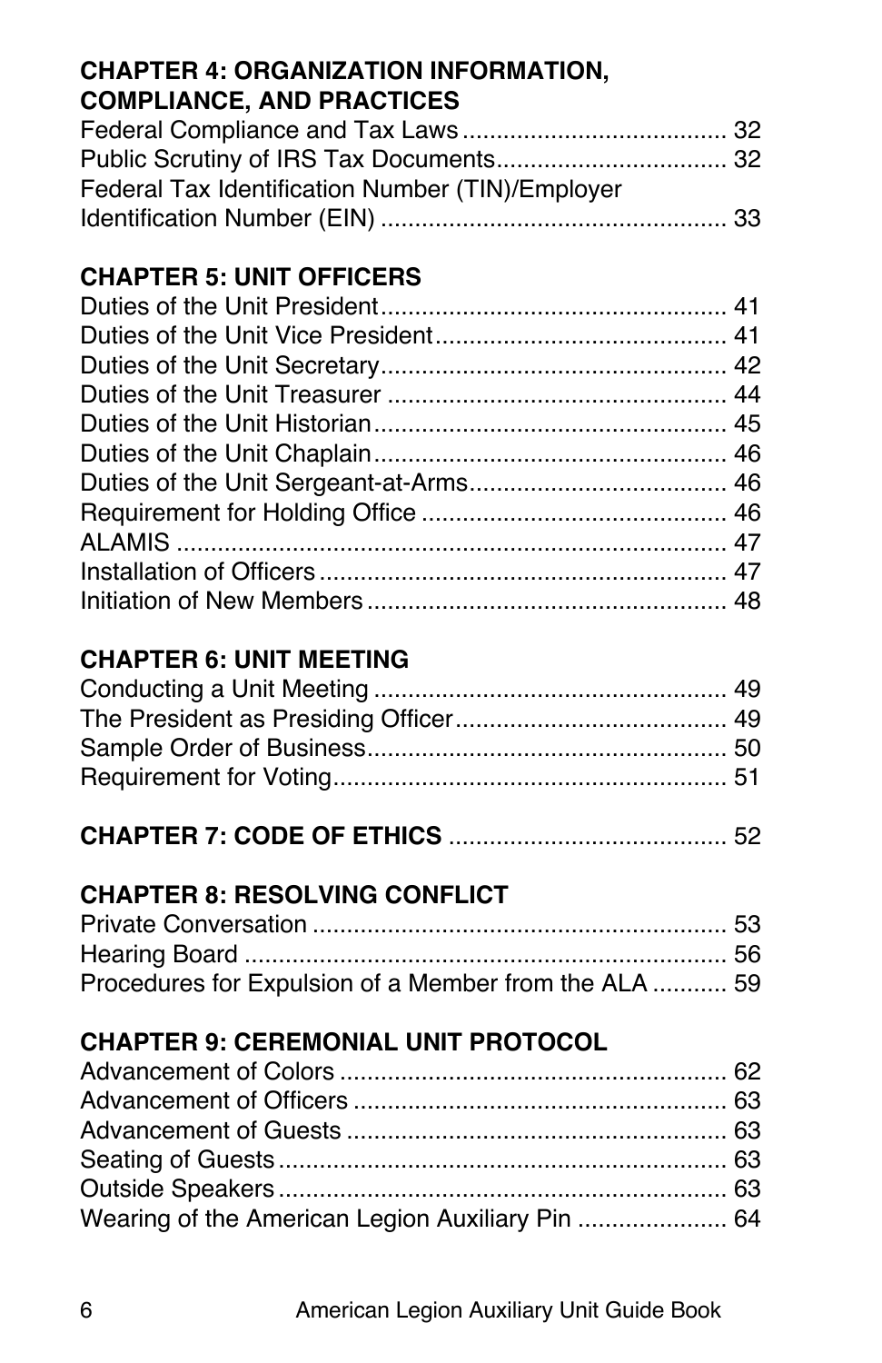**CHAPTER 4: ORGANIZATION INFORMATION, COMPLIANCE, AND PRACTICES**

Federal Compliance and Tax Laws ....................................... 32
Public Scrutiny of IRS Tax Documents.................................. 32
Federal Tax Identification Number (TIN)/Employer Identification Number (EIN) .................................................. 33

**CHAPTER 5: UNIT OFFICERS**

Duties of the Unit President.................................................. 41
Duties of the Unit Vice President.......................................... 41
Duties of the Unit Secretary.................................................. 42
Duties of the Unit Treasurer ................................................. 44
Duties of the Unit Historian................................................... 45
Duties of the Unit Chaplain................................................... 46
Duties of the Unit Sergeant-at-Arms..................................... 46
Requirement for Holding Office ............................................ 46
ALAMIS ................................................................................ 47
Installation of Officers........................................................... 47
Initiation of New Members .................................................... 48

**CHAPTER 6: UNIT MEETING**

Conducting a Unit Meeting ................................................... 49
The President as Presiding Officer....................................... 49
Sample Order of Business.................................................... 50
Requirement for Voting......................................................... 51

**CHAPTER 7: CODE OF ETHICS** ........................................ 52

**CHAPTER 8: RESOLVING CONFLICT**

Private Conversation ............................................................ 53
Hearing Board ...................................................................... 56
Procedures for Expulsion of a Member from the ALA ........... 59

**CHAPTER 9: CEREMONIAL UNIT PROTOCOL**

Advancement of Colors ........................................................ 62
Advancement of Officers ...................................................... 63
Advancement of Guests ....................................................... 63
Seating of Guests................................................................. 63
Outside Speakers................................................................. 63
Wearing of the American Legion Auxiliary Pin ...................... 64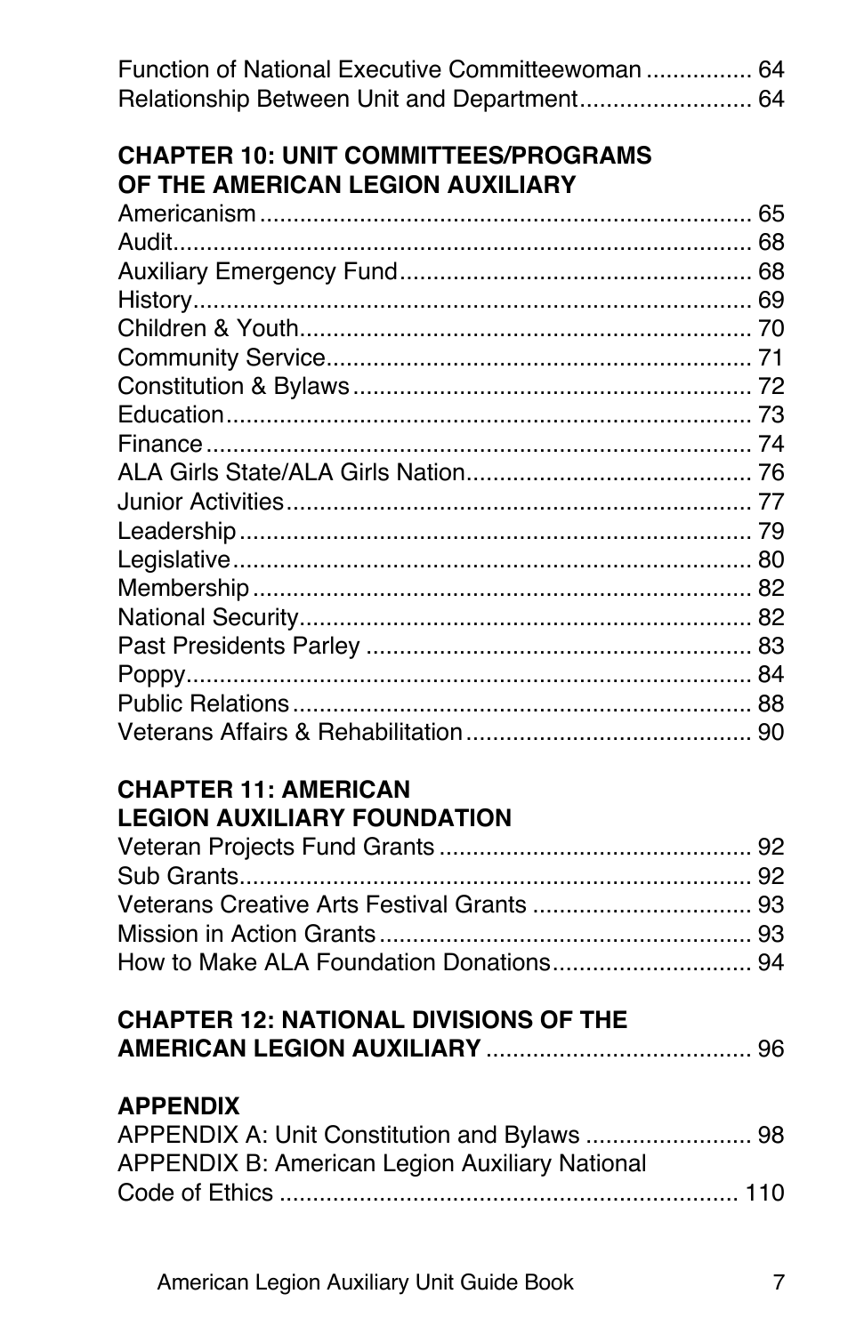Function of National Executive Committeewoman ................ 64
Relationship Between Unit and Department.......................... 64

**CHAPTER 10: UNIT COMMITTEES/PROGRAMS OF THE AMERICAN LEGION AUXILIARY**

Americanism .......................................................................... 65
Audit....................................................................................... 68
Auxiliary Emergency Fund..................................................... 68
History.................................................................................... 69
Children & Youth.................................................................... 70
Community Service................................................................ 71
Constitution & Bylaws............................................................ 72
Education............................................................................... 73
Finance.................................................................................. 74
ALA Girls State/ALA Girls Nation........................................... 76
Junior Activities...................................................................... 77
Leadership............................................................................. 79
Legislative.............................................................................. 80
Membership........................................................................... 82
National Security.................................................................... 82
Past Presidents Parley ........................................................... 83
Poppy..................................................................................... 84
Public Relations..................................................................... 88
Veterans Affairs & Rehabilitation........................................... 90

**CHAPTER 11: AMERICAN LEGION AUXILIARY FOUNDATION**

Veteran Projects Fund Grants ............................................... 92
Sub Grants............................................................................. 92
Veterans Creative Arts Festival Grants ................................. 93
Mission in Action Grants........................................................ 93
How to Make ALA Foundation Donations.............................. 94

**CHAPTER 12: NATIONAL DIVISIONS OF THE AMERICAN LEGION AUXILIARY** ....................................... 96

**APPENDIX**

APPENDIX A: Unit Constitution and Bylaws ......................... 98
APPENDIX B: American Legion Auxiliary National Code of Ethics ..................................................................... 110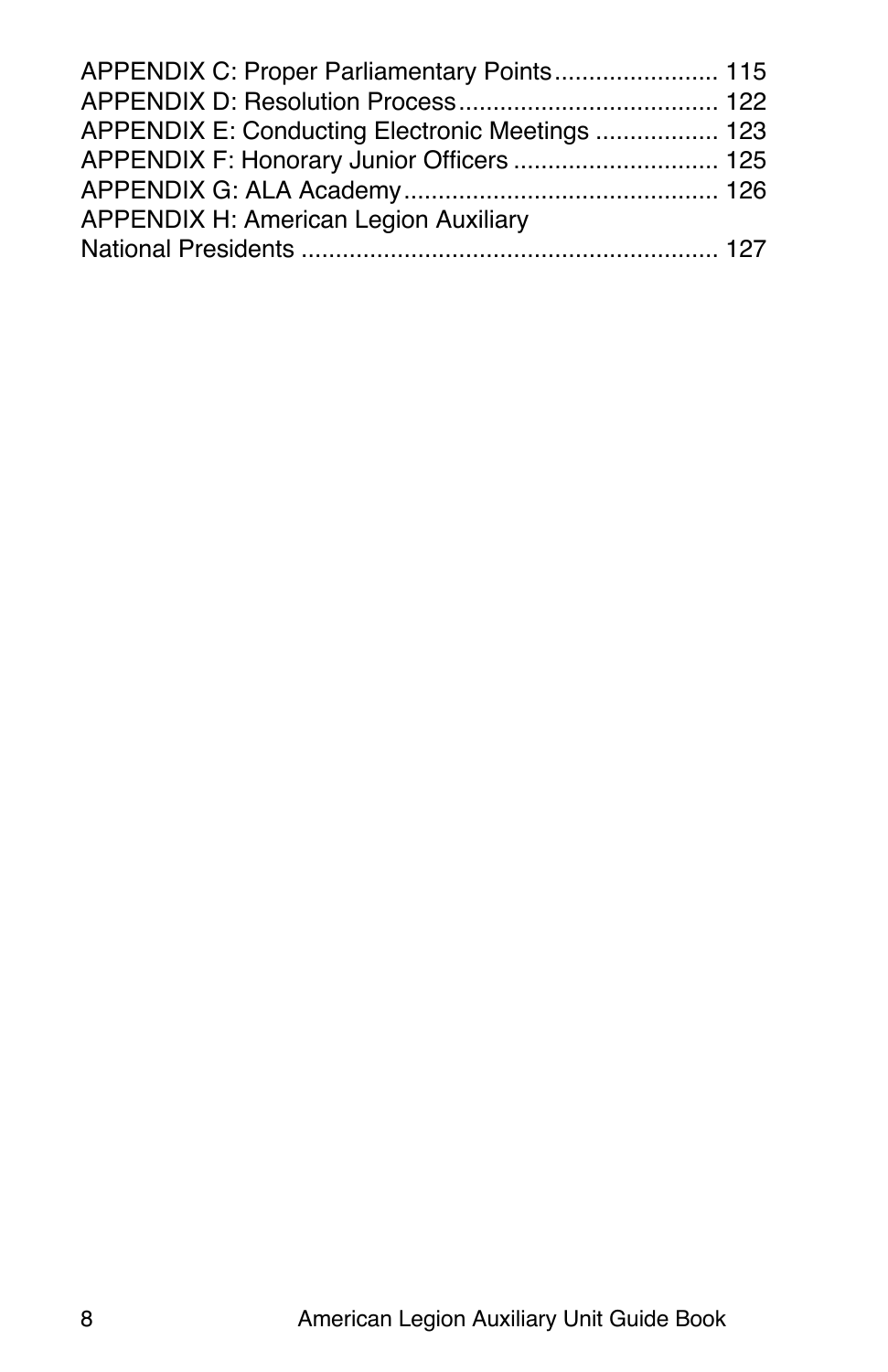APPENDIX C: Proper Parliamentary Points........................ 115
APPENDIX D: Resolution Process...................................... 122
APPENDIX E: Conducting Electronic Meetings .................. 123
APPENDIX F: Honorary Junior Officers .............................. 125
APPENDIX G: ALA Academy.............................................. 126
APPENDIX H: American Legion Auxiliary
National Presidents ............................................................. 127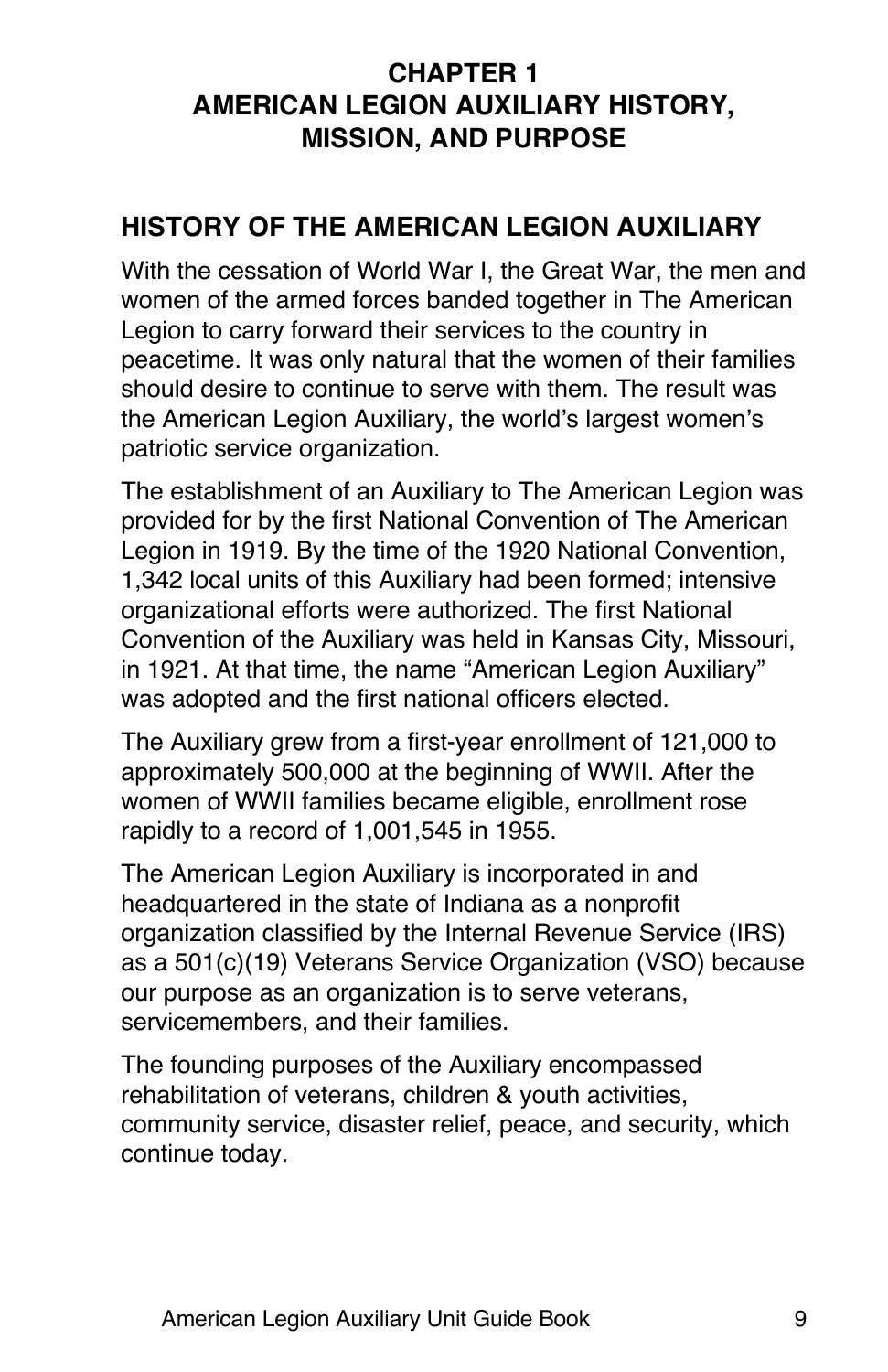# CHAPTER 1
# AMERICAN LEGION AUXILIARY HISTORY, MISSION, AND PURPOSE

## HISTORY OF THE AMERICAN LEGION AUXILIARY

With the cessation of World War I, the Great War, the men and women of the armed forces banded together in The American Legion to carry forward their services to the country in peacetime. It was only natural that the women of their families should desire to continue to serve with them. The result was the American Legion Auxiliary, the world's largest women's patriotic service organization.

The establishment of an Auxiliary to The American Legion was provided for by the first National Convention of The American Legion in 1919. By the time of the 1920 National Convention, 1,342 local units of this Auxiliary had been formed; intensive organizational efforts were authorized. The first National Convention of the Auxiliary was held in Kansas City, Missouri, in 1921. At that time, the name "American Legion Auxiliary" was adopted and the first national officers elected.

The Auxiliary grew from a first-year enrollment of 121,000 to approximately 500,000 at the beginning of WWII. After the women of WWII families became eligible, enrollment rose rapidly to a record of 1,001,545 in 1955.

The American Legion Auxiliary is incorporated in and headquartered in the state of Indiana as a nonprofit organization classified by the Internal Revenue Service (IRS) as a 501(c)(19) Veterans Service Organization (VSO) because our purpose as an organization is to serve veterans, servicemembers, and their families.

The founding purposes of the Auxiliary encompassed rehabilitation of veterans, children & youth activities, community service, disaster relief, peace, and security, which continue today.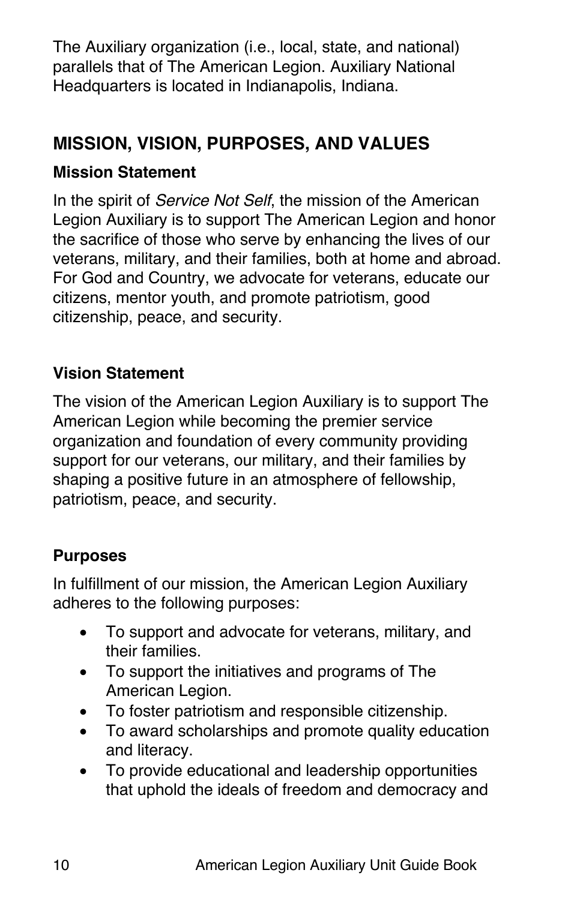The Auxiliary organization (i.e., local, state, and national) parallels that of The American Legion. Auxiliary National Headquarters is located in Indianapolis, Indiana.

## MISSION, VISION, PURPOSES, AND VALUES

### Mission Statement

In the spirit of *Service Not Self*, the mission of the American Legion Auxiliary is to support The American Legion and honor the sacrifice of those who serve by enhancing the lives of our veterans, military, and their families, both at home and abroad. For God and Country, we advocate for veterans, educate our citizens, mentor youth, and promote patriotism, good citizenship, peace, and security.

### Vision Statement

The vision of the American Legion Auxiliary is to support The American Legion while becoming the premier service organization and foundation of every community providing support for our veterans, our military, and their families by shaping a positive future in an atmosphere of fellowship, patriotism, peace, and security.

### Purposes

In fulfillment of our mission, the American Legion Auxiliary adheres to the following purposes:

- To support and advocate for veterans, military, and their families.
- To support the initiatives and programs of The American Legion.
- To foster patriotism and responsible citizenship.
- To award scholarships and promote quality education and literacy.
- To provide educational and leadership opportunities that uphold the ideals of freedom and democracy and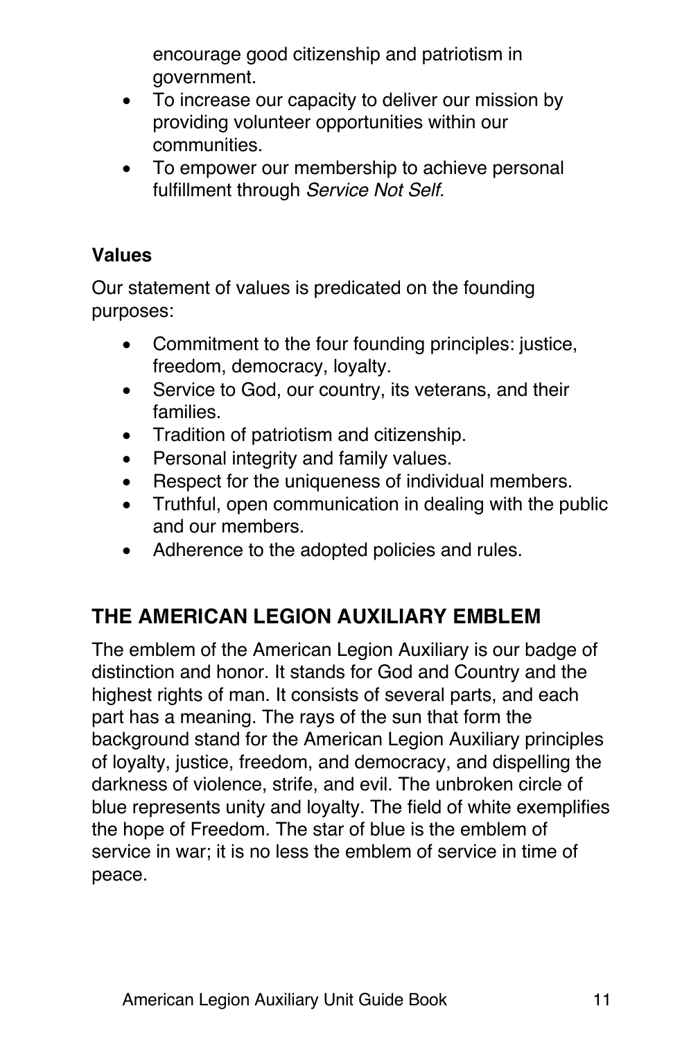encourage good citizenship and patriotism in government.

- To increase our capacity to deliver our mission by providing volunteer opportunities within our communities.
- To empower our membership to achieve personal fulfillment through *Service Not Self*.

**Values**

Our statement of values is predicated on the founding purposes:

- Commitment to the four founding principles: justice, freedom, democracy, loyalty.
- Service to God, our country, its veterans, and their families.
- Tradition of patriotism and citizenship.
- Personal integrity and family values.
- Respect for the uniqueness of individual members.
- Truthful, open communication in dealing with the public and our members.
- Adherence to the adopted policies and rules.

## THE AMERICAN LEGION AUXILIARY EMBLEM

The emblem of the American Legion Auxiliary is our badge of distinction and honor. It stands for God and Country and the highest rights of man. It consists of several parts, and each part has a meaning. The rays of the sun that form the background stand for the American Legion Auxiliary principles of loyalty, justice, freedom, and democracy, and dispelling the darkness of violence, strife, and evil. The unbroken circle of blue represents unity and loyalty. The field of white exemplifies the hope of Freedom. The star of blue is the emblem of service in war; it is no less the emblem of service in time of peace.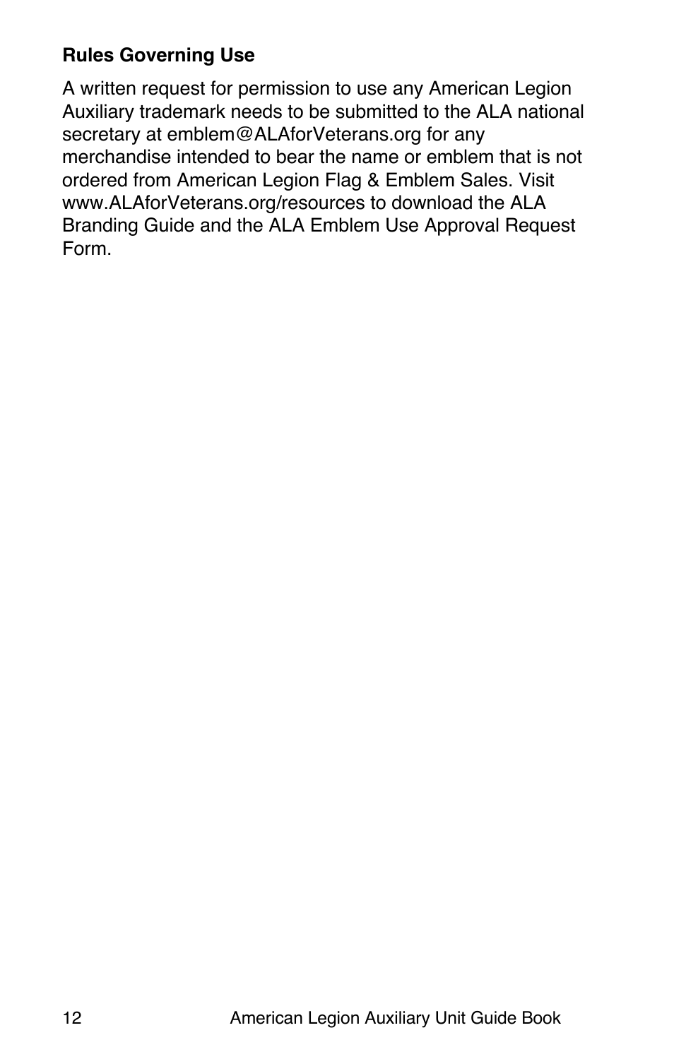### Rules Governing Use

A written request for permission to use any American Legion Auxiliary trademark needs to be submitted to the ALA national secretary at emblem@ALAforVeterans.org for any merchandise intended to bear the name or emblem that is not ordered from American Legion Flag & Emblem Sales. Visit www.ALAforVeterans.org/resources to download the ALA Branding Guide and the ALA Emblem Use Approval Request Form.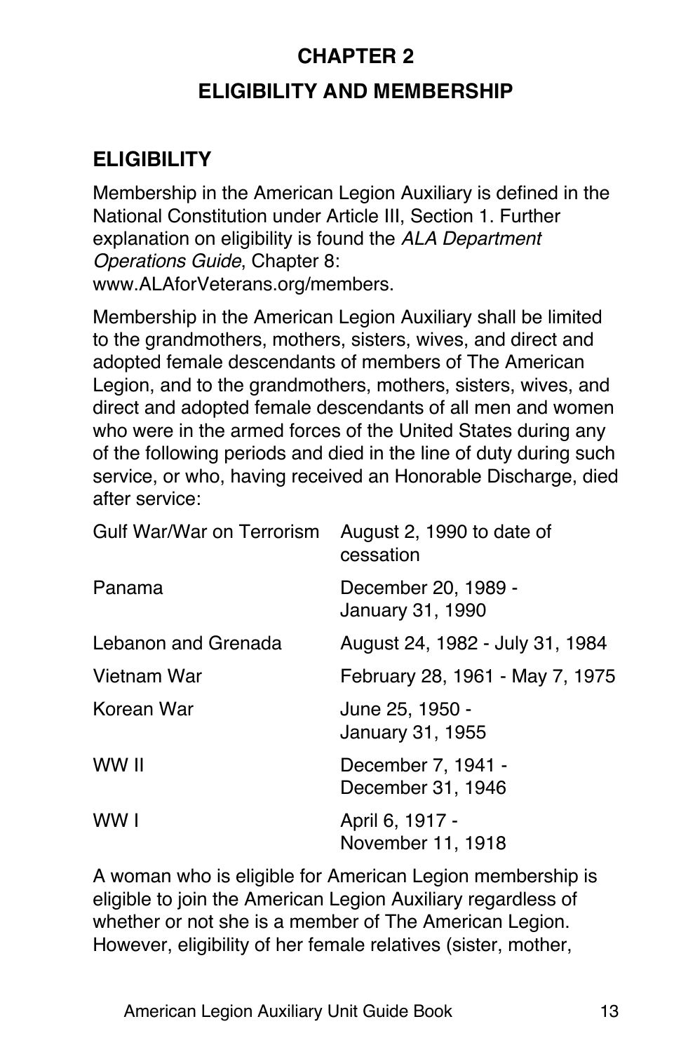# CHAPTER 2

# ELIGIBILITY AND MEMBERSHIP

## ELIGIBILITY

Membership in the American Legion Auxiliary is defined in the National Constitution under Article III, Section 1. Further explanation on eligibility is found the *ALA Department Operations Guide*, Chapter 8: www.ALAforVeterans.org/members.

Membership in the American Legion Auxiliary shall be limited to the grandmothers, mothers, sisters, wives, and direct and adopted female descendants of members of The American Legion, and to the grandmothers, mothers, sisters, wives, and direct and adopted female descendants of all men and women who were in the armed forces of the United States during any of the following periods and died in the line of duty during such service, or who, having received an Honorable Discharge, died after service:

| | |
|---|---|
| Gulf War/War on Terrorism | August 2, 1990 to date of cessation |
| Panama | December 20, 1989 - January 31, 1990 |
| Lebanon and Grenada | August 24, 1982 - July 31, 1984 |
| Vietnam War | February 28, 1961 - May 7, 1975 |
| Korean War | June 25, 1950 - January 31, 1955 |
| WW II | December 7, 1941 - December 31, 1946 |
| WW I | April 6, 1917 - November 11, 1918 |

A woman who is eligible for American Legion membership is eligible to join the American Legion Auxiliary regardless of whether or not she is a member of The American Legion. However, eligibility of her female relatives (sister, mother,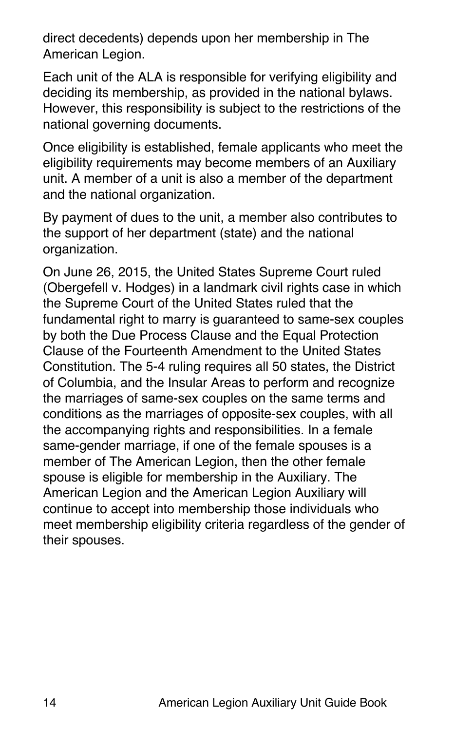direct decedents) depends upon her membership in The American Legion.

Each unit of the ALA is responsible for verifying eligibility and deciding its membership, as provided in the national bylaws. However, this responsibility is subject to the restrictions of the national governing documents.

Once eligibility is established, female applicants who meet the eligibility requirements may become members of an Auxiliary unit. A member of a unit is also a member of the department and the national organization.

By payment of dues to the unit, a member also contributes to the support of her department (state) and the national organization.

On June 26, 2015, the United States Supreme Court ruled (Obergefell v. Hodges) in a landmark civil rights case in which the Supreme Court of the United States ruled that the fundamental right to marry is guaranteed to same-sex couples by both the Due Process Clause and the Equal Protection Clause of the Fourteenth Amendment to the United States Constitution. The 5-4 ruling requires all 50 states, the District of Columbia, and the Insular Areas to perform and recognize the marriages of same-sex couples on the same terms and conditions as the marriages of opposite-sex couples, with all the accompanying rights and responsibilities. In a female same-gender marriage, if one of the female spouses is a member of The American Legion, then the other female spouse is eligible for membership in the Auxiliary. The American Legion and the American Legion Auxiliary will continue to accept into membership those individuals who meet membership eligibility criteria regardless of the gender of their spouses.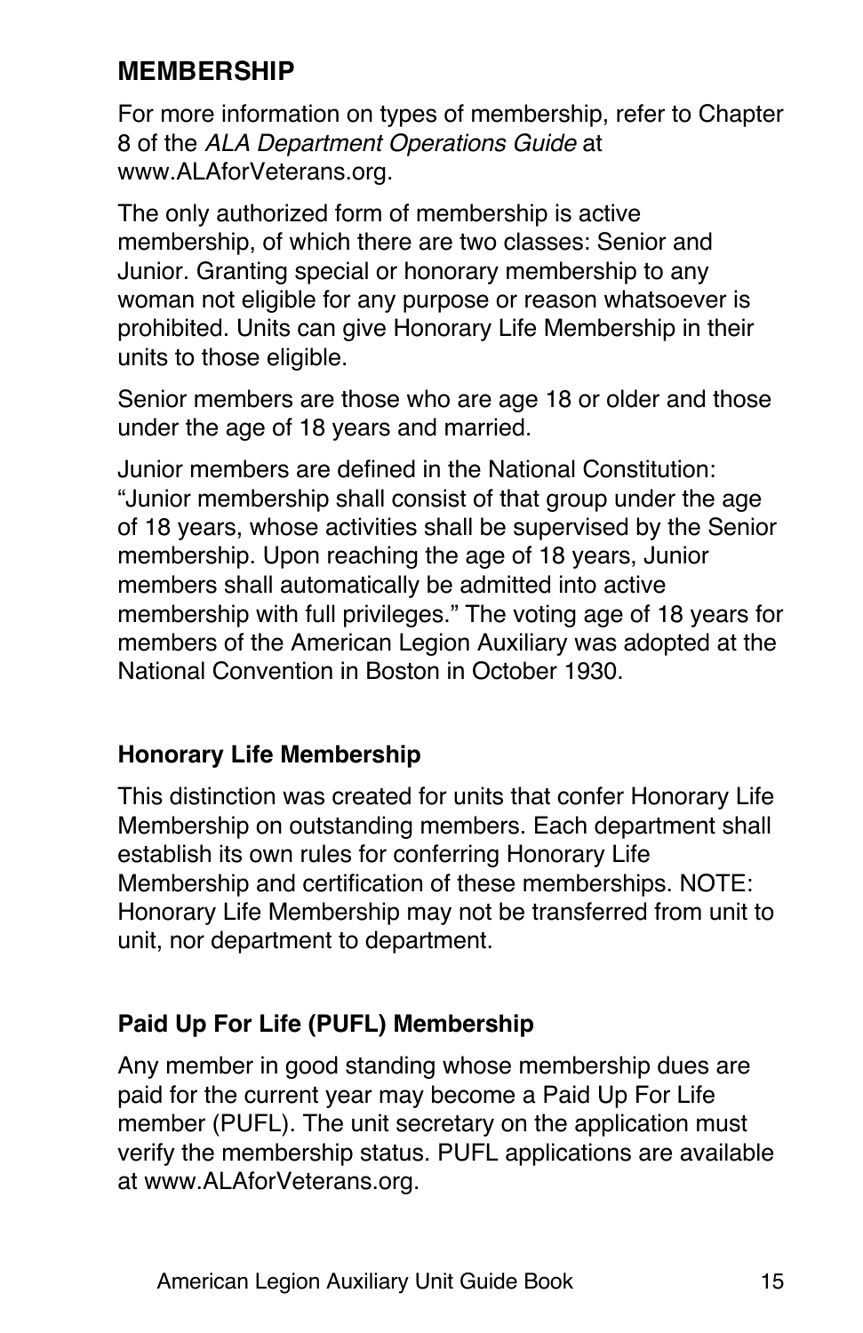## MEMBERSHIP

For more information on types of membership, refer to Chapter 8 of the *ALA Department Operations Guide* at www.ALAforVeterans.org.

The only authorized form of membership is active membership, of which there are two classes: Senior and Junior. Granting special or honorary membership to any woman not eligible for any purpose or reason whatsoever is prohibited. Units can give Honorary Life Membership in their units to those eligible.

Senior members are those who are age 18 or older and those under the age of 18 years and married.

Junior members are defined in the National Constitution: "Junior membership shall consist of that group under the age of 18 years, whose activities shall be supervised by the Senior membership. Upon reaching the age of 18 years, Junior members shall automatically be admitted into active membership with full privileges." The voting age of 18 years for members of the American Legion Auxiliary was adopted at the National Convention in Boston in October 1930.

### Honorary Life Membership

This distinction was created for units that confer Honorary Life Membership on outstanding members. Each department shall establish its own rules for conferring Honorary Life Membership and certification of these memberships. NOTE: Honorary Life Membership may not be transferred from unit to unit, nor department to department.

### Paid Up For Life (PUFL) Membership

Any member in good standing whose membership dues are paid for the current year may become a Paid Up For Life member (PUFL). The unit secretary on the application must verify the membership status. PUFL applications are available at www.ALAforVeterans.org.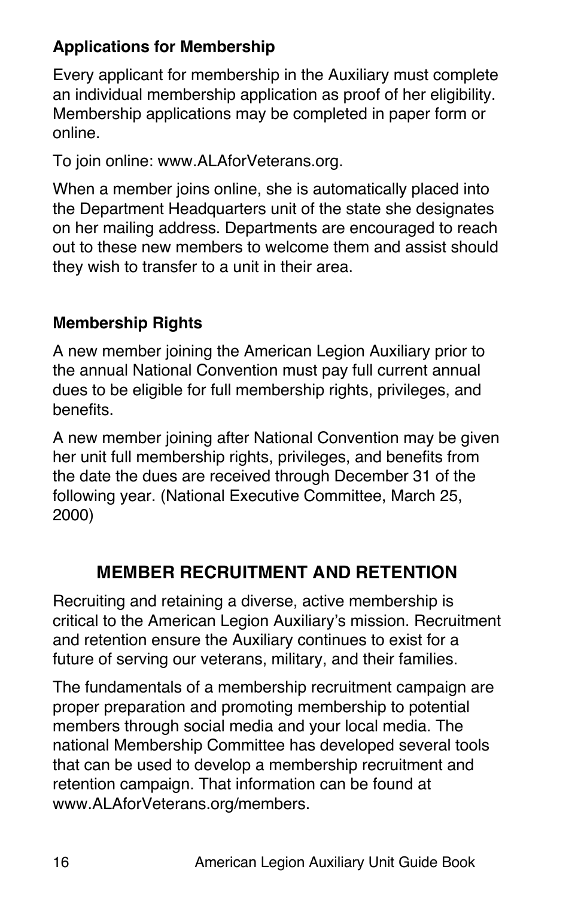### Applications for Membership

Every applicant for membership in the Auxiliary must complete an individual membership application as proof of her eligibility. Membership applications may be completed in paper form or online.

To join online: www.ALAforVeterans.org.

When a member joins online, she is automatically placed into the Department Headquarters unit of the state she designates on her mailing address. Departments are encouraged to reach out to these new members to welcome them and assist should they wish to transfer to a unit in their area.

### Membership Rights

A new member joining the American Legion Auxiliary prior to the annual National Convention must pay full current annual dues to be eligible for full membership rights, privileges, and benefits.

A new member joining after National Convention may be given her unit full membership rights, privileges, and benefits from the date the dues are received through December 31 of the following year. (National Executive Committee, March 25, 2000)

## MEMBER RECRUITMENT AND RETENTION

Recruiting and retaining a diverse, active membership is critical to the American Legion Auxiliary's mission. Recruitment and retention ensure the Auxiliary continues to exist for a future of serving our veterans, military, and their families.

The fundamentals of a membership recruitment campaign are proper preparation and promoting membership to potential members through social media and your local media. The national Membership Committee has developed several tools that can be used to develop a membership recruitment and retention campaign. That information can be found at www.ALAforVeterans.org/members.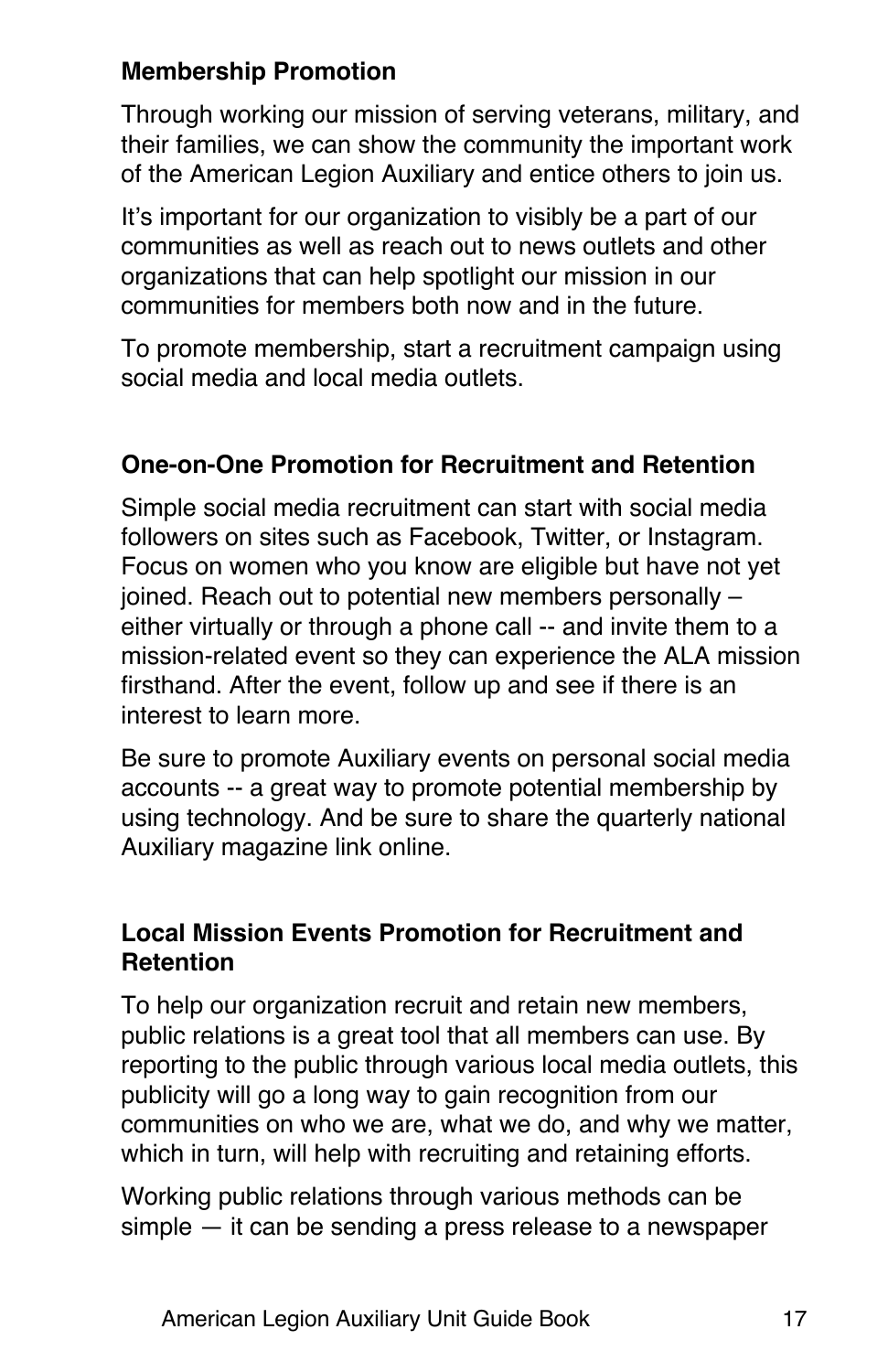### Membership Promotion

Through working our mission of serving veterans, military, and their families, we can show the community the important work of the American Legion Auxiliary and entice others to join us.

It's important for our organization to visibly be a part of our communities as well as reach out to news outlets and other organizations that can help spotlight our mission in our communities for members both now and in the future.

To promote membership, start a recruitment campaign using social media and local media outlets.

### One-on-One Promotion for Recruitment and Retention

Simple social media recruitment can start with social media followers on sites such as Facebook, Twitter, or Instagram. Focus on women who you know are eligible but have not yet joined. Reach out to potential new members personally – either virtually or through a phone call -- and invite them to a mission-related event so they can experience the ALA mission firsthand. After the event, follow up and see if there is an interest to learn more.

Be sure to promote Auxiliary events on personal social media accounts -- a great way to promote potential membership by using technology. And be sure to share the quarterly national Auxiliary magazine link online.

### Local Mission Events Promotion for Recruitment and Retention

To help our organization recruit and retain new members, public relations is a great tool that all members can use. By reporting to the public through various local media outlets, this publicity will go a long way to gain recognition from our communities on who we are, what we do, and why we matter, which in turn, will help with recruiting and retaining efforts.

Working public relations through various methods can be simple — it can be sending a press release to a newspaper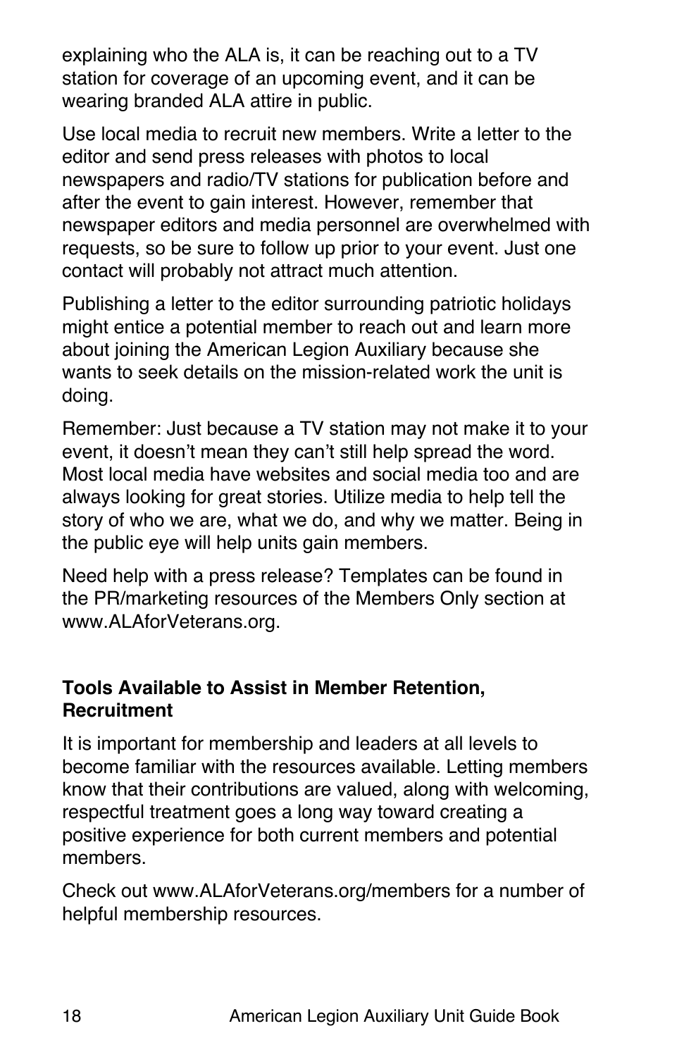explaining who the ALA is, it can be reaching out to a TV station for coverage of an upcoming event, and it can be wearing branded ALA attire in public.

Use local media to recruit new members. Write a letter to the editor and send press releases with photos to local newspapers and radio/TV stations for publication before and after the event to gain interest. However, remember that newspaper editors and media personnel are overwhelmed with requests, so be sure to follow up prior to your event. Just one contact will probably not attract much attention.

Publishing a letter to the editor surrounding patriotic holidays might entice a potential member to reach out and learn more about joining the American Legion Auxiliary because she wants to seek details on the mission-related work the unit is doing.

Remember: Just because a TV station may not make it to your event, it doesn't mean they can't still help spread the word. Most local media have websites and social media too and are always looking for great stories. Utilize media to help tell the story of who we are, what we do, and why we matter. Being in the public eye will help units gain members.

Need help with a press release? Templates can be found in the PR/marketing resources of the Members Only section at www.ALAforVeterans.org.

**Tools Available to Assist in Member Retention, Recruitment**

It is important for membership and leaders at all levels to become familiar with the resources available. Letting members know that their contributions are valued, along with welcoming, respectful treatment goes a long way toward creating a positive experience for both current members and potential members.

Check out www.ALAforVeterans.org/members for a number of helpful membership resources.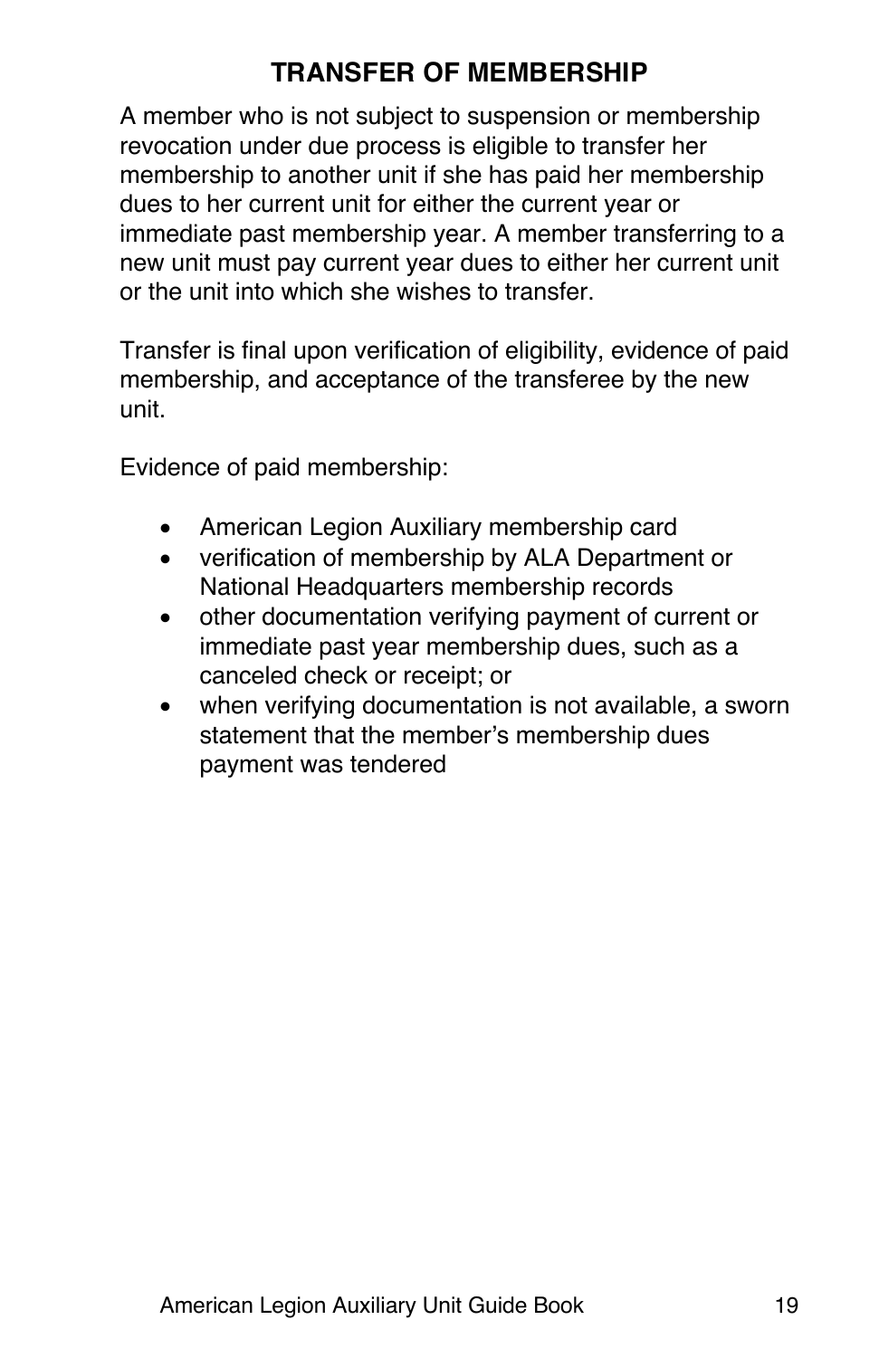## TRANSFER OF MEMBERSHIP

A member who is not subject to suspension or membership revocation under due process is eligible to transfer her membership to another unit if she has paid her membership dues to her current unit for either the current year or immediate past membership year. A member transferring to a new unit must pay current year dues to either her current unit or the unit into which she wishes to transfer.

Transfer is final upon verification of eligibility, evidence of paid membership, and acceptance of the transferee by the new unit.

Evidence of paid membership:

- American Legion Auxiliary membership card
- verification of membership by ALA Department or National Headquarters membership records
- other documentation verifying payment of current or immediate past year membership dues, such as a canceled check or receipt; or
- when verifying documentation is not available, a sworn statement that the member's membership dues payment was tendered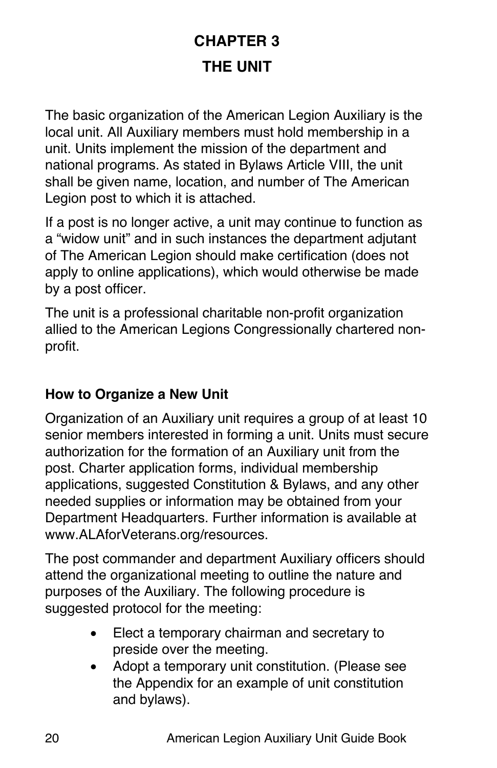# CHAPTER 3

# THE UNIT

The basic organization of the American Legion Auxiliary is the local unit. All Auxiliary members must hold membership in a unit. Units implement the mission of the department and national programs. As stated in Bylaws Article VIII, the unit shall be given name, location, and number of The American Legion post to which it is attached.

If a post is no longer active, a unit may continue to function as a "widow unit" and in such instances the department adjutant of The American Legion should make certification (does not apply to online applications), which would otherwise be made by a post officer.

The unit is a professional charitable non-profit organization allied to the American Legions Congressionally chartered non-profit.

## How to Organize a New Unit

Organization of an Auxiliary unit requires a group of at least 10 senior members interested in forming a unit. Units must secure authorization for the formation of an Auxiliary unit from the post. Charter application forms, individual membership applications, suggested Constitution & Bylaws, and any other needed supplies or information may be obtained from your Department Headquarters. Further information is available at www.ALAforVeterans.org/resources.

The post commander and department Auxiliary officers should attend the organizational meeting to outline the nature and purposes of the Auxiliary. The following procedure is suggested protocol for the meeting:

- Elect a temporary chairman and secretary to preside over the meeting.
- Adopt a temporary unit constitution. (Please see the Appendix for an example of unit constitution and bylaws).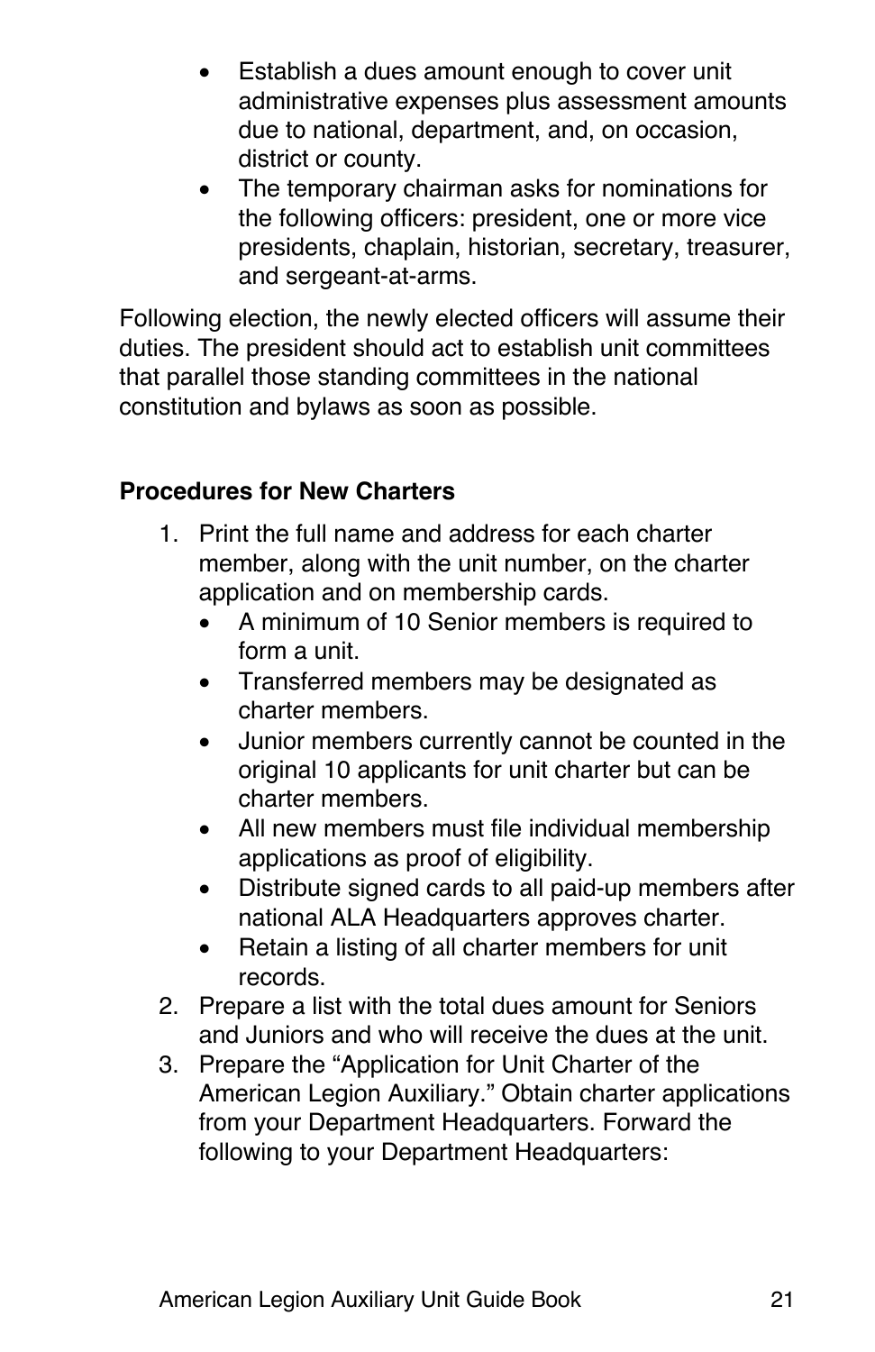- Establish a dues amount enough to cover unit administrative expenses plus assessment amounts due to national, department, and, on occasion, district or county.
- The temporary chairman asks for nominations for the following officers: president, one or more vice presidents, chaplain, historian, secretary, treasurer, and sergeant-at-arms.

Following election, the newly elected officers will assume their duties. The president should act to establish unit committees that parallel those standing committees in the national constitution and bylaws as soon as possible.

**Procedures for New Charters**

1. Print the full name and address for each charter member, along with the unit number, on the charter application and on membership cards.
   - A minimum of 10 Senior members is required to form a unit.
   - Transferred members may be designated as charter members.
   - Junior members currently cannot be counted in the original 10 applicants for unit charter but can be charter members.
   - All new members must file individual membership applications as proof of eligibility.
   - Distribute signed cards to all paid-up members after national ALA Headquarters approves charter.
   - Retain a listing of all charter members for unit records.
2. Prepare a list with the total dues amount for Seniors and Juniors and who will receive the dues at the unit.
3. Prepare the "Application for Unit Charter of the American Legion Auxiliary." Obtain charter applications from your Department Headquarters. Forward the following to your Department Headquarters: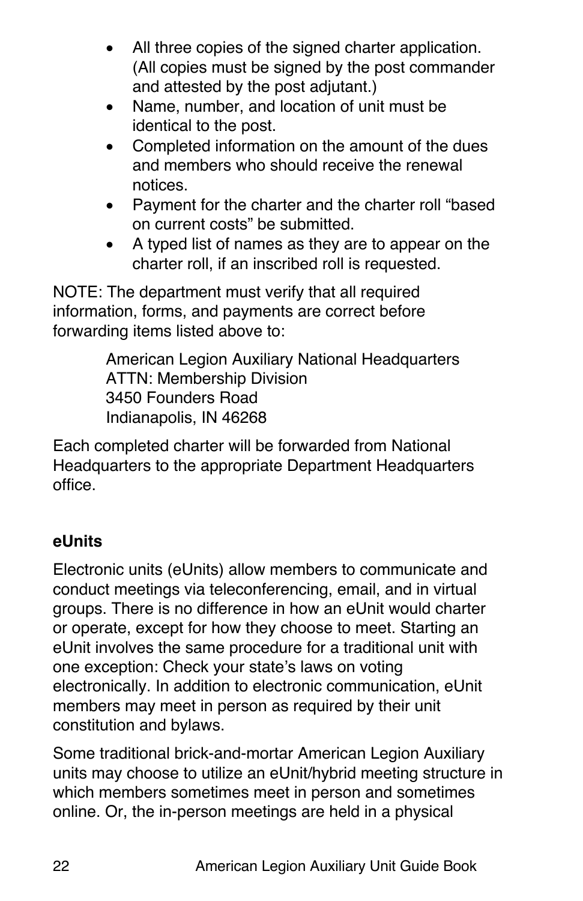- All three copies of the signed charter application. (All copies must be signed by the post commander and attested by the post adjutant.)
- Name, number, and location of unit must be identical to the post.
- Completed information on the amount of the dues and members who should receive the renewal notices.
- Payment for the charter and the charter roll "based on current costs" be submitted.
- A typed list of names as they are to appear on the charter roll, if an inscribed roll is requested.

NOTE: The department must verify that all required information, forms, and payments are correct before forwarding items listed above to:

> American Legion Auxiliary National Headquarters
> ATTN: Membership Division
> 3450 Founders Road
> Indianapolis, IN 46268

Each completed charter will be forwarded from National Headquarters to the appropriate Department Headquarters office.

**eUnits**

Electronic units (eUnits) allow members to communicate and conduct meetings via teleconferencing, email, and in virtual groups. There is no difference in how an eUnit would charter or operate, except for how they choose to meet. Starting an eUnit involves the same procedure for a traditional unit with one exception: Check your state's laws on voting electronically. In addition to electronic communication, eUnit members may meet in person as required by their unit constitution and bylaws.

Some traditional brick-and-mortar American Legion Auxiliary units may choose to utilize an eUnit/hybrid meeting structure in which members sometimes meet in person and sometimes online. Or, the in-person meetings are held in a physical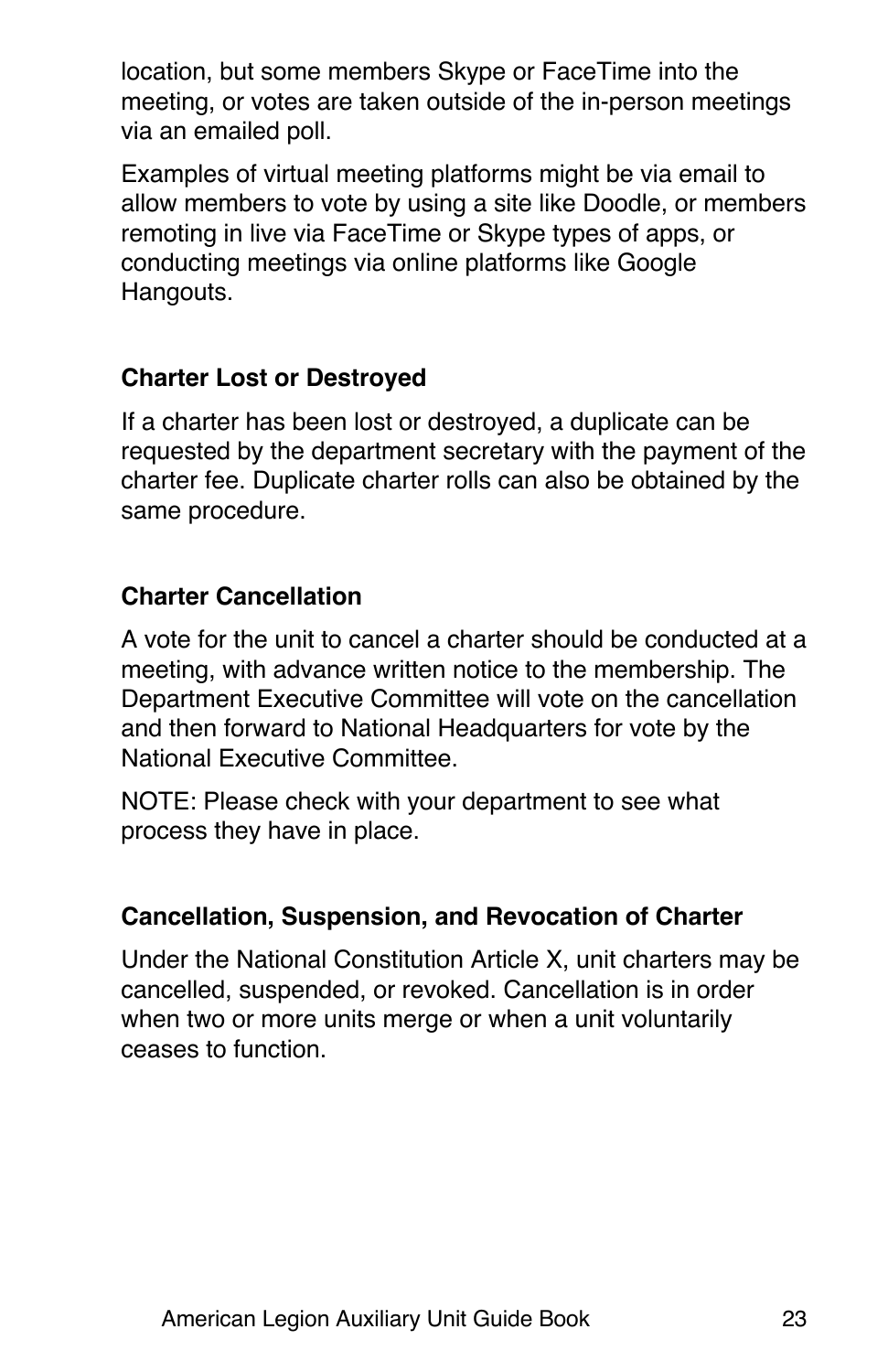location, but some members Skype or FaceTime into the meeting, or votes are taken outside of the in-person meetings via an emailed poll.

Examples of virtual meeting platforms might be via email to allow members to vote by using a site like Doodle, or members remoting in live via FaceTime or Skype types of apps, or conducting meetings via online platforms like Google Hangouts.

### Charter Lost or Destroyed

If a charter has been lost or destroyed, a duplicate can be requested by the department secretary with the payment of the charter fee. Duplicate charter rolls can also be obtained by the same procedure.

### Charter Cancellation

A vote for the unit to cancel a charter should be conducted at a meeting, with advance written notice to the membership. The Department Executive Committee will vote on the cancellation and then forward to National Headquarters for vote by the National Executive Committee.

NOTE: Please check with your department to see what process they have in place.

### Cancellation, Suspension, and Revocation of Charter

Under the National Constitution Article X, unit charters may be cancelled, suspended, or revoked. Cancellation is in order when two or more units merge or when a unit voluntarily ceases to function.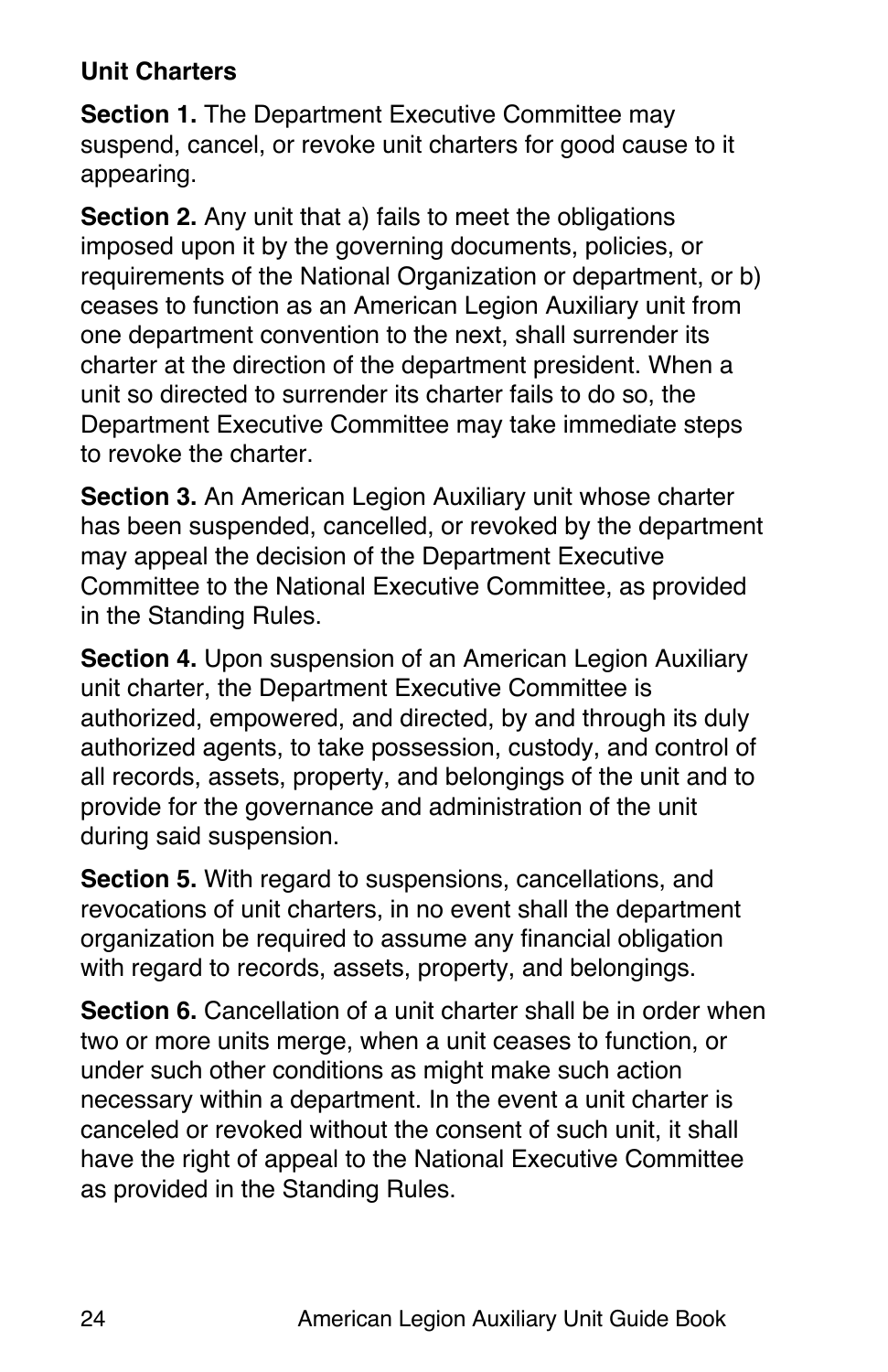**Unit Charters**

**Section 1.** The Department Executive Committee may suspend, cancel, or revoke unit charters for good cause to it appearing.

**Section 2.** Any unit that a) fails to meet the obligations imposed upon it by the governing documents, policies, or requirements of the National Organization or department, or b) ceases to function as an American Legion Auxiliary unit from one department convention to the next, shall surrender its charter at the direction of the department president. When a unit so directed to surrender its charter fails to do so, the Department Executive Committee may take immediate steps to revoke the charter.

**Section 3.** An American Legion Auxiliary unit whose charter has been suspended, cancelled, or revoked by the department may appeal the decision of the Department Executive Committee to the National Executive Committee, as provided in the Standing Rules.

**Section 4.** Upon suspension of an American Legion Auxiliary unit charter, the Department Executive Committee is authorized, empowered, and directed, by and through its duly authorized agents, to take possession, custody, and control of all records, assets, property, and belongings of the unit and to provide for the governance and administration of the unit during said suspension.

**Section 5.** With regard to suspensions, cancellations, and revocations of unit charters, in no event shall the department organization be required to assume any financial obligation with regard to records, assets, property, and belongings.

**Section 6.** Cancellation of a unit charter shall be in order when two or more units merge, when a unit ceases to function, or under such other conditions as might make such action necessary within a department. In the event a unit charter is canceled or revoked without the consent of such unit, it shall have the right of appeal to the National Executive Committee as provided in the Standing Rules.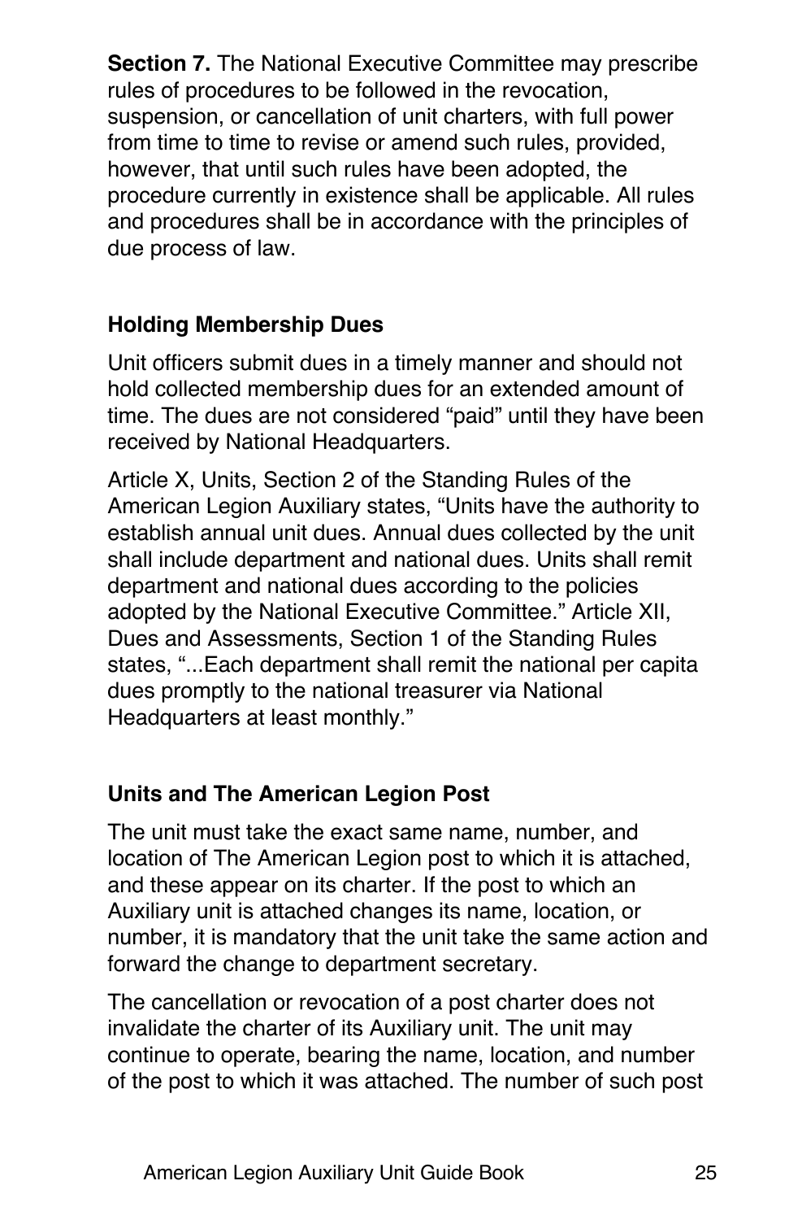**Section 7.** The National Executive Committee may prescribe rules of procedures to be followed in the revocation, suspension, or cancellation of unit charters, with full power from time to time to revise or amend such rules, provided, however, that until such rules have been adopted, the procedure currently in existence shall be applicable. All rules and procedures shall be in accordance with the principles of due process of law.

### Holding Membership Dues

Unit officers submit dues in a timely manner and should not hold collected membership dues for an extended amount of time. The dues are not considered "paid" until they have been received by National Headquarters.

Article X, Units, Section 2 of the Standing Rules of the American Legion Auxiliary states, "Units have the authority to establish annual unit dues. Annual dues collected by the unit shall include department and national dues. Units shall remit department and national dues according to the policies adopted by the National Executive Committee." Article XII, Dues and Assessments, Section 1 of the Standing Rules states, "...Each department shall remit the national per capita dues promptly to the national treasurer via National Headquarters at least monthly."

### Units and The American Legion Post

The unit must take the exact same name, number, and location of The American Legion post to which it is attached, and these appear on its charter. If the post to which an Auxiliary unit is attached changes its name, location, or number, it is mandatory that the unit take the same action and forward the change to department secretary.

The cancellation or revocation of a post charter does not invalidate the charter of its Auxiliary unit. The unit may continue to operate, bearing the name, location, and number of the post to which it was attached. The number of such post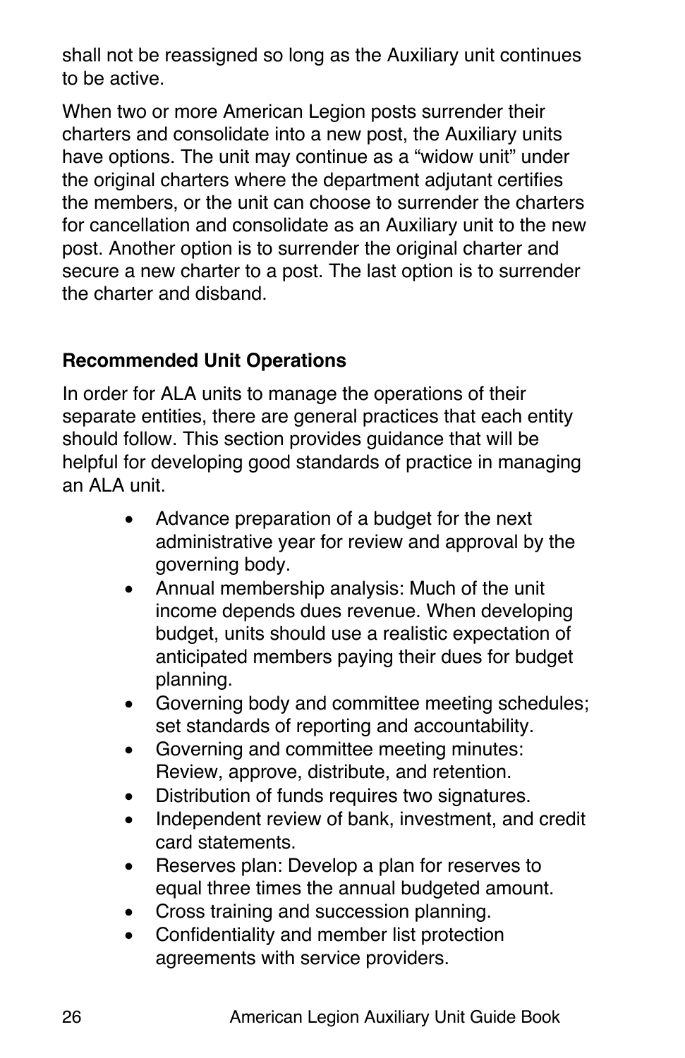shall not be reassigned so long as the Auxiliary unit continues to be active.

When two or more American Legion posts surrender their charters and consolidate into a new post, the Auxiliary units have options. The unit may continue as a “widow unit” under the original charters where the department adjutant certifies the members, or the unit can choose to surrender the charters for cancellation and consolidate as an Auxiliary unit to the new post. Another option is to surrender the original charter and secure a new charter to a post. The last option is to surrender the charter and disband.

**Recommended Unit Operations**

In order for ALA units to manage the operations of their separate entities, there are general practices that each entity should follow. This section provides guidance that will be helpful for developing good standards of practice in managing an ALA unit.

- Advance preparation of a budget for the next administrative year for review and approval by the governing body.
- Annual membership analysis: Much of the unit income depends dues revenue. When developing budget, units should use a realistic expectation of anticipated members paying their dues for budget planning.
- Governing body and committee meeting schedules; set standards of reporting and accountability.
- Governing and committee meeting minutes: Review, approve, distribute, and retention.
- Distribution of funds requires two signatures.
- Independent review of bank, investment, and credit card statements.
- Reserves plan: Develop a plan for reserves to equal three times the annual budgeted amount.
- Cross training and succession planning.
- Confidentiality and member list protection agreements with service providers.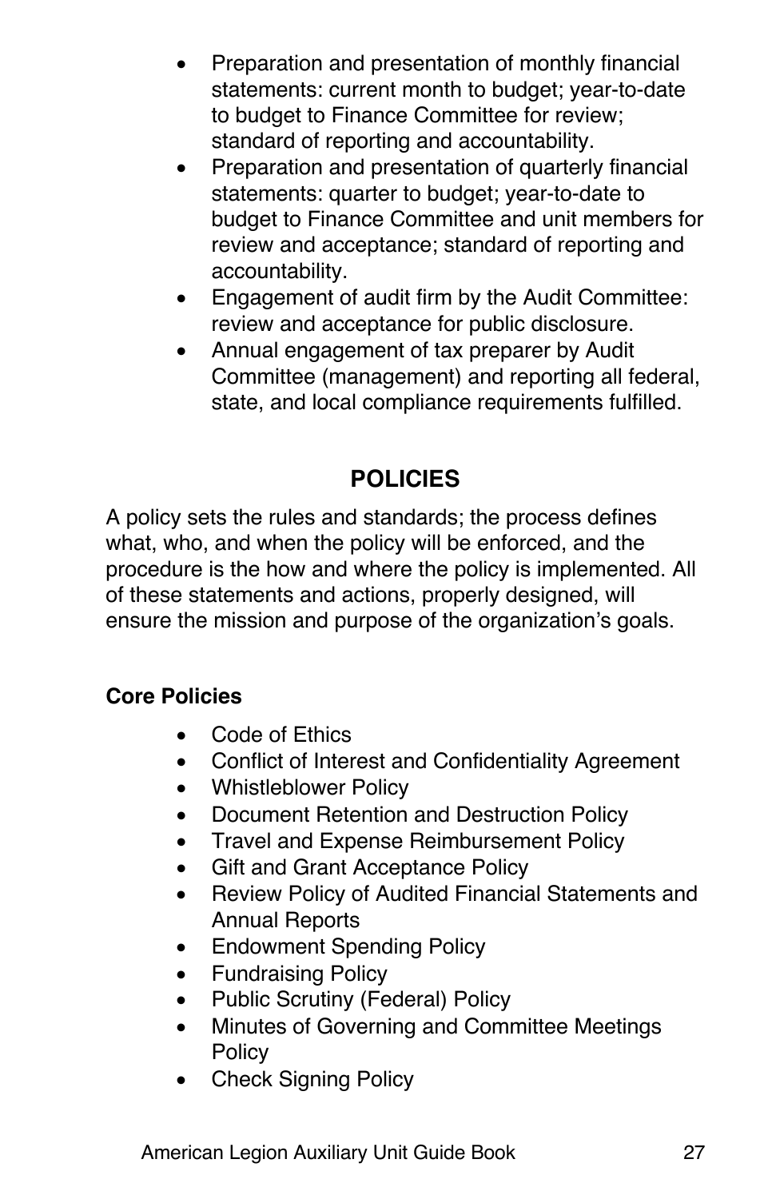- Preparation and presentation of monthly financial statements: current month to budget; year-to-date to budget to Finance Committee for review; standard of reporting and accountability.
- Preparation and presentation of quarterly financial statements: quarter to budget; year-to-date to budget to Finance Committee and unit members for review and acceptance; standard of reporting and accountability.
- Engagement of audit firm by the Audit Committee: review and acceptance for public disclosure.
- Annual engagement of tax preparer by Audit Committee (management) and reporting all federal, state, and local compliance requirements fulfilled.

## POLICIES

A policy sets the rules and standards; the process defines what, who, and when the policy will be enforced, and the procedure is the how and where the policy is implemented. All of these statements and actions, properly designed, will ensure the mission and purpose of the organization's goals.

**Core Policies**

- Code of Ethics
- Conflict of Interest and Confidentiality Agreement
- Whistleblower Policy
- Document Retention and Destruction Policy
- Travel and Expense Reimbursement Policy
- Gift and Grant Acceptance Policy
- Review Policy of Audited Financial Statements and Annual Reports
- Endowment Spending Policy
- Fundraising Policy
- Public Scrutiny (Federal) Policy
- Minutes of Governing and Committee Meetings Policy
- Check Signing Policy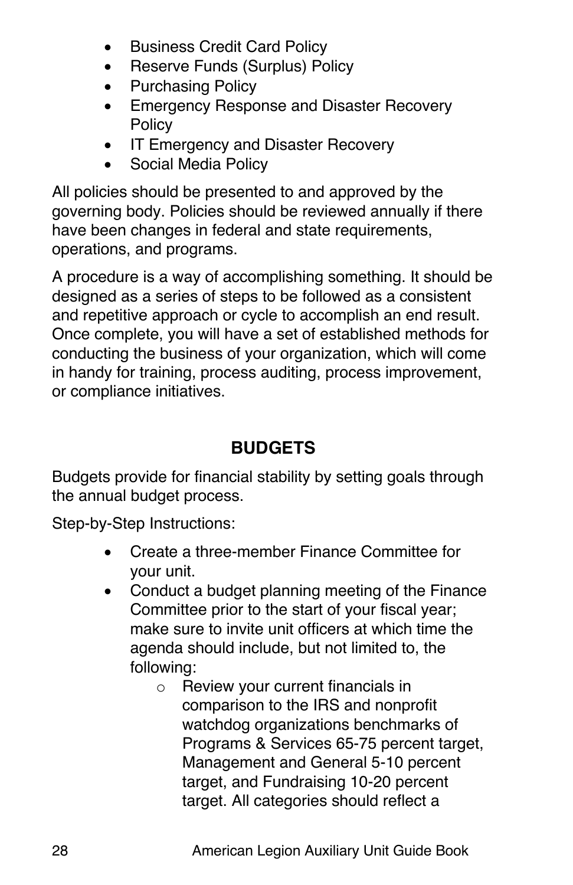- Business Credit Card Policy
- Reserve Funds (Surplus) Policy
- Purchasing Policy
- Emergency Response and Disaster Recovery Policy
- IT Emergency and Disaster Recovery
- Social Media Policy

All policies should be presented to and approved by the governing body. Policies should be reviewed annually if there have been changes in federal and state requirements, operations, and programs.

A procedure is a way of accomplishing something. It should be designed as a series of steps to be followed as a consistent and repetitive approach or cycle to accomplish an end result. Once complete, you will have a set of established methods for conducting the business of your organization, which will come in handy for training, process auditing, process improvement, or compliance initiatives.

## BUDGETS

Budgets provide for financial stability by setting goals through the annual budget process.

Step-by-Step Instructions:

- Create a three-member Finance Committee for your unit.
- Conduct a budget planning meeting of the Finance Committee prior to the start of your fiscal year; make sure to invite unit officers at which time the agenda should include, but not limited to, the following:
    - Review your current financials in comparison to the IRS and nonprofit watchdog organizations benchmarks of Programs & Services 65-75 percent target, Management and General 5-10 percent target, and Fundraising 10-20 percent target. All categories should reflect a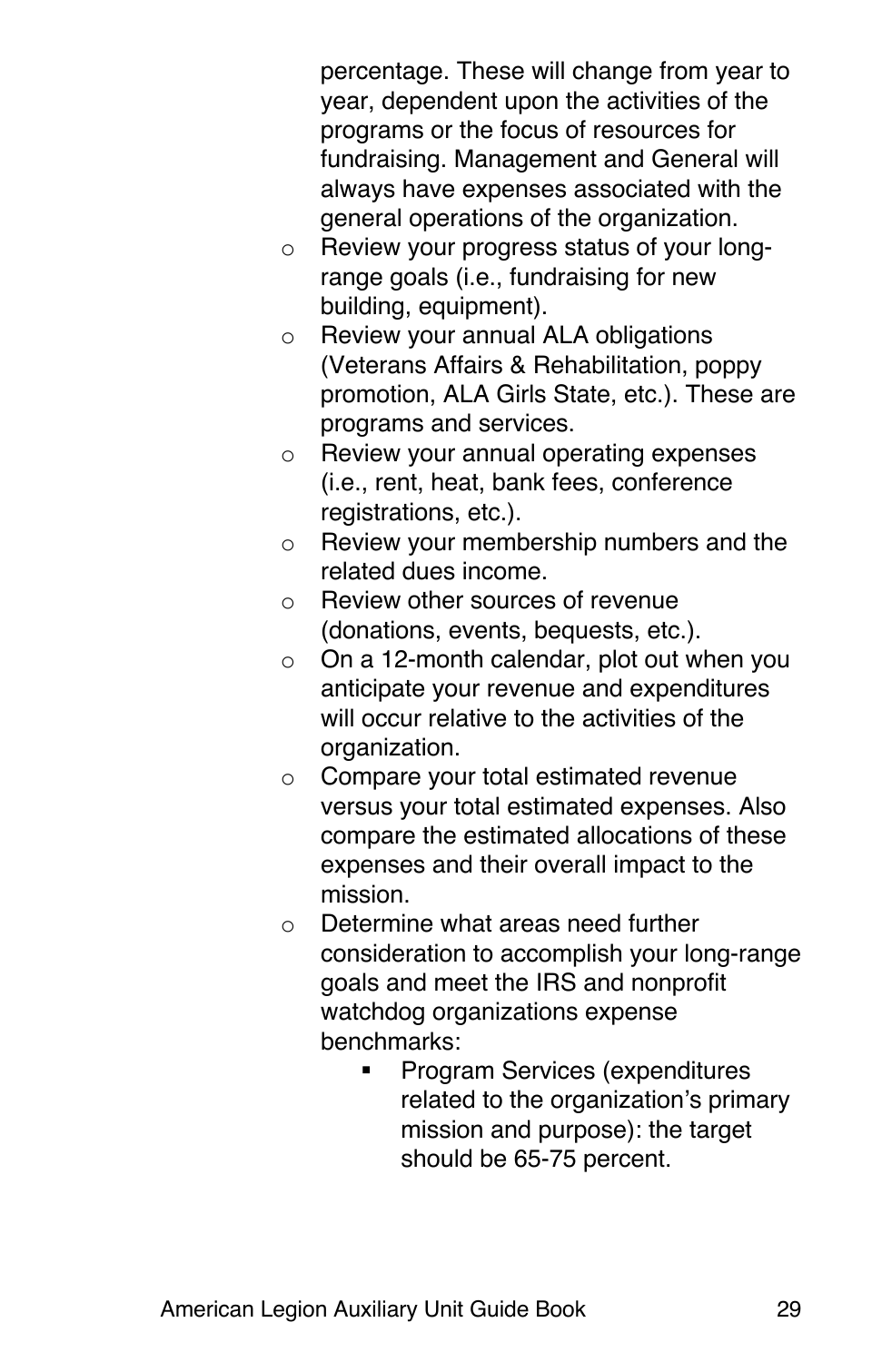percentage. These will change from year to year, dependent upon the activities of the programs or the focus of resources for fundraising. Management and General will always have expenses associated with the general operations of the organization.

- Review your progress status of your long-range goals (i.e., fundraising for new building, equipment).
- Review your annual ALA obligations (Veterans Affairs & Rehabilitation, poppy promotion, ALA Girls State, etc.). These are programs and services.
- Review your annual operating expenses (i.e., rent, heat, bank fees, conference registrations, etc.).
- Review your membership numbers and the related dues income.
- Review other sources of revenue (donations, events, bequests, etc.).
- On a 12-month calendar, plot out when you anticipate your revenue and expenditures will occur relative to the activities of the organization.
- Compare your total estimated revenue versus your total estimated expenses. Also compare the estimated allocations of these expenses and their overall impact to the mission.
- Determine what areas need further consideration to accomplish your long-range goals and meet the IRS and nonprofit watchdog organizations expense benchmarks:
  - Program Services (expenditures related to the organization's primary mission and purpose): the target should be 65-75 percent.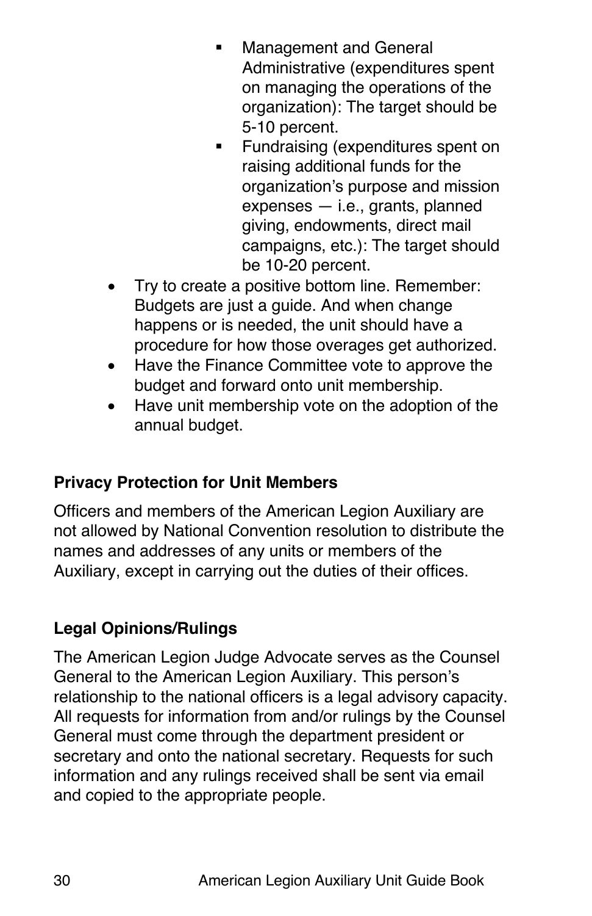- Management and General Administrative (expenditures spent on managing the operations of the organization): The target should be 5-10 percent.
    - Fundraising (expenditures spent on raising additional funds for the organization's purpose and mission expenses — i.e., grants, planned giving, endowments, direct mail campaigns, etc.): The target should be 10-20 percent.
- Try to create a positive bottom line. Remember: Budgets are just a guide. And when change happens or is needed, the unit should have a procedure for how those overages get authorized.
- Have the Finance Committee vote to approve the budget and forward onto unit membership.
- Have unit membership vote on the adoption of the annual budget.

**Privacy Protection for Unit Members**

Officers and members of the American Legion Auxiliary are not allowed by National Convention resolution to distribute the names and addresses of any units or members of the Auxiliary, except in carrying out the duties of their offices.

**Legal Opinions/Rulings**

The American Legion Judge Advocate serves as the Counsel General to the American Legion Auxiliary. This person's relationship to the national officers is a legal advisory capacity. All requests for information from and/or rulings by the Counsel General must come through the department president or secretary and onto the national secretary. Requests for such information and any rulings received shall be sent via email and copied to the appropriate people.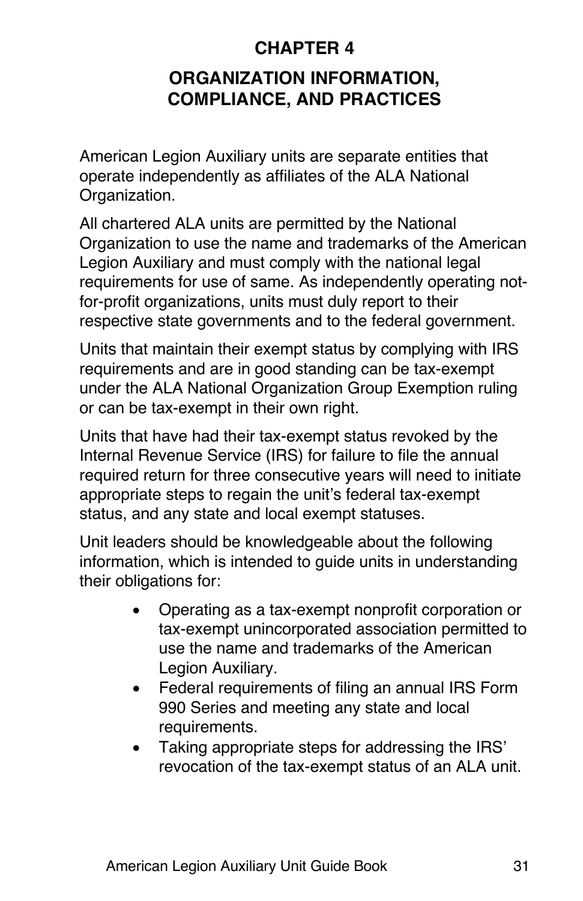# CHAPTER 4

## ORGANIZATION INFORMATION, COMPLIANCE, AND PRACTICES

American Legion Auxiliary units are separate entities that operate independently as affiliates of the ALA National Organization.

All chartered ALA units are permitted by the National Organization to use the name and trademarks of the American Legion Auxiliary and must comply with the national legal requirements for use of same. As independently operating not-for-profit organizations, units must duly report to their respective state governments and to the federal government.

Units that maintain their exempt status by complying with IRS requirements and are in good standing can be tax-exempt under the ALA National Organization Group Exemption ruling or can be tax-exempt in their own right.

Units that have had their tax-exempt status revoked by the Internal Revenue Service (IRS) for failure to file the annual required return for three consecutive years will need to initiate appropriate steps to regain the unit's federal tax-exempt status, and any state and local exempt statuses.

Unit leaders should be knowledgeable about the following information, which is intended to guide units in understanding their obligations for:

- Operating as a tax-exempt nonprofit corporation or tax-exempt unincorporated association permitted to use the name and trademarks of the American Legion Auxiliary.
- Federal requirements of filing an annual IRS Form 990 Series and meeting any state and local requirements.
- Taking appropriate steps for addressing the IRS' revocation of the tax-exempt status of an ALA unit.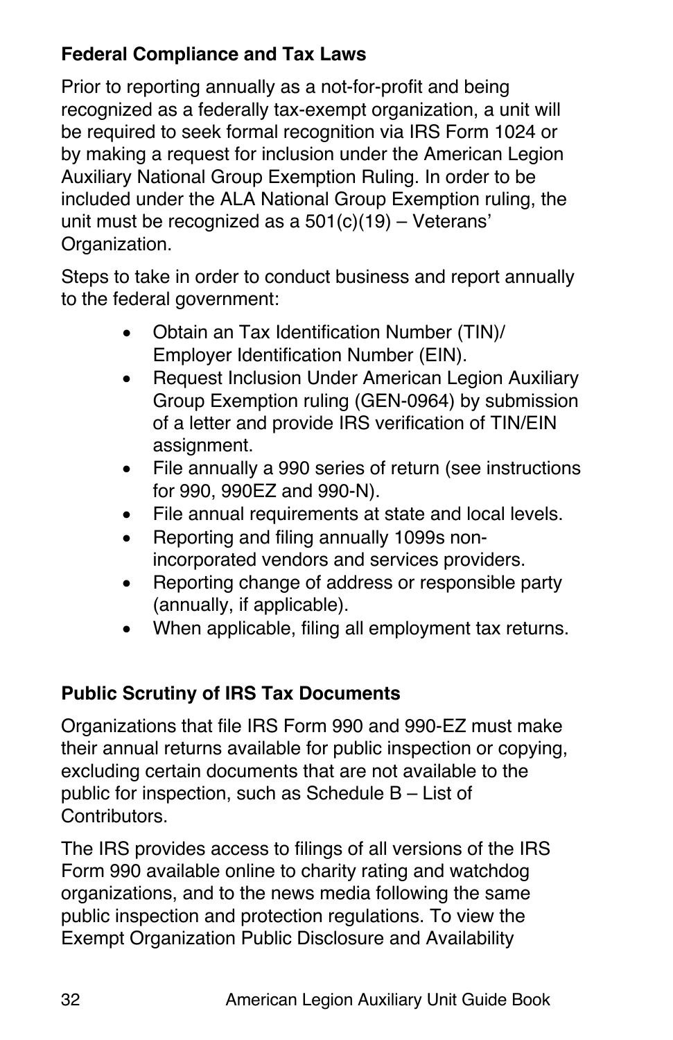### Federal Compliance and Tax Laws

Prior to reporting annually as a not-for-profit and being recognized as a federally tax-exempt organization, a unit will be required to seek formal recognition via IRS Form 1024 or by making a request for inclusion under the American Legion Auxiliary National Group Exemption Ruling. In order to be included under the ALA National Group Exemption ruling, the unit must be recognized as a 501(c)(19) – Veterans' Organization.

Steps to take in order to conduct business and report annually to the federal government:

- Obtain an Tax Identification Number (TIN)/ Employer Identification Number (EIN).
- Request Inclusion Under American Legion Auxiliary Group Exemption ruling (GEN-0964) by submission of a letter and provide IRS verification of TIN/EIN assignment.
- File annually a 990 series of return (see instructions for 990, 990EZ and 990-N).
- File annual requirements at state and local levels.
- Reporting and filing annually 1099s non-incorporated vendors and services providers.
- Reporting change of address or responsible party (annually, if applicable).
- When applicable, filing all employment tax returns.

### Public Scrutiny of IRS Tax Documents

Organizations that file IRS Form 990 and 990-EZ must make their annual returns available for public inspection or copying, excluding certain documents that are not available to the public for inspection, such as Schedule B – List of Contributors.

The IRS provides access to filings of all versions of the IRS Form 990 available online to charity rating and watchdog organizations, and to the news media following the same public inspection and protection regulations. To view the Exempt Organization Public Disclosure and Availability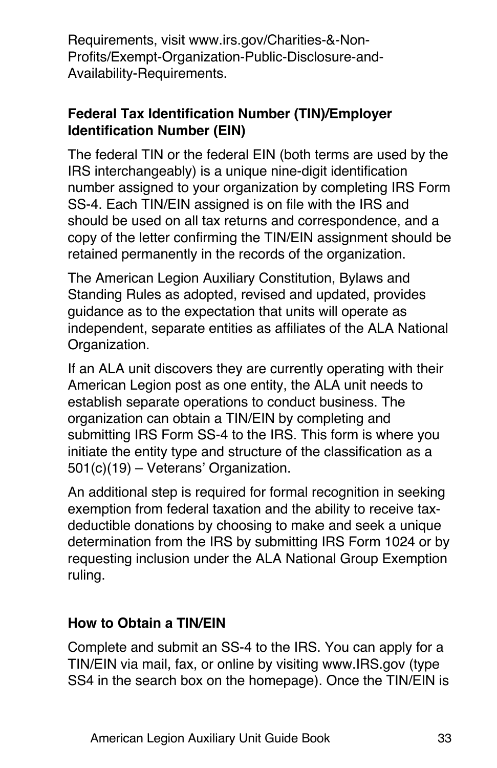Requirements, visit www.irs.gov/Charities-&-Non-Profits/Exempt-Organization-Public-Disclosure-and-Availability-Requirements.

**Federal Tax Identification Number (TIN)/Employer Identification Number (EIN)**

The federal TIN or the federal EIN (both terms are used by the IRS interchangeably) is a unique nine-digit identification number assigned to your organization by completing IRS Form SS-4. Each TIN/EIN assigned is on file with the IRS and should be used on all tax returns and correspondence, and a copy of the letter confirming the TIN/EIN assignment should be retained permanently in the records of the organization.

The American Legion Auxiliary Constitution, Bylaws and Standing Rules as adopted, revised and updated, provides guidance as to the expectation that units will operate as independent, separate entities as affiliates of the ALA National Organization.

If an ALA unit discovers they are currently operating with their American Legion post as one entity, the ALA unit needs to establish separate operations to conduct business. The organization can obtain a TIN/EIN by completing and submitting IRS Form SS-4 to the IRS. This form is where you initiate the entity type and structure of the classification as a 501(c)(19) – Veterans' Organization.

An additional step is required for formal recognition in seeking exemption from federal taxation and the ability to receive tax-deductible donations by choosing to make and seek a unique determination from the IRS by submitting IRS Form 1024 or by requesting inclusion under the ALA National Group Exemption ruling.

**How to Obtain a TIN/EIN**

Complete and submit an SS-4 to the IRS. You can apply for a TIN/EIN via mail, fax, or online by visiting www.IRS.gov (type SS4 in the search box on the homepage). Once the TIN/EIN is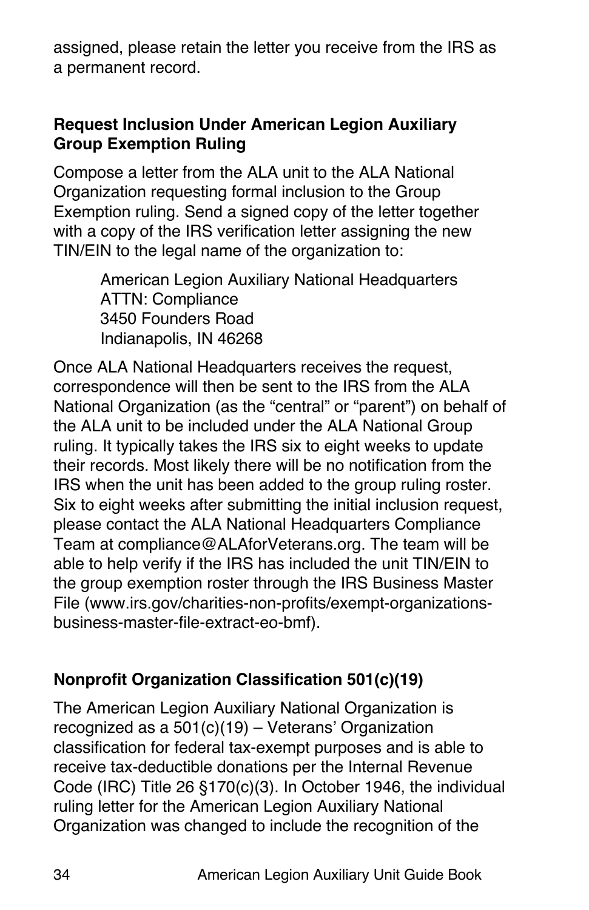assigned, please retain the letter you receive from the IRS as a permanent record.

**Request Inclusion Under American Legion Auxiliary Group Exemption Ruling**

Compose a letter from the ALA unit to the ALA National Organization requesting formal inclusion to the Group Exemption ruling. Send a signed copy of the letter together with a copy of the IRS verification letter assigning the new TIN/EIN to the legal name of the organization to:

> American Legion Auxiliary National Headquarters
> ATTN: Compliance
> 3450 Founders Road
> Indianapolis, IN 46268

Once ALA National Headquarters receives the request, correspondence will then be sent to the IRS from the ALA National Organization (as the "central" or "parent") on behalf of the ALA unit to be included under the ALA National Group ruling. It typically takes the IRS six to eight weeks to update their records. Most likely there will be no notification from the IRS when the unit has been added to the group ruling roster. Six to eight weeks after submitting the initial inclusion request, please contact the ALA National Headquarters Compliance Team at compliance@ALAforVeterans.org. The team will be able to help verify if the IRS has included the unit TIN/EIN to the group exemption roster through the IRS Business Master File (www.irs.gov/charities-non-profits/exempt-organizations-business-master-file-extract-eo-bmf).

**Nonprofit Organization Classification 501(c)(19)**

The American Legion Auxiliary National Organization is recognized as a 501(c)(19) – Veterans' Organization classification for federal tax-exempt purposes and is able to receive tax-deductible donations per the Internal Revenue Code (IRC) Title 26 §170(c)(3). In October 1946, the individual ruling letter for the American Legion Auxiliary National Organization was changed to include the recognition of the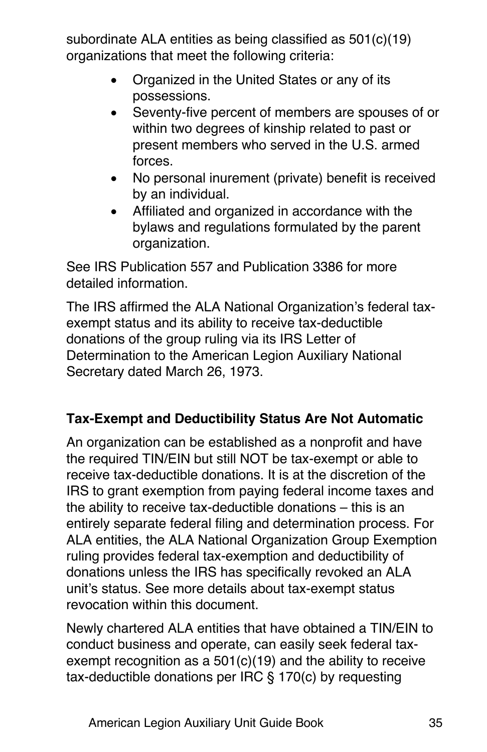subordinate ALA entities as being classified as 501(c)(19) organizations that meet the following criteria:

- Organized in the United States or any of its possessions.
- Seventy-five percent of members are spouses of or within two degrees of kinship related to past or present members who served in the U.S. armed forces.
- No personal inurement (private) benefit is received by an individual.
- Affiliated and organized in accordance with the bylaws and regulations formulated by the parent organization.

See IRS Publication 557 and Publication 3386 for more detailed information.

The IRS affirmed the ALA National Organization's federal tax-exempt status and its ability to receive tax-deductible donations of the group ruling via its IRS Letter of Determination to the American Legion Auxiliary National Secretary dated March 26, 1973.

**Tax-Exempt and Deductibility Status Are Not Automatic**

An organization can be established as a nonprofit and have the required TIN/EIN but still NOT be tax-exempt or able to receive tax-deductible donations. It is at the discretion of the IRS to grant exemption from paying federal income taxes and the ability to receive tax-deductible donations – this is an entirely separate federal filing and determination process. For ALA entities, the ALA National Organization Group Exemption ruling provides federal tax-exemption and deductibility of donations unless the IRS has specifically revoked an ALA unit's status. See more details about tax-exempt status revocation within this document.

Newly chartered ALA entities that have obtained a TIN/EIN to conduct business and operate, can easily seek federal tax-exempt recognition as a 501(c)(19) and the ability to receive tax-deductible donations per IRC § 170(c) by requesting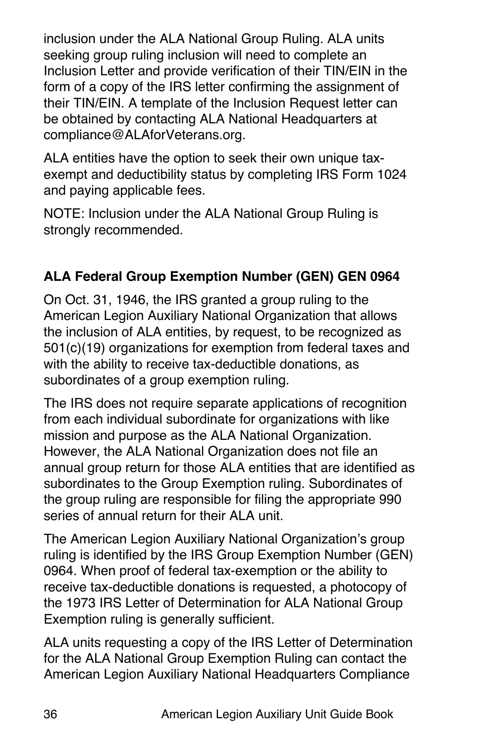inclusion under the ALA National Group Ruling. ALA units seeking group ruling inclusion will need to complete an Inclusion Letter and provide verification of their TIN/EIN in the form of a copy of the IRS letter confirming the assignment of their TIN/EIN. A template of the Inclusion Request letter can be obtained by contacting ALA National Headquarters at compliance@ALAforVeterans.org.

ALA entities have the option to seek their own unique tax-exempt and deductibility status by completing IRS Form 1024 and paying applicable fees.

NOTE: Inclusion under the ALA National Group Ruling is strongly recommended.

**ALA Federal Group Exemption Number (GEN) GEN 0964**

On Oct. 31, 1946, the IRS granted a group ruling to the American Legion Auxiliary National Organization that allows the inclusion of ALA entities, by request, to be recognized as 501(c)(19) organizations for exemption from federal taxes and with the ability to receive tax-deductible donations, as subordinates of a group exemption ruling.

The IRS does not require separate applications of recognition from each individual subordinate for organizations with like mission and purpose as the ALA National Organization. However, the ALA National Organization does not file an annual group return for those ALA entities that are identified as subordinates to the Group Exemption ruling. Subordinates of the group ruling are responsible for filing the appropriate 990 series of annual return for their ALA unit.

The American Legion Auxiliary National Organization's group ruling is identified by the IRS Group Exemption Number (GEN) 0964. When proof of federal tax-exemption or the ability to receive tax-deductible donations is requested, a photocopy of the 1973 IRS Letter of Determination for ALA National Group Exemption ruling is generally sufficient.

ALA units requesting a copy of the IRS Letter of Determination for the ALA National Group Exemption Ruling can contact the American Legion Auxiliary National Headquarters Compliance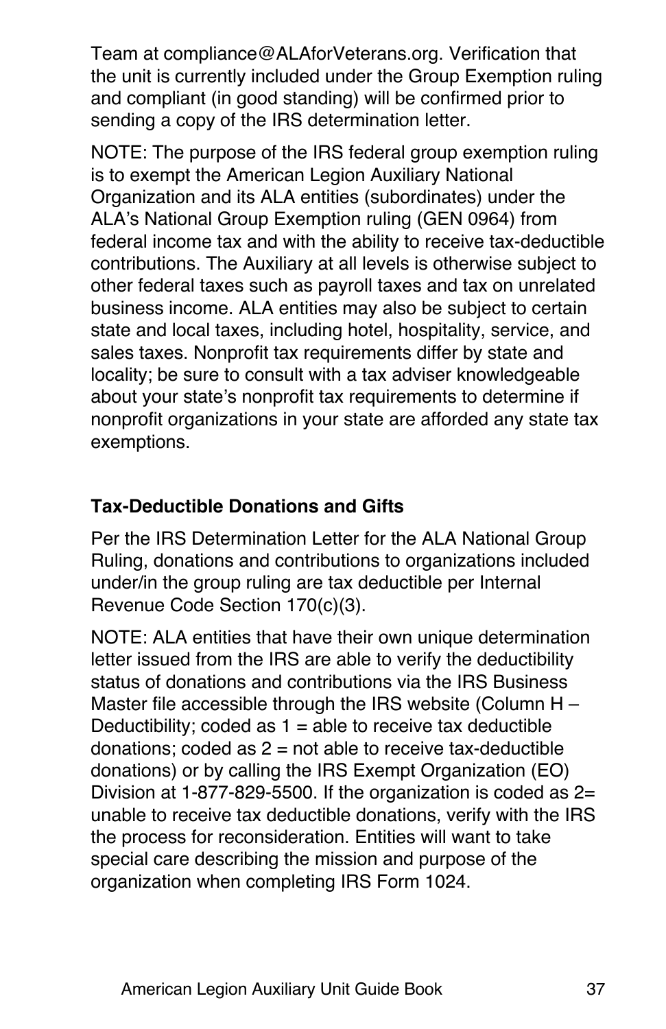Team at compliance@ALAforVeterans.org. Verification that the unit is currently included under the Group Exemption ruling and compliant (in good standing) will be confirmed prior to sending a copy of the IRS determination letter.

NOTE: The purpose of the IRS federal group exemption ruling is to exempt the American Legion Auxiliary National Organization and its ALA entities (subordinates) under the ALA's National Group Exemption ruling (GEN 0964) from federal income tax and with the ability to receive tax-deductible contributions. The Auxiliary at all levels is otherwise subject to other federal taxes such as payroll taxes and tax on unrelated business income. ALA entities may also be subject to certain state and local taxes, including hotel, hospitality, service, and sales taxes. Nonprofit tax requirements differ by state and locality; be sure to consult with a tax adviser knowledgeable about your state's nonprofit tax requirements to determine if nonprofit organizations in your state are afforded any state tax exemptions.

**Tax-Deductible Donations and Gifts**

Per the IRS Determination Letter for the ALA National Group Ruling, donations and contributions to organizations included under/in the group ruling are tax deductible per Internal Revenue Code Section 170(c)(3).

NOTE: ALA entities that have their own unique determination letter issued from the IRS are able to verify the deductibility status of donations and contributions via the IRS Business Master file accessible through the IRS website (Column H – Deductibility; coded as 1 = able to receive tax deductible donations; coded as 2 = not able to receive tax-deductible donations) or by calling the IRS Exempt Organization (EO) Division at 1-877-829-5500. If the organization is coded as 2= unable to receive tax deductible donations, verify with the IRS the process for reconsideration. Entities will want to take special care describing the mission and purpose of the organization when completing IRS Form 1024.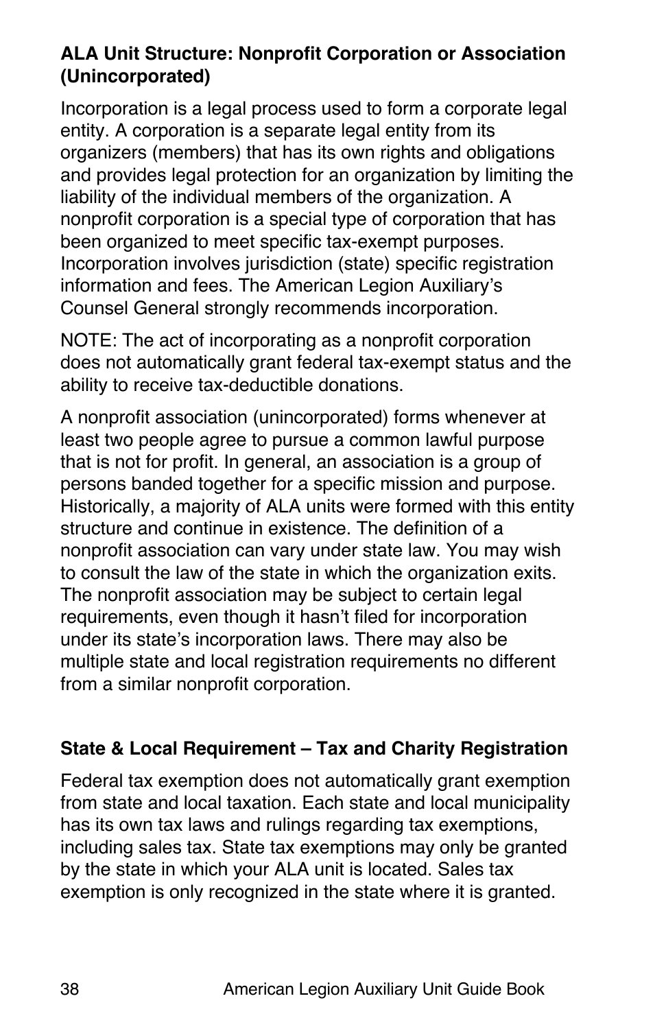### ALA Unit Structure: Nonprofit Corporation or Association (Unincorporated)

Incorporation is a legal process used to form a corporate legal entity. A corporation is a separate legal entity from its organizers (members) that has its own rights and obligations and provides legal protection for an organization by limiting the liability of the individual members of the organization. A nonprofit corporation is a special type of corporation that has been organized to meet specific tax-exempt purposes. Incorporation involves jurisdiction (state) specific registration information and fees. The American Legion Auxiliary's Counsel General strongly recommends incorporation.

NOTE: The act of incorporating as a nonprofit corporation does not automatically grant federal tax-exempt status and the ability to receive tax-deductible donations.

A nonprofit association (unincorporated) forms whenever at least two people agree to pursue a common lawful purpose that is not for profit. In general, an association is a group of persons banded together for a specific mission and purpose. Historically, a majority of ALA units were formed with this entity structure and continue in existence. The definition of a nonprofit association can vary under state law. You may wish to consult the law of the state in which the organization exits. The nonprofit association may be subject to certain legal requirements, even though it hasn't filed for incorporation under its state's incorporation laws. There may also be multiple state and local registration requirements no different from a similar nonprofit corporation.

### State & Local Requirement – Tax and Charity Registration

Federal tax exemption does not automatically grant exemption from state and local taxation. Each state and local municipality has its own tax laws and rulings regarding tax exemptions, including sales tax. State tax exemptions may only be granted by the state in which your ALA unit is located. Sales tax exemption is only recognized in the state where it is granted.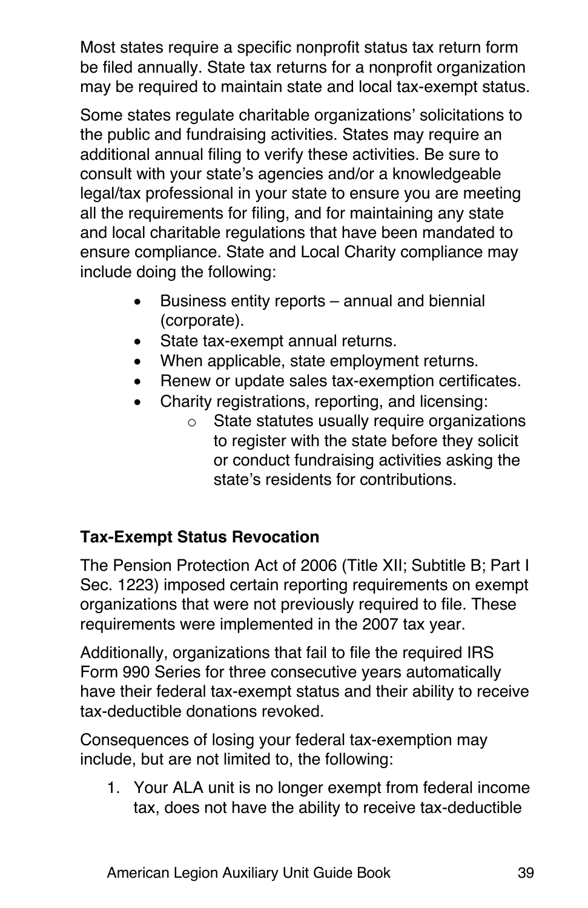Most states require a specific nonprofit status tax return form be filed annually. State tax returns for a nonprofit organization may be required to maintain state and local tax-exempt status.

Some states regulate charitable organizations' solicitations to the public and fundraising activities. States may require an additional annual filing to verify these activities. Be sure to consult with your state's agencies and/or a knowledgeable legal/tax professional in your state to ensure you are meeting all the requirements for filing, and for maintaining any state and local charitable regulations that have been mandated to ensure compliance. State and Local Charity compliance may include doing the following:

- Business entity reports – annual and biennial (corporate).
- State tax-exempt annual returns.
- When applicable, state employment returns.
- Renew or update sales tax-exemption certificates.
- Charity registrations, reporting, and licensing:
    - State statutes usually require organizations to register with the state before they solicit or conduct fundraising activities asking the state's residents for contributions.

**Tax-Exempt Status Revocation**

The Pension Protection Act of 2006 (Title XII; Subtitle B; Part I Sec. 1223) imposed certain reporting requirements on exempt organizations that were not previously required to file. These requirements were implemented in the 2007 tax year.

Additionally, organizations that fail to file the required IRS Form 990 Series for three consecutive years automatically have their federal tax-exempt status and their ability to receive tax-deductible donations revoked.

Consequences of losing your federal tax-exemption may include, but are not limited to, the following:

1. Your ALA unit is no longer exempt from federal income tax, does not have the ability to receive tax-deductible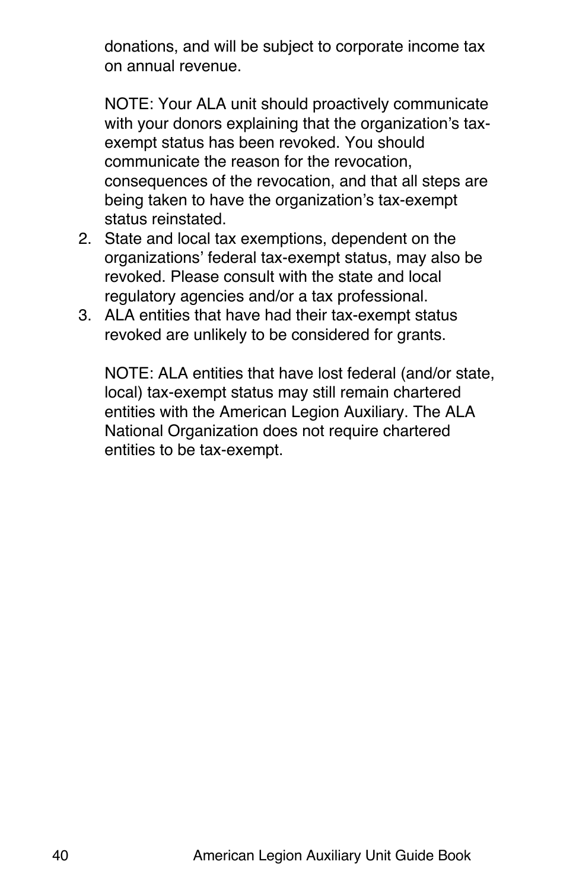donations, and will be subject to corporate income tax on annual revenue.

NOTE: Your ALA unit should proactively communicate with your donors explaining that the organization's tax-exempt status has been revoked. You should communicate the reason for the revocation, consequences of the revocation, and that all steps are being taken to have the organization's tax-exempt status reinstated.

2. State and local tax exemptions, dependent on the organizations' federal tax-exempt status, may also be revoked. Please consult with the state and local regulatory agencies and/or a tax professional.
3. ALA entities that have had their tax-exempt status revoked are unlikely to be considered for grants.

   NOTE: ALA entities that have lost federal (and/or state, local) tax-exempt status may still remain chartered entities with the American Legion Auxiliary. The ALA National Organization does not require chartered entities to be tax-exempt.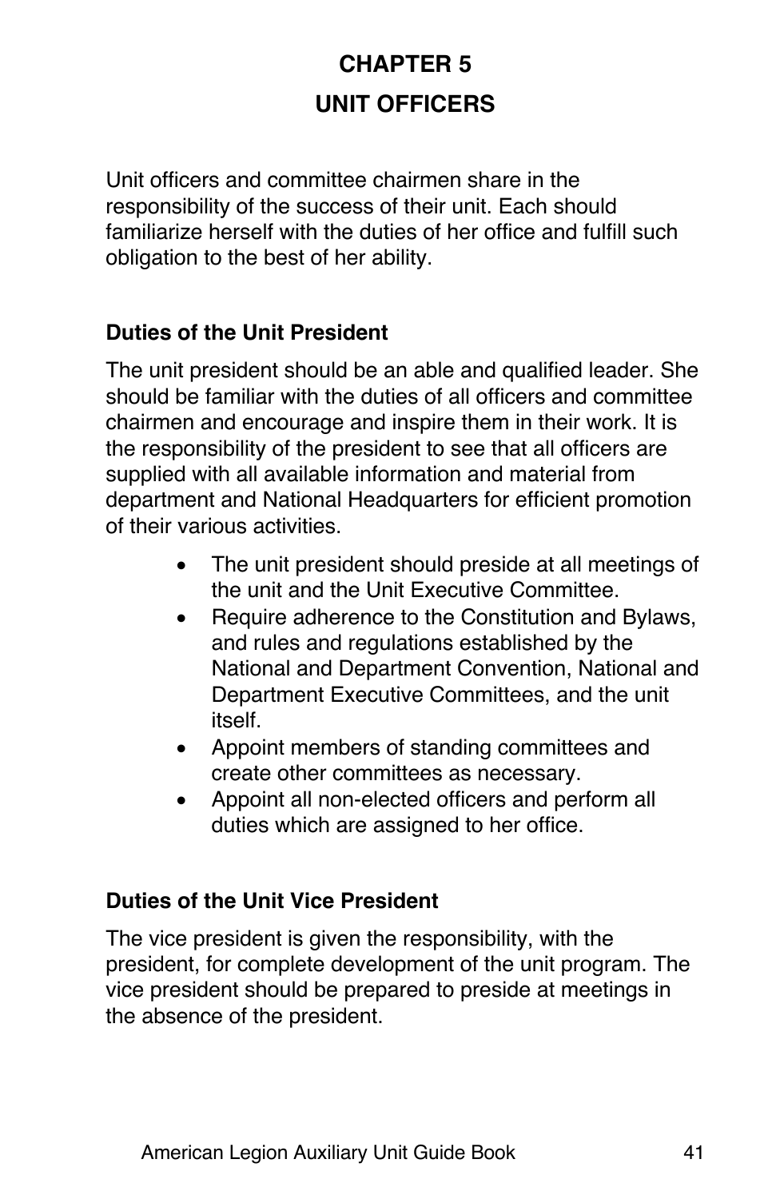# CHAPTER 5

# UNIT OFFICERS

Unit officers and committee chairmen share in the responsibility of the success of their unit. Each should familiarize herself with the duties of her office and fulfill such obligation to the best of her ability.

### Duties of the Unit President

The unit president should be an able and qualified leader. She should be familiar with the duties of all officers and committee chairmen and encourage and inspire them in their work. It is the responsibility of the president to see that all officers are supplied with all available information and material from department and National Headquarters for efficient promotion of their various activities.

- The unit president should preside at all meetings of the unit and the Unit Executive Committee.
- Require adherence to the Constitution and Bylaws, and rules and regulations established by the National and Department Convention, National and Department Executive Committees, and the unit itself.
- Appoint members of standing committees and create other committees as necessary.
- Appoint all non-elected officers and perform all duties which are assigned to her office.

### Duties of the Unit Vice President

The vice president is given the responsibility, with the president, for complete development of the unit program. The vice president should be prepared to preside at meetings in the absence of the president.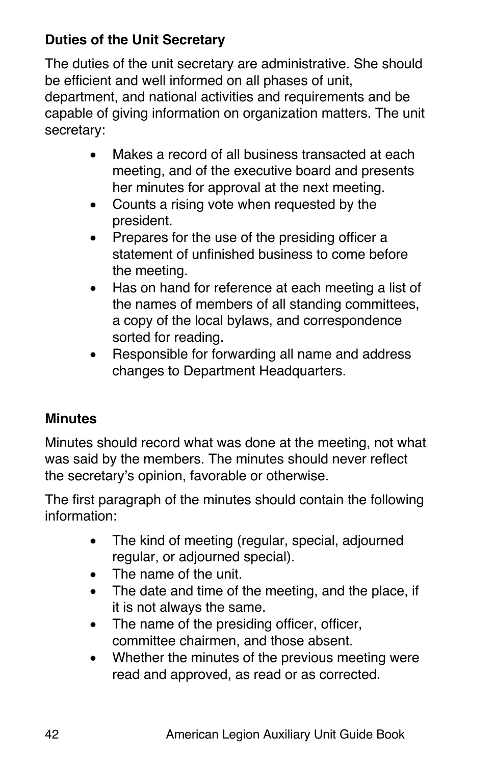### Duties of the Unit Secretary

The duties of the unit secretary are administrative. She should be efficient and well informed on all phases of unit, department, and national activities and requirements and be capable of giving information on organization matters. The unit secretary:

- Makes a record of all business transacted at each meeting, and of the executive board and presents her minutes for approval at the next meeting.
- Counts a rising vote when requested by the president.
- Prepares for the use of the presiding officer a statement of unfinished business to come before the meeting.
- Has on hand for reference at each meeting a list of the names of members of all standing committees, a copy of the local bylaws, and correspondence sorted for reading.
- Responsible for forwarding all name and address changes to Department Headquarters.

### Minutes

Minutes should record what was done at the meeting, not what was said by the members. The minutes should never reflect the secretary's opinion, favorable or otherwise.

The first paragraph of the minutes should contain the following information:

- The kind of meeting (regular, special, adjourned regular, or adjourned special).
- The name of the unit.
- The date and time of the meeting, and the place, if it is not always the same.
- The name of the presiding officer, officer, committee chairmen, and those absent.
- Whether the minutes of the previous meeting were read and approved, as read or as corrected.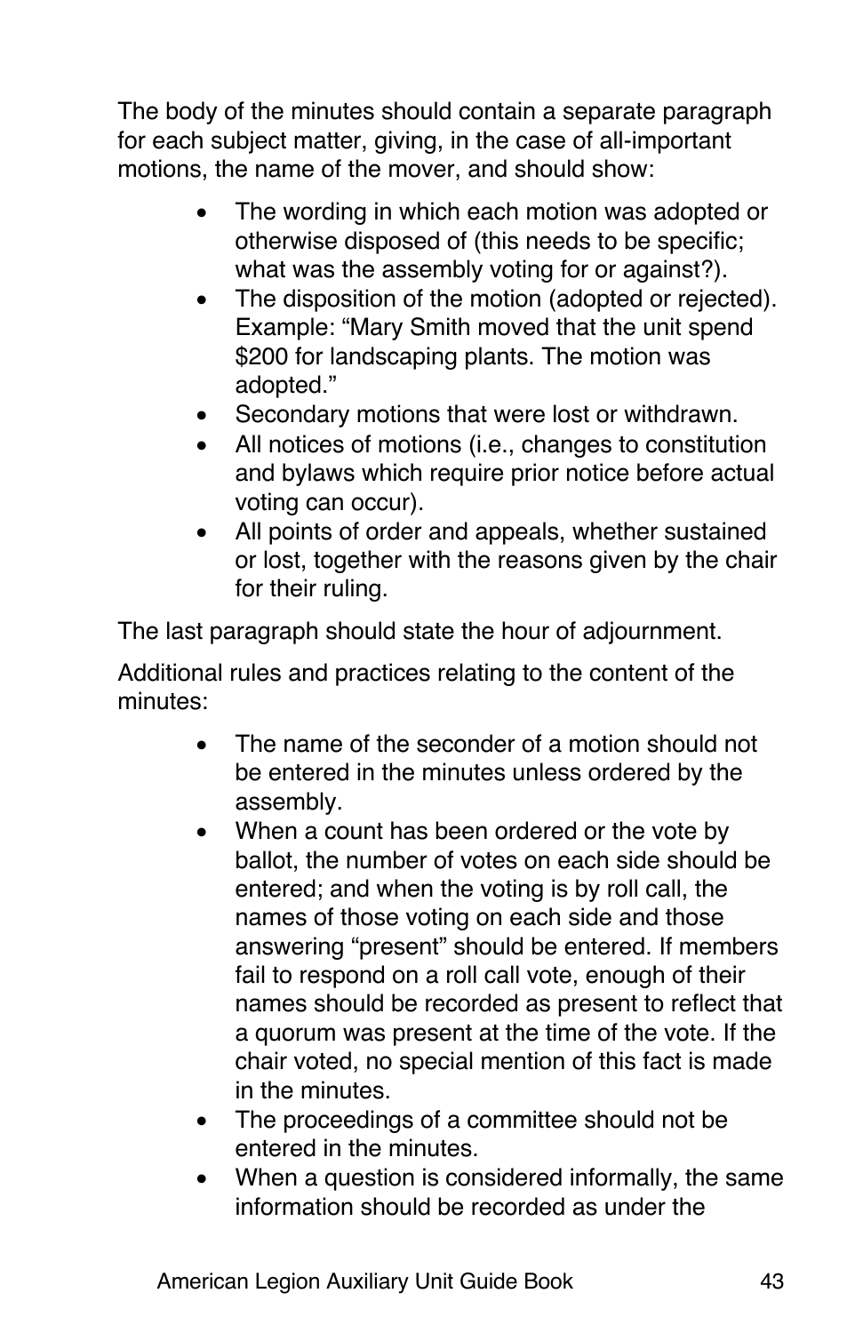The body of the minutes should contain a separate paragraph for each subject matter, giving, in the case of all-important motions, the name of the mover, and should show:

- The wording in which each motion was adopted or otherwise disposed of (this needs to be specific; what was the assembly voting for or against?).
- The disposition of the motion (adopted or rejected). Example: "Mary Smith moved that the unit spend $200 for landscaping plants. The motion was adopted."
- Secondary motions that were lost or withdrawn.
- All notices of motions (i.e., changes to constitution and bylaws which require prior notice before actual voting can occur).
- All points of order and appeals, whether sustained or lost, together with the reasons given by the chair for their ruling.

The last paragraph should state the hour of adjournment.

Additional rules and practices relating to the content of the minutes:

- The name of the seconder of a motion should not be entered in the minutes unless ordered by the assembly.
- When a count has been ordered or the vote by ballot, the number of votes on each side should be entered; and when the voting is by roll call, the names of those voting on each side and those answering "present" should be entered. If members fail to respond on a roll call vote, enough of their names should be recorded as present to reflect that a quorum was present at the time of the vote. If the chair voted, no special mention of this fact is made in the minutes.
- The proceedings of a committee should not be entered in the minutes.
- When a question is considered informally, the same information should be recorded as under the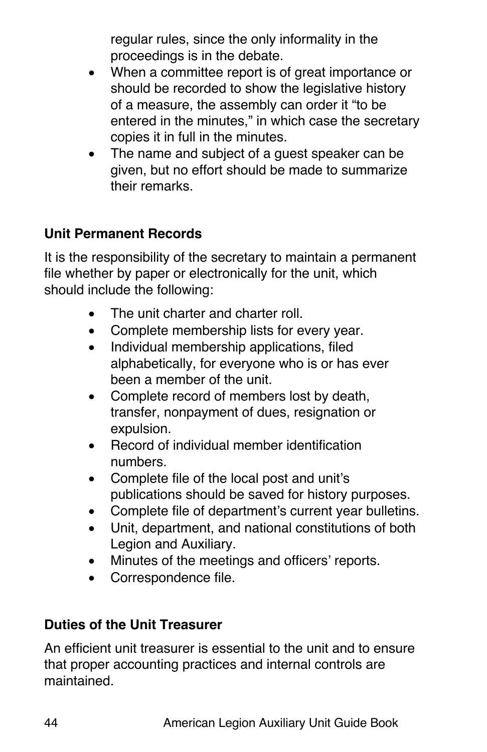regular rules, since the only informality in the proceedings is in the debate.

- When a committee report is of great importance or should be recorded to show the legislative history of a measure, the assembly can order it "to be entered in the minutes," in which case the secretary copies it in full in the minutes.
- The name and subject of a guest speaker can be given, but no effort should be made to summarize their remarks.

### Unit Permanent Records

It is the responsibility of the secretary to maintain a permanent file whether by paper or electronically for the unit, which should include the following:

- The unit charter and charter roll.
- Complete membership lists for every year.
- Individual membership applications, filed alphabetically, for everyone who is or has ever been a member of the unit.
- Complete record of members lost by death, transfer, nonpayment of dues, resignation or expulsion.
- Record of individual member identification numbers.
- Complete file of the local post and unit's publications should be saved for history purposes.
- Complete file of department's current year bulletins.
- Unit, department, and national constitutions of both Legion and Auxiliary.
- Minutes of the meetings and officers' reports.
- Correspondence file.

### Duties of the Unit Treasurer

An efficient unit treasurer is essential to the unit and to ensure that proper accounting practices and internal controls are maintained.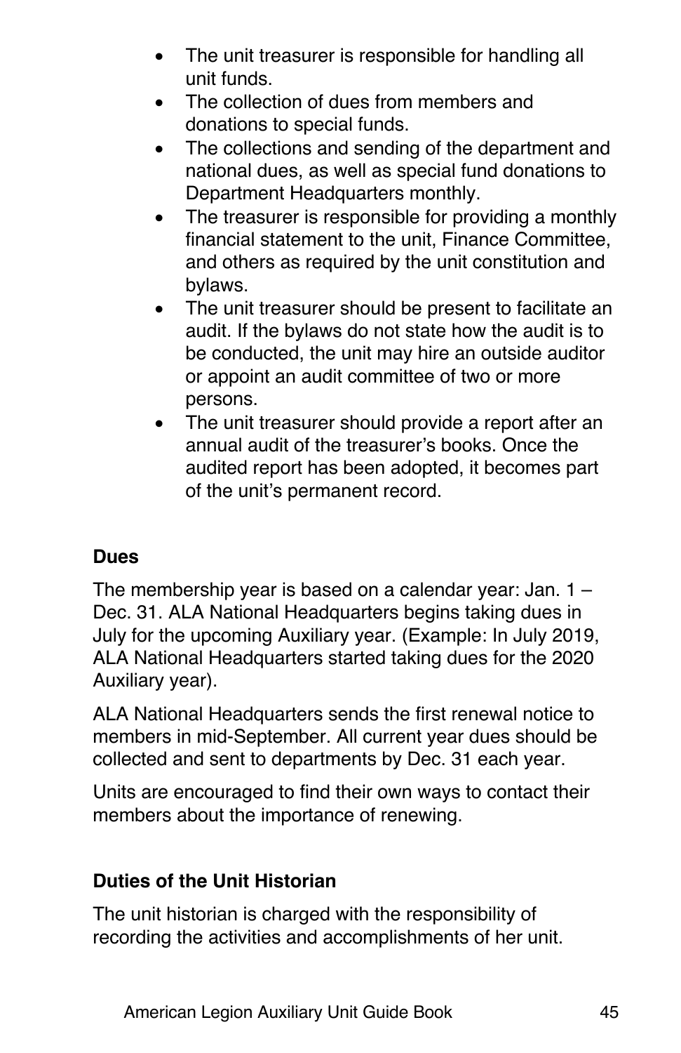- The unit treasurer is responsible for handling all unit funds.
- The collection of dues from members and donations to special funds.
- The collections and sending of the department and national dues, as well as special fund donations to Department Headquarters monthly.
- The treasurer is responsible for providing a monthly financial statement to the unit, Finance Committee, and others as required by the unit constitution and bylaws.
- The unit treasurer should be present to facilitate an audit. If the bylaws do not state how the audit is to be conducted, the unit may hire an outside auditor or appoint an audit committee of two or more persons.
- The unit treasurer should provide a report after an annual audit of the treasurer's books. Once the audited report has been adopted, it becomes part of the unit's permanent record.

**Dues**

The membership year is based on a calendar year: Jan. 1 – Dec. 31. ALA National Headquarters begins taking dues in July for the upcoming Auxiliary year. (Example: In July 2019, ALA National Headquarters started taking dues for the 2020 Auxiliary year).

ALA National Headquarters sends the first renewal notice to members in mid-September. All current year dues should be collected and sent to departments by Dec. 31 each year.

Units are encouraged to find their own ways to contact their members about the importance of renewing.

**Duties of the Unit Historian**

The unit historian is charged with the responsibility of recording the activities and accomplishments of her unit.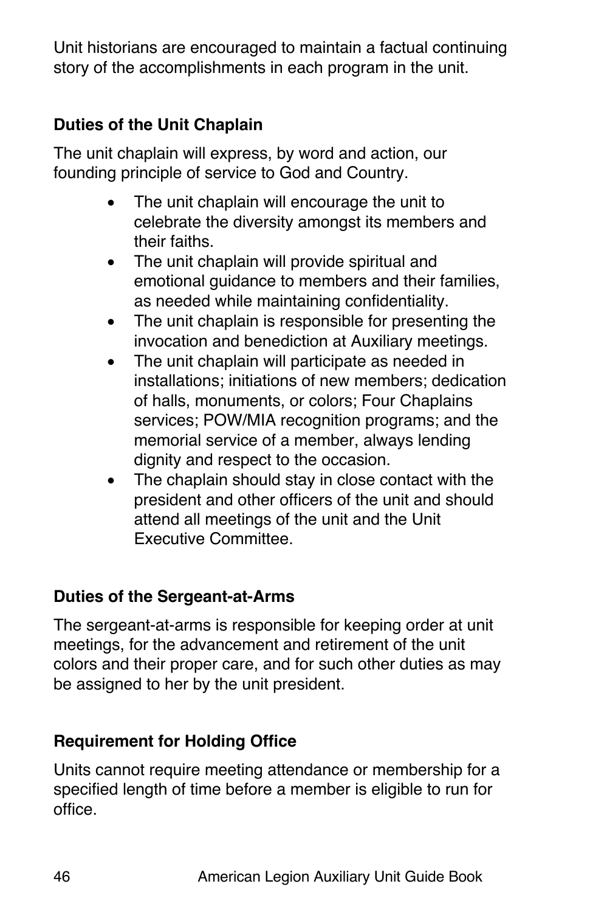Unit historians are encouraged to maintain a factual continuing story of the accomplishments in each program in the unit.

### Duties of the Unit Chaplain

The unit chaplain will express, by word and action, our founding principle of service to God and Country.

- The unit chaplain will encourage the unit to celebrate the diversity amongst its members and their faiths.
- The unit chaplain will provide spiritual and emotional guidance to members and their families, as needed while maintaining confidentiality.
- The unit chaplain is responsible for presenting the invocation and benediction at Auxiliary meetings.
- The unit chaplain will participate as needed in installations; initiations of new members; dedication of halls, monuments, or colors; Four Chaplains services; POW/MIA recognition programs; and the memorial service of a member, always lending dignity and respect to the occasion.
- The chaplain should stay in close contact with the president and other officers of the unit and should attend all meetings of the unit and the Unit Executive Committee.

### Duties of the Sergeant-at-Arms

The sergeant-at-arms is responsible for keeping order at unit meetings, for the advancement and retirement of the unit colors and their proper care, and for such other duties as may be assigned to her by the unit president.

### Requirement for Holding Office

Units cannot require meeting attendance or membership for a specified length of time before a member is eligible to run for office.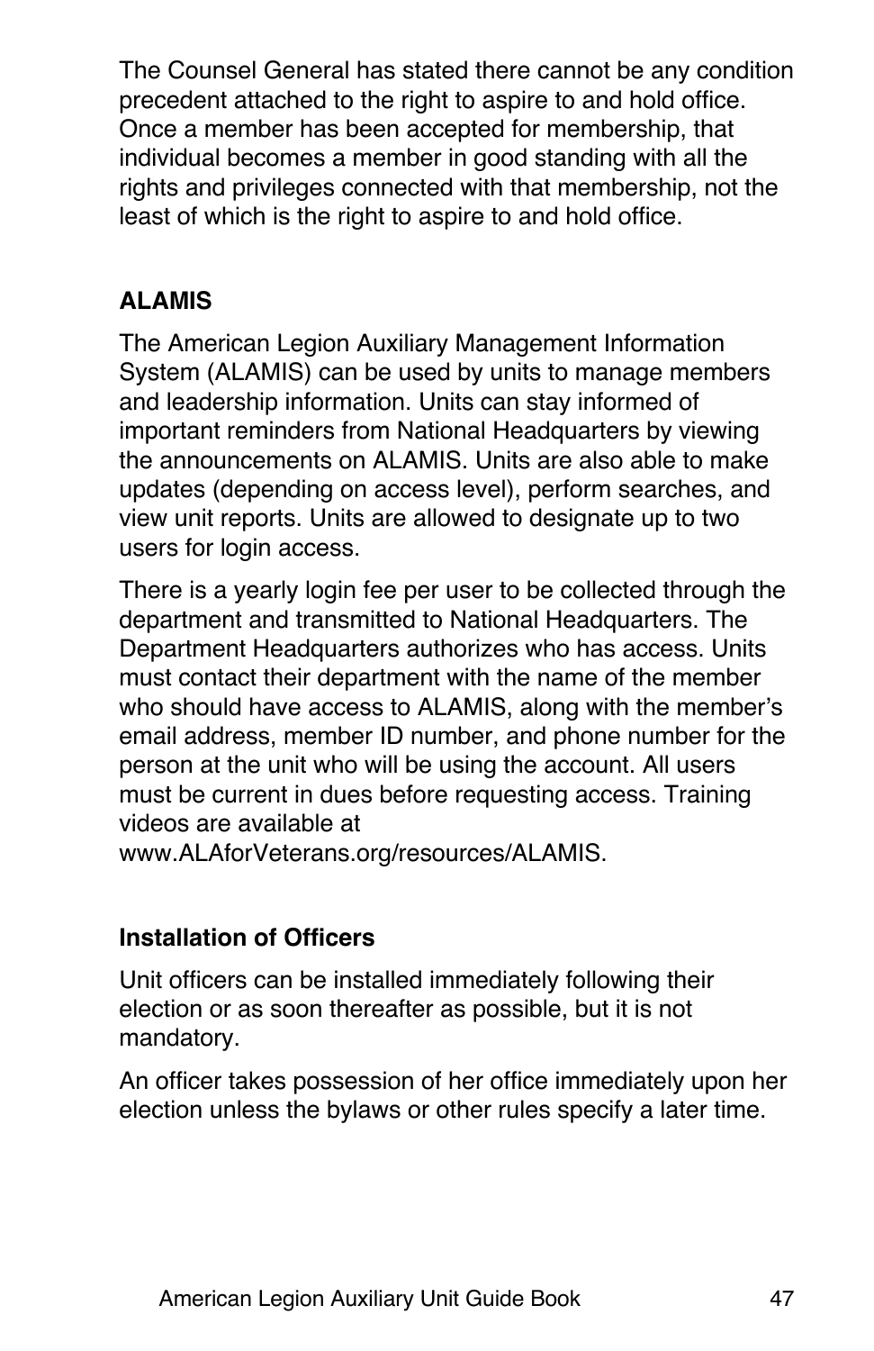The Counsel General has stated there cannot be any condition precedent attached to the right to aspire to and hold office. Once a member has been accepted for membership, that individual becomes a member in good standing with all the rights and privileges connected with that membership, not the least of which is the right to aspire to and hold office.

### ALAMIS

The American Legion Auxiliary Management Information System (ALAMIS) can be used by units to manage members and leadership information. Units can stay informed of important reminders from National Headquarters by viewing the announcements on ALAMIS. Units are also able to make updates (depending on access level), perform searches, and view unit reports. Units are allowed to designate up to two users for login access.

There is a yearly login fee per user to be collected through the department and transmitted to National Headquarters. The Department Headquarters authorizes who has access. Units must contact their department with the name of the member who should have access to ALAMIS, along with the member's email address, member ID number, and phone number for the person at the unit who will be using the account. All users must be current in dues before requesting access. Training videos are available at www.ALAforVeterans.org/resources/ALAMIS.

### Installation of Officers

Unit officers can be installed immediately following their election or as soon thereafter as possible, but it is not mandatory.

An officer takes possession of her office immediately upon her election unless the bylaws or other rules specify a later time.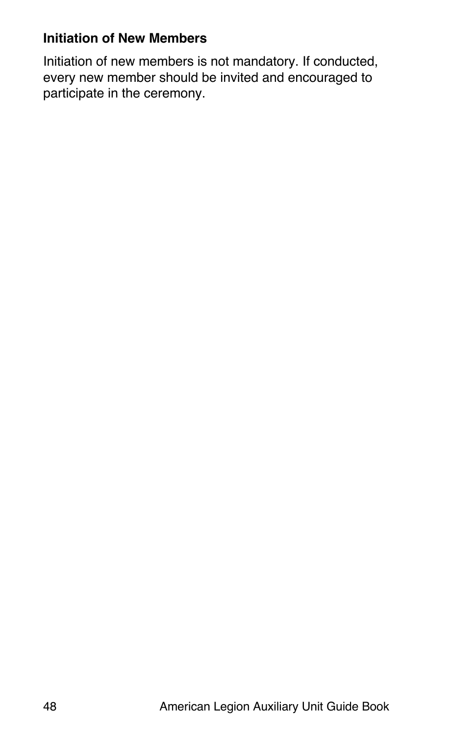### Initiation of New Members

Initiation of new members is not mandatory. If conducted, every new member should be invited and encouraged to participate in the ceremony.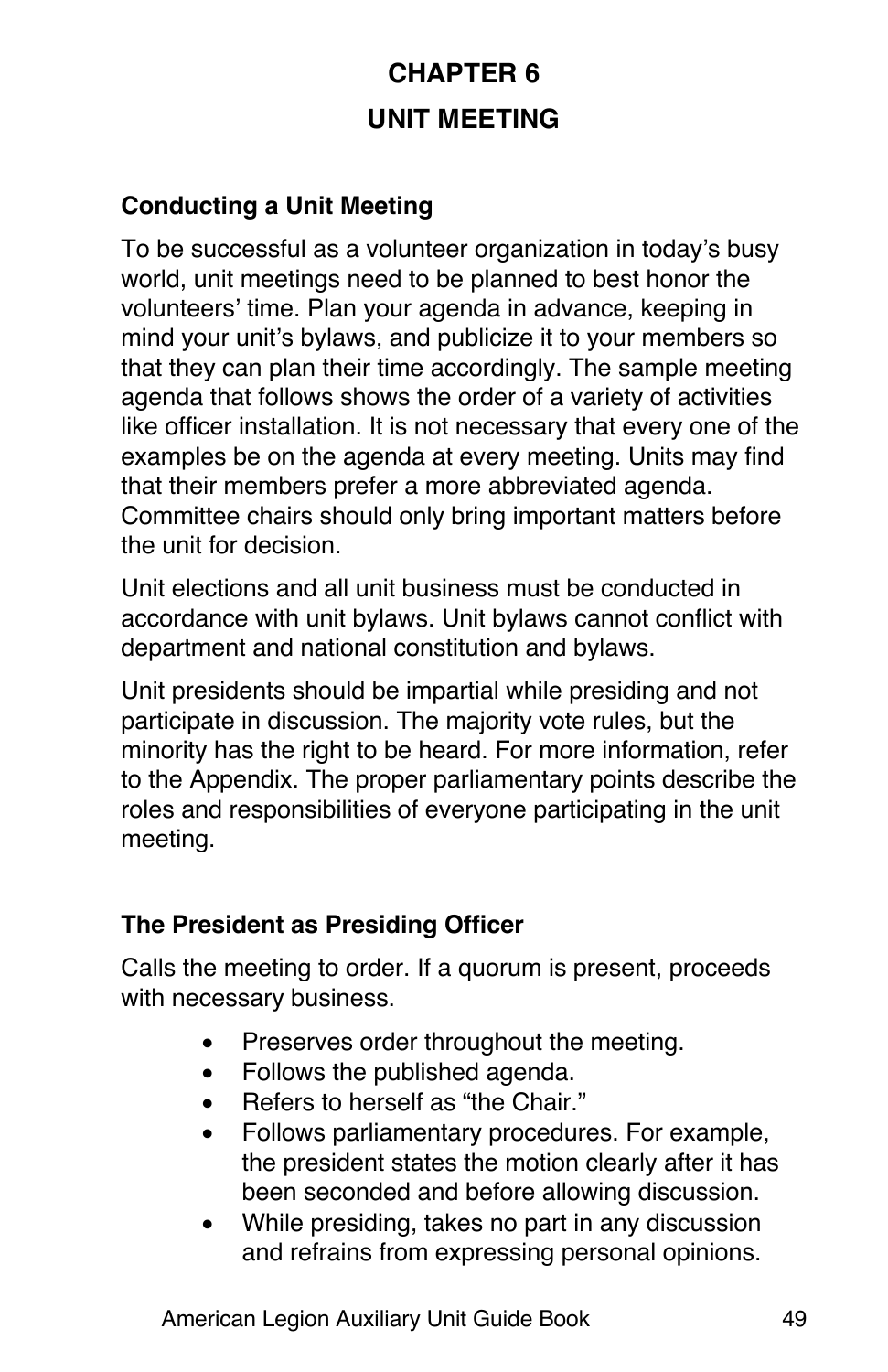# CHAPTER 6

# UNIT MEETING

## Conducting a Unit Meeting

To be successful as a volunteer organization in today's busy world, unit meetings need to be planned to best honor the volunteers' time. Plan your agenda in advance, keeping in mind your unit's bylaws, and publicize it to your members so that they can plan their time accordingly. The sample meeting agenda that follows shows the order of a variety of activities like officer installation. It is not necessary that every one of the examples be on the agenda at every meeting. Units may find that their members prefer a more abbreviated agenda. Committee chairs should only bring important matters before the unit for decision.

Unit elections and all unit business must be conducted in accordance with unit bylaws. Unit bylaws cannot conflict with department and national constitution and bylaws.

Unit presidents should be impartial while presiding and not participate in discussion. The majority vote rules, but the minority has the right to be heard. For more information, refer to the Appendix. The proper parliamentary points describe the roles and responsibilities of everyone participating in the unit meeting.

## The President as Presiding Officer

Calls the meeting to order. If a quorum is present, proceeds with necessary business.

- Preserves order throughout the meeting.
- Follows the published agenda.
- Refers to herself as "the Chair."
- Follows parliamentary procedures. For example, the president states the motion clearly after it has been seconded and before allowing discussion.
- While presiding, takes no part in any discussion and refrains from expressing personal opinions.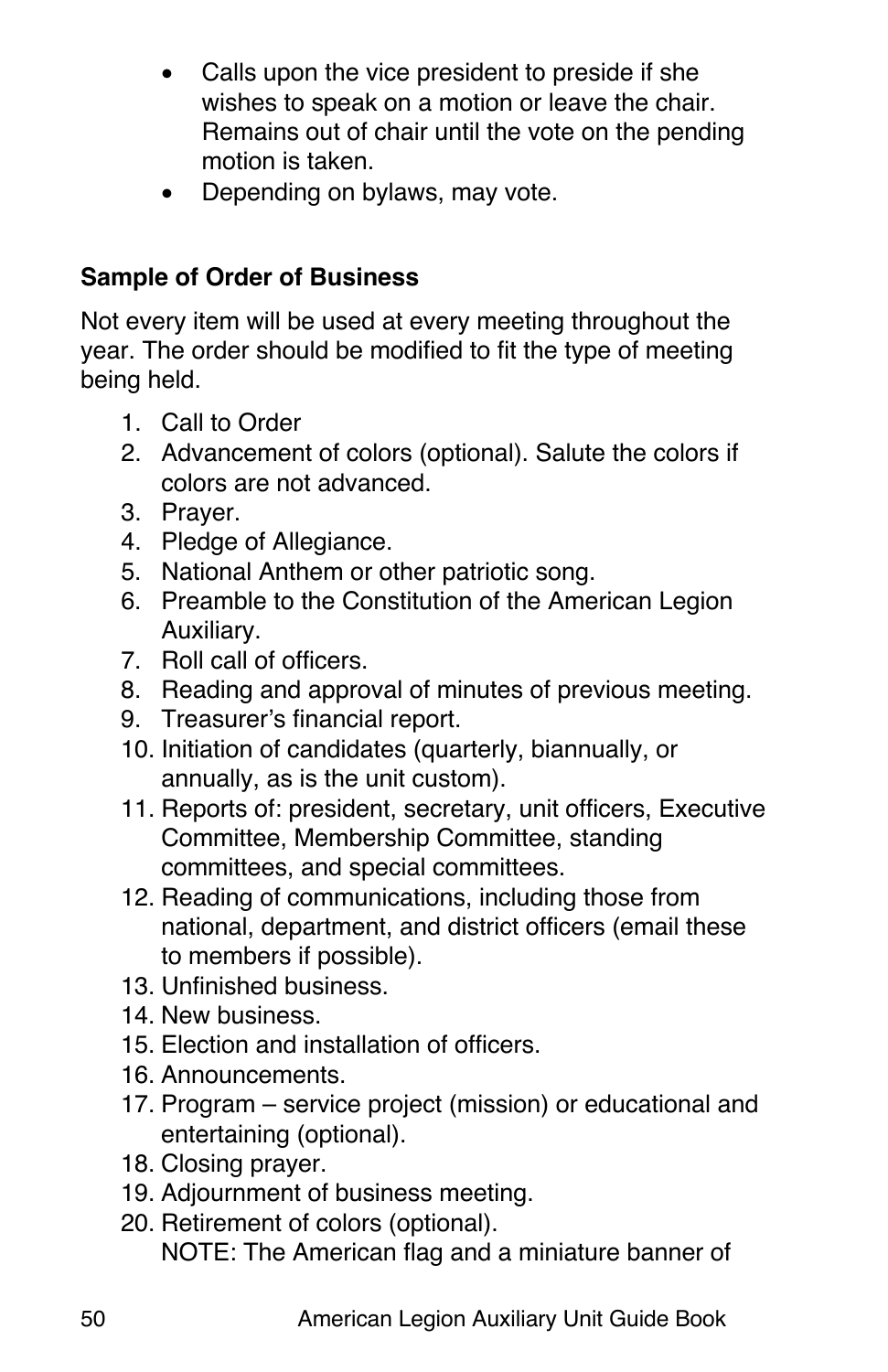- Calls upon the vice president to preside if she wishes to speak on a motion or leave the chair. Remains out of chair until the vote on the pending motion is taken.
- Depending on bylaws, may vote.

**Sample of Order of Business**

Not every item will be used at every meeting throughout the year. The order should be modified to fit the type of meeting being held.

1. Call to Order
2. Advancement of colors (optional). Salute the colors if colors are not advanced.
3. Prayer.
4. Pledge of Allegiance.
5. National Anthem or other patriotic song.
6. Preamble to the Constitution of the American Legion Auxiliary.
7. Roll call of officers.
8. Reading and approval of minutes of previous meeting.
9. Treasurer's financial report.
10. Initiation of candidates (quarterly, biannually, or annually, as is the unit custom).
11. Reports of: president, secretary, unit officers, Executive Committee, Membership Committee, standing committees, and special committees.
12. Reading of communications, including those from national, department, and district officers (email these to members if possible).
13. Unfinished business.
14. New business.
15. Election and installation of officers.
16. Announcements.
17. Program – service project (mission) or educational and entertaining (optional).
18. Closing prayer.
19. Adjournment of business meeting.
20. Retirement of colors (optional).
    NOTE: The American flag and a miniature banner of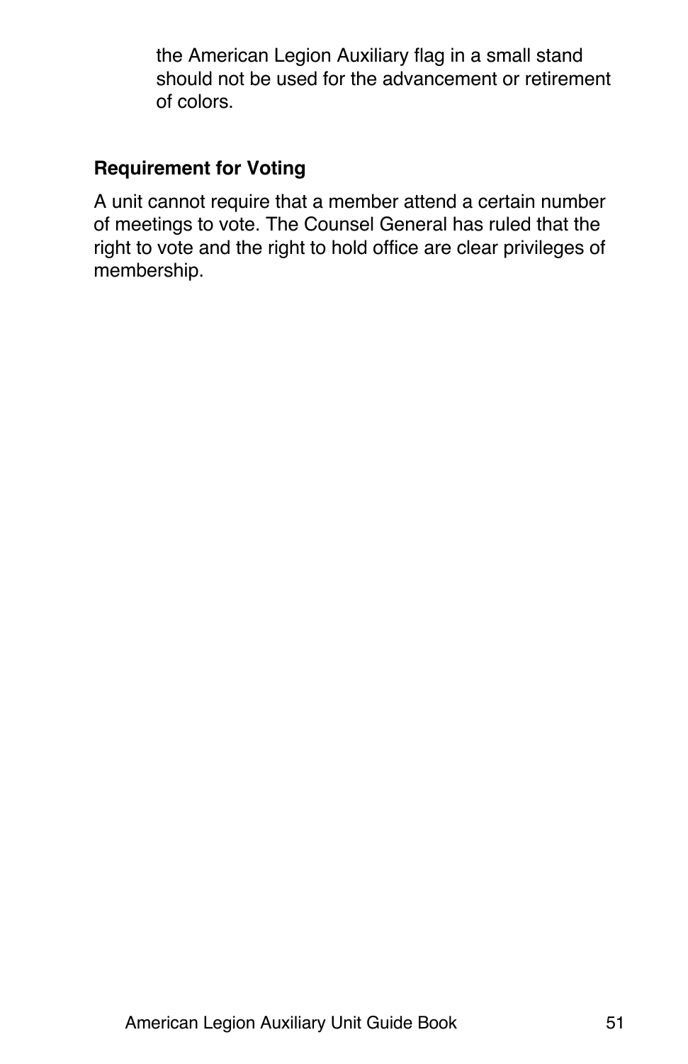the American Legion Auxiliary flag in a small stand should not be used for the advancement or retirement of colors.

**Requirement for Voting**

A unit cannot require that a member attend a certain number of meetings to vote. The Counsel General has ruled that the right to vote and the right to hold office are clear privileges of membership.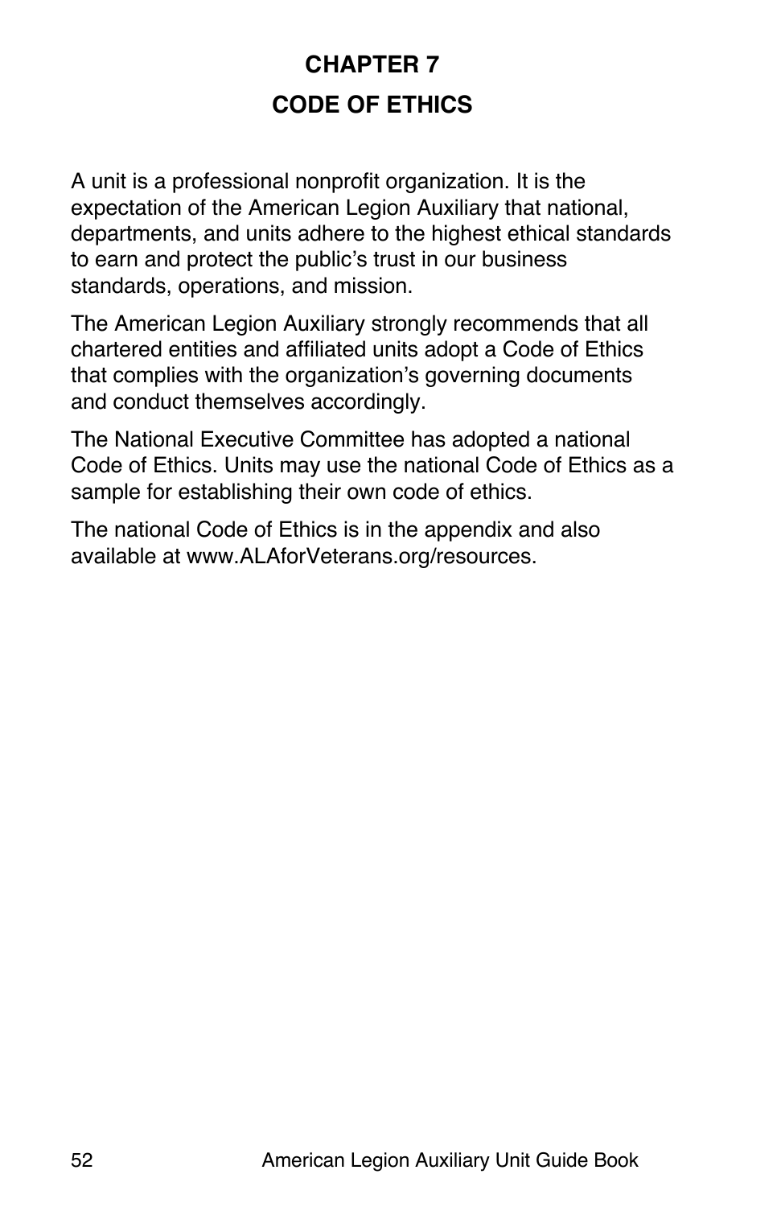# CHAPTER 7

## CODE OF ETHICS

A unit is a professional nonprofit organization. It is the expectation of the American Legion Auxiliary that national, departments, and units adhere to the highest ethical standards to earn and protect the public's trust in our business standards, operations, and mission.

The American Legion Auxiliary strongly recommends that all chartered entities and affiliated units adopt a Code of Ethics that complies with the organization's governing documents and conduct themselves accordingly.

The National Executive Committee has adopted a national Code of Ethics. Units may use the national Code of Ethics as a sample for establishing their own code of ethics.

The national Code of Ethics is in the appendix and also available at www.ALAforVeterans.org/resources.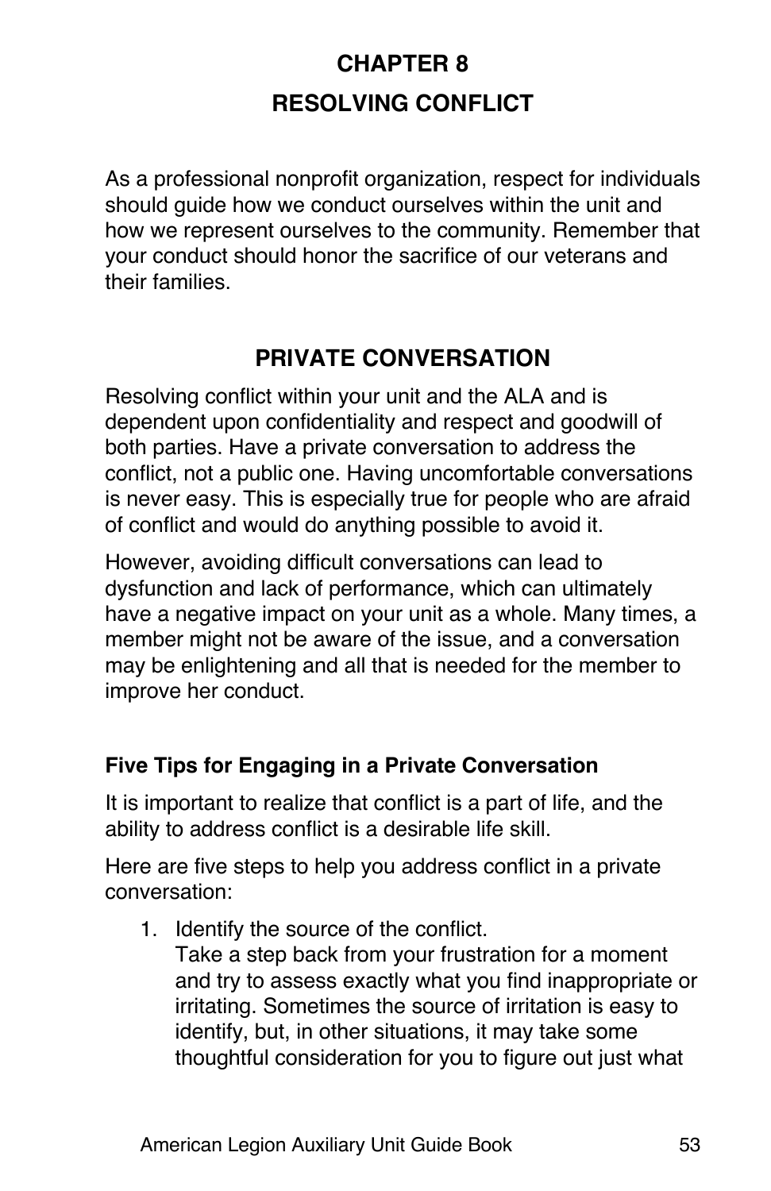# CHAPTER 8

# RESOLVING CONFLICT

As a professional nonprofit organization, respect for individuals should guide how we conduct ourselves within the unit and how we represent ourselves to the community. Remember that your conduct should honor the sacrifice of our veterans and their families.

## PRIVATE CONVERSATION

Resolving conflict within your unit and the ALA and is dependent upon confidentiality and respect and goodwill of both parties. Have a private conversation to address the conflict, not a public one. Having uncomfortable conversations is never easy. This is especially true for people who are afraid of conflict and would do anything possible to avoid it.

However, avoiding difficult conversations can lead to dysfunction and lack of performance, which can ultimately have a negative impact on your unit as a whole. Many times, a member might not be aware of the issue, and a conversation may be enlightening and all that is needed for the member to improve her conduct.

### Five Tips for Engaging in a Private Conversation

It is important to realize that conflict is a part of life, and the ability to address conflict is a desirable life skill.

Here are five steps to help you address conflict in a private conversation:

1. Identify the source of the conflict.
   Take a step back from your frustration for a moment and try to assess exactly what you find inappropriate or irritating. Sometimes the source of irritation is easy to identify, but, in other situations, it may take some thoughtful consideration for you to figure out just what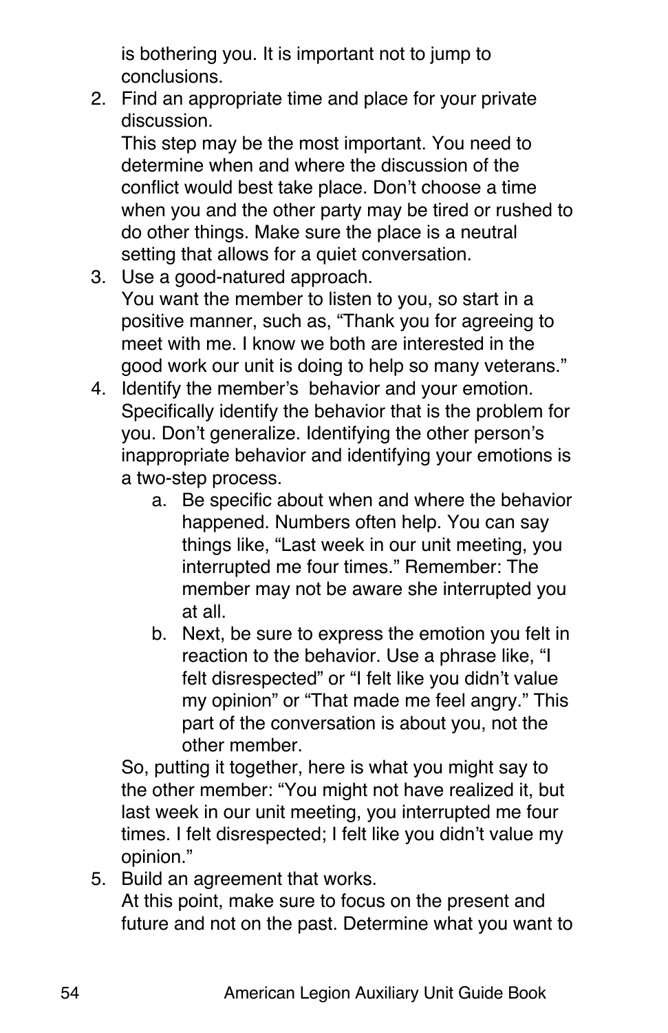is bothering you. It is important not to jump to conclusions.

2. Find an appropriate time and place for your private discussion.
   This step may be the most important. You need to determine when and where the discussion of the conflict would best take place. Don't choose a time when you and the other party may be tired or rushed to do other things. Make sure the place is a neutral setting that allows for a quiet conversation.
3. Use a good-natured approach.
   You want the member to listen to you, so start in a positive manner, such as, "Thank you for agreeing to meet with me. I know we both are interested in the good work our unit is doing to help so many veterans."
4. Identify the member's behavior and your emotion.
   Specifically identify the behavior that is the problem for you. Don't generalize. Identifying the other person's inappropriate behavior and identifying your emotions is a two-step process.
   a. Be specific about when and where the behavior happened. Numbers often help. You can say things like, "Last week in our unit meeting, you interrupted me four times." Remember: The member may not be aware she interrupted you at all.
   b. Next, be sure to express the emotion you felt in reaction to the behavior. Use a phrase like, "I felt disrespected" or "I felt like you didn't value my opinion" or "That made me feel angry." This part of the conversation is about you, not the other member.

   So, putting it together, here is what you might say to the other member: "You might not have realized it, but last week in our unit meeting, you interrupted me four times. I felt disrespected; I felt like you didn't value my opinion."
5. Build an agreement that works.
   At this point, make sure to focus on the present and future and not on the past. Determine what you want to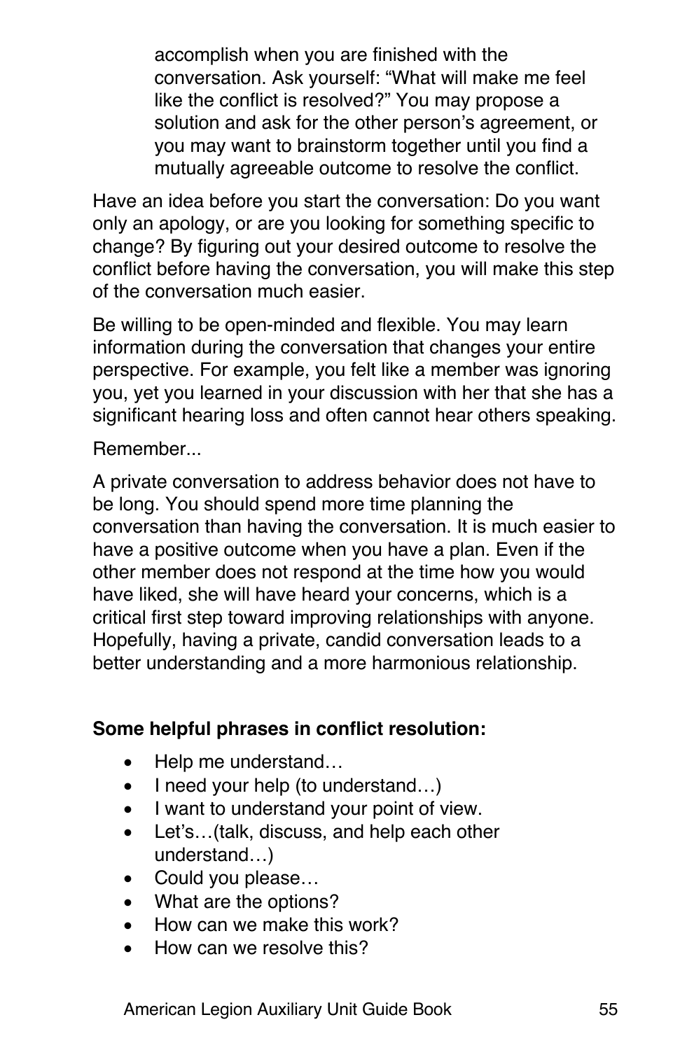accomplish when you are finished with the conversation. Ask yourself: "What will make me feel like the conflict is resolved?" You may propose a solution and ask for the other person's agreement, or you may want to brainstorm together until you find a mutually agreeable outcome to resolve the conflict.

Have an idea before you start the conversation: Do you want only an apology, or are you looking for something specific to change? By figuring out your desired outcome to resolve the conflict before having the conversation, you will make this step of the conversation much easier.

Be willing to be open-minded and flexible. You may learn information during the conversation that changes your entire perspective. For example, you felt like a member was ignoring you, yet you learned in your discussion with her that she has a significant hearing loss and often cannot hear others speaking.

Remember...

A private conversation to address behavior does not have to be long. You should spend more time planning the conversation than having the conversation. It is much easier to have a positive outcome when you have a plan. Even if the other member does not respond at the time how you would have liked, she will have heard your concerns, which is a critical first step toward improving relationships with anyone. Hopefully, having a private, candid conversation leads to a better understanding and a more harmonious relationship.

**Some helpful phrases in conflict resolution:**

- Help me understand…
- I need your help (to understand…)
- I want to understand your point of view.
- Let's…(talk, discuss, and help each other understand…)
- Could you please…
- What are the options?
- How can we make this work?
- How can we resolve this?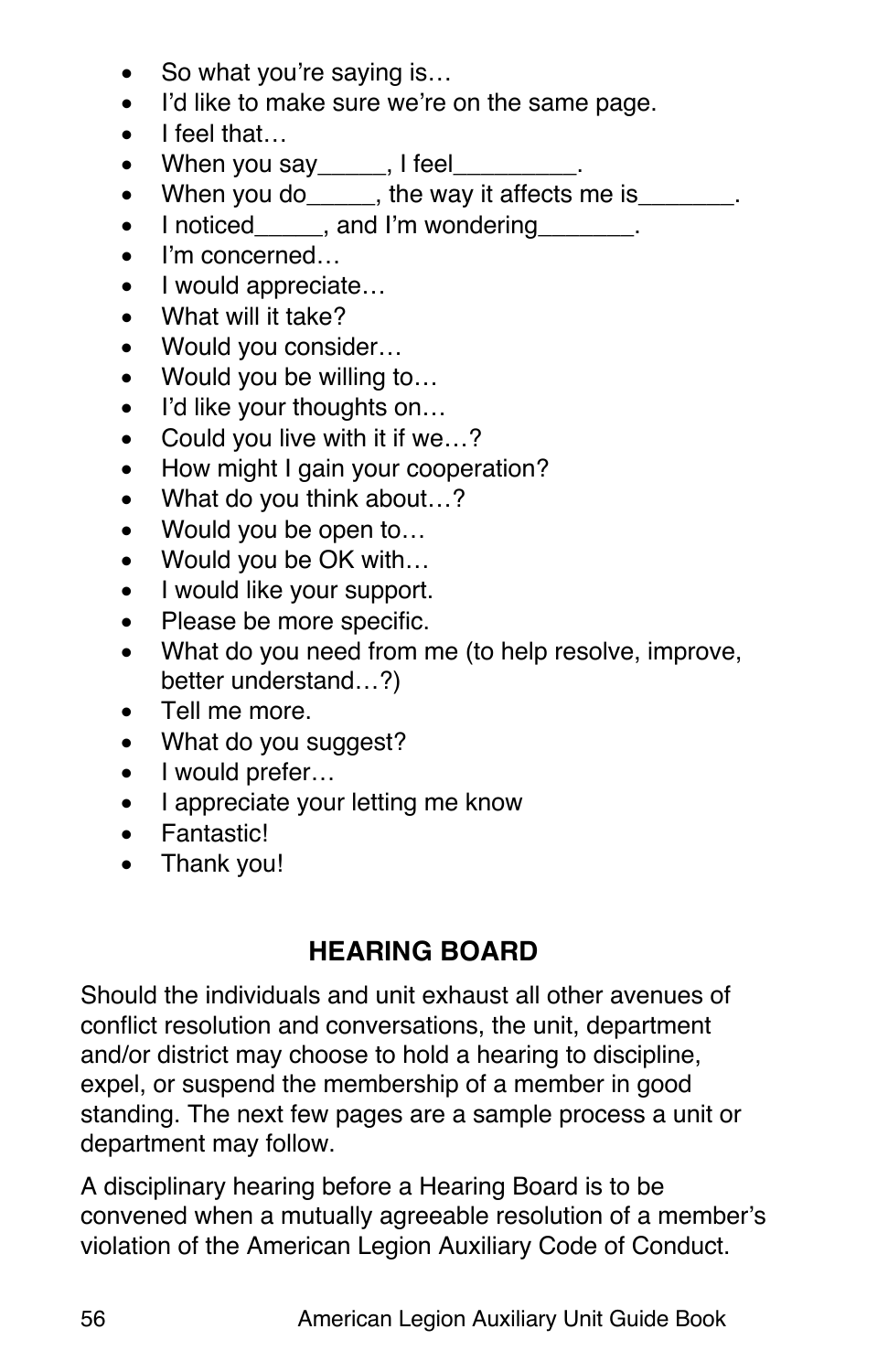- So what you're saying is…
- I'd like to make sure we're on the same page.
- I feel that…
- When you say_____, I feel_________.
- When you do_____, the way it affects me is_______.
- I noticed_____, and I'm wondering_______.
- I'm concerned…
- I would appreciate…
- What will it take?
- Would you consider…
- Would you be willing to…
- I'd like your thoughts on…
- Could you live with it if we…?
- How might I gain your cooperation?
- What do you think about…?
- Would you be open to…
- Would you be OK with…
- I would like your support.
- Please be more specific.
- What do you need from me (to help resolve, improve, better understand…?)
- Tell me more.
- What do you suggest?
- I would prefer…
- I appreciate your letting me know
- Fantastic!
- Thank you!

## HEARING BOARD

Should the individuals and unit exhaust all other avenues of conflict resolution and conversations, the unit, department and/or district may choose to hold a hearing to discipline, expel, or suspend the membership of a member in good standing. The next few pages are a sample process a unit or department may follow.

A disciplinary hearing before a Hearing Board is to be convened when a mutually agreeable resolution of a member's violation of the American Legion Auxiliary Code of Conduct.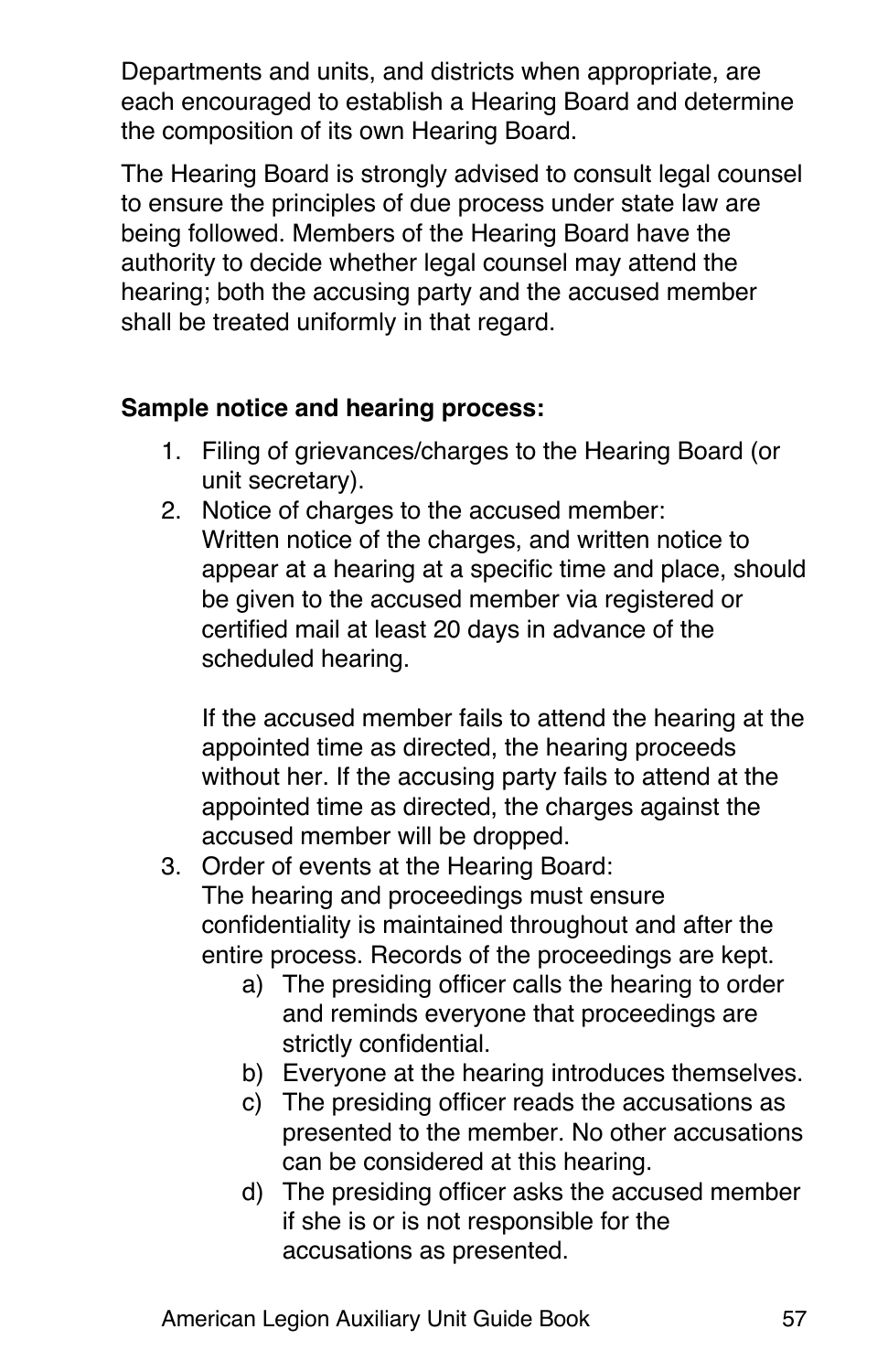Departments and units, and districts when appropriate, are each encouraged to establish a Hearing Board and determine the composition of its own Hearing Board.

The Hearing Board is strongly advised to consult legal counsel to ensure the principles of due process under state law are being followed. Members of the Hearing Board have the authority to decide whether legal counsel may attend the hearing; both the accusing party and the accused member shall be treated uniformly in that regard.

**Sample notice and hearing process:**

1. Filing of grievances/charges to the Hearing Board (or unit secretary).
2. Notice of charges to the accused member:
   Written notice of the charges, and written notice to appear at a hearing at a specific time and place, should be given to the accused member via registered or certified mail at least 20 days in advance of the scheduled hearing.

   If the accused member fails to attend the hearing at the appointed time as directed, the hearing proceeds without her. If the accusing party fails to attend at the appointed time as directed, the charges against the accused member will be dropped.
3. Order of events at the Hearing Board:
   The hearing and proceedings must ensure confidentiality is maintained throughout and after the entire process. Records of the proceedings are kept.
   a) The presiding officer calls the hearing to order and reminds everyone that proceedings are strictly confidential.
   b) Everyone at the hearing introduces themselves.
   c) The presiding officer reads the accusations as presented to the member. No other accusations can be considered at this hearing.
   d) The presiding officer asks the accused member if she is or is not responsible for the accusations as presented.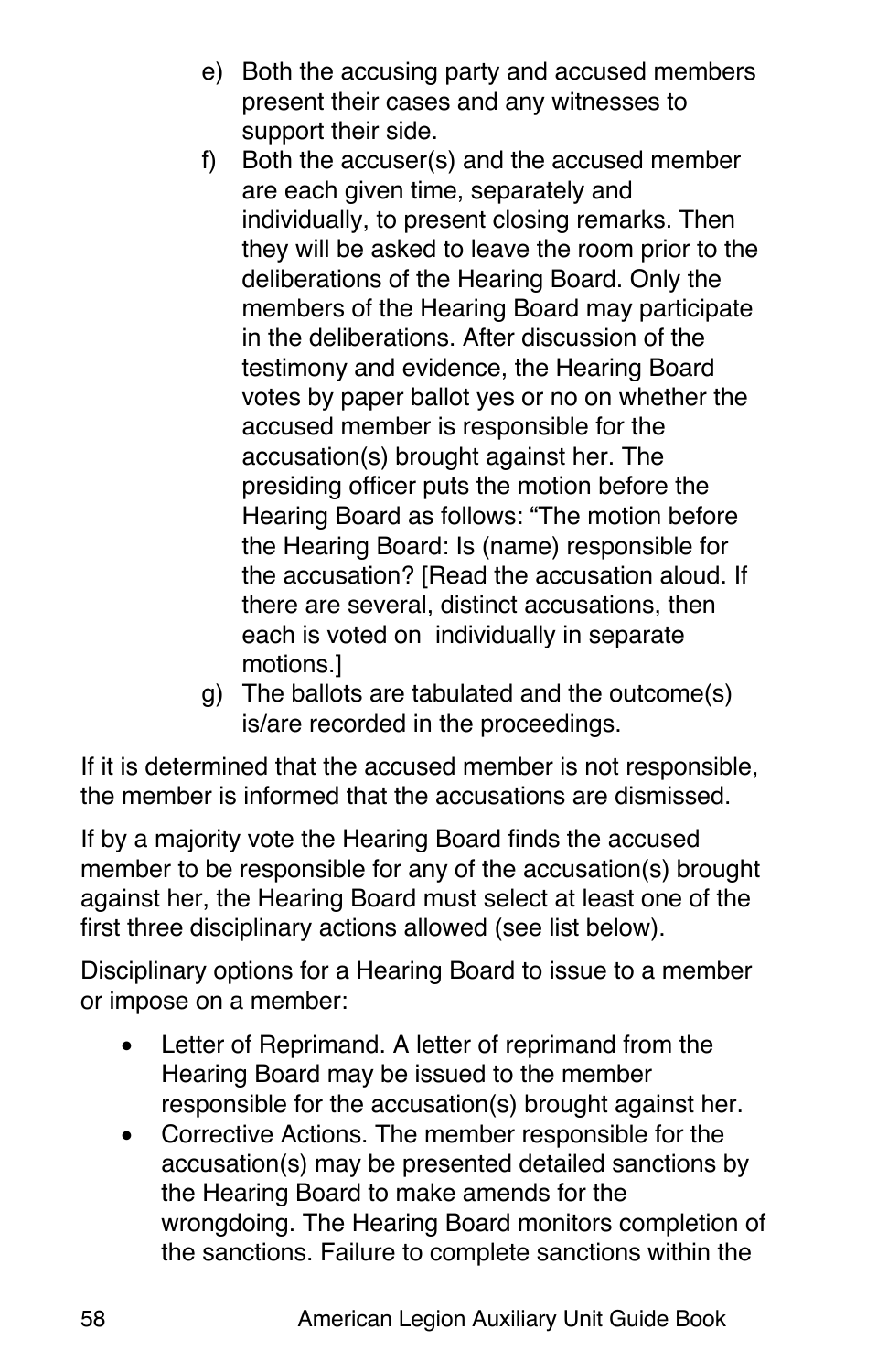e) Both the accusing party and accused members present their cases and any witnesses to support their side.
f) Both the accuser(s) and the accused member are each given time, separately and individually, to present closing remarks. Then they will be asked to leave the room prior to the deliberations of the Hearing Board. Only the members of the Hearing Board may participate in the deliberations. After discussion of the testimony and evidence, the Hearing Board votes by paper ballot yes or no on whether the accused member is responsible for the accusation(s) brought against her. The presiding officer puts the motion before the Hearing Board as follows: "The motion before the Hearing Board: Is (name) responsible for the accusation? [Read the accusation aloud. If there are several, distinct accusations, then each is voted on individually in separate motions.]
g) The ballots are tabulated and the outcome(s) is/are recorded in the proceedings.

If it is determined that the accused member is not responsible, the member is informed that the accusations are dismissed.

If by a majority vote the Hearing Board finds the accused member to be responsible for any of the accusation(s) brought against her, the Hearing Board must select at least one of the first three disciplinary actions allowed (see list below).

Disciplinary options for a Hearing Board to issue to a member or impose on a member:

- Letter of Reprimand. A letter of reprimand from the Hearing Board may be issued to the member responsible for the accusation(s) brought against her.
- Corrective Actions. The member responsible for the accusation(s) may be presented detailed sanctions by the Hearing Board to make amends for the wrongdoing. The Hearing Board monitors completion of the sanctions. Failure to complete sanctions within the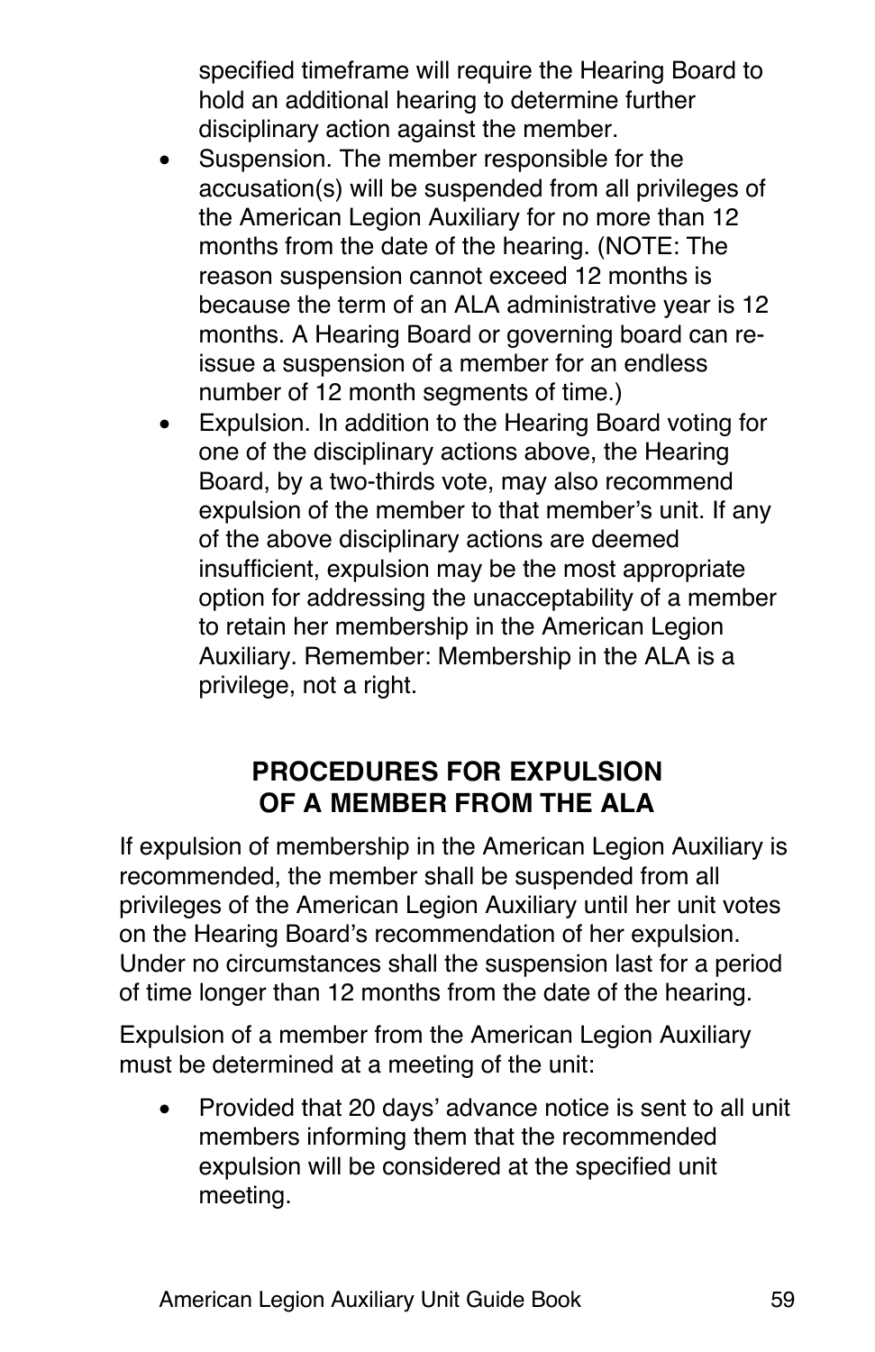specified timeframe will require the Hearing Board to hold an additional hearing to determine further disciplinary action against the member.

- Suspension. The member responsible for the accusation(s) will be suspended from all privileges of the American Legion Auxiliary for no more than 12 months from the date of the hearing. (NOTE: The reason suspension cannot exceed 12 months is because the term of an ALA administrative year is 12 months. A Hearing Board or governing board can re-issue a suspension of a member for an endless number of 12 month segments of time.)
- Expulsion. In addition to the Hearing Board voting for one of the disciplinary actions above, the Hearing Board, by a two-thirds vote, may also recommend expulsion of the member to that member's unit. If any of the above disciplinary actions are deemed insufficient, expulsion may be the most appropriate option for addressing the unacceptability of a member to retain her membership in the American Legion Auxiliary. Remember: Membership in the ALA is a privilege, not a right.

## PROCEDURES FOR EXPULSION OF A MEMBER FROM THE ALA

If expulsion of membership in the American Legion Auxiliary is recommended, the member shall be suspended from all privileges of the American Legion Auxiliary until her unit votes on the Hearing Board's recommendation of her expulsion. Under no circumstances shall the suspension last for a period of time longer than 12 months from the date of the hearing.

Expulsion of a member from the American Legion Auxiliary must be determined at a meeting of the unit:

- Provided that 20 days' advance notice is sent to all unit members informing them that the recommended expulsion will be considered at the specified unit meeting.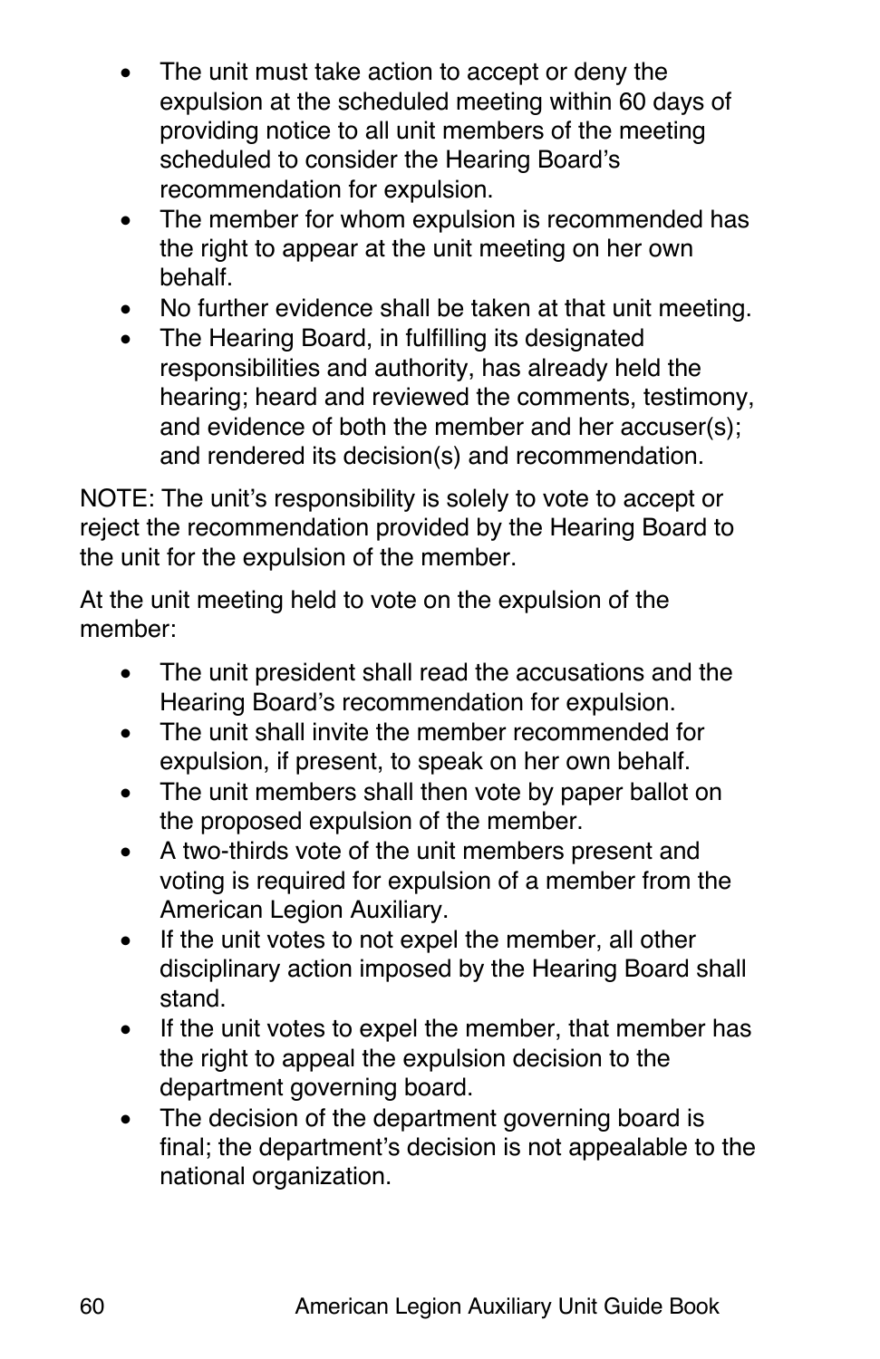- The unit must take action to accept or deny the expulsion at the scheduled meeting within 60 days of providing notice to all unit members of the meeting scheduled to consider the Hearing Board's recommendation for expulsion.
- The member for whom expulsion is recommended has the right to appear at the unit meeting on her own behalf.
- No further evidence shall be taken at that unit meeting.
- The Hearing Board, in fulfilling its designated responsibilities and authority, has already held the hearing; heard and reviewed the comments, testimony, and evidence of both the member and her accuser(s); and rendered its decision(s) and recommendation.

NOTE: The unit's responsibility is solely to vote to accept or reject the recommendation provided by the Hearing Board to the unit for the expulsion of the member.

At the unit meeting held to vote on the expulsion of the member:

- The unit president shall read the accusations and the Hearing Board's recommendation for expulsion.
- The unit shall invite the member recommended for expulsion, if present, to speak on her own behalf.
- The unit members shall then vote by paper ballot on the proposed expulsion of the member.
- A two-thirds vote of the unit members present and voting is required for expulsion of a member from the American Legion Auxiliary.
- If the unit votes to not expel the member, all other disciplinary action imposed by the Hearing Board shall stand.
- If the unit votes to expel the member, that member has the right to appeal the expulsion decision to the department governing board.
- The decision of the department governing board is final; the department's decision is not appealable to the national organization.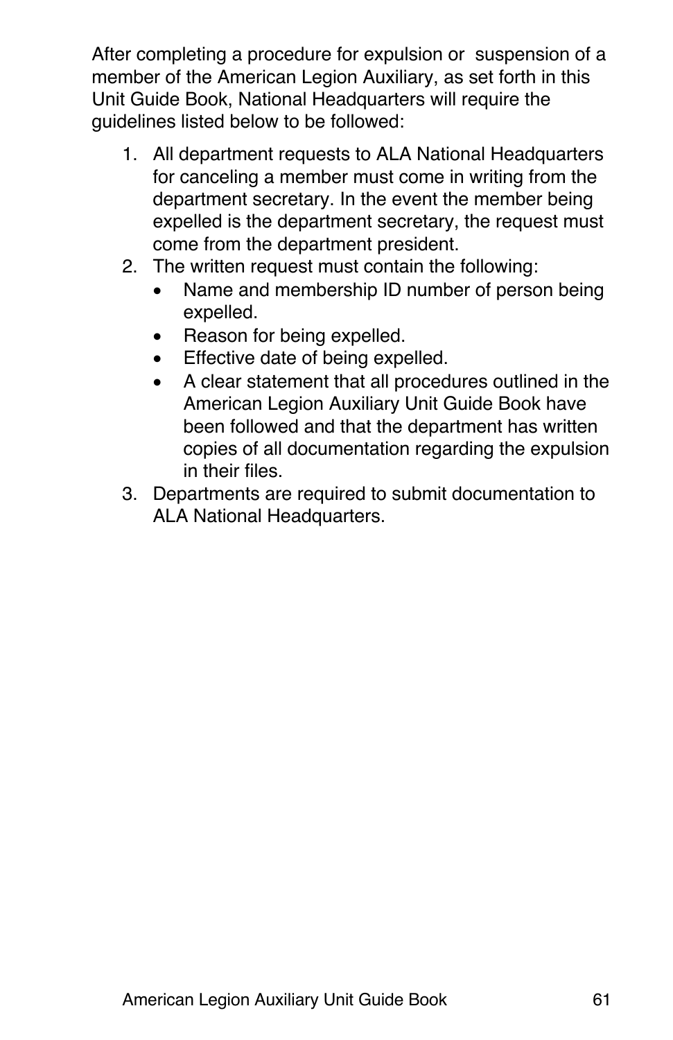After completing a procedure for expulsion or  suspension of a member of the American Legion Auxiliary, as set forth in this Unit Guide Book, National Headquarters will require the guidelines listed below to be followed:

1. All department requests to ALA National Headquarters for canceling a member must come in writing from the department secretary. In the event the member being expelled is the department secretary, the request must come from the department president.
2. The written request must contain the following:
   - Name and membership ID number of person being expelled.
   - Reason for being expelled.
   - Effective date of being expelled.
   - A clear statement that all procedures outlined in the American Legion Auxiliary Unit Guide Book have been followed and that the department has written copies of all documentation regarding the expulsion in their files.
3. Departments are required to submit documentation to ALA National Headquarters.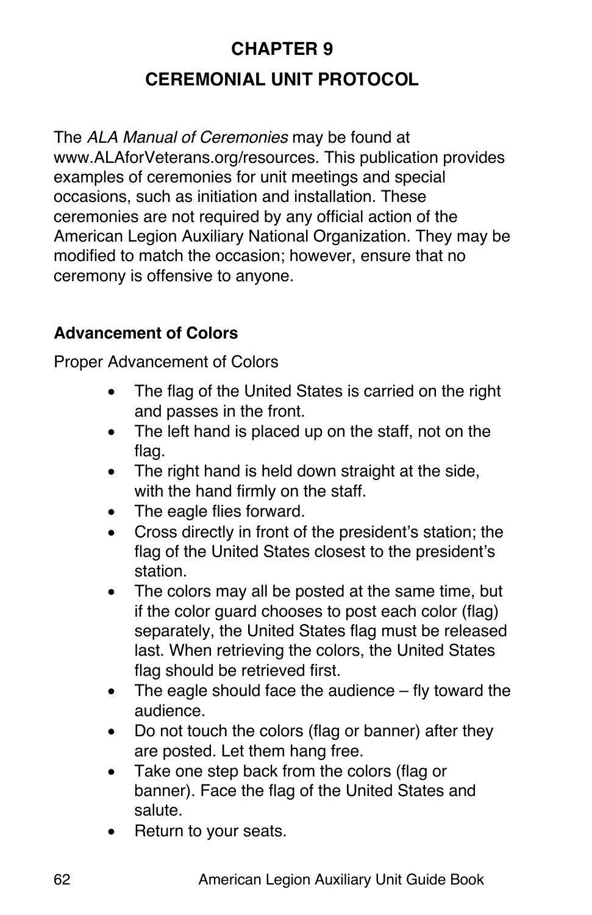# CHAPTER 9

## CEREMONIAL UNIT PROTOCOL

The *ALA Manual of Ceremonies* may be found at www.ALAforVeterans.org/resources. This publication provides examples of ceremonies for unit meetings and special occasions, such as initiation and installation. These ceremonies are not required by any official action of the American Legion Auxiliary National Organization. They may be modified to match the occasion; however, ensure that no ceremony is offensive to anyone.

### Advancement of Colors

Proper Advancement of Colors

- The flag of the United States is carried on the right and passes in the front.
- The left hand is placed up on the staff, not on the flag.
- The right hand is held down straight at the side, with the hand firmly on the staff.
- The eagle flies forward.
- Cross directly in front of the president's station; the flag of the United States closest to the president's station.
- The colors may all be posted at the same time, but if the color guard chooses to post each color (flag) separately, the United States flag must be released last. When retrieving the colors, the United States flag should be retrieved first.
- The eagle should face the audience – fly toward the audience.
- Do not touch the colors (flag or banner) after they are posted. Let them hang free.
- Take one step back from the colors (flag or banner). Face the flag of the United States and salute.
- Return to your seats.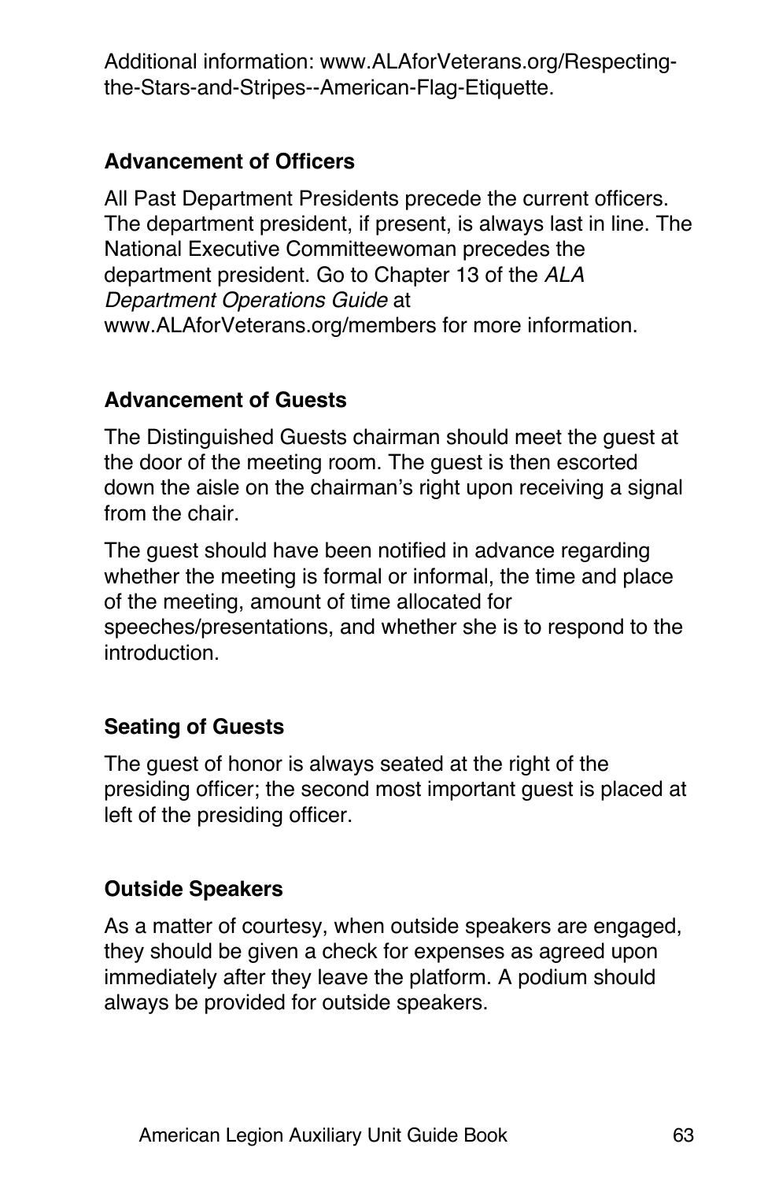Additional information: www.ALAforVeterans.org/Respecting-the-Stars-and-Stripes--American-Flag-Etiquette.

### Advancement of Officers

All Past Department Presidents precede the current officers. The department president, if present, is always last in line. The National Executive Committeewoman precedes the department president. Go to Chapter 13 of the *ALA Department Operations Guide* at www.ALAforVeterans.org/members for more information.

### Advancement of Guests

The Distinguished Guests chairman should meet the guest at the door of the meeting room. The guest is then escorted down the aisle on the chairman's right upon receiving a signal from the chair.

The guest should have been notified in advance regarding whether the meeting is formal or informal, the time and place of the meeting, amount of time allocated for speeches/presentations, and whether she is to respond to the introduction.

### Seating of Guests

The guest of honor is always seated at the right of the presiding officer; the second most important guest is placed at left of the presiding officer.

### Outside Speakers

As a matter of courtesy, when outside speakers are engaged, they should be given a check for expenses as agreed upon immediately after they leave the platform. A podium should always be provided for outside speakers.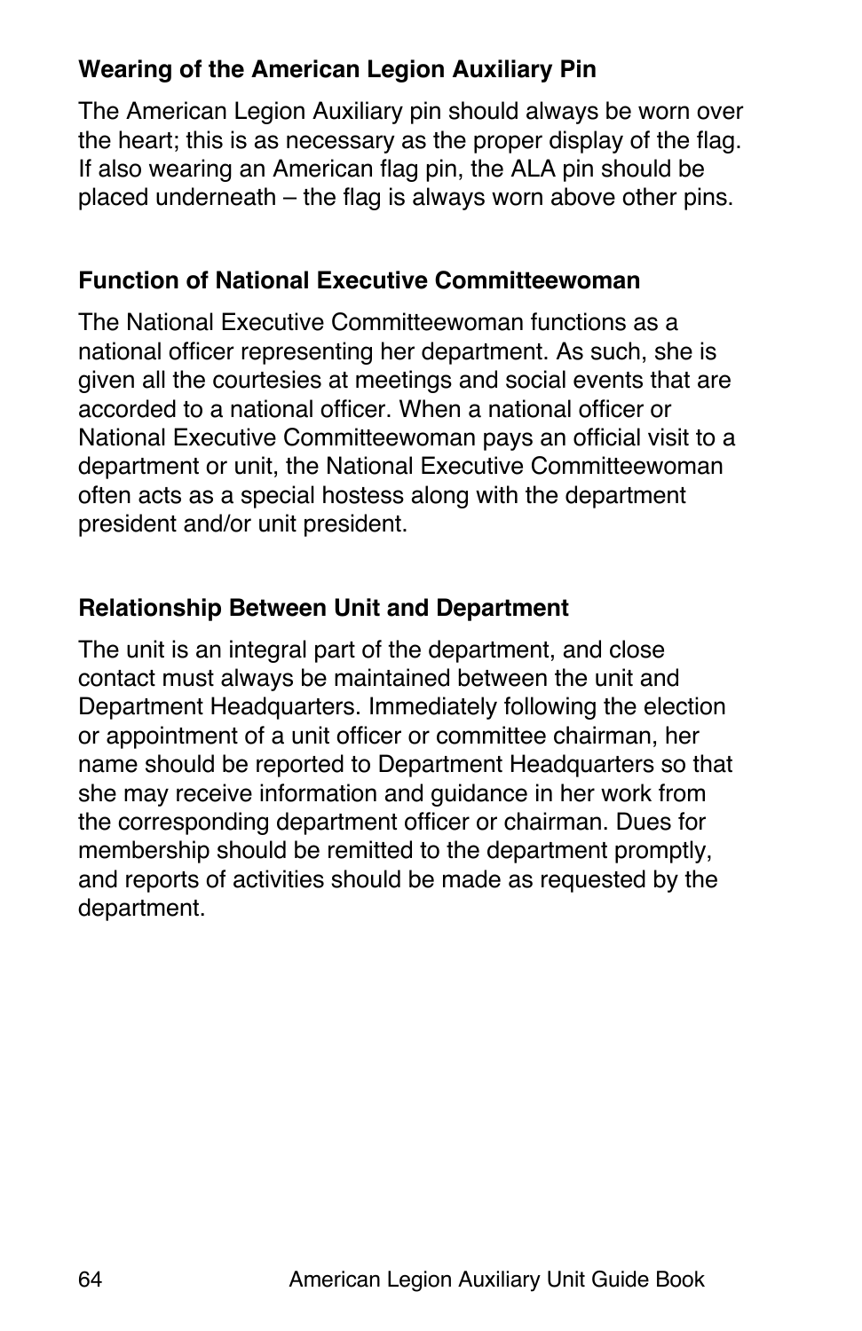### Wearing of the American Legion Auxiliary Pin

The American Legion Auxiliary pin should always be worn over the heart; this is as necessary as the proper display of the flag. If also wearing an American flag pin, the ALA pin should be placed underneath – the flag is always worn above other pins.

### Function of National Executive Committeewoman

The National Executive Committeewoman functions as a national officer representing her department. As such, she is given all the courtesies at meetings and social events that are accorded to a national officer. When a national officer or National Executive Committeewoman pays an official visit to a department or unit, the National Executive Committeewoman often acts as a special hostess along with the department president and/or unit president.

### Relationship Between Unit and Department

The unit is an integral part of the department, and close contact must always be maintained between the unit and Department Headquarters. Immediately following the election or appointment of a unit officer or committee chairman, her name should be reported to Department Headquarters so that she may receive information and guidance in her work from the corresponding department officer or chairman. Dues for membership should be remitted to the department promptly, and reports of activities should be made as requested by the department.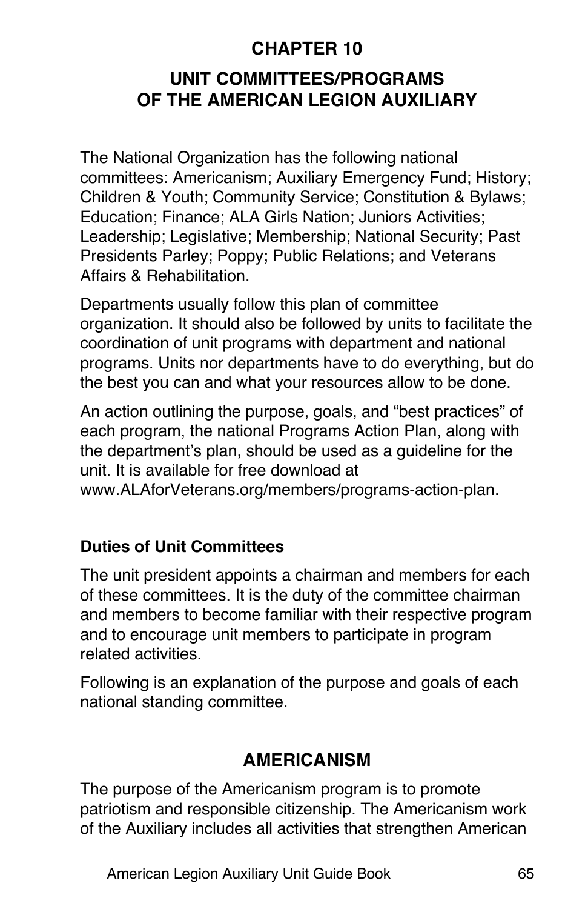# CHAPTER 10

## UNIT COMMITTEES/PROGRAMS OF THE AMERICAN LEGION AUXILIARY

The National Organization has the following national committees: Americanism; Auxiliary Emergency Fund; History; Children & Youth; Community Service; Constitution & Bylaws; Education; Finance; ALA Girls Nation; Juniors Activities; Leadership; Legislative; Membership; National Security; Past Presidents Parley; Poppy; Public Relations; and Veterans Affairs & Rehabilitation.

Departments usually follow this plan of committee organization. It should also be followed by units to facilitate the coordination of unit programs with department and national programs. Units nor departments have to do everything, but do the best you can and what your resources allow to be done.

An action outlining the purpose, goals, and "best practices" of each program, the national Programs Action Plan, along with the department's plan, should be used as a guideline for the unit. It is available for free download at www.ALAforVeterans.org/members/programs-action-plan.

### Duties of Unit Committees

The unit president appoints a chairman and members for each of these committees. It is the duty of the committee chairman and members to become familiar with their respective program and to encourage unit members to participate in program related activities.

Following is an explanation of the purpose and goals of each national standing committee.

## AMERICANISM

The purpose of the Americanism program is to promote patriotism and responsible citizenship. The Americanism work of the Auxiliary includes all activities that strengthen American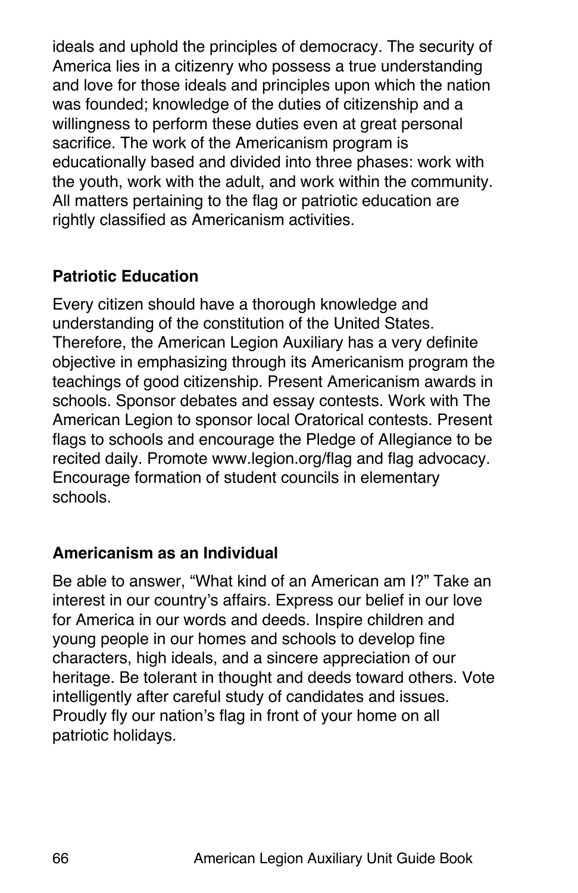ideals and uphold the principles of democracy. The security of America lies in a citizenry who possess a true understanding and love for those ideals and principles upon which the nation was founded; knowledge of the duties of citizenship and a willingness to perform these duties even at great personal sacrifice. The work of the Americanism program is educationally based and divided into three phases: work with the youth, work with the adult, and work within the community. All matters pertaining to the flag or patriotic education are rightly classified as Americanism activities.

### Patriotic Education

Every citizen should have a thorough knowledge and understanding of the constitution of the United States. Therefore, the American Legion Auxiliary has a very definite objective in emphasizing through its Americanism program the teachings of good citizenship. Present Americanism awards in schools. Sponsor debates and essay contests. Work with The American Legion to sponsor local Oratorical contests. Present flags to schools and encourage the Pledge of Allegiance to be recited daily. Promote www.legion.org/flag and flag advocacy. Encourage formation of student councils in elementary schools.

### Americanism as an Individual

Be able to answer, "What kind of an American am I?" Take an interest in our country's affairs. Express our belief in our love for America in our words and deeds. Inspire children and young people in our homes and schools to develop fine characters, high ideals, and a sincere appreciation of our heritage. Be tolerant in thought and deeds toward others. Vote intelligently after careful study of candidates and issues. Proudly fly our nation's flag in front of your home on all patriotic holidays.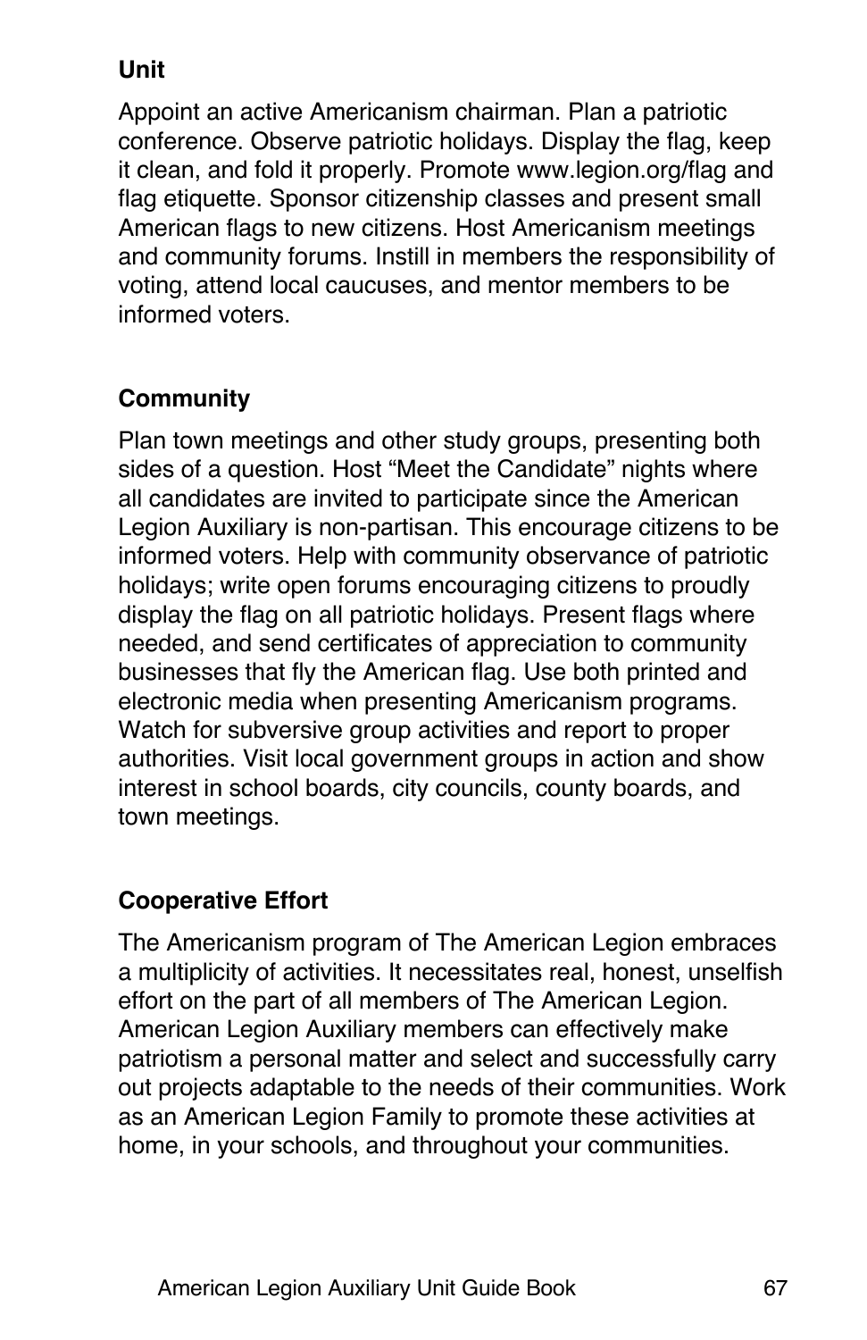**Unit**

Appoint an active Americanism chairman. Plan a patriotic conference. Observe patriotic holidays. Display the flag, keep it clean, and fold it properly. Promote www.legion.org/flag and flag etiquette. Sponsor citizenship classes and present small American flags to new citizens. Host Americanism meetings and community forums. Instill in members the responsibility of voting, attend local caucuses, and mentor members to be informed voters.

**Community**

Plan town meetings and other study groups, presenting both sides of a question. Host "Meet the Candidate" nights where all candidates are invited to participate since the American Legion Auxiliary is non-partisan. This encourage citizens to be informed voters. Help with community observance of patriotic holidays; write open forums encouraging citizens to proudly display the flag on all patriotic holidays. Present flags where needed, and send certificates of appreciation to community businesses that fly the American flag. Use both printed and electronic media when presenting Americanism programs. Watch for subversive group activities and report to proper authorities. Visit local government groups in action and show interest in school boards, city councils, county boards, and town meetings.

**Cooperative Effort**

The Americanism program of The American Legion embraces a multiplicity of activities. It necessitates real, honest, unselfish effort on the part of all members of The American Legion. American Legion Auxiliary members can effectively make patriotism a personal matter and select and successfully carry out projects adaptable to the needs of their communities. Work as an American Legion Family to promote these activities at home, in your schools, and throughout your communities.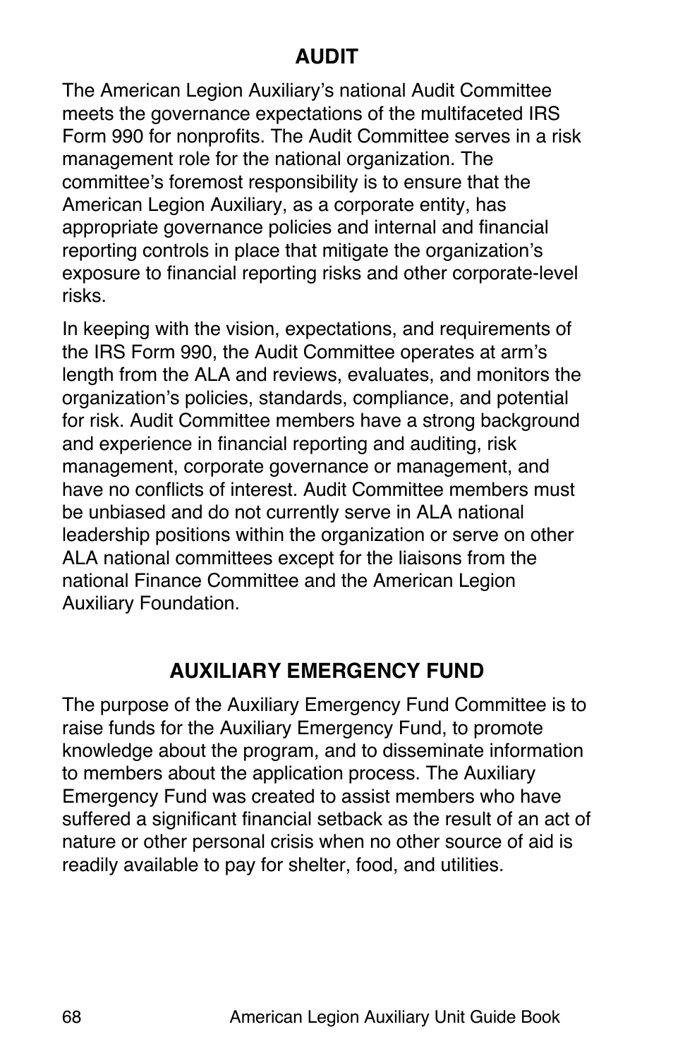## AUDIT

The American Legion Auxiliary's national Audit Committee meets the governance expectations of the multifaceted IRS Form 990 for nonprofits. The Audit Committee serves in a risk management role for the national organization. The committee's foremost responsibility is to ensure that the American Legion Auxiliary, as a corporate entity, has appropriate governance policies and internal and financial reporting controls in place that mitigate the organization's exposure to financial reporting risks and other corporate-level risks.

In keeping with the vision, expectations, and requirements of the IRS Form 990, the Audit Committee operates at arm's length from the ALA and reviews, evaluates, and monitors the organization's policies, standards, compliance, and potential for risk. Audit Committee members have a strong background and experience in financial reporting and auditing, risk management, corporate governance or management, and have no conflicts of interest. Audit Committee members must be unbiased and do not currently serve in ALA national leadership positions within the organization or serve on other ALA national committees except for the liaisons from the national Finance Committee and the American Legion Auxiliary Foundation.

## AUXILIARY EMERGENCY FUND

The purpose of the Auxiliary Emergency Fund Committee is to raise funds for the Auxiliary Emergency Fund, to promote knowledge about the program, and to disseminate information to members about the application process. The Auxiliary Emergency Fund was created to assist members who have suffered a significant financial setback as the result of an act of nature or other personal crisis when no other source of aid is readily available to pay for shelter, food, and utilities.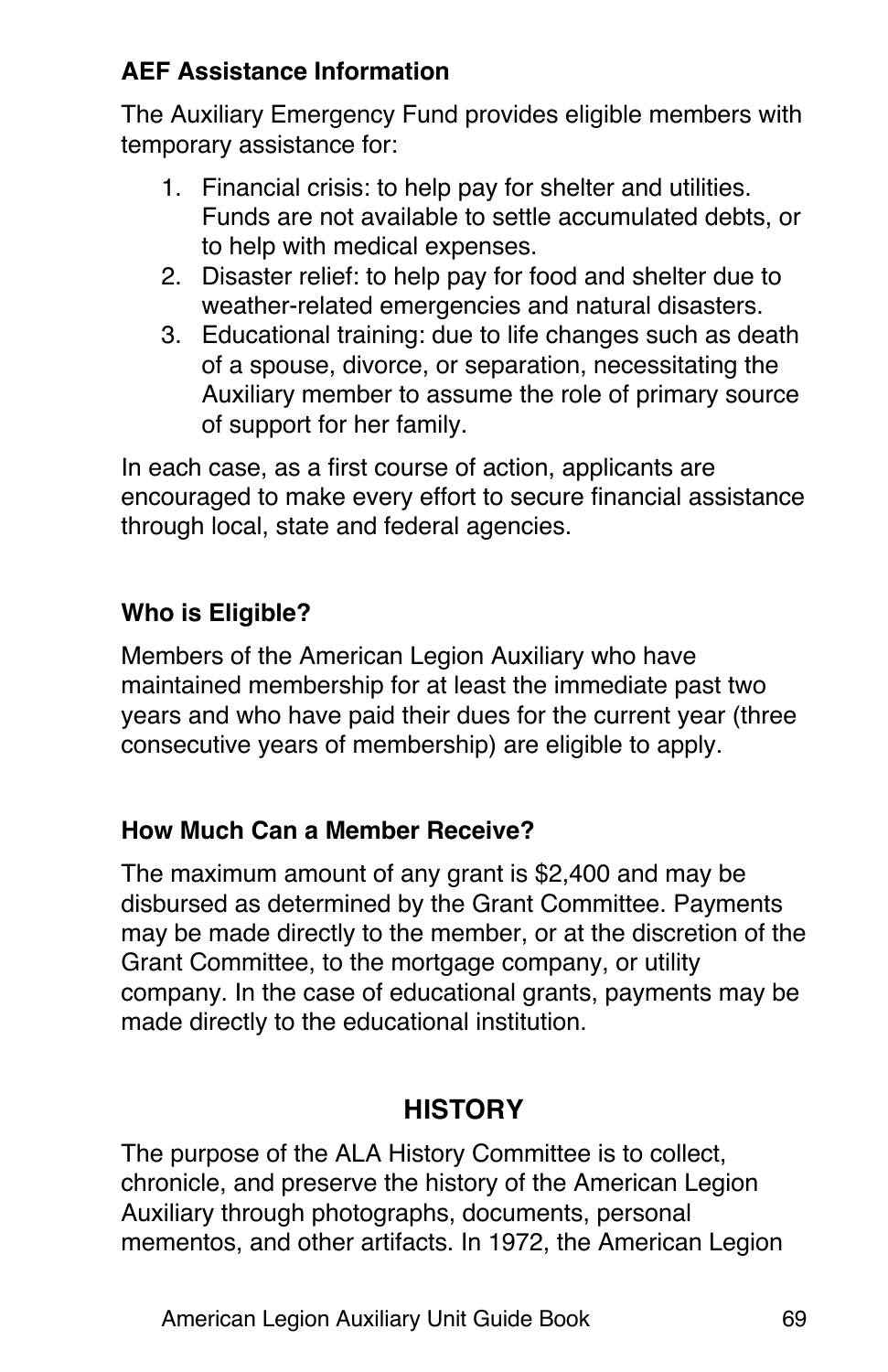### AEF Assistance Information

The Auxiliary Emergency Fund provides eligible members with temporary assistance for:

1. Financial crisis: to help pay for shelter and utilities. Funds are not available to settle accumulated debts, or to help with medical expenses.
2. Disaster relief: to help pay for food and shelter due to weather-related emergencies and natural disasters.
3. Educational training: due to life changes such as death of a spouse, divorce, or separation, necessitating the Auxiliary member to assume the role of primary source of support for her family.

In each case, as a first course of action, applicants are encouraged to make every effort to secure financial assistance through local, state and federal agencies.

### Who is Eligible?

Members of the American Legion Auxiliary who have maintained membership for at least the immediate past two years and who have paid their dues for the current year (three consecutive years of membership) are eligible to apply.

### How Much Can a Member Receive?

The maximum amount of any grant is $2,400 and may be disbursed as determined by the Grant Committee. Payments may be made directly to the member, or at the discretion of the Grant Committee, to the mortgage company, or utility company. In the case of educational grants, payments may be made directly to the educational institution.

## HISTORY

The purpose of the ALA History Committee is to collect, chronicle, and preserve the history of the American Legion Auxiliary through photographs, documents, personal mementos, and other artifacts. In 1972, the American Legion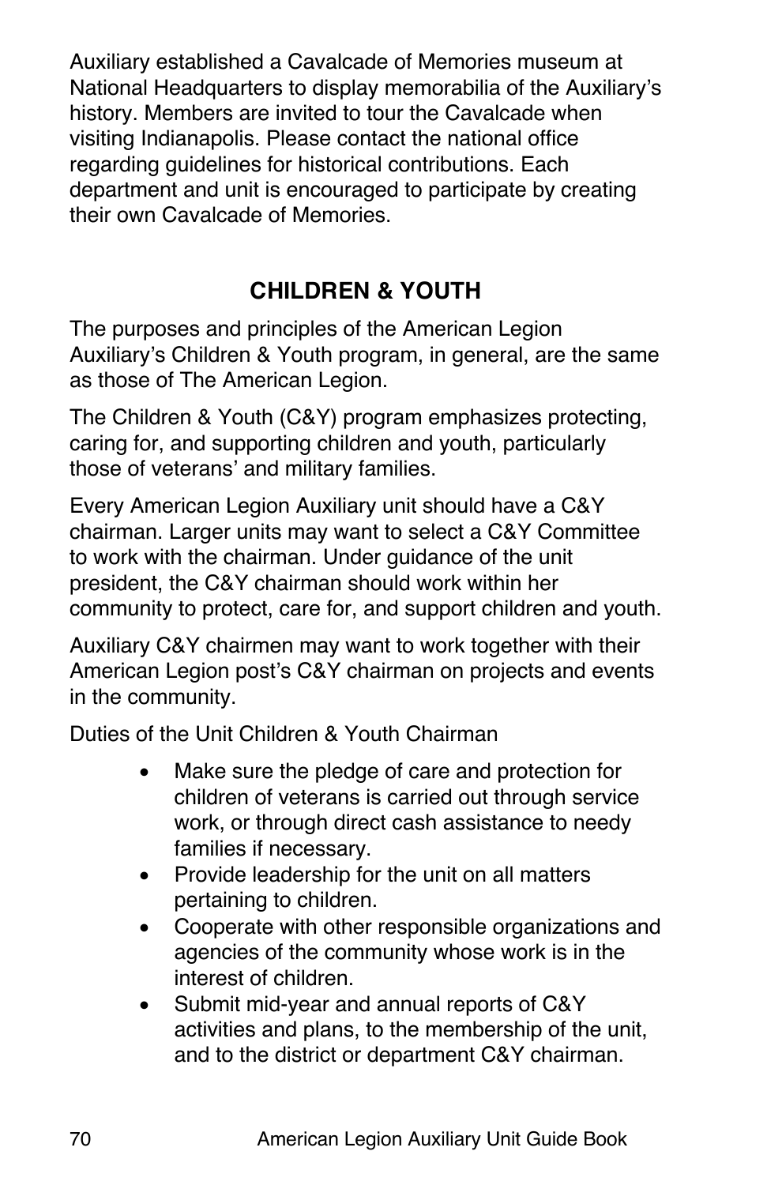Auxiliary established a Cavalcade of Memories museum at National Headquarters to display memorabilia of the Auxiliary's history. Members are invited to tour the Cavalcade when visiting Indianapolis. Please contact the national office regarding guidelines for historical contributions. Each department and unit is encouraged to participate by creating their own Cavalcade of Memories.

## CHILDREN & YOUTH

The purposes and principles of the American Legion Auxiliary's Children & Youth program, in general, are the same as those of The American Legion.

The Children & Youth (C&Y) program emphasizes protecting, caring for, and supporting children and youth, particularly those of veterans' and military families.

Every American Legion Auxiliary unit should have a C&Y chairman. Larger units may want to select a C&Y Committee to work with the chairman. Under guidance of the unit president, the C&Y chairman should work within her community to protect, care for, and support children and youth.

Auxiliary C&Y chairmen may want to work together with their American Legion post's C&Y chairman on projects and events in the community.

Duties of the Unit Children & Youth Chairman

- Make sure the pledge of care and protection for children of veterans is carried out through service work, or through direct cash assistance to needy families if necessary.
- Provide leadership for the unit on all matters pertaining to children.
- Cooperate with other responsible organizations and agencies of the community whose work is in the interest of children.
- Submit mid-year and annual reports of C&Y activities and plans, to the membership of the unit, and to the district or department C&Y chairman.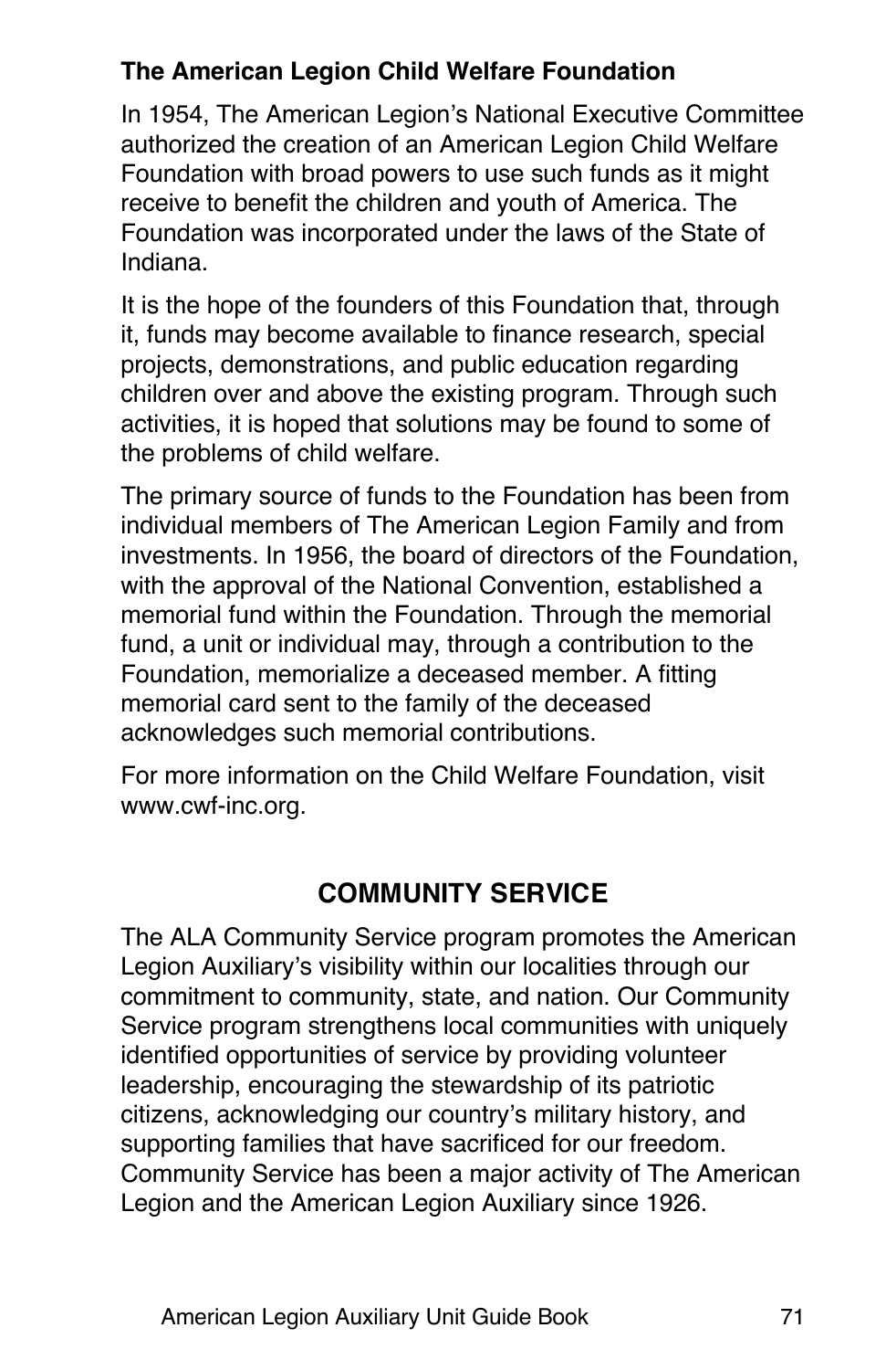### The American Legion Child Welfare Foundation

In 1954, The American Legion's National Executive Committee authorized the creation of an American Legion Child Welfare Foundation with broad powers to use such funds as it might receive to benefit the children and youth of America. The Foundation was incorporated under the laws of the State of Indiana.

It is the hope of the founders of this Foundation that, through it, funds may become available to finance research, special projects, demonstrations, and public education regarding children over and above the existing program. Through such activities, it is hoped that solutions may be found to some of the problems of child welfare.

The primary source of funds to the Foundation has been from individual members of The American Legion Family and from investments. In 1956, the board of directors of the Foundation, with the approval of the National Convention, established a memorial fund within the Foundation. Through the memorial fund, a unit or individual may, through a contribution to the Foundation, memorialize a deceased member. A fitting memorial card sent to the family of the deceased acknowledges such memorial contributions.

For more information on the Child Welfare Foundation, visit www.cwf-inc.org.

## COMMUNITY SERVICE

The ALA Community Service program promotes the American Legion Auxiliary's visibility within our localities through our commitment to community, state, and nation. Our Community Service program strengthens local communities with uniquely identified opportunities of service by providing volunteer leadership, encouraging the stewardship of its patriotic citizens, acknowledging our country's military history, and supporting families that have sacrificed for our freedom. Community Service has been a major activity of The American Legion and the American Legion Auxiliary since 1926.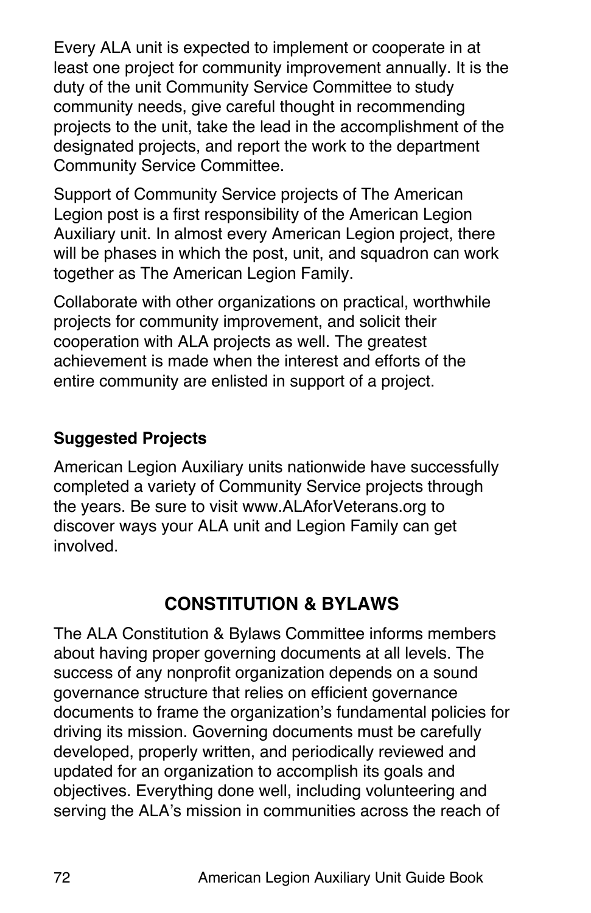Every ALA unit is expected to implement or cooperate in at least one project for community improvement annually. It is the duty of the unit Community Service Committee to study community needs, give careful thought in recommending projects to the unit, take the lead in the accomplishment of the designated projects, and report the work to the department Community Service Committee.

Support of Community Service projects of The American Legion post is a first responsibility of the American Legion Auxiliary unit. In almost every American Legion project, there will be phases in which the post, unit, and squadron can work together as The American Legion Family.

Collaborate with other organizations on practical, worthwhile projects for community improvement, and solicit their cooperation with ALA projects as well. The greatest achievement is made when the interest and efforts of the entire community are enlisted in support of a project.

**Suggested Projects**

American Legion Auxiliary units nationwide have successfully completed a variety of Community Service projects through the years. Be sure to visit www.ALAforVeterans.org to discover ways your ALA unit and Legion Family can get involved.

## CONSTITUTION & BYLAWS

The ALA Constitution & Bylaws Committee informs members about having proper governing documents at all levels. The success of any nonprofit organization depends on a sound governance structure that relies on efficient governance documents to frame the organization's fundamental policies for driving its mission. Governing documents must be carefully developed, properly written, and periodically reviewed and updated for an organization to accomplish its goals and objectives. Everything done well, including volunteering and serving the ALA's mission in communities across the reach of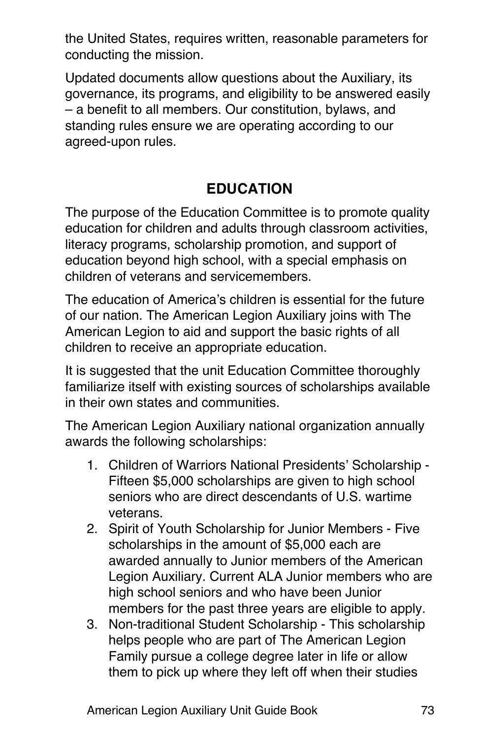the United States, requires written, reasonable parameters for conducting the mission.

Updated documents allow questions about the Auxiliary, its governance, its programs, and eligibility to be answered easily – a benefit to all members. Our constitution, bylaws, and standing rules ensure we are operating according to our agreed-upon rules.

## EDUCATION

The purpose of the Education Committee is to promote quality education for children and adults through classroom activities, literacy programs, scholarship promotion, and support of education beyond high school, with a special emphasis on children of veterans and servicemembers.

The education of America's children is essential for the future of our nation. The American Legion Auxiliary joins with The American Legion to aid and support the basic rights of all children to receive an appropriate education.

It is suggested that the unit Education Committee thoroughly familiarize itself with existing sources of scholarships available in their own states and communities.

The American Legion Auxiliary national organization annually awards the following scholarships:

1. Children of Warriors National Presidents' Scholarship - Fifteen $5,000 scholarships are given to high school seniors who are direct descendants of U.S. wartime veterans.
2. Spirit of Youth Scholarship for Junior Members - Five scholarships in the amount of $5,000 each are awarded annually to Junior members of the American Legion Auxiliary. Current ALA Junior members who are high school seniors and who have been Junior members for the past three years are eligible to apply.
3. Non-traditional Student Scholarship - This scholarship helps people who are part of The American Legion Family pursue a college degree later in life or allow them to pick up where they left off when their studies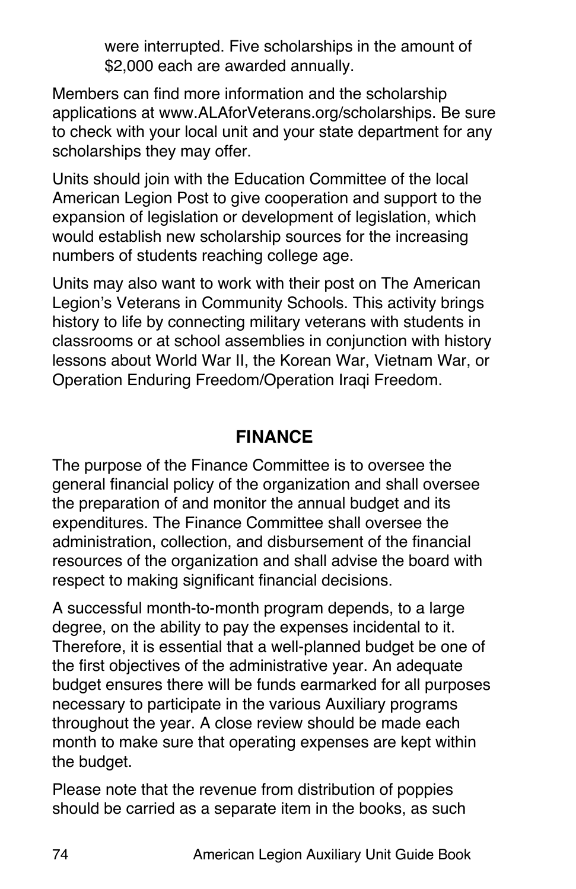were interrupted. Five scholarships in the amount of $2,000 each are awarded annually.

Members can find more information and the scholarship applications at www.ALAforVeterans.org/scholarships. Be sure to check with your local unit and your state department for any scholarships they may offer.

Units should join with the Education Committee of the local American Legion Post to give cooperation and support to the expansion of legislation or development of legislation, which would establish new scholarship sources for the increasing numbers of students reaching college age.

Units may also want to work with their post on The American Legion's Veterans in Community Schools. This activity brings history to life by connecting military veterans with students in classrooms or at school assemblies in conjunction with history lessons about World War II, the Korean War, Vietnam War, or Operation Enduring Freedom/Operation Iraqi Freedom.

## FINANCE

The purpose of the Finance Committee is to oversee the general financial policy of the organization and shall oversee the preparation of and monitor the annual budget and its expenditures. The Finance Committee shall oversee the administration, collection, and disbursement of the financial resources of the organization and shall advise the board with respect to making significant financial decisions.

A successful month-to-month program depends, to a large degree, on the ability to pay the expenses incidental to it. Therefore, it is essential that a well-planned budget be one of the first objectives of the administrative year. An adequate budget ensures there will be funds earmarked for all purposes necessary to participate in the various Auxiliary programs throughout the year. A close review should be made each month to make sure that operating expenses are kept within the budget.

Please note that the revenue from distribution of poppies should be carried as a separate item in the books, as such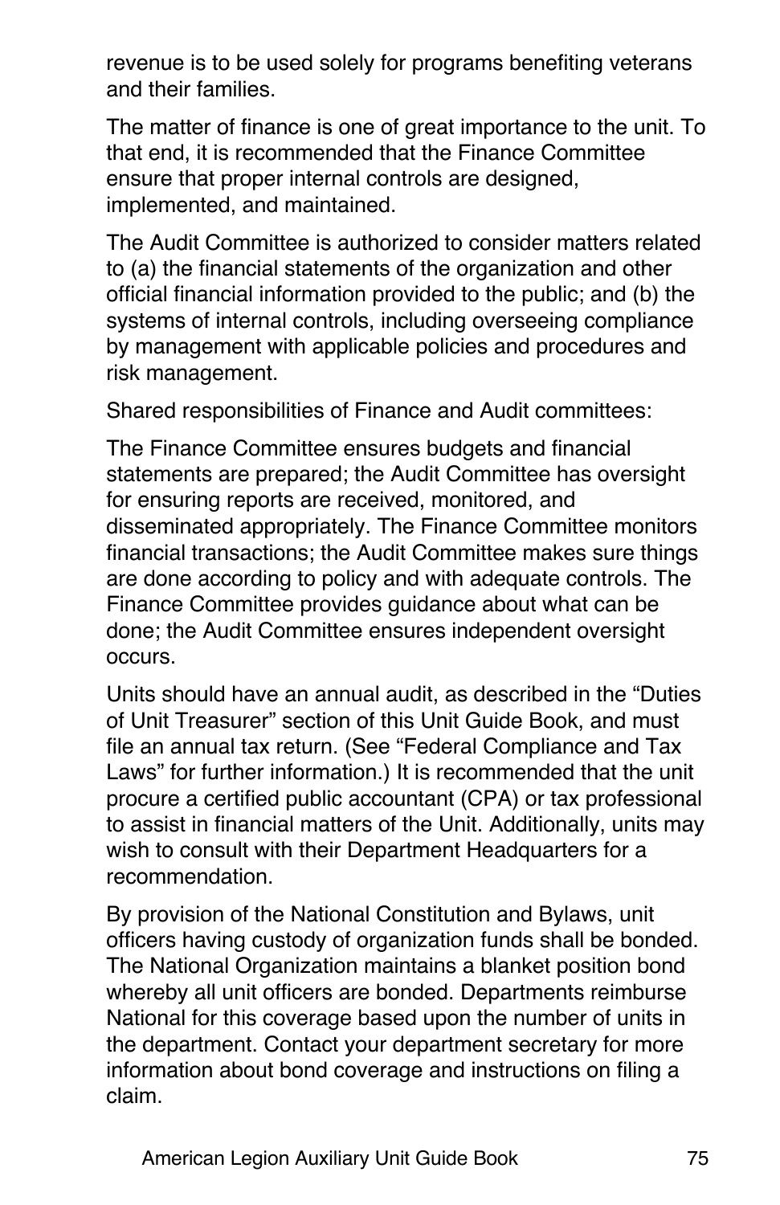revenue is to be used solely for programs benefiting veterans and their families.

The matter of finance is one of great importance to the unit. To that end, it is recommended that the Finance Committee ensure that proper internal controls are designed, implemented, and maintained.

The Audit Committee is authorized to consider matters related to (a) the financial statements of the organization and other official financial information provided to the public; and (b) the systems of internal controls, including overseeing compliance by management with applicable policies and procedures and risk management.

Shared responsibilities of Finance and Audit committees:

The Finance Committee ensures budgets and financial statements are prepared; the Audit Committee has oversight for ensuring reports are received, monitored, and disseminated appropriately. The Finance Committee monitors financial transactions; the Audit Committee makes sure things are done according to policy and with adequate controls. The Finance Committee provides guidance about what can be done; the Audit Committee ensures independent oversight occurs.

Units should have an annual audit, as described in the "Duties of Unit Treasurer" section of this Unit Guide Book, and must file an annual tax return. (See "Federal Compliance and Tax Laws" for further information.) It is recommended that the unit procure a certified public accountant (CPA) or tax professional to assist in financial matters of the Unit. Additionally, units may wish to consult with their Department Headquarters for a recommendation.

By provision of the National Constitution and Bylaws, unit officers having custody of organization funds shall be bonded. The National Organization maintains a blanket position bond whereby all unit officers are bonded. Departments reimburse National for this coverage based upon the number of units in the department. Contact your department secretary for more information about bond coverage and instructions on filing a claim.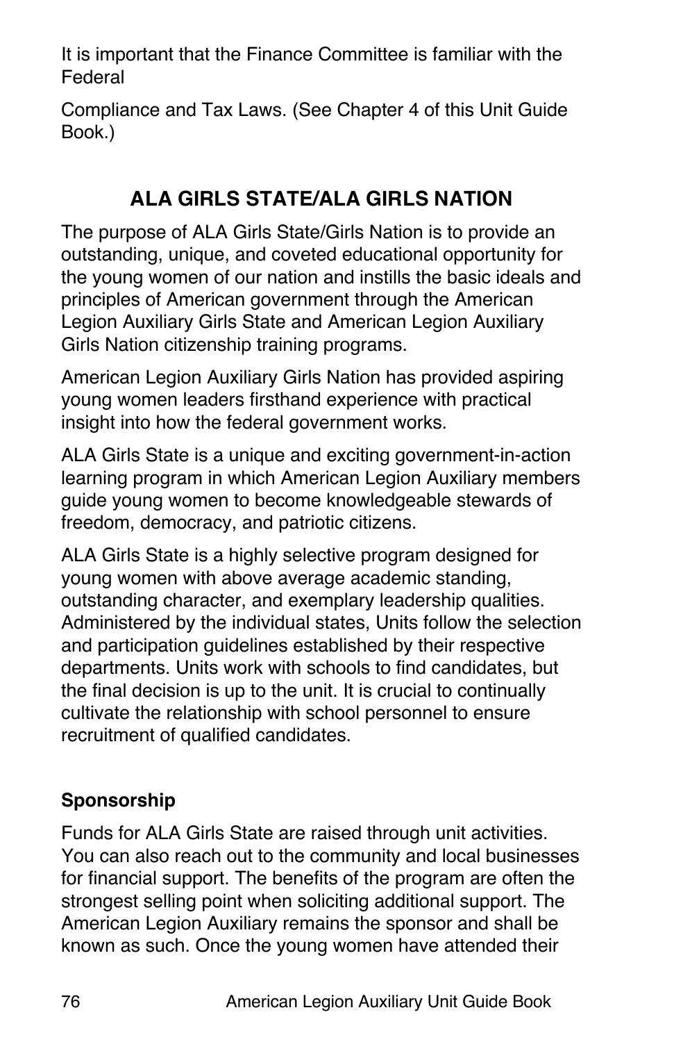It is important that the Finance Committee is familiar with the Federal

Compliance and Tax Laws. (See Chapter 4 of this Unit Guide Book.)

## ALA GIRLS STATE/ALA GIRLS NATION

The purpose of ALA Girls State/Girls Nation is to provide an outstanding, unique, and coveted educational opportunity for the young women of our nation and instills the basic ideals and principles of American government through the American Legion Auxiliary Girls State and American Legion Auxiliary Girls Nation citizenship training programs.

American Legion Auxiliary Girls Nation has provided aspiring young women leaders firsthand experience with practical insight into how the federal government works.

ALA Girls State is a unique and exciting government-in-action learning program in which American Legion Auxiliary members guide young women to become knowledgeable stewards of freedom, democracy, and patriotic citizens.

ALA Girls State is a highly selective program designed for young women with above average academic standing, outstanding character, and exemplary leadership qualities. Administered by the individual states, Units follow the selection and participation guidelines established by their respective departments. Units work with schools to find candidates, but the final decision is up to the unit. It is crucial to continually cultivate the relationship with school personnel to ensure recruitment of qualified candidates.

### Sponsorship

Funds for ALA Girls State are raised through unit activities. You can also reach out to the community and local businesses for financial support. The benefits of the program are often the strongest selling point when soliciting additional support. The American Legion Auxiliary remains the sponsor and shall be known as such. Once the young women have attended their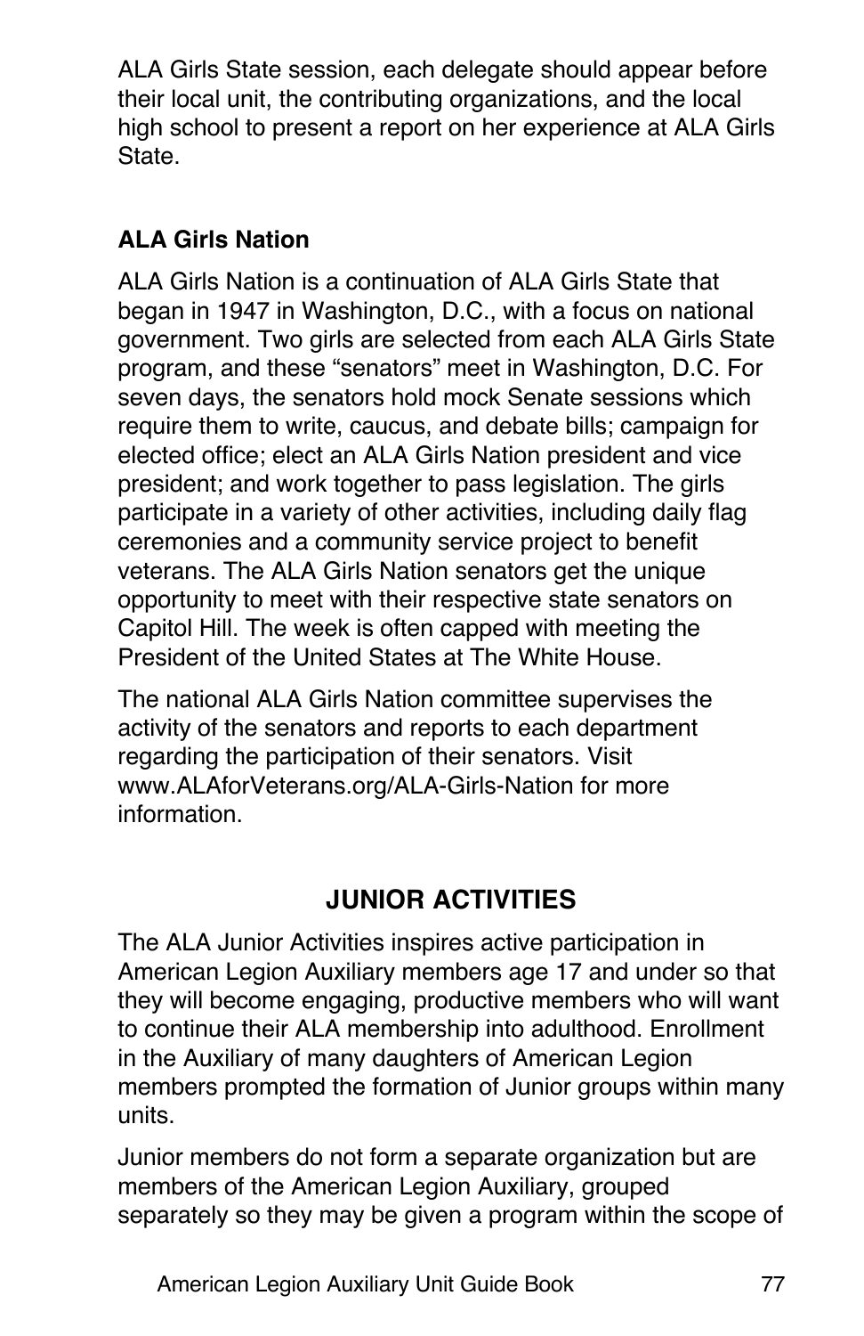ALA Girls State session, each delegate should appear before their local unit, the contributing organizations, and the local high school to present a report on her experience at ALA Girls State.

### ALA Girls Nation

ALA Girls Nation is a continuation of ALA Girls State that began in 1947 in Washington, D.C., with a focus on national government. Two girls are selected from each ALA Girls State program, and these "senators" meet in Washington, D.C. For seven days, the senators hold mock Senate sessions which require them to write, caucus, and debate bills; campaign for elected office; elect an ALA Girls Nation president and vice president; and work together to pass legislation. The girls participate in a variety of other activities, including daily flag ceremonies and a community service project to benefit veterans. The ALA Girls Nation senators get the unique opportunity to meet with their respective state senators on Capitol Hill. The week is often capped with meeting the President of the United States at The White House.

The national ALA Girls Nation committee supervises the activity of the senators and reports to each department regarding the participation of their senators. Visit www.ALAforVeterans.org/ALA-Girls-Nation for more information.

## JUNIOR ACTIVITIES

The ALA Junior Activities inspires active participation in American Legion Auxiliary members age 17 and under so that they will become engaging, productive members who will want to continue their ALA membership into adulthood. Enrollment in the Auxiliary of many daughters of American Legion members prompted the formation of Junior groups within many units.

Junior members do not form a separate organization but are members of the American Legion Auxiliary, grouped separately so they may be given a program within the scope of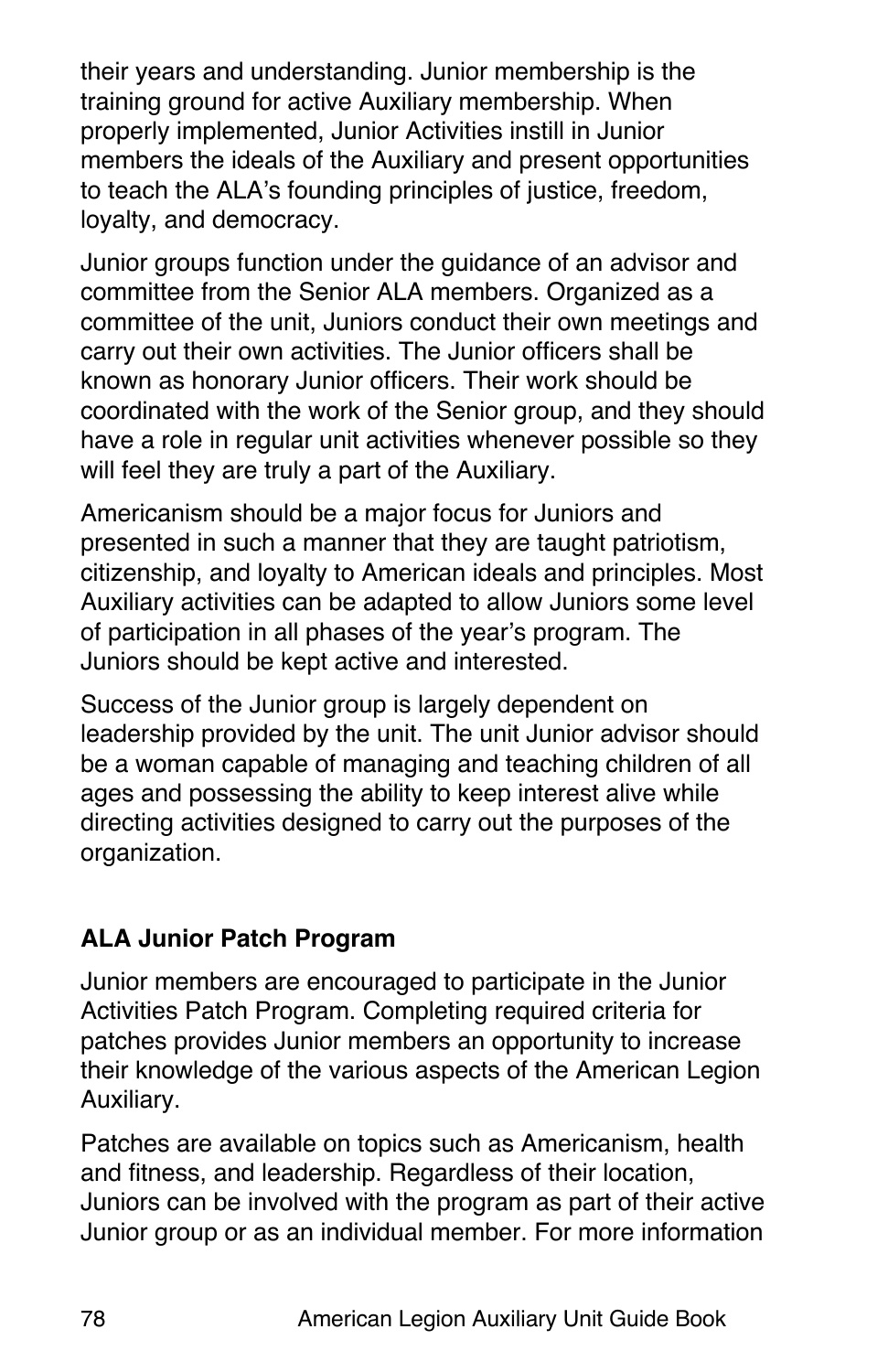their years and understanding. Junior membership is the training ground for active Auxiliary membership. When properly implemented, Junior Activities instill in Junior members the ideals of the Auxiliary and present opportunities to teach the ALA's founding principles of justice, freedom, loyalty, and democracy.

Junior groups function under the guidance of an advisor and committee from the Senior ALA members. Organized as a committee of the unit, Juniors conduct their own meetings and carry out their own activities. The Junior officers shall be known as honorary Junior officers. Their work should be coordinated with the work of the Senior group, and they should have a role in regular unit activities whenever possible so they will feel they are truly a part of the Auxiliary.

Americanism should be a major focus for Juniors and presented in such a manner that they are taught patriotism, citizenship, and loyalty to American ideals and principles. Most Auxiliary activities can be adapted to allow Juniors some level of participation in all phases of the year's program. The Juniors should be kept active and interested.

Success of the Junior group is largely dependent on leadership provided by the unit. The unit Junior advisor should be a woman capable of managing and teaching children of all ages and possessing the ability to keep interest alive while directing activities designed to carry out the purposes of the organization.

**ALA Junior Patch Program**

Junior members are encouraged to participate in the Junior Activities Patch Program. Completing required criteria for patches provides Junior members an opportunity to increase their knowledge of the various aspects of the American Legion Auxiliary.

Patches are available on topics such as Americanism, health and fitness, and leadership. Regardless of their location, Juniors can be involved with the program as part of their active Junior group or as an individual member. For more information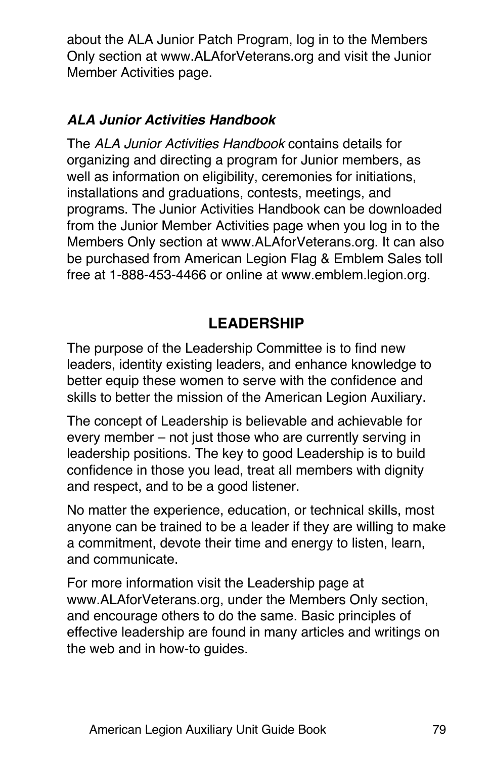about the ALA Junior Patch Program, log in to the Members Only section at www.ALAforVeterans.org and visit the Junior Member Activities page.

### *ALA Junior Activities Handbook*

The *ALA Junior Activities Handbook* contains details for organizing and directing a program for Junior members, as well as information on eligibility, ceremonies for initiations, installations and graduations, contests, meetings, and programs. The Junior Activities Handbook can be downloaded from the Junior Member Activities page when you log in to the Members Only section at www.ALAforVeterans.org. It can also be purchased from American Legion Flag & Emblem Sales toll free at 1-888-453-4466 or online at www.emblem.legion.org.

## LEADERSHIP

The purpose of the Leadership Committee is to find new leaders, identity existing leaders, and enhance knowledge to better equip these women to serve with the confidence and skills to better the mission of the American Legion Auxiliary.

The concept of Leadership is believable and achievable for every member – not just those who are currently serving in leadership positions. The key to good Leadership is to build confidence in those you lead, treat all members with dignity and respect, and to be a good listener.

No matter the experience, education, or technical skills, most anyone can be trained to be a leader if they are willing to make a commitment, devote their time and energy to listen, learn, and communicate.

For more information visit the Leadership page at www.ALAforVeterans.org, under the Members Only section, and encourage others to do the same. Basic principles of effective leadership are found in many articles and writings on the web and in how-to guides.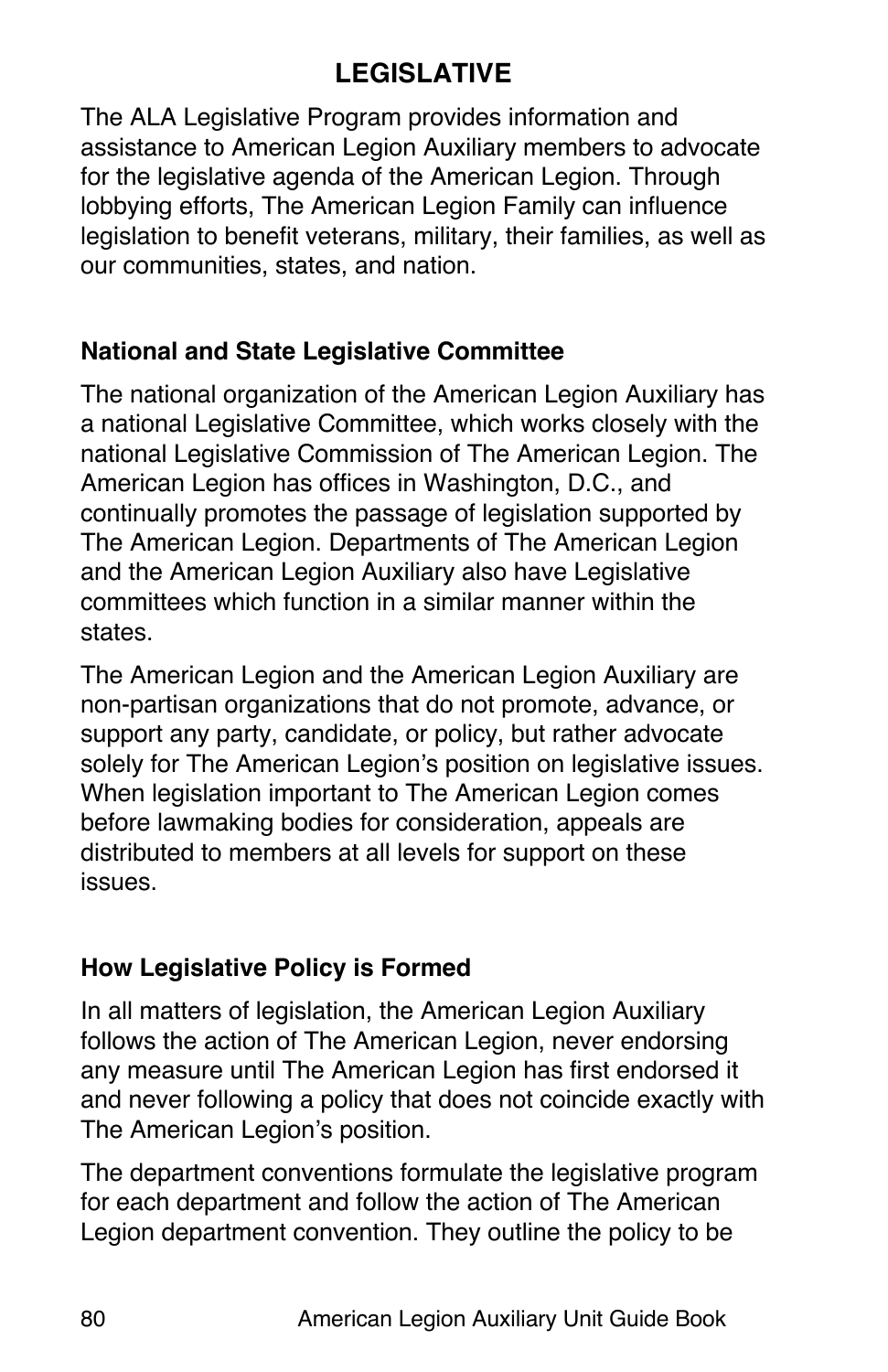# LEGISLATIVE

The ALA Legislative Program provides information and assistance to American Legion Auxiliary members to advocate for the legislative agenda of the American Legion. Through lobbying efforts, The American Legion Family can influence legislation to benefit veterans, military, their families, as well as our communities, states, and nation.

## National and State Legislative Committee

The national organization of the American Legion Auxiliary has a national Legislative Committee, which works closely with the national Legislative Commission of The American Legion. The American Legion has offices in Washington, D.C., and continually promotes the passage of legislation supported by The American Legion. Departments of The American Legion and the American Legion Auxiliary also have Legislative committees which function in a similar manner within the states.

The American Legion and the American Legion Auxiliary are non-partisan organizations that do not promote, advance, or support any party, candidate, or policy, but rather advocate solely for The American Legion's position on legislative issues. When legislation important to The American Legion comes before lawmaking bodies for consideration, appeals are distributed to members at all levels for support on these issues.

## How Legislative Policy is Formed

In all matters of legislation, the American Legion Auxiliary follows the action of The American Legion, never endorsing any measure until The American Legion has first endorsed it and never following a policy that does not coincide exactly with The American Legion's position.

The department conventions formulate the legislative program for each department and follow the action of The American Legion department convention. They outline the policy to be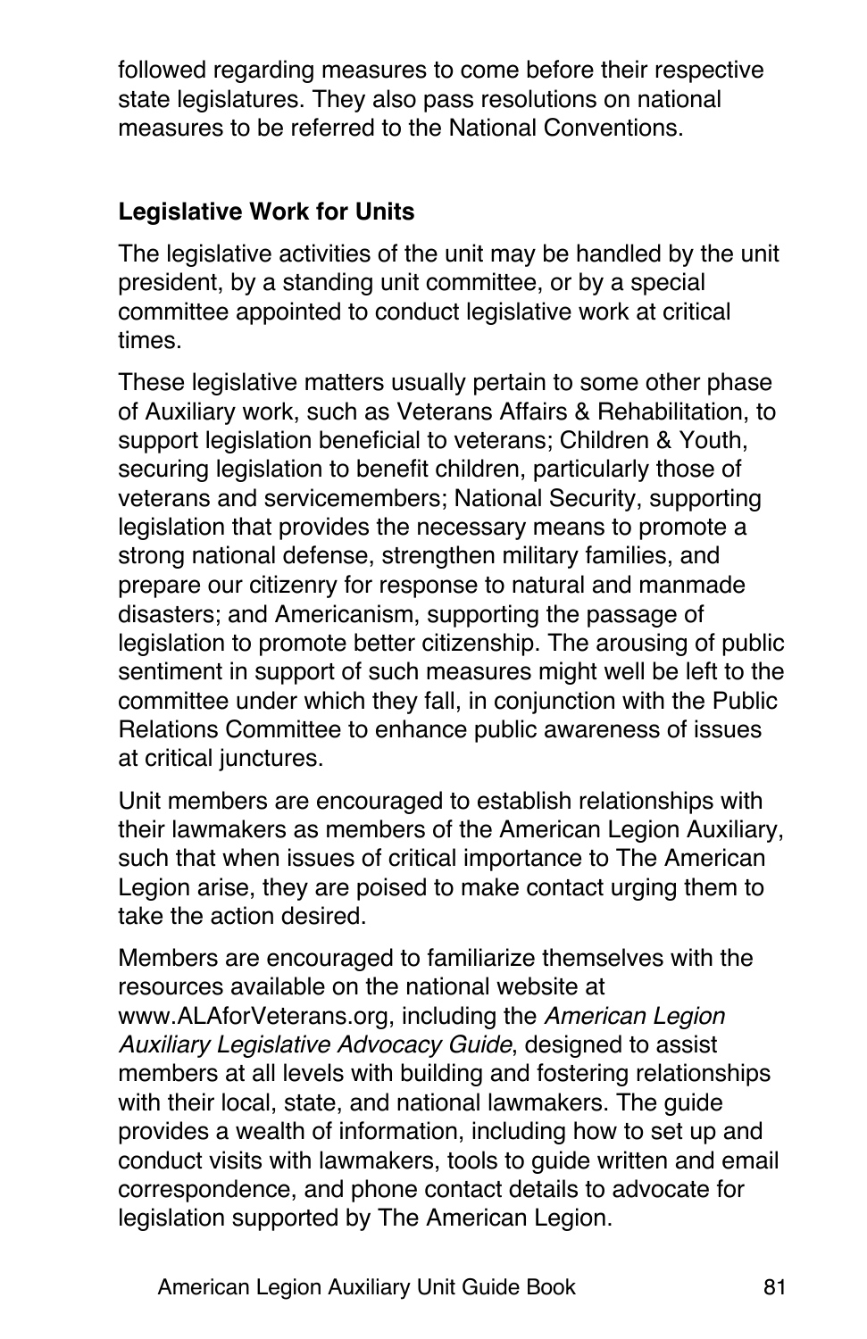followed regarding measures to come before their respective state legislatures. They also pass resolutions on national measures to be referred to the National Conventions.

### Legislative Work for Units

The legislative activities of the unit may be handled by the unit president, by a standing unit committee, or by a special committee appointed to conduct legislative work at critical times.

These legislative matters usually pertain to some other phase of Auxiliary work, such as Veterans Affairs & Rehabilitation, to support legislation beneficial to veterans; Children & Youth, securing legislation to benefit children, particularly those of veterans and servicemembers; National Security, supporting legislation that provides the necessary means to promote a strong national defense, strengthen military families, and prepare our citizenry for response to natural and manmade disasters; and Americanism, supporting the passage of legislation to promote better citizenship. The arousing of public sentiment in support of such measures might well be left to the committee under which they fall, in conjunction with the Public Relations Committee to enhance public awareness of issues at critical junctures.

Unit members are encouraged to establish relationships with their lawmakers as members of the American Legion Auxiliary, such that when issues of critical importance to The American Legion arise, they are poised to make contact urging them to take the action desired.

Members are encouraged to familiarize themselves with the resources available on the national website at www.ALAforVeterans.org, including the *American Legion Auxiliary Legislative Advocacy Guide*, designed to assist members at all levels with building and fostering relationships with their local, state, and national lawmakers. The guide provides a wealth of information, including how to set up and conduct visits with lawmakers, tools to guide written and email correspondence, and phone contact details to advocate for legislation supported by The American Legion.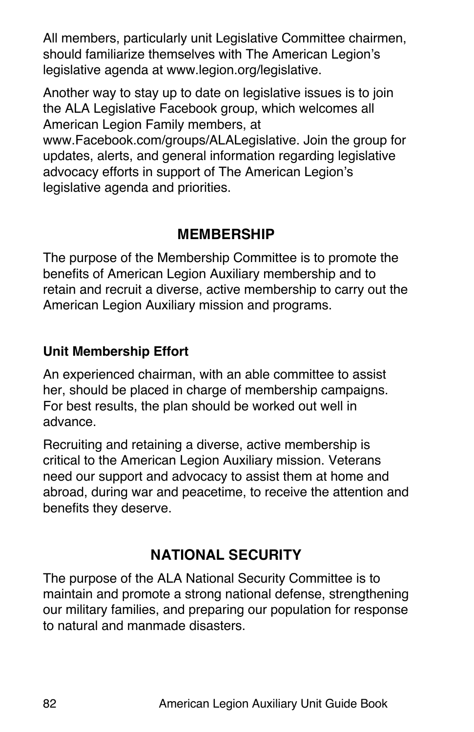All members, particularly unit Legislative Committee chairmen, should familiarize themselves with The American Legion's legislative agenda at www.legion.org/legislative.

Another way to stay up to date on legislative issues is to join the ALA Legislative Facebook group, which welcomes all American Legion Family members, at www.Facebook.com/groups/ALALegislative. Join the group for updates, alerts, and general information regarding legislative advocacy efforts in support of The American Legion's legislative agenda and priorities.

## MEMBERSHIP

The purpose of the Membership Committee is to promote the benefits of American Legion Auxiliary membership and to retain and recruit a diverse, active membership to carry out the American Legion Auxiliary mission and programs.

### Unit Membership Effort

An experienced chairman, with an able committee to assist her, should be placed in charge of membership campaigns. For best results, the plan should be worked out well in advance.

Recruiting and retaining a diverse, active membership is critical to the American Legion Auxiliary mission. Veterans need our support and advocacy to assist them at home and abroad, during war and peacetime, to receive the attention and benefits they deserve.

## NATIONAL SECURITY

The purpose of the ALA National Security Committee is to maintain and promote a strong national defense, strengthening our military families, and preparing our population for response to natural and manmade disasters.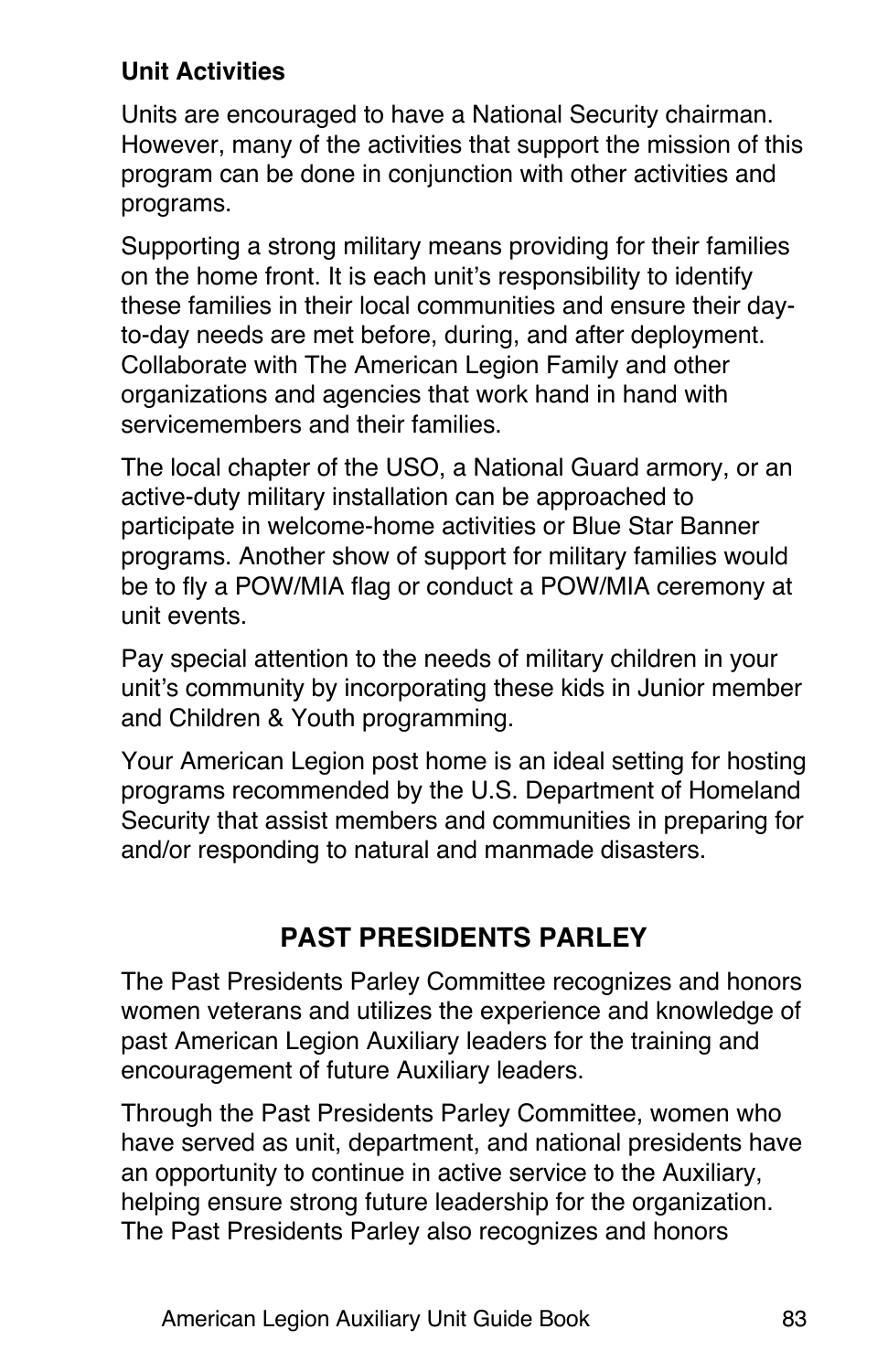**Unit Activities**

Units are encouraged to have a National Security chairman. However, many of the activities that support the mission of this program can be done in conjunction with other activities and programs.

Supporting a strong military means providing for their families on the home front. It is each unit's responsibility to identify these families in their local communities and ensure their day-to-day needs are met before, during, and after deployment. Collaborate with The American Legion Family and other organizations and agencies that work hand in hand with servicemembers and their families.

The local chapter of the USO, a National Guard armory, or an active-duty military installation can be approached to participate in welcome-home activities or Blue Star Banner programs. Another show of support for military families would be to fly a POW/MIA flag or conduct a POW/MIA ceremony at unit events.

Pay special attention to the needs of military children in your unit's community by incorporating these kids in Junior member and Children & Youth programming.

Your American Legion post home is an ideal setting for hosting programs recommended by the U.S. Department of Homeland Security that assist members and communities in preparing for and/or responding to natural and manmade disasters.

## PAST PRESIDENTS PARLEY

The Past Presidents Parley Committee recognizes and honors women veterans and utilizes the experience and knowledge of past American Legion Auxiliary leaders for the training and encouragement of future Auxiliary leaders.

Through the Past Presidents Parley Committee, women who have served as unit, department, and national presidents have an opportunity to continue in active service to the Auxiliary, helping ensure strong future leadership for the organization. The Past Presidents Parley also recognizes and honors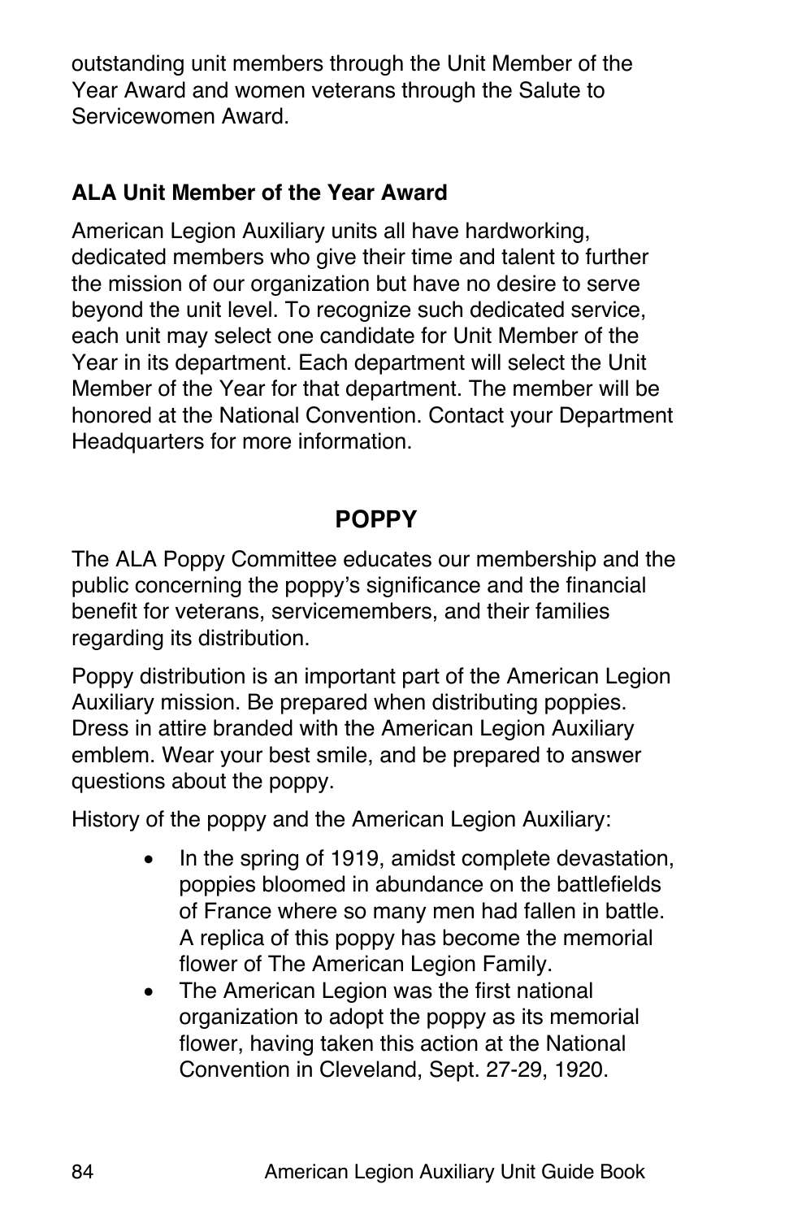outstanding unit members through the Unit Member of the Year Award and women veterans through the Salute to Servicewomen Award.

### ALA Unit Member of the Year Award

American Legion Auxiliary units all have hardworking, dedicated members who give their time and talent to further the mission of our organization but have no desire to serve beyond the unit level. To recognize such dedicated service, each unit may select one candidate for Unit Member of the Year in its department. Each department will select the Unit Member of the Year for that department. The member will be honored at the National Convention. Contact your Department Headquarters for more information.

## POPPY

The ALA Poppy Committee educates our membership and the public concerning the poppy's significance and the financial benefit for veterans, servicemembers, and their families regarding its distribution.

Poppy distribution is an important part of the American Legion Auxiliary mission. Be prepared when distributing poppies. Dress in attire branded with the American Legion Auxiliary emblem. Wear your best smile, and be prepared to answer questions about the poppy.

History of the poppy and the American Legion Auxiliary:

- In the spring of 1919, amidst complete devastation, poppies bloomed in abundance on the battlefields of France where so many men had fallen in battle. A replica of this poppy has become the memorial flower of The American Legion Family.
- The American Legion was the first national organization to adopt the poppy as its memorial flower, having taken this action at the National Convention in Cleveland, Sept. 27-29, 1920.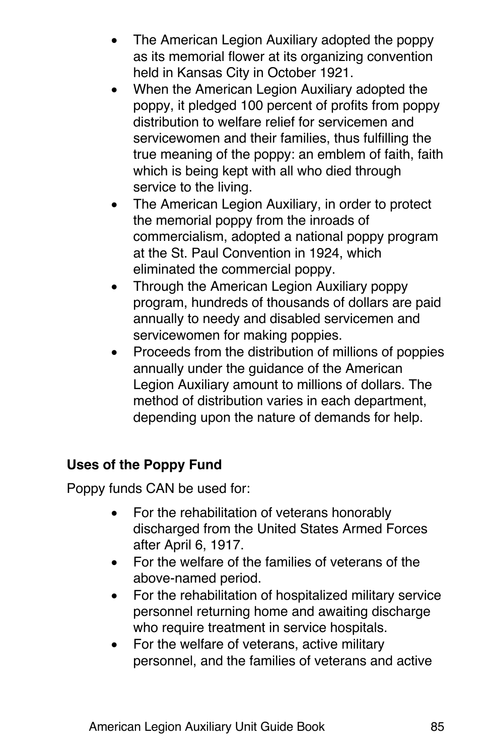- The American Legion Auxiliary adopted the poppy as its memorial flower at its organizing convention held in Kansas City in October 1921.
- When the American Legion Auxiliary adopted the poppy, it pledged 100 percent of profits from poppy distribution to welfare relief for servicemen and servicewomen and their families, thus fulfilling the true meaning of the poppy: an emblem of faith, faith which is being kept with all who died through service to the living.
- The American Legion Auxiliary, in order to protect the memorial poppy from the inroads of commercialism, adopted a national poppy program at the St. Paul Convention in 1924, which eliminated the commercial poppy.
- Through the American Legion Auxiliary poppy program, hundreds of thousands of dollars are paid annually to needy and disabled servicemen and servicewomen for making poppies.
- Proceeds from the distribution of millions of poppies annually under the guidance of the American Legion Auxiliary amount to millions of dollars. The method of distribution varies in each department, depending upon the nature of demands for help.

**Uses of the Poppy Fund**

Poppy funds CAN be used for:

- For the rehabilitation of veterans honorably discharged from the United States Armed Forces after April 6, 1917.
- For the welfare of the families of veterans of the above-named period.
- For the rehabilitation of hospitalized military service personnel returning home and awaiting discharge who require treatment in service hospitals.
- For the welfare of veterans, active military personnel, and the families of veterans and active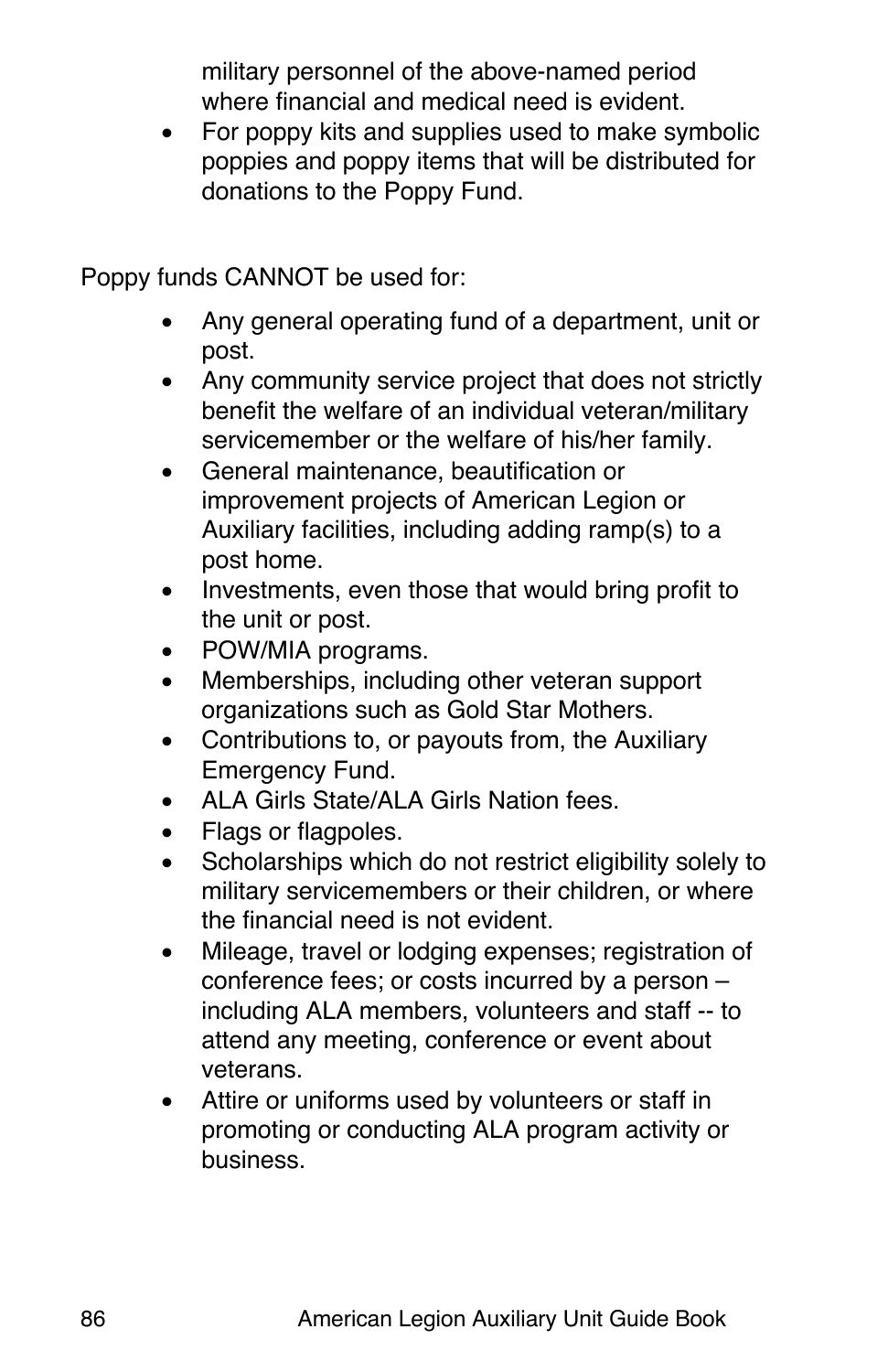military personnel of the above-named period where financial and medical need is evident.

- For poppy kits and supplies used to make symbolic poppies and poppy items that will be distributed for donations to the Poppy Fund.

Poppy funds CANNOT be used for:

- Any general operating fund of a department, unit or post.
- Any community service project that does not strictly benefit the welfare of an individual veteran/military servicemember or the welfare of his/her family.
- General maintenance, beautification or improvement projects of American Legion or Auxiliary facilities, including adding ramp(s) to a post home.
- Investments, even those that would bring profit to the unit or post.
- POW/MIA programs.
- Memberships, including other veteran support organizations such as Gold Star Mothers.
- Contributions to, or payouts from, the Auxiliary Emergency Fund.
- ALA Girls State/ALA Girls Nation fees.
- Flags or flagpoles.
- Scholarships which do not restrict eligibility solely to military servicemembers or their children, or where the financial need is not evident.
- Mileage, travel or lodging expenses; registration of conference fees; or costs incurred by a person – including ALA members, volunteers and staff -- to attend any meeting, conference or event about veterans.
- Attire or uniforms used by volunteers or staff in promoting or conducting ALA program activity or business.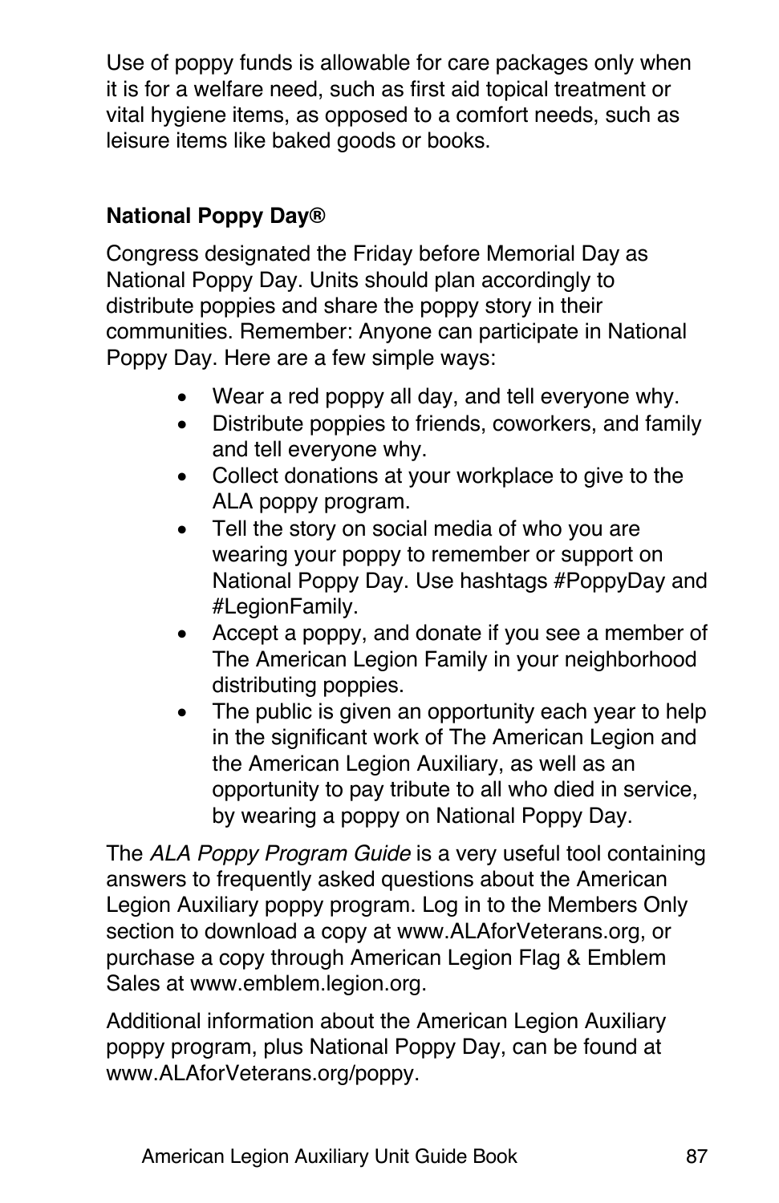Use of poppy funds is allowable for care packages only when it is for a welfare need, such as first aid topical treatment or vital hygiene items, as opposed to a comfort needs, such as leisure items like baked goods or books.

**National Poppy Day®**

Congress designated the Friday before Memorial Day as National Poppy Day. Units should plan accordingly to distribute poppies and share the poppy story in their communities. Remember: Anyone can participate in National Poppy Day. Here are a few simple ways:

- Wear a red poppy all day, and tell everyone why.
- Distribute poppies to friends, coworkers, and family and tell everyone why.
- Collect donations at your workplace to give to the ALA poppy program.
- Tell the story on social media of who you are wearing your poppy to remember or support on National Poppy Day. Use hashtags #PoppyDay and #LegionFamily.
- Accept a poppy, and donate if you see a member of The American Legion Family in your neighborhood distributing poppies.
- The public is given an opportunity each year to help in the significant work of The American Legion and the American Legion Auxiliary, as well as an opportunity to pay tribute to all who died in service, by wearing a poppy on National Poppy Day.

The *ALA Poppy Program Guide* is a very useful tool containing answers to frequently asked questions about the American Legion Auxiliary poppy program. Log in to the Members Only section to download a copy at www.ALAforVeterans.org, or purchase a copy through American Legion Flag & Emblem Sales at www.emblem.legion.org.

Additional information about the American Legion Auxiliary poppy program, plus National Poppy Day, can be found at www.ALAforVeterans.org/poppy.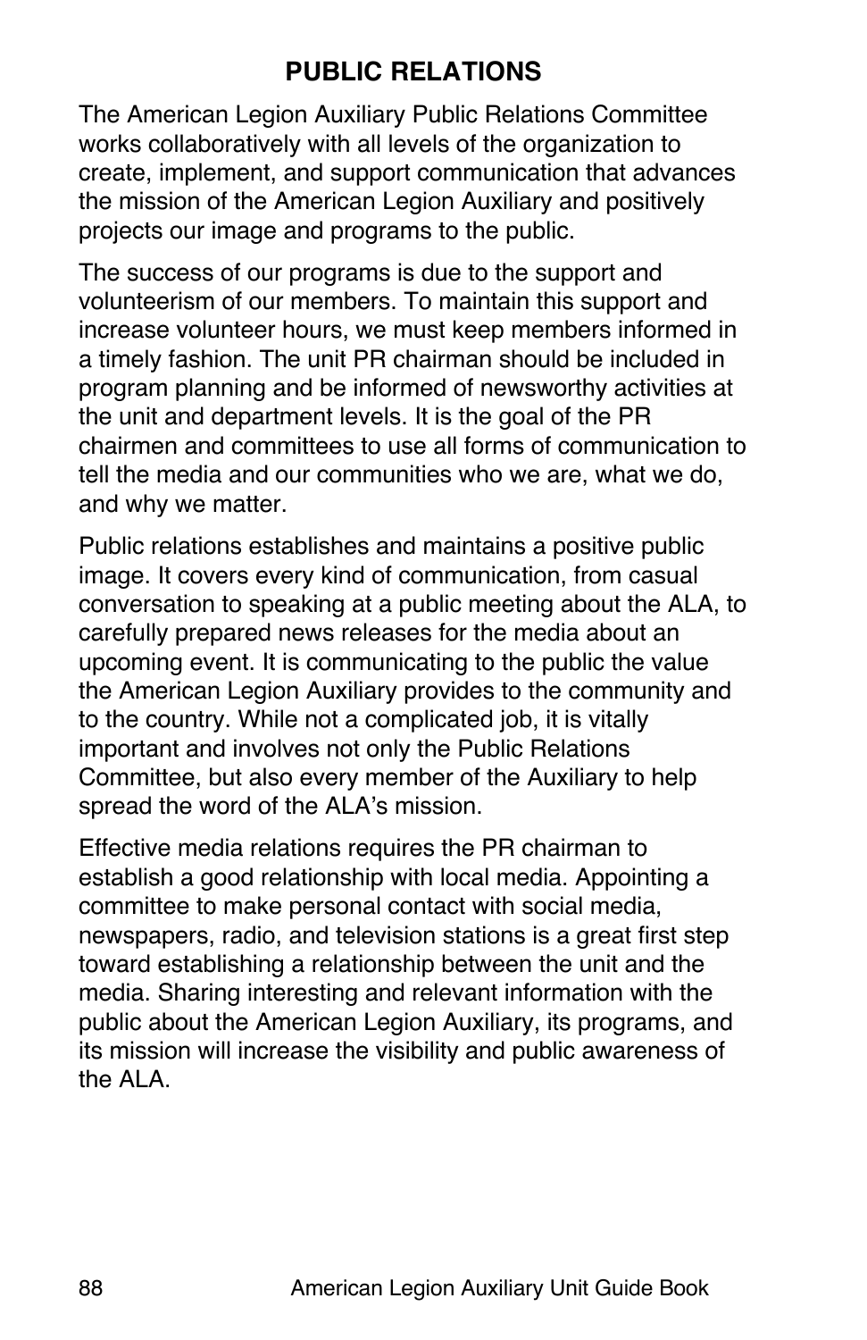## PUBLIC RELATIONS

The American Legion Auxiliary Public Relations Committee works collaboratively with all levels of the organization to create, implement, and support communication that advances the mission of the American Legion Auxiliary and positively projects our image and programs to the public.

The success of our programs is due to the support and volunteerism of our members. To maintain this support and increase volunteer hours, we must keep members informed in a timely fashion. The unit PR chairman should be included in program planning and be informed of newsworthy activities at the unit and department levels. It is the goal of the PR chairmen and committees to use all forms of communication to tell the media and our communities who we are, what we do, and why we matter.

Public relations establishes and maintains a positive public image. It covers every kind of communication, from casual conversation to speaking at a public meeting about the ALA, to carefully prepared news releases for the media about an upcoming event. It is communicating to the public the value the American Legion Auxiliary provides to the community and to the country. While not a complicated job, it is vitally important and involves not only the Public Relations Committee, but also every member of the Auxiliary to help spread the word of the ALA's mission.

Effective media relations requires the PR chairman to establish a good relationship with local media. Appointing a committee to make personal contact with social media, newspapers, radio, and television stations is a great first step toward establishing a relationship between the unit and the media. Sharing interesting and relevant information with the public about the American Legion Auxiliary, its programs, and its mission will increase the visibility and public awareness of the ALA.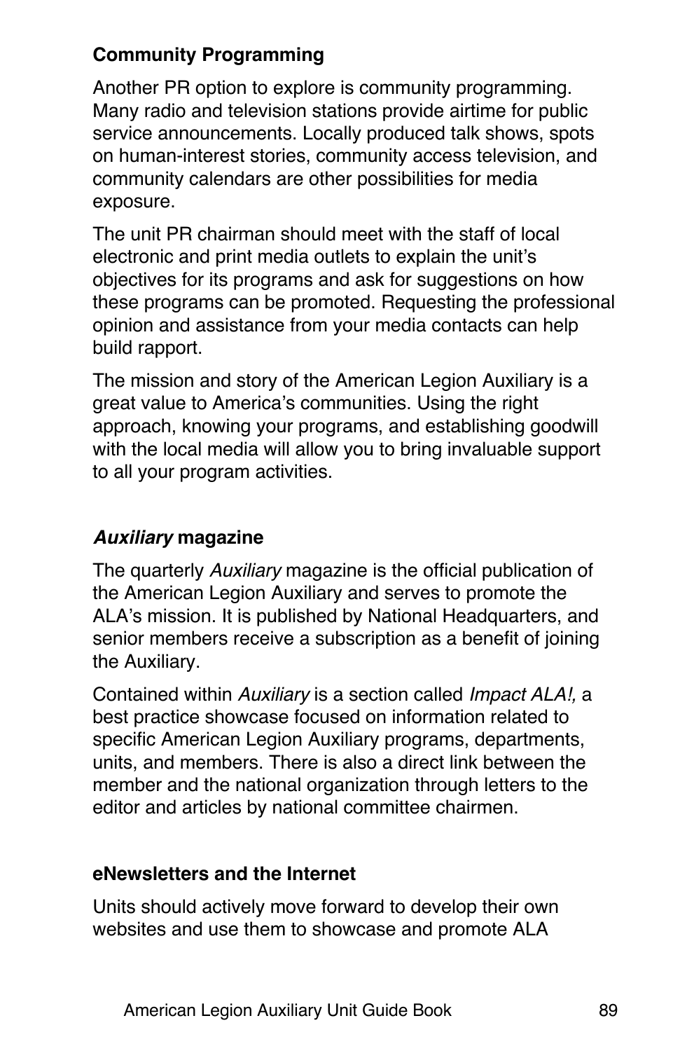### Community Programming

Another PR option to explore is community programming. Many radio and television stations provide airtime for public service announcements. Locally produced talk shows, spots on human-interest stories, community access television, and community calendars are other possibilities for media exposure.

The unit PR chairman should meet with the staff of local electronic and print media outlets to explain the unit's objectives for its programs and ask for suggestions on how these programs can be promoted. Requesting the professional opinion and assistance from your media contacts can help build rapport.

The mission and story of the American Legion Auxiliary is a great value to America's communities. Using the right approach, knowing your programs, and establishing goodwill with the local media will allow you to bring invaluable support to all your program activities.

### *Auxiliary* magazine

The quarterly *Auxiliary* magazine is the official publication of the American Legion Auxiliary and serves to promote the ALA's mission. It is published by National Headquarters, and senior members receive a subscription as a benefit of joining the Auxiliary.

Contained within *Auxiliary* is a section called *Impact ALA!,* a best practice showcase focused on information related to specific American Legion Auxiliary programs, departments, units, and members. There is also a direct link between the member and the national organization through letters to the editor and articles by national committee chairmen.

### eNewsletters and the Internet

Units should actively move forward to develop their own websites and use them to showcase and promote ALA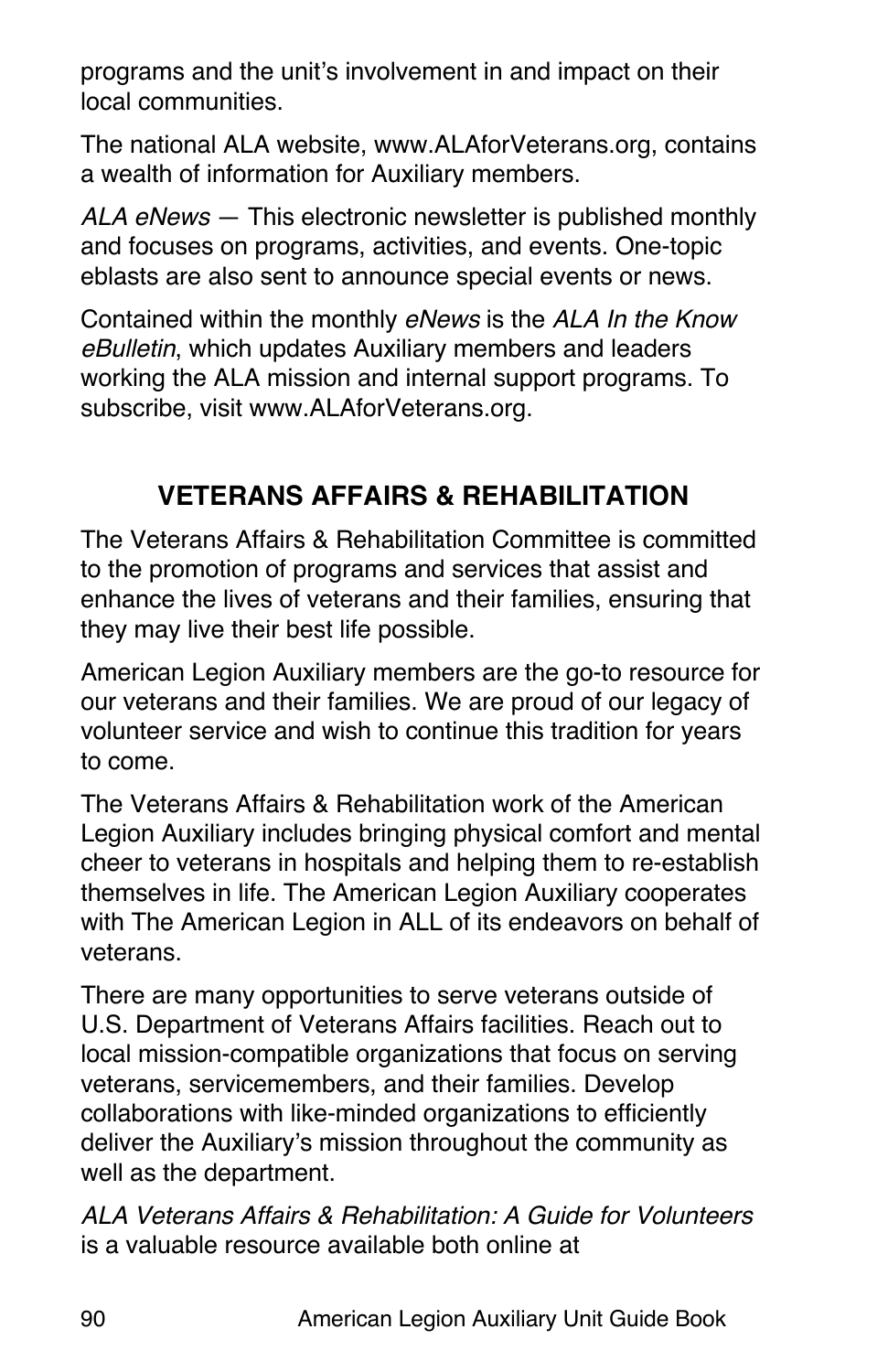programs and the unit's involvement in and impact on their local communities.

The national ALA website, www.ALAforVeterans.org, contains a wealth of information for Auxiliary members.

*ALA eNews* — This electronic newsletter is published monthly and focuses on programs, activities, and events. One-topic eblasts are also sent to announce special events or news.

Contained within the monthly *eNews* is the *ALA In the Know eBulletin*, which updates Auxiliary members and leaders working the ALA mission and internal support programs. To subscribe, visit www.ALAforVeterans.org.

## VETERANS AFFAIRS & REHABILITATION

The Veterans Affairs & Rehabilitation Committee is committed to the promotion of programs and services that assist and enhance the lives of veterans and their families, ensuring that they may live their best life possible.

American Legion Auxiliary members are the go-to resource for our veterans and their families. We are proud of our legacy of volunteer service and wish to continue this tradition for years to come.

The Veterans Affairs & Rehabilitation work of the American Legion Auxiliary includes bringing physical comfort and mental cheer to veterans in hospitals and helping them to re-establish themselves in life. The American Legion Auxiliary cooperates with The American Legion in ALL of its endeavors on behalf of veterans.

There are many opportunities to serve veterans outside of U.S. Department of Veterans Affairs facilities. Reach out to local mission-compatible organizations that focus on serving veterans, servicemembers, and their families. Develop collaborations with like-minded organizations to efficiently deliver the Auxiliary's mission throughout the community as well as the department.

*ALA Veterans Affairs & Rehabilitation: A Guide for Volunteers* is a valuable resource available both online at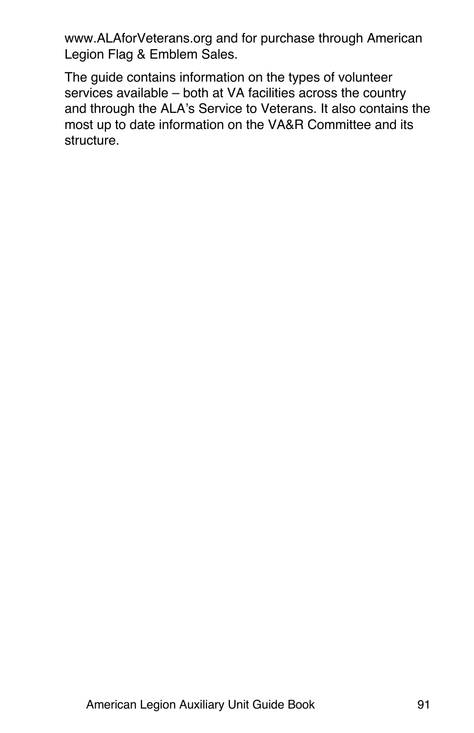www.ALAforVeterans.org and for purchase through American Legion Flag & Emblem Sales.

The guide contains information on the types of volunteer services available – both at VA facilities across the country and through the ALA's Service to Veterans. It also contains the most up to date information on the VA&R Committee and its structure.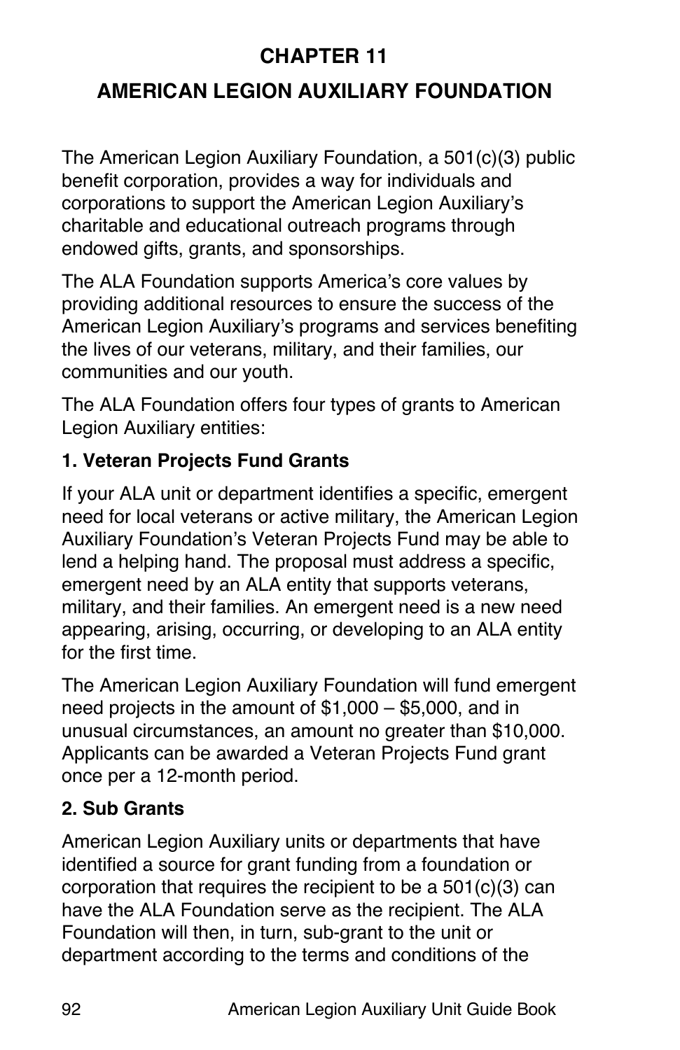# CHAPTER 11

# AMERICAN LEGION AUXILIARY FOUNDATION

The American Legion Auxiliary Foundation, a 501(c)(3) public benefit corporation, provides a way for individuals and corporations to support the American Legion Auxiliary's charitable and educational outreach programs through endowed gifts, grants, and sponsorships.

The ALA Foundation supports America's core values by providing additional resources to ensure the success of the American Legion Auxiliary's programs and services benefiting the lives of our veterans, military, and their families, our communities and our youth.

The ALA Foundation offers four types of grants to American Legion Auxiliary entities:

### 1. Veteran Projects Fund Grants

If your ALA unit or department identifies a specific, emergent need for local veterans or active military, the American Legion Auxiliary Foundation's Veteran Projects Fund may be able to lend a helping hand. The proposal must address a specific, emergent need by an ALA entity that supports veterans, military, and their families. An emergent need is a new need appearing, arising, occurring, or developing to an ALA entity for the first time.

The American Legion Auxiliary Foundation will fund emergent need projects in the amount of $1,000 – $5,000, and in unusual circumstances, an amount no greater than $10,000. Applicants can be awarded a Veteran Projects Fund grant once per a 12-month period.

### 2. Sub Grants

American Legion Auxiliary units or departments that have identified a source for grant funding from a foundation or corporation that requires the recipient to be a 501(c)(3) can have the ALA Foundation serve as the recipient. The ALA Foundation will then, in turn, sub-grant to the unit or department according to the terms and conditions of the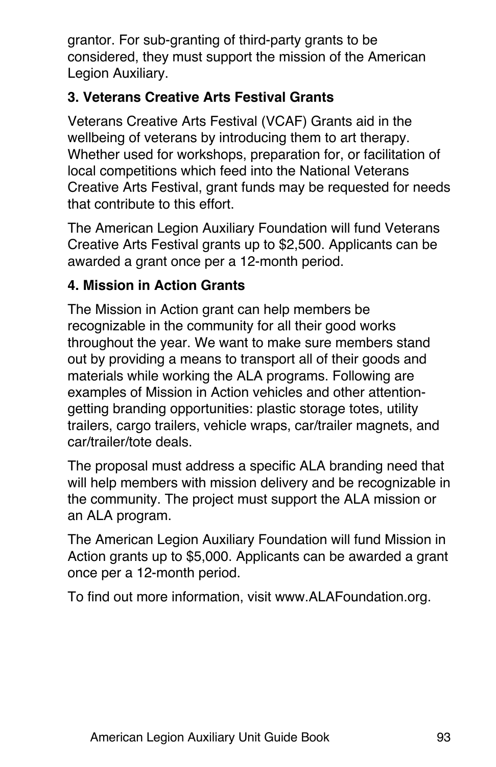grantor. For sub-granting of third-party grants to be considered, they must support the mission of the American Legion Auxiliary.

**3. Veterans Creative Arts Festival Grants**

Veterans Creative Arts Festival (VCAF) Grants aid in the wellbeing of veterans by introducing them to art therapy. Whether used for workshops, preparation for, or facilitation of local competitions which feed into the National Veterans Creative Arts Festival, grant funds may be requested for needs that contribute to this effort.

The American Legion Auxiliary Foundation will fund Veterans Creative Arts Festival grants up to $2,500. Applicants can be awarded a grant once per a 12-month period.

**4. Mission in Action Grants**

The Mission in Action grant can help members be recognizable in the community for all their good works throughout the year. We want to make sure members stand out by providing a means to transport all of their goods and materials while working the ALA programs. Following are examples of Mission in Action vehicles and other attention-getting branding opportunities: plastic storage totes, utility trailers, cargo trailers, vehicle wraps, car/trailer magnets, and car/trailer/tote deals.

The proposal must address a specific ALA branding need that will help members with mission delivery and be recognizable in the community. The project must support the ALA mission or an ALA program.

The American Legion Auxiliary Foundation will fund Mission in Action grants up to $5,000. Applicants can be awarded a grant once per a 12-month period.

To find out more information, visit www.ALAFoundation.org.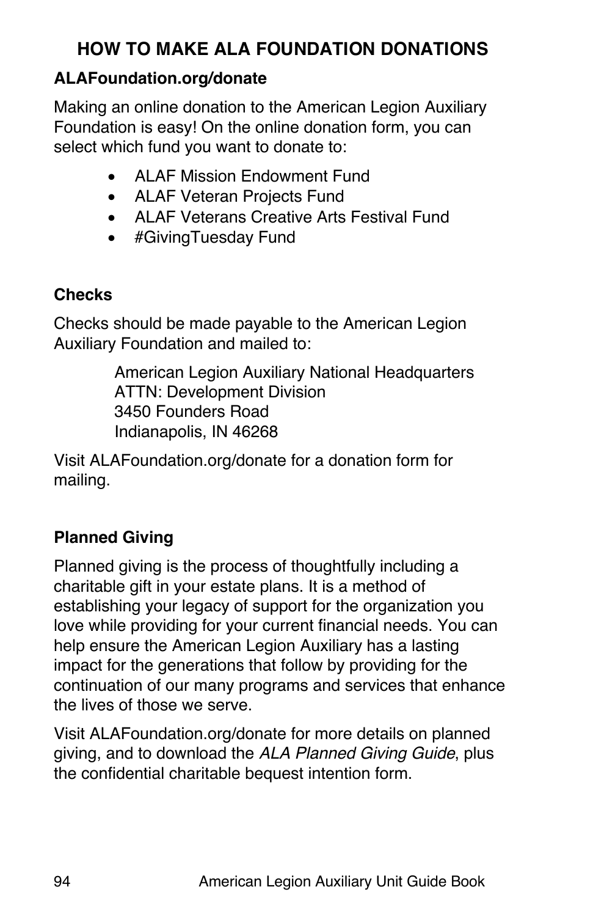## HOW TO MAKE ALA FOUNDATION DONATIONS

### ALAFoundation.org/donate

Making an online donation to the American Legion Auxiliary Foundation is easy! On the online donation form, you can select which fund you want to donate to:

- ALAF Mission Endowment Fund
- ALAF Veteran Projects Fund
- ALAF Veterans Creative Arts Festival Fund
- #GivingTuesday Fund

### Checks

Checks should be made payable to the American Legion Auxiliary Foundation and mailed to:

American Legion Auxiliary National Headquarters
ATTN: Development Division
3450 Founders Road
Indianapolis, IN 46268

Visit ALAFoundation.org/donate for a donation form for mailing.

### Planned Giving

Planned giving is the process of thoughtfully including a charitable gift in your estate plans. It is a method of establishing your legacy of support for the organization you love while providing for your current financial needs. You can help ensure the American Legion Auxiliary has a lasting impact for the generations that follow by providing for the continuation of our many programs and services that enhance the lives of those we serve.

Visit ALAFoundation.org/donate for more details on planned giving, and to download the *ALA Planned Giving Guide*, plus the confidential charitable bequest intention form.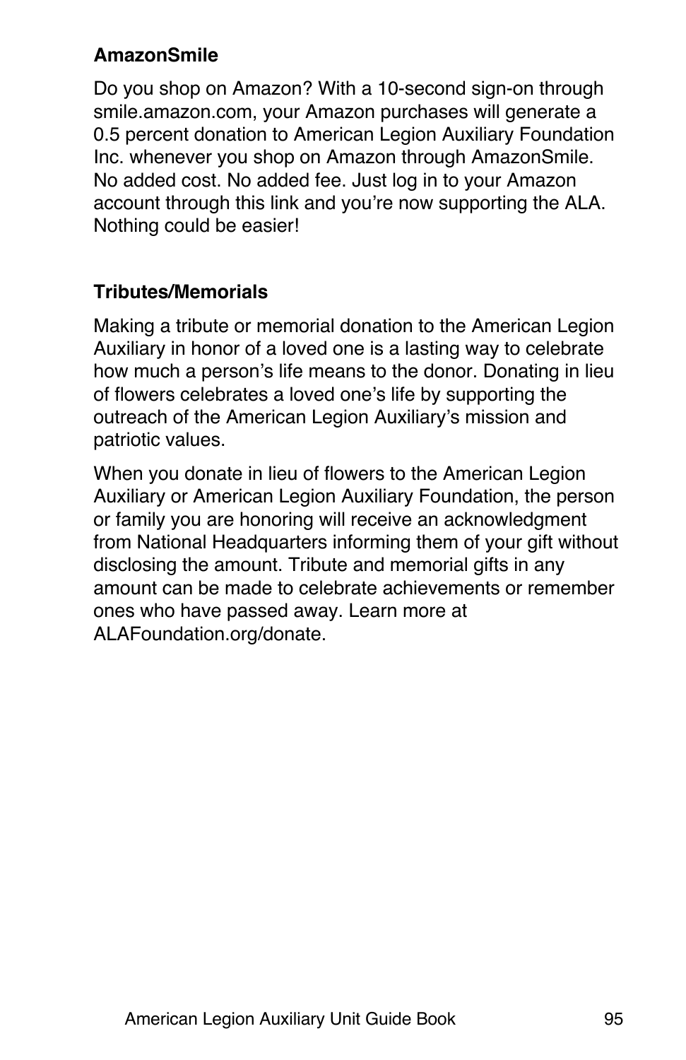### AmazonSmile

Do you shop on Amazon? With a 10-second sign-on through smile.amazon.com, your Amazon purchases will generate a 0.5 percent donation to American Legion Auxiliary Foundation Inc. whenever you shop on Amazon through AmazonSmile. No added cost. No added fee. Just log in to your Amazon account through this link and you're now supporting the ALA. Nothing could be easier!

### Tributes/Memorials

Making a tribute or memorial donation to the American Legion Auxiliary in honor of a loved one is a lasting way to celebrate how much a person's life means to the donor. Donating in lieu of flowers celebrates a loved one's life by supporting the outreach of the American Legion Auxiliary's mission and patriotic values.

When you donate in lieu of flowers to the American Legion Auxiliary or American Legion Auxiliary Foundation, the person or family you are honoring will receive an acknowledgment from National Headquarters informing them of your gift without disclosing the amount. Tribute and memorial gifts in any amount can be made to celebrate achievements or remember ones who have passed away. Learn more at ALAFoundation.org/donate.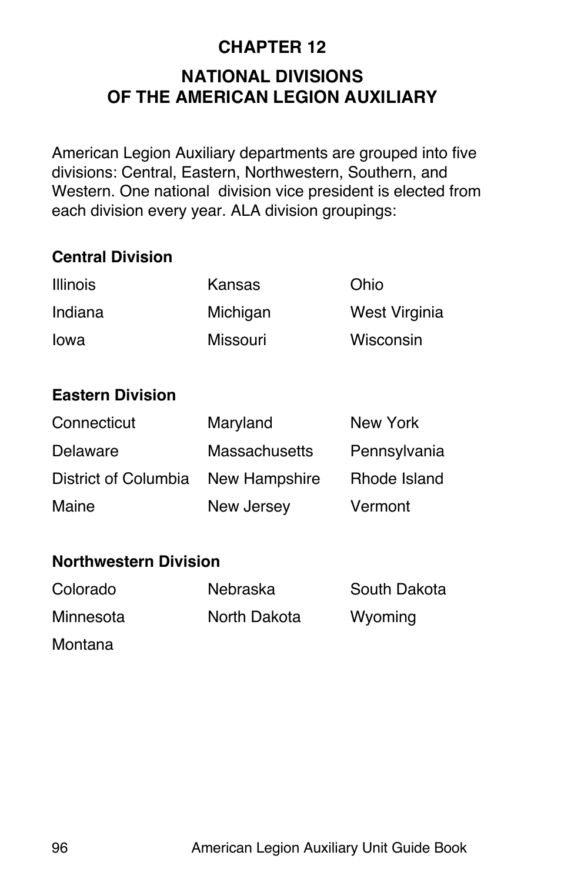# CHAPTER 12

## NATIONAL DIVISIONS OF THE AMERICAN LEGION AUXILIARY

American Legion Auxiliary departments are grouped into five divisions: Central, Eastern, Northwestern, Southern, and Western. One national division vice president is elected from each division every year. ALA division groupings:

**Central Division**

| | | |
|---|---|---|
| Illinois | Kansas | Ohio |
| Indiana | Michigan | West Virginia |
| Iowa | Missouri | Wisconsin |

**Eastern Division**

| | | |
|---|---|---|
| Connecticut | Maryland | New York |
| Delaware | Massachusetts | Pennsylvania |
| District of Columbia | New Hampshire | Rhode Island |
| Maine | New Jersey | Vermont |

**Northwestern Division**

| | | |
|---|---|---|
| Colorado | Nebraska | South Dakota |
| Minnesota | North Dakota | Wyoming |
| Montana | | |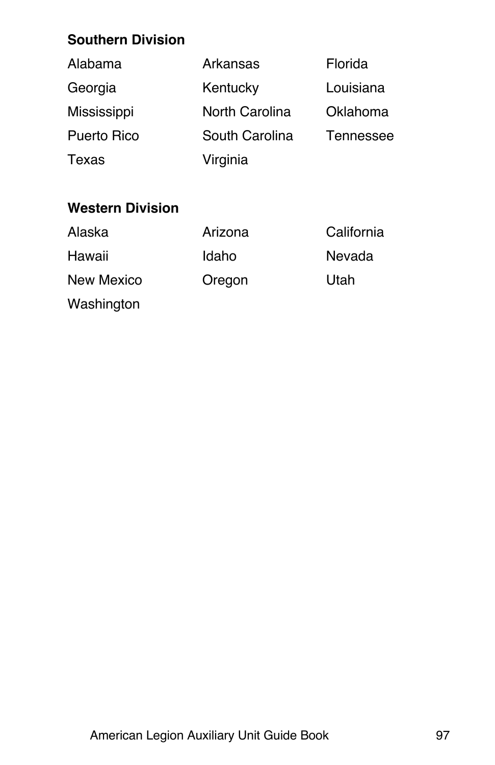**Southern Division**

| | | |
|---|---|---|
| Alabama | Arkansas | Florida |
| Georgia | Kentucky | Louisiana |
| Mississippi | North Carolina | Oklahoma |
| Puerto Rico | South Carolina | Tennessee |
| Texas | Virginia | |

**Western Division**

| | | |
|---|---|---|
| Alaska | Arizona | California |
| Hawaii | Idaho | Nevada |
| New Mexico | Oregon | Utah |
| Washington | | |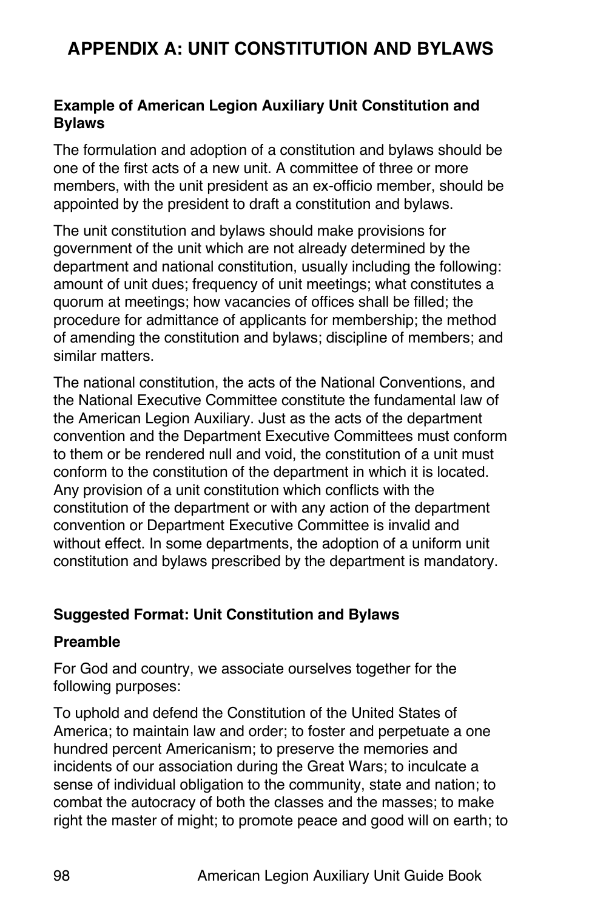# APPENDIX A: UNIT CONSTITUTION AND BYLAWS

### Example of American Legion Auxiliary Unit Constitution and Bylaws

The formulation and adoption of a constitution and bylaws should be one of the first acts of a new unit. A committee of three or more members, with the unit president as an ex-officio member, should be appointed by the president to draft a constitution and bylaws.

The unit constitution and bylaws should make provisions for government of the unit which are not already determined by the department and national constitution, usually including the following: amount of unit dues; frequency of unit meetings; what constitutes a quorum at meetings; how vacancies of offices shall be filled; the procedure for admittance of applicants for membership; the method of amending the constitution and bylaws; discipline of members; and similar matters.

The national constitution, the acts of the National Conventions, and the National Executive Committee constitute the fundamental law of the American Legion Auxiliary. Just as the acts of the department convention and the Department Executive Committees must conform to them or be rendered null and void, the constitution of a unit must conform to the constitution of the department in which it is located. Any provision of a unit constitution which conflicts with the constitution of the department or with any action of the department convention or Department Executive Committee is invalid and without effect. In some departments, the adoption of a uniform unit constitution and bylaws prescribed by the department is mandatory.

### Suggested Format: Unit Constitution and Bylaws

### Preamble

For God and country, we associate ourselves together for the following purposes:

To uphold and defend the Constitution of the United States of America; to maintain law and order; to foster and perpetuate a one hundred percent Americanism; to preserve the memories and incidents of our association during the Great Wars; to inculcate a sense of individual obligation to the community, state and nation; to combat the autocracy of both the classes and the masses; to make right the master of might; to promote peace and good will on earth; to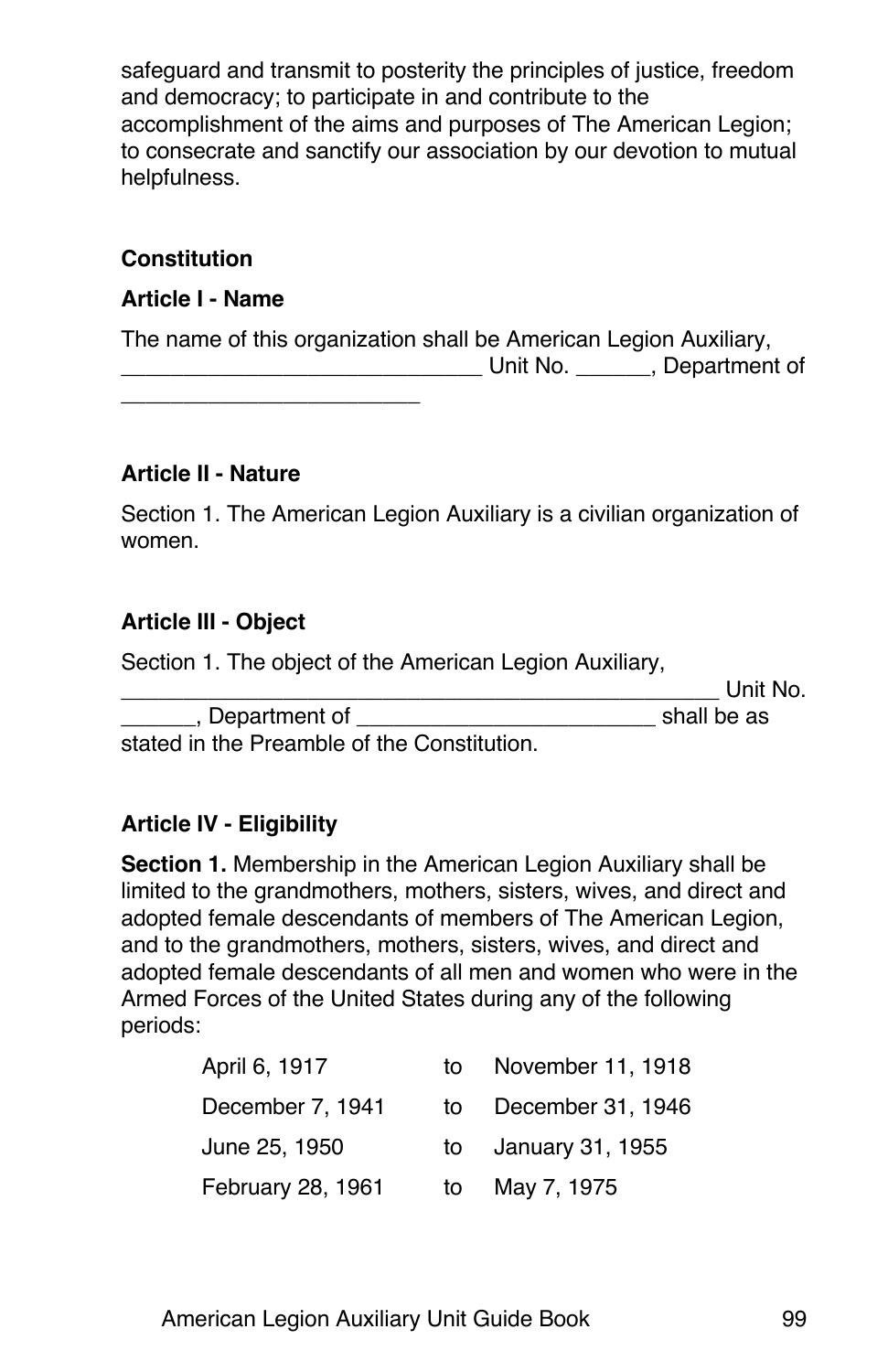safeguard and transmit to posterity the principles of justice, freedom and democracy; to participate in and contribute to the accomplishment of the aims and purposes of The American Legion; to consecrate and sanctify our association by our devotion to mutual helpfulness.

### Constitution

#### Article I - Name

The name of this organization shall be American Legion Auxiliary, ____________________________ Unit No. ______, Department of ________________________

#### Article II - Nature

Section 1. The American Legion Auxiliary is a civilian organization of women.

#### Article III - Object

Section 1. The object of the American Legion Auxiliary, ________________________________________________ Unit No. ______, Department of ________________________ shall be as stated in the Preamble of the Constitution.

#### Article IV - Eligibility

**Section 1.** Membership in the American Legion Auxiliary shall be limited to the grandmothers, mothers, sisters, wives, and direct and adopted female descendants of members of The American Legion, and to the grandmothers, mothers, sisters, wives, and direct and adopted female descendants of all men and women who were in the Armed Forces of the United States during any of the following periods:

| | | |
|---|---|---|
| April 6, 1917 | to | November 11, 1918 |
| December 7, 1941 | to | December 31, 1946 |
| June 25, 1950 | to | January 31, 1955 |
| February 28, 1961 | to | May 7, 1975 |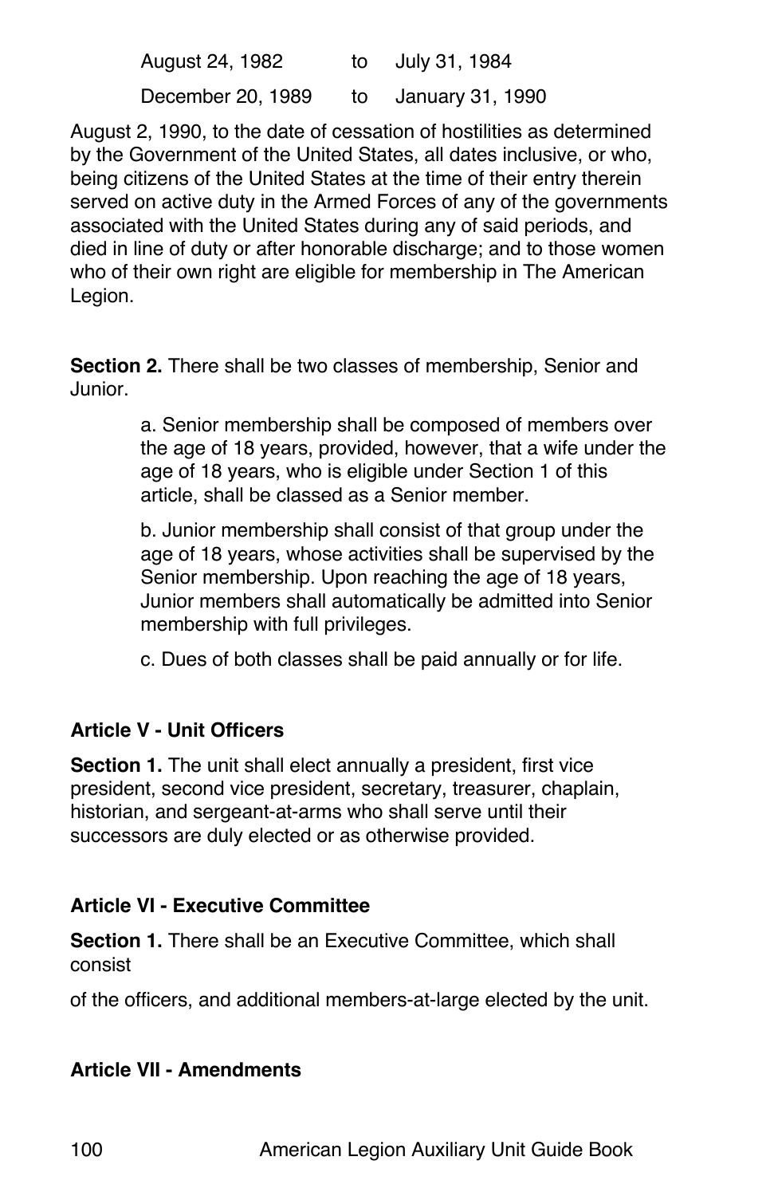August 24, 1982 to July 31, 1984

December 20, 1989 to January 31, 1990

August 2, 1990, to the date of cessation of hostilities as determined by the Government of the United States, all dates inclusive, or who, being citizens of the United States at the time of their entry therein served on active duty in the Armed Forces of any of the governments associated with the United States during any of said periods, and died in line of duty or after honorable discharge; and to those women who of their own right are eligible for membership in The American Legion.

**Section 2.** There shall be two classes of membership, Senior and Junior.

a. Senior membership shall be composed of members over the age of 18 years, provided, however, that a wife under the age of 18 years, who is eligible under Section 1 of this article, shall be classed as a Senior member.

b. Junior membership shall consist of that group under the age of 18 years, whose activities shall be supervised by the Senior membership. Upon reaching the age of 18 years, Junior members shall automatically be admitted into Senior membership with full privileges.

c. Dues of both classes shall be paid annually or for life.

### Article V - Unit Officers

**Section 1.** The unit shall elect annually a president, first vice president, second vice president, secretary, treasurer, chaplain, historian, and sergeant-at-arms who shall serve until their successors are duly elected or as otherwise provided.

### Article VI - Executive Committee

**Section 1.** There shall be an Executive Committee, which shall consist

of the officers, and additional members-at-large elected by the unit.

### Article VII - Amendments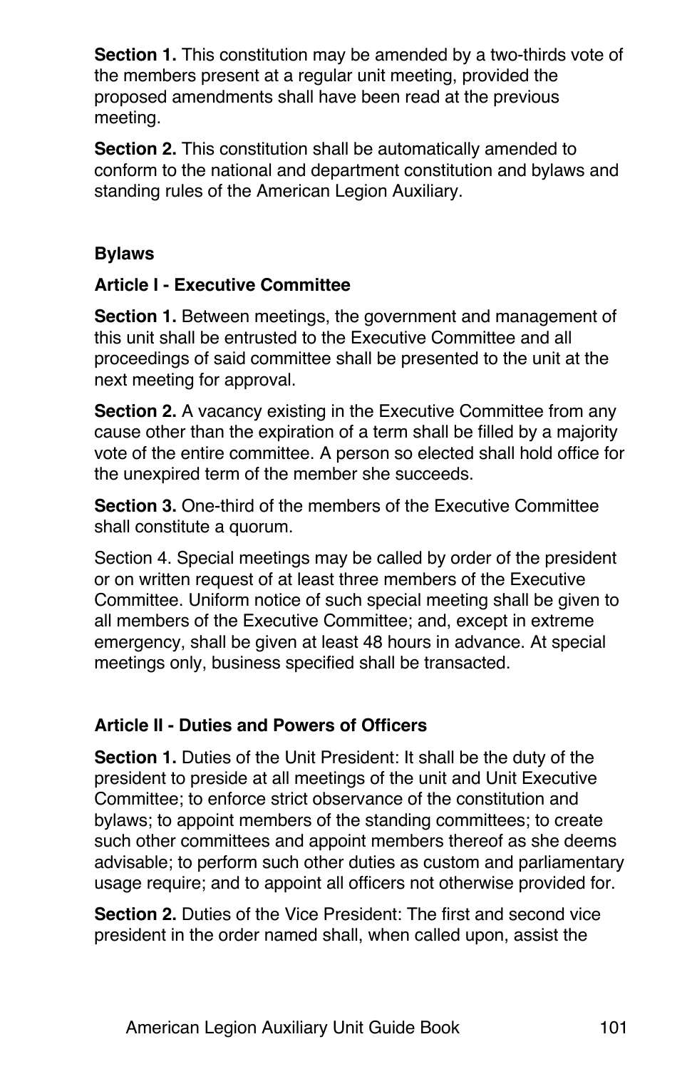**Section 1.** This constitution may be amended by a two-thirds vote of the members present at a regular unit meeting, provided the proposed amendments shall have been read at the previous meeting.

**Section 2.** This constitution shall be automatically amended to conform to the national and department constitution and bylaws and standing rules of the American Legion Auxiliary.

## Bylaws

### Article I - Executive Committee

**Section 1.** Between meetings, the government and management of this unit shall be entrusted to the Executive Committee and all proceedings of said committee shall be presented to the unit at the next meeting for approval.

**Section 2.** A vacancy existing in the Executive Committee from any cause other than the expiration of a term shall be filled by a majority vote of the entire committee. A person so elected shall hold office for the unexpired term of the member she succeeds.

**Section 3.** One-third of the members of the Executive Committee shall constitute a quorum.

Section 4. Special meetings may be called by order of the president or on written request of at least three members of the Executive Committee. Uniform notice of such special meeting shall be given to all members of the Executive Committee; and, except in extreme emergency, shall be given at least 48 hours in advance. At special meetings only, business specified shall be transacted.

### Article II - Duties and Powers of Officers

**Section 1.** Duties of the Unit President: It shall be the duty of the president to preside at all meetings of the unit and Unit Executive Committee; to enforce strict observance of the constitution and bylaws; to appoint members of the standing committees; to create such other committees and appoint members thereof as she deems advisable; to perform such other duties as custom and parliamentary usage require; and to appoint all officers not otherwise provided for.

**Section 2.** Duties of the Vice President: The first and second vice president in the order named shall, when called upon, assist the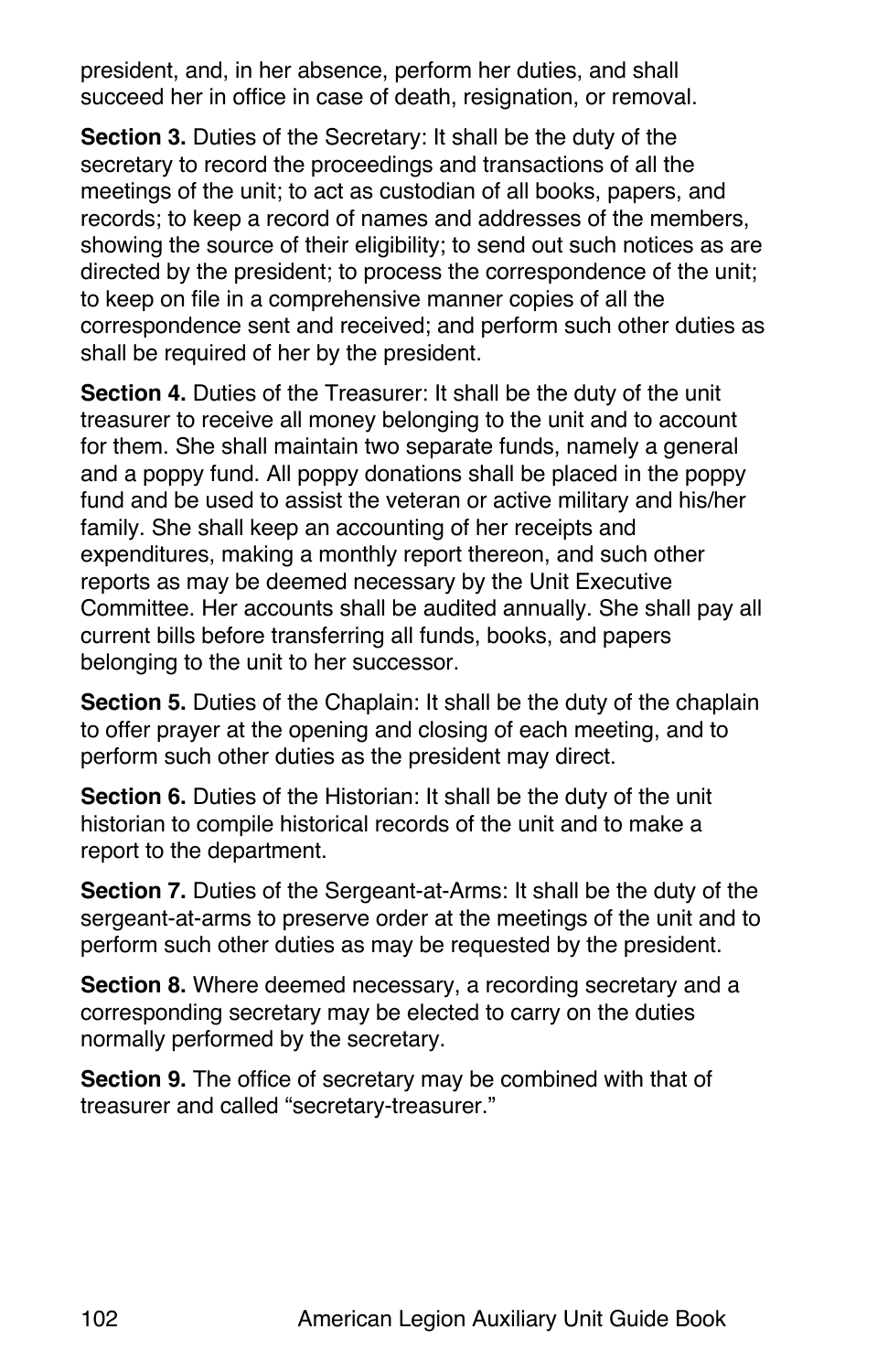president, and, in her absence, perform her duties, and shall succeed her in office in case of death, resignation, or removal.

**Section 3.** Duties of the Secretary: It shall be the duty of the secretary to record the proceedings and transactions of all the meetings of the unit; to act as custodian of all books, papers, and records; to keep a record of names and addresses of the members, showing the source of their eligibility; to send out such notices as are directed by the president; to process the correspondence of the unit; to keep on file in a comprehensive manner copies of all the correspondence sent and received; and perform such other duties as shall be required of her by the president.

**Section 4.** Duties of the Treasurer: It shall be the duty of the unit treasurer to receive all money belonging to the unit and to account for them. She shall maintain two separate funds, namely a general and a poppy fund. All poppy donations shall be placed in the poppy fund and be used to assist the veteran or active military and his/her family. She shall keep an accounting of her receipts and expenditures, making a monthly report thereon, and such other reports as may be deemed necessary by the Unit Executive Committee. Her accounts shall be audited annually. She shall pay all current bills before transferring all funds, books, and papers belonging to the unit to her successor.

**Section 5.** Duties of the Chaplain: It shall be the duty of the chaplain to offer prayer at the opening and closing of each meeting, and to perform such other duties as the president may direct.

**Section 6.** Duties of the Historian: It shall be the duty of the unit historian to compile historical records of the unit and to make a report to the department.

**Section 7.** Duties of the Sergeant-at-Arms: It shall be the duty of the sergeant-at-arms to preserve order at the meetings of the unit and to perform such other duties as may be requested by the president.

**Section 8.** Where deemed necessary, a recording secretary and a corresponding secretary may be elected to carry on the duties normally performed by the secretary.

**Section 9.** The office of secretary may be combined with that of treasurer and called "secretary-treasurer."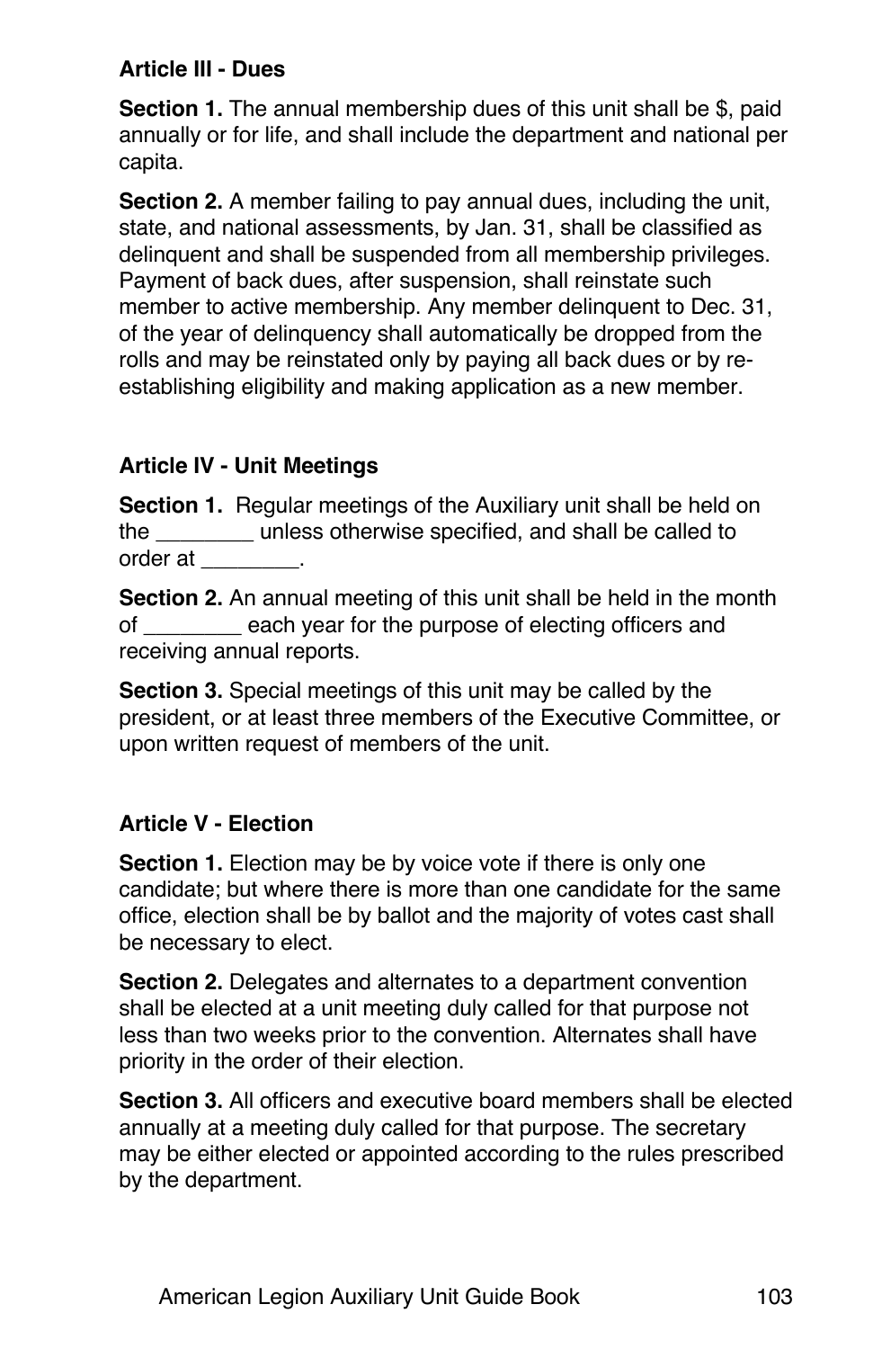**Article III - Dues**

**Section 1.** The annual membership dues of this unit shall be $, paid annually or for life, and shall include the department and national per capita.

**Section 2.** A member failing to pay annual dues, including the unit, state, and national assessments, by Jan. 31, shall be classified as delinquent and shall be suspended from all membership privileges. Payment of back dues, after suspension, shall reinstate such member to active membership. Any member delinquent to Dec. 31, of the year of delinquency shall automatically be dropped from the rolls and may be reinstated only by paying all back dues or by re-establishing eligibility and making application as a new member.

**Article IV - Unit Meetings**

**Section 1.** Regular meetings of the Auxiliary unit shall be held on the ________ unless otherwise specified, and shall be called to order at ________.

**Section 2.** An annual meeting of this unit shall be held in the month of ________ each year for the purpose of electing officers and receiving annual reports.

**Section 3.** Special meetings of this unit may be called by the president, or at least three members of the Executive Committee, or upon written request of members of the unit.

**Article V - Election**

**Section 1.** Election may be by voice vote if there is only one candidate; but where there is more than one candidate for the same office, election shall be by ballot and the majority of votes cast shall be necessary to elect.

**Section 2.** Delegates and alternates to a department convention shall be elected at a unit meeting duly called for that purpose not less than two weeks prior to the convention. Alternates shall have priority in the order of their election.

**Section 3.** All officers and executive board members shall be elected annually at a meeting duly called for that purpose. The secretary may be either elected or appointed according to the rules prescribed by the department.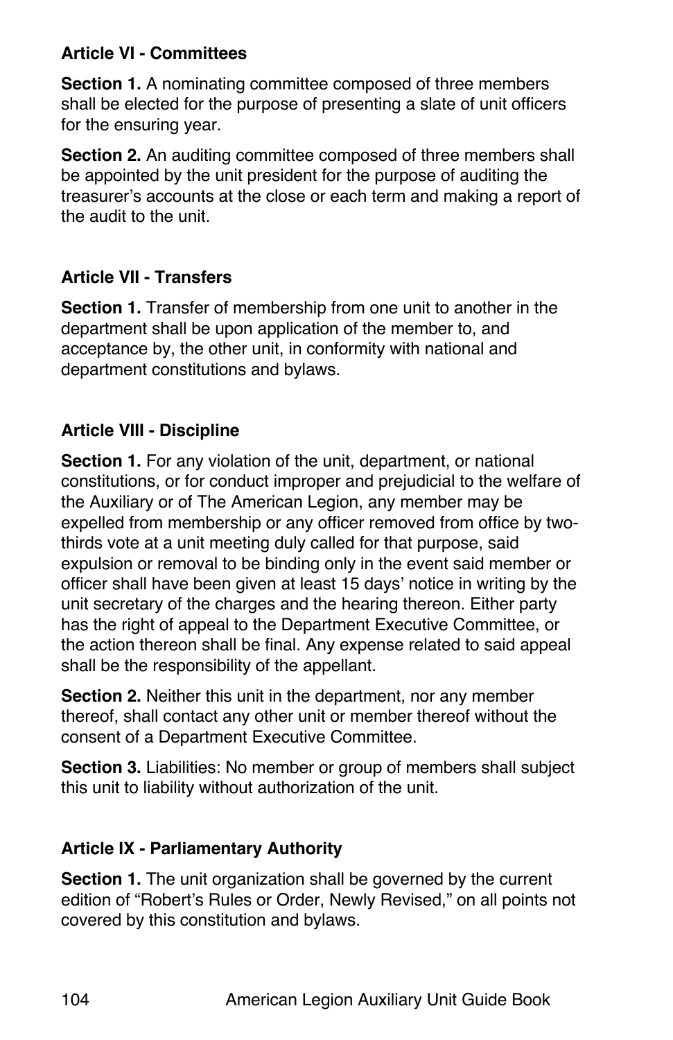### Article VI - Committees

**Section 1.** A nominating committee composed of three members shall be elected for the purpose of presenting a slate of unit officers for the ensuring year.

**Section 2.** An auditing committee composed of three members shall be appointed by the unit president for the purpose of auditing the treasurer's accounts at the close or each term and making a report of the audit to the unit.

### Article VII - Transfers

**Section 1.** Transfer of membership from one unit to another in the department shall be upon application of the member to, and acceptance by, the other unit, in conformity with national and department constitutions and bylaws.

### Article VIII - Discipline

**Section 1.** For any violation of the unit, department, or national constitutions, or for conduct improper and prejudicial to the welfare of the Auxiliary or of The American Legion, any member may be expelled from membership or any officer removed from office by two-thirds vote at a unit meeting duly called for that purpose, said expulsion or removal to be binding only in the event said member or officer shall have been given at least 15 days' notice in writing by the unit secretary of the charges and the hearing thereon. Either party has the right of appeal to the Department Executive Committee, or the action thereon shall be final. Any expense related to said appeal shall be the responsibility of the appellant.

**Section 2.** Neither this unit in the department, nor any member thereof, shall contact any other unit or member thereof without the consent of a Department Executive Committee.

**Section 3.** Liabilities: No member or group of members shall subject this unit to liability without authorization of the unit.

### Article IX - Parliamentary Authority

**Section 1.** The unit organization shall be governed by the current edition of "Robert's Rules or Order, Newly Revised," on all points not covered by this constitution and bylaws.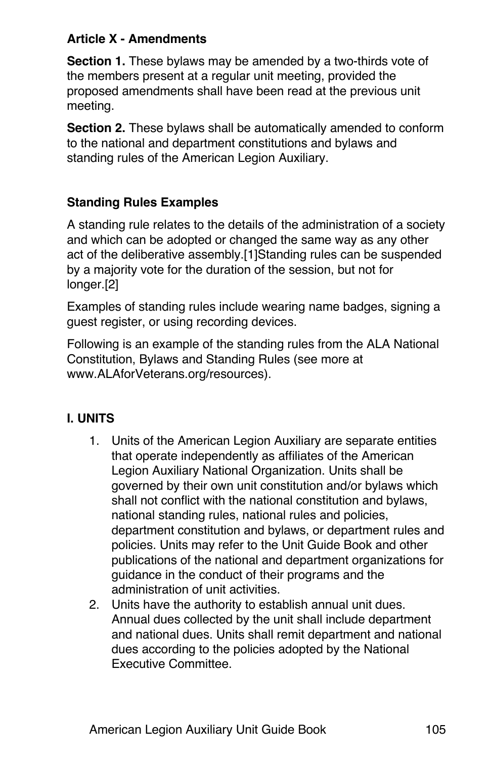**Article X - Amendments**

**Section 1.** These bylaws may be amended by a two-thirds vote of the members present at a regular unit meeting, provided the proposed amendments shall have been read at the previous unit meeting.

**Section 2.** These bylaws shall be automatically amended to conform to the national and department constitutions and bylaws and standing rules of the American Legion Auxiliary.

**Standing Rules Examples**

A standing rule relates to the details of the administration of a society and which can be adopted or changed the same way as any other act of the deliberative assembly.[1]Standing rules can be suspended by a majority vote for the duration of the session, but not for longer.[2]

Examples of standing rules include wearing name badges, signing a guest register, or using recording devices.

Following is an example of the standing rules from the ALA National Constitution, Bylaws and Standing Rules (see more at www.ALAforVeterans.org/resources).

**I. UNITS**

1. Units of the American Legion Auxiliary are separate entities that operate independently as affiliates of the American Legion Auxiliary National Organization. Units shall be governed by their own unit constitution and/or bylaws which shall not conflict with the national constitution and bylaws, national standing rules, national rules and policies, department constitution and bylaws, or department rules and policies. Units may refer to the Unit Guide Book and other publications of the national and department organizations for guidance in the conduct of their programs and the administration of unit activities.
2. Units have the authority to establish annual unit dues. Annual dues collected by the unit shall include department and national dues. Units shall remit department and national dues according to the policies adopted by the National Executive Committee.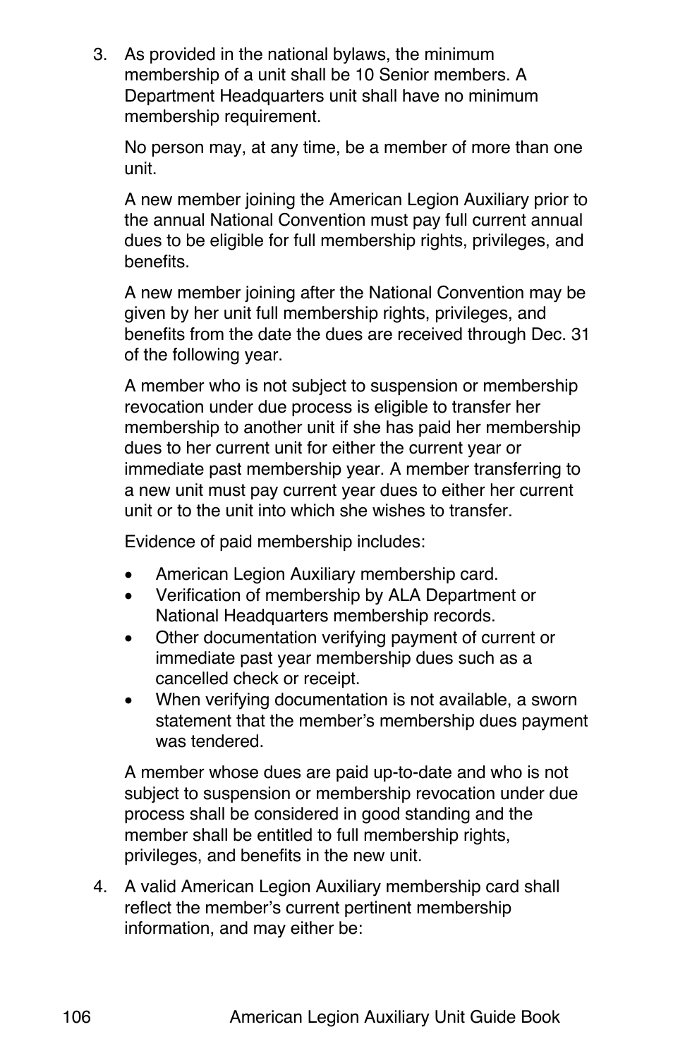3. As provided in the national bylaws, the minimum membership of a unit shall be 10 Senior members. A Department Headquarters unit shall have no minimum membership requirement.

   No person may, at any time, be a member of more than one unit.

   A new member joining the American Legion Auxiliary prior to the annual National Convention must pay full current annual dues to be eligible for full membership rights, privileges, and benefits.

   A new member joining after the National Convention may be given by her unit full membership rights, privileges, and benefits from the date the dues are received through Dec. 31 of the following year.

   A member who is not subject to suspension or membership revocation under due process is eligible to transfer her membership to another unit if she has paid her membership dues to her current unit for either the current year or immediate past membership year. A member transferring to a new unit must pay current year dues to either her current unit or to the unit into which she wishes to transfer.

   Evidence of paid membership includes:

   - American Legion Auxiliary membership card.
   - Verification of membership by ALA Department or National Headquarters membership records.
   - Other documentation verifying payment of current or immediate past year membership dues such as a cancelled check or receipt.
   - When verifying documentation is not available, a sworn statement that the member's membership dues payment was tendered.

   A member whose dues are paid up-to-date and who is not subject to suspension or membership revocation under due process shall be considered in good standing and the member shall be entitled to full membership rights, privileges, and benefits in the new unit.

4. A valid American Legion Auxiliary membership card shall reflect the member's current pertinent membership information, and may either be: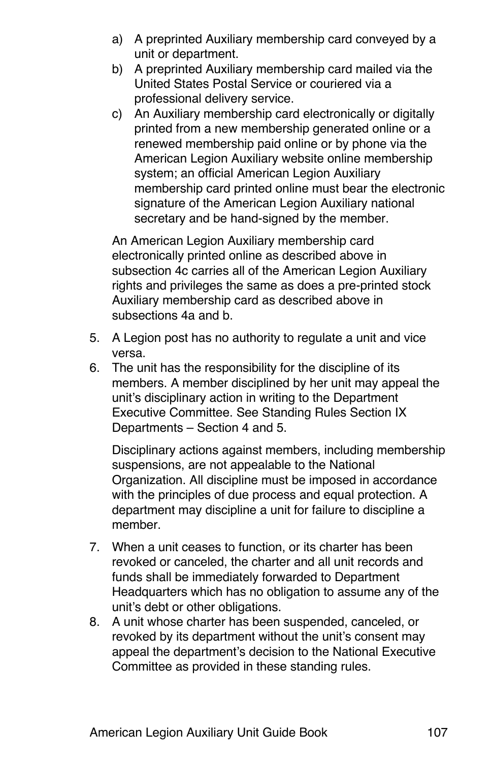a) A preprinted Auxiliary membership card conveyed by a unit or department.
b) A preprinted Auxiliary membership card mailed via the United States Postal Service or couriered via a professional delivery service.
c) An Auxiliary membership card electronically or digitally printed from a new membership generated online or a renewed membership paid online or by phone via the American Legion Auxiliary website online membership system; an official American Legion Auxiliary membership card printed online must bear the electronic signature of the American Legion Auxiliary national secretary and be hand-signed by the member.

   An American Legion Auxiliary membership card electronically printed online as described above in subsection 4c carries all of the American Legion Auxiliary rights and privileges the same as does a pre-printed stock Auxiliary membership card as described above in subsections 4a and b.

5. A Legion post has no authority to regulate a unit and vice versa.
6. The unit has the responsibility for the discipline of its members. A member disciplined by her unit may appeal the unit's disciplinary action in writing to the Department Executive Committee. See Standing Rules Section IX Departments – Section 4 and 5.

   Disciplinary actions against members, including membership suspensions, are not appealable to the National Organization. All discipline must be imposed in accordance with the principles of due process and equal protection. A department may discipline a unit for failure to discipline a member.

7. When a unit ceases to function, or its charter has been revoked or canceled, the charter and all unit records and funds shall be immediately forwarded to Department Headquarters which has no obligation to assume any of the unit's debt or other obligations.
8. A unit whose charter has been suspended, canceled, or revoked by its department without the unit's consent may appeal the department's decision to the National Executive Committee as provided in these standing rules.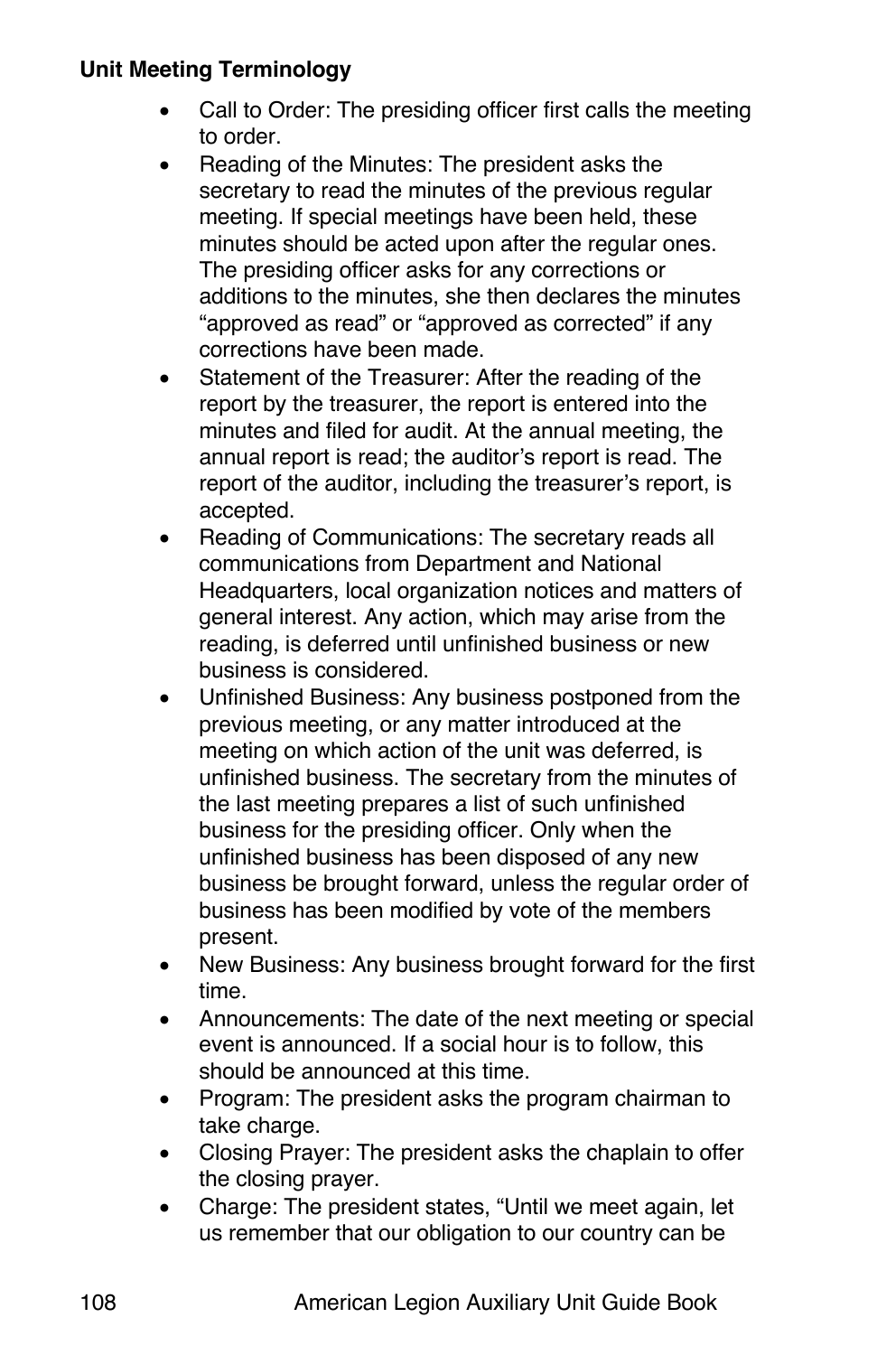**Unit Meeting Terminology**

- Call to Order: The presiding officer first calls the meeting to order.
- Reading of the Minutes: The president asks the secretary to read the minutes of the previous regular meeting. If special meetings have been held, these minutes should be acted upon after the regular ones. The presiding officer asks for any corrections or additions to the minutes, she then declares the minutes "approved as read" or "approved as corrected" if any corrections have been made.
- Statement of the Treasurer: After the reading of the report by the treasurer, the report is entered into the minutes and filed for audit. At the annual meeting, the annual report is read; the auditor's report is read. The report of the auditor, including the treasurer's report, is accepted.
- Reading of Communications: The secretary reads all communications from Department and National Headquarters, local organization notices and matters of general interest. Any action, which may arise from the reading, is deferred until unfinished business or new business is considered.
- Unfinished Business: Any business postponed from the previous meeting, or any matter introduced at the meeting on which action of the unit was deferred, is unfinished business. The secretary from the minutes of the last meeting prepares a list of such unfinished business for the presiding officer. Only when the unfinished business has been disposed of any new business be brought forward, unless the regular order of business has been modified by vote of the members present.
- New Business: Any business brought forward for the first time.
- Announcements: The date of the next meeting or special event is announced. If a social hour is to follow, this should be announced at this time.
- Program: The president asks the program chairman to take charge.
- Closing Prayer: The president asks the chaplain to offer the closing prayer.
- Charge: The president states, "Until we meet again, let us remember that our obligation to our country can be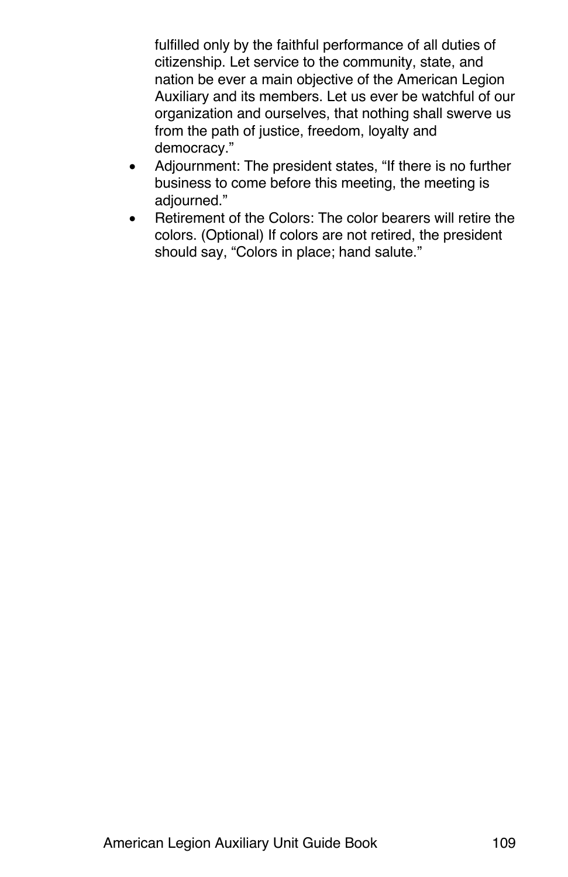fulfilled only by the faithful performance of all duties of citizenship. Let service to the community, state, and nation be ever a main objective of the American Legion Auxiliary and its members. Let us ever be watchful of our organization and ourselves, that nothing shall swerve us from the path of justice, freedom, loyalty and democracy."

- Adjournment: The president states, "If there is no further business to come before this meeting, the meeting is adjourned."
- Retirement of the Colors: The color bearers will retire the colors. (Optional) If colors are not retired, the president should say, "Colors in place; hand salute."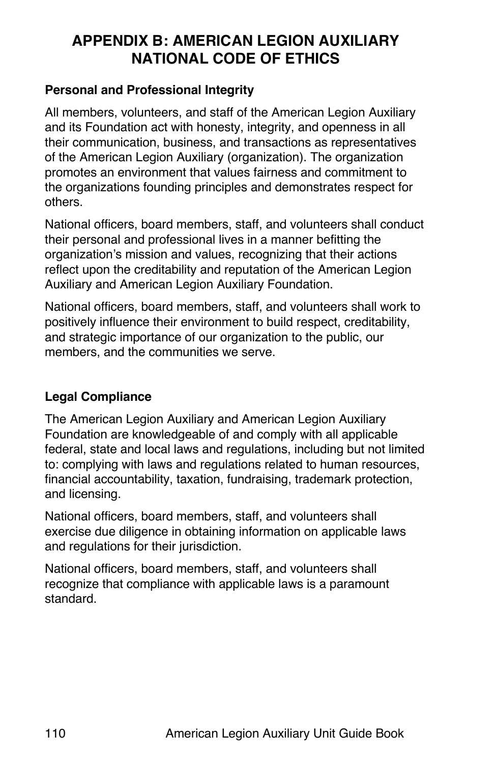# APPENDIX B: AMERICAN LEGION AUXILIARY NATIONAL CODE OF ETHICS

### Personal and Professional Integrity

All members, volunteers, and staff of the American Legion Auxiliary and its Foundation act with honesty, integrity, and openness in all their communication, business, and transactions as representatives of the American Legion Auxiliary (organization). The organization promotes an environment that values fairness and commitment to the organizations founding principles and demonstrates respect for others.

National officers, board members, staff, and volunteers shall conduct their personal and professional lives in a manner befitting the organization's mission and values, recognizing that their actions reflect upon the creditability and reputation of the American Legion Auxiliary and American Legion Auxiliary Foundation.

National officers, board members, staff, and volunteers shall work to positively influence their environment to build respect, creditability, and strategic importance of our organization to the public, our members, and the communities we serve.

### Legal Compliance

The American Legion Auxiliary and American Legion Auxiliary Foundation are knowledgeable of and comply with all applicable federal, state and local laws and regulations, including but not limited to: complying with laws and regulations related to human resources, financial accountability, taxation, fundraising, trademark protection, and licensing.

National officers, board members, staff, and volunteers shall exercise due diligence in obtaining information on applicable laws and regulations for their jurisdiction.

National officers, board members, staff, and volunteers shall recognize that compliance with applicable laws is a paramount standard.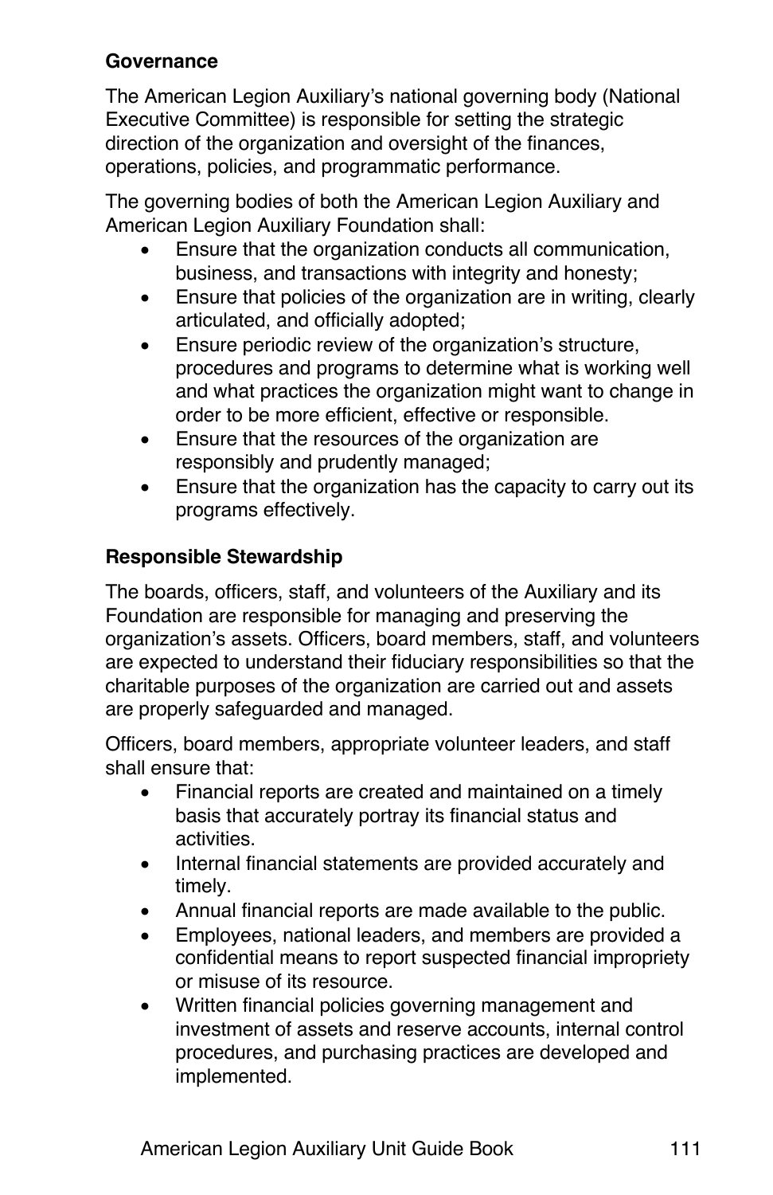**Governance**

The American Legion Auxiliary's national governing body (National Executive Committee) is responsible for setting the strategic direction of the organization and oversight of the finances, operations, policies, and programmatic performance.

The governing bodies of both the American Legion Auxiliary and American Legion Auxiliary Foundation shall:

- Ensure that the organization conducts all communication, business, and transactions with integrity and honesty;
- Ensure that policies of the organization are in writing, clearly articulated, and officially adopted;
- Ensure periodic review of the organization's structure, procedures and programs to determine what is working well and what practices the organization might want to change in order to be more efficient, effective or responsible.
- Ensure that the resources of the organization are responsibly and prudently managed;
- Ensure that the organization has the capacity to carry out its programs effectively.

**Responsible Stewardship**

The boards, officers, staff, and volunteers of the Auxiliary and its Foundation are responsible for managing and preserving the organization's assets. Officers, board members, staff, and volunteers are expected to understand their fiduciary responsibilities so that the charitable purposes of the organization are carried out and assets are properly safeguarded and managed.

Officers, board members, appropriate volunteer leaders, and staff shall ensure that:

- Financial reports are created and maintained on a timely basis that accurately portray its financial status and activities.
- Internal financial statements are provided accurately and timely.
- Annual financial reports are made available to the public.
- Employees, national leaders, and members are provided a confidential means to report suspected financial impropriety or misuse of its resource.
- Written financial policies governing management and investment of assets and reserve accounts, internal control procedures, and purchasing practices are developed and implemented.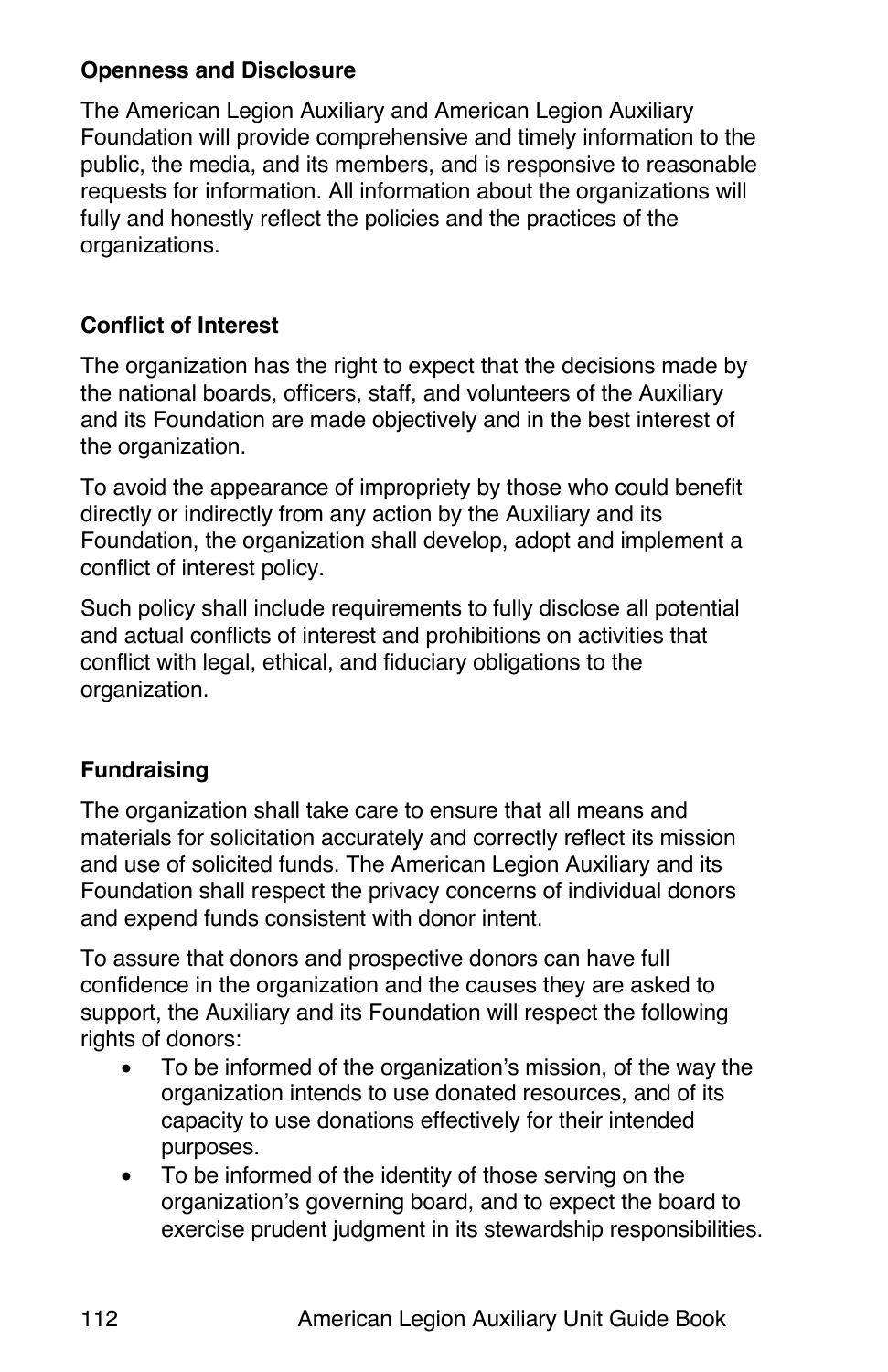**Openness and Disclosure**

The American Legion Auxiliary and American Legion Auxiliary Foundation will provide comprehensive and timely information to the public, the media, and its members, and is responsive to reasonable requests for information. All information about the organizations will fully and honestly reflect the policies and the practices of the organizations.

**Conflict of Interest**

The organization has the right to expect that the decisions made by the national boards, officers, staff, and volunteers of the Auxiliary and its Foundation are made objectively and in the best interest of the organization.

To avoid the appearance of impropriety by those who could benefit directly or indirectly from any action by the Auxiliary and its Foundation, the organization shall develop, adopt and implement a conflict of interest policy.

Such policy shall include requirements to fully disclose all potential and actual conflicts of interest and prohibitions on activities that conflict with legal, ethical, and fiduciary obligations to the organization.

**Fundraising**

The organization shall take care to ensure that all means and materials for solicitation accurately and correctly reflect its mission and use of solicited funds. The American Legion Auxiliary and its Foundation shall respect the privacy concerns of individual donors and expend funds consistent with donor intent.

To assure that donors and prospective donors can have full confidence in the organization and the causes they are asked to support, the Auxiliary and its Foundation will respect the following rights of donors:

- To be informed of the organization's mission, of the way the organization intends to use donated resources, and of its capacity to use donations effectively for their intended purposes.
- To be informed of the identity of those serving on the organization's governing board, and to expect the board to exercise prudent judgment in its stewardship responsibilities.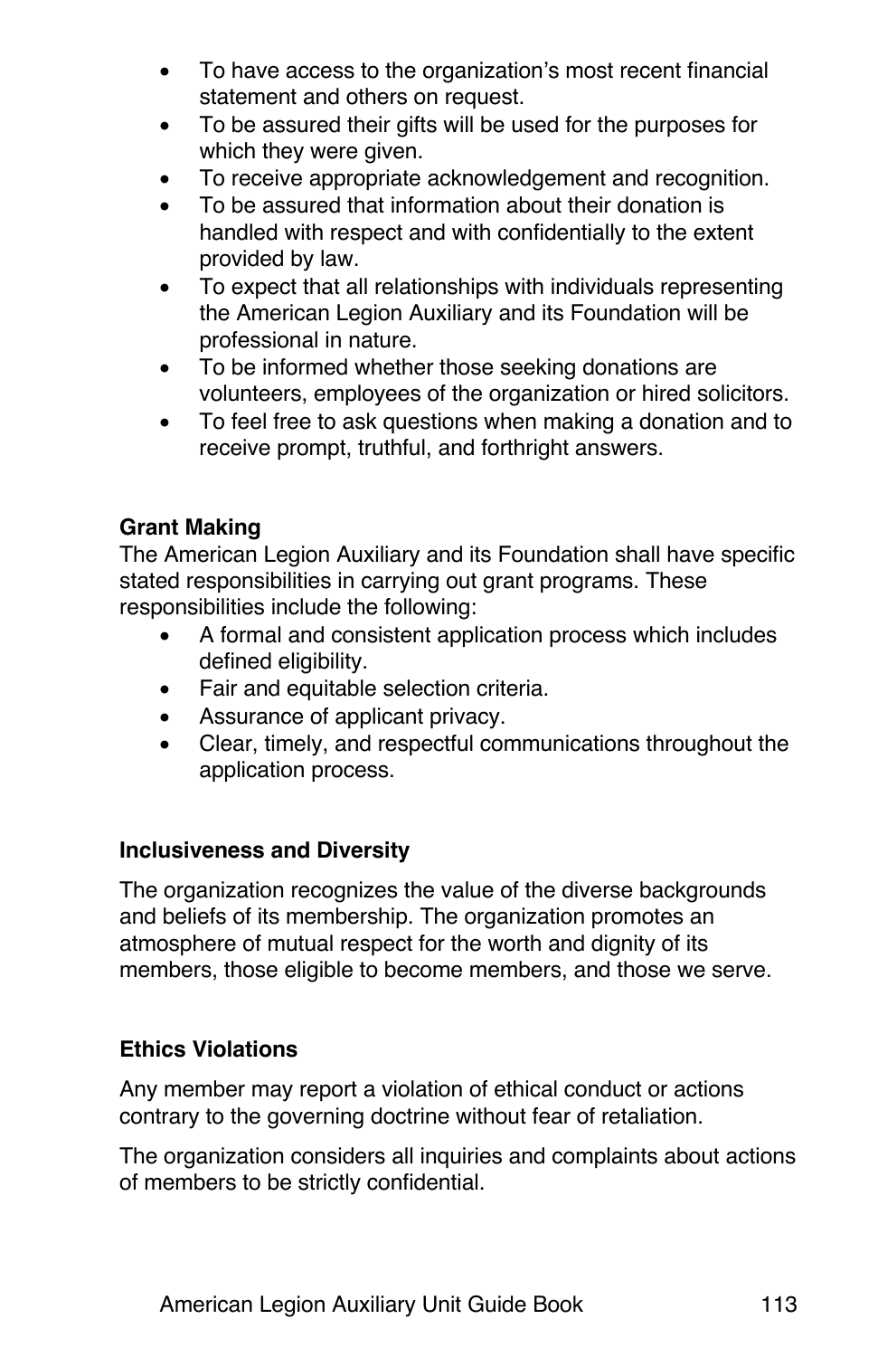- To have access to the organization's most recent financial statement and others on request.
- To be assured their gifts will be used for the purposes for which they were given.
- To receive appropriate acknowledgement and recognition.
- To be assured that information about their donation is handled with respect and with confidentially to the extent provided by law.
- To expect that all relationships with individuals representing the American Legion Auxiliary and its Foundation will be professional in nature.
- To be informed whether those seeking donations are volunteers, employees of the organization or hired solicitors.
- To feel free to ask questions when making a donation and to receive prompt, truthful, and forthright answers.

**Grant Making**

The American Legion Auxiliary and its Foundation shall have specific stated responsibilities in carrying out grant programs. These responsibilities include the following:

- A formal and consistent application process which includes defined eligibility.
- Fair and equitable selection criteria.
- Assurance of applicant privacy.
- Clear, timely, and respectful communications throughout the application process.

**Inclusiveness and Diversity**

The organization recognizes the value of the diverse backgrounds and beliefs of its membership. The organization promotes an atmosphere of mutual respect for the worth and dignity of its members, those eligible to become members, and those we serve.

**Ethics Violations**

Any member may report a violation of ethical conduct or actions contrary to the governing doctrine without fear of retaliation.

The organization considers all inquiries and complaints about actions of members to be strictly confidential.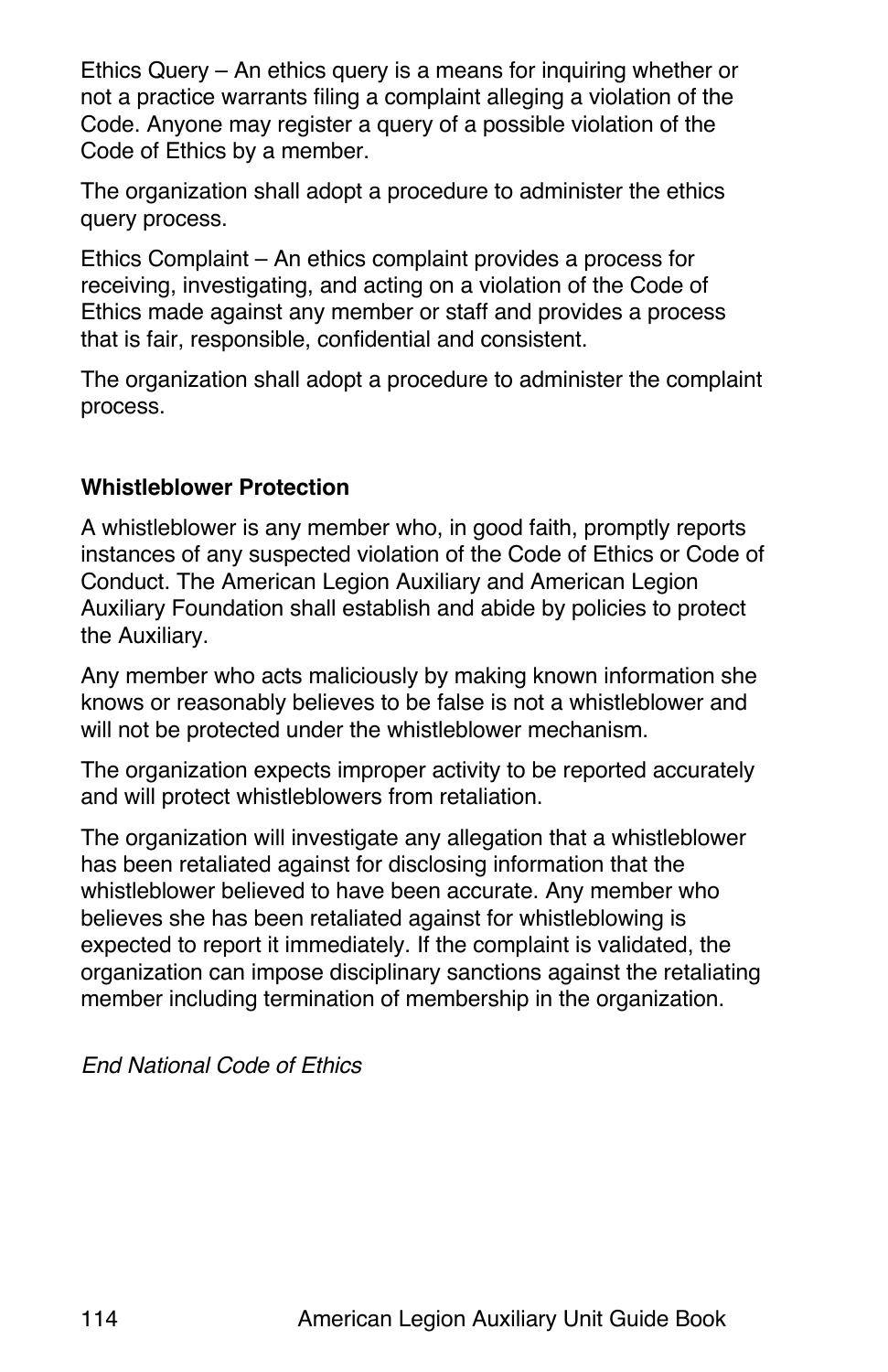Ethics Query – An ethics query is a means for inquiring whether or not a practice warrants filing a complaint alleging a violation of the Code. Anyone may register a query of a possible violation of the Code of Ethics by a member.

The organization shall adopt a procedure to administer the ethics query process.

Ethics Complaint – An ethics complaint provides a process for receiving, investigating, and acting on a violation of the Code of Ethics made against any member or staff and provides a process that is fair, responsible, confidential and consistent.

The organization shall adopt a procedure to administer the complaint process.

**Whistleblower Protection**

A whistleblower is any member who, in good faith, promptly reports instances of any suspected violation of the Code of Ethics or Code of Conduct. The American Legion Auxiliary and American Legion Auxiliary Foundation shall establish and abide by policies to protect the Auxiliary.

Any member who acts maliciously by making known information she knows or reasonably believes to be false is not a whistleblower and will not be protected under the whistleblower mechanism.

The organization expects improper activity to be reported accurately and will protect whistleblowers from retaliation.

The organization will investigate any allegation that a whistleblower has been retaliated against for disclosing information that the whistleblower believed to have been accurate. Any member who believes she has been retaliated against for whistleblowing is expected to report it immediately. If the complaint is validated, the organization can impose disciplinary sanctions against the retaliating member including termination of membership in the organization.

*End National Code of Ethics*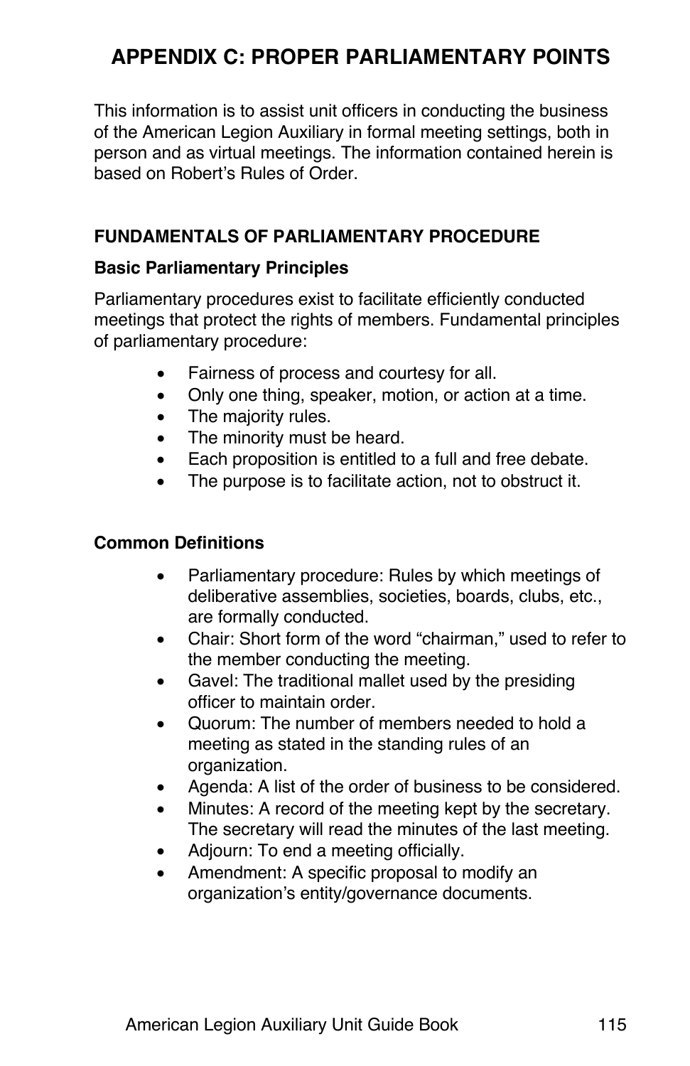# APPENDIX C: PROPER PARLIAMENTARY POINTS

This information is to assist unit officers in conducting the business of the American Legion Auxiliary in formal meeting settings, both in person and as virtual meetings. The information contained herein is based on Robert's Rules of Order.

## FUNDAMENTALS OF PARLIAMENTARY PROCEDURE

### Basic Parliamentary Principles

Parliamentary procedures exist to facilitate efficiently conducted meetings that protect the rights of members. Fundamental principles of parliamentary procedure:

- Fairness of process and courtesy for all.
- Only one thing, speaker, motion, or action at a time.
- The majority rules.
- The minority must be heard.
- Each proposition is entitled to a full and free debate.
- The purpose is to facilitate action, not to obstruct it.

### Common Definitions

- Parliamentary procedure: Rules by which meetings of deliberative assemblies, societies, boards, clubs, etc., are formally conducted.
- Chair: Short form of the word "chairman," used to refer to the member conducting the meeting.
- Gavel: The traditional mallet used by the presiding officer to maintain order.
- Quorum: The number of members needed to hold a meeting as stated in the standing rules of an organization.
- Agenda: A list of the order of business to be considered.
- Minutes: A record of the meeting kept by the secretary. The secretary will read the minutes of the last meeting.
- Adjourn: To end a meeting officially.
- Amendment: A specific proposal to modify an organization's entity/governance documents.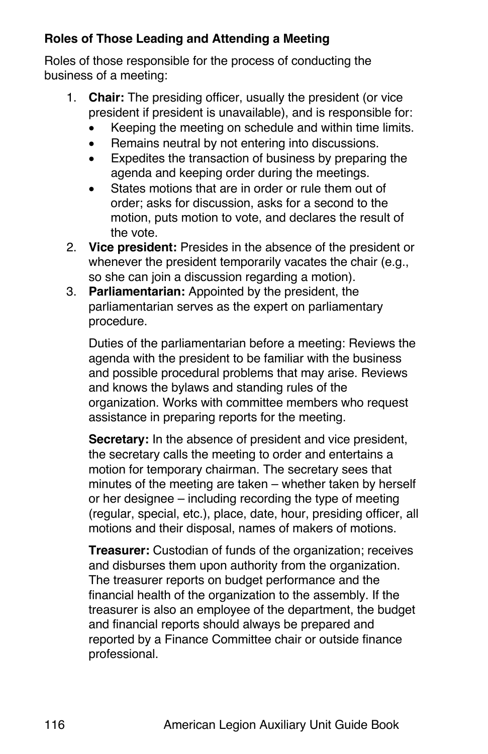**Roles of Those Leading and Attending a Meeting**

Roles of those responsible for the process of conducting the business of a meeting:

1. **Chair:** The presiding officer, usually the president (or vice president if president is unavailable), and is responsible for:
   - Keeping the meeting on schedule and within time limits.
   - Remains neutral by not entering into discussions.
   - Expedites the transaction of business by preparing the agenda and keeping order during the meetings.
   - States motions that are in order or rule them out of order; asks for discussion, asks for a second to the motion, puts motion to vote, and declares the result of the vote.
2. **Vice president:** Presides in the absence of the president or whenever the president temporarily vacates the chair (e.g., so she can join a discussion regarding a motion).
3. **Parliamentarian:** Appointed by the president, the parliamentarian serves as the expert on parliamentary procedure.

   Duties of the parliamentarian before a meeting: Reviews the agenda with the president to be familiar with the business and possible procedural problems that may arise. Reviews and knows the bylaws and standing rules of the organization. Works with committee members who request assistance in preparing reports for the meeting.

   **Secretary:** In the absence of president and vice president, the secretary calls the meeting to order and entertains a motion for temporary chairman. The secretary sees that minutes of the meeting are taken – whether taken by herself or her designee – including recording the type of meeting (regular, special, etc.), place, date, hour, presiding officer, all motions and their disposal, names of makers of motions.

   **Treasurer:** Custodian of funds of the organization; receives and disburses them upon authority from the organization. The treasurer reports on budget performance and the financial health of the organization to the assembly. If the treasurer is also an employee of the department, the budget and financial reports should always be prepared and reported by a Finance Committee chair or outside finance professional.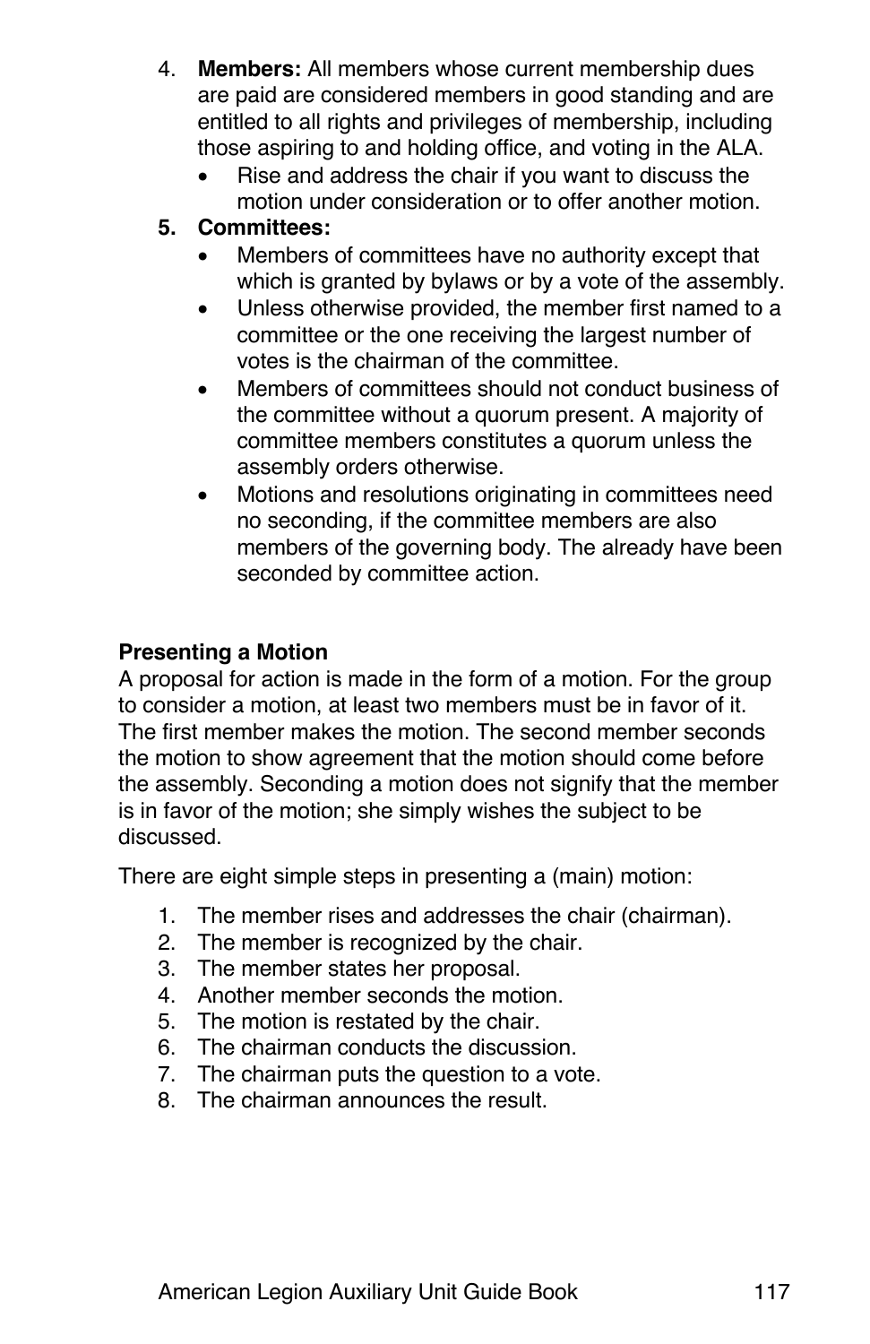4. **Members:** All members whose current membership dues are paid are considered members in good standing and are entitled to all rights and privileges of membership, including those aspiring to and holding office, and voting in the ALA.
    - Rise and address the chair if you want to discuss the motion under consideration or to offer another motion.
5. **Committees:**
    - Members of committees have no authority except that which is granted by bylaws or by a vote of the assembly.
    - Unless otherwise provided, the member first named to a committee or the one receiving the largest number of votes is the chairman of the committee.
    - Members of committees should not conduct business of the committee without a quorum present. A majority of committee members constitutes a quorum unless the assembly orders otherwise.
    - Motions and resolutions originating in committees need no seconding, if the committee members are also members of the governing body. The already have been seconded by committee action.

**Presenting a Motion**

A proposal for action is made in the form of a motion. For the group to consider a motion, at least two members must be in favor of it. The first member makes the motion. The second member seconds the motion to show agreement that the motion should come before the assembly. Seconding a motion does not signify that the member is in favor of the motion; she simply wishes the subject to be discussed.

There are eight simple steps in presenting a (main) motion:

1. The member rises and addresses the chair (chairman).
2. The member is recognized by the chair.
3. The member states her proposal.
4. Another member seconds the motion.
5. The motion is restated by the chair.
6. The chairman conducts the discussion.
7. The chairman puts the question to a vote.
8. The chairman announces the result.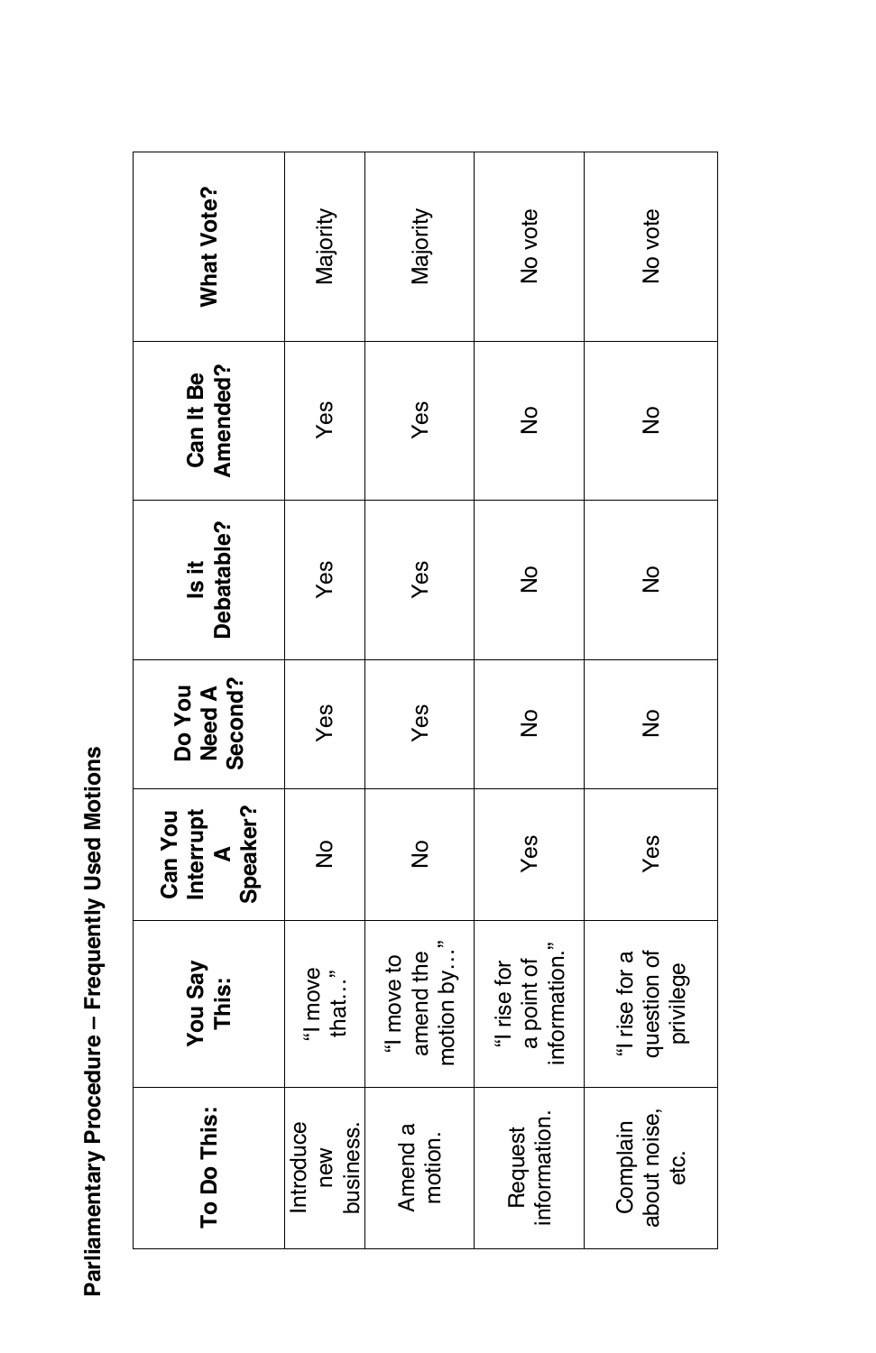**Parliamentary Procedure – Frequently Used Motions**

| To Do This: | You Say This: | Can You Interrupt A Speaker? | Do You Need A Second? | Is it Debatable? | Can It Be Amended? | What Vote? |
|---|---|---|---|---|---|---|
| Introduce new business. | "I move that…" | No | Yes | Yes | Yes | Majority |
| Amend a motion. | "I move to amend the motion by…" | No | Yes | Yes | Yes | Majority |
| Request information. | "I rise for a point of information." | Yes | No | No | No | No vote |
| Complain about noise, etc. | "I rise for a question of privilege | Yes | No | No | No | No vote |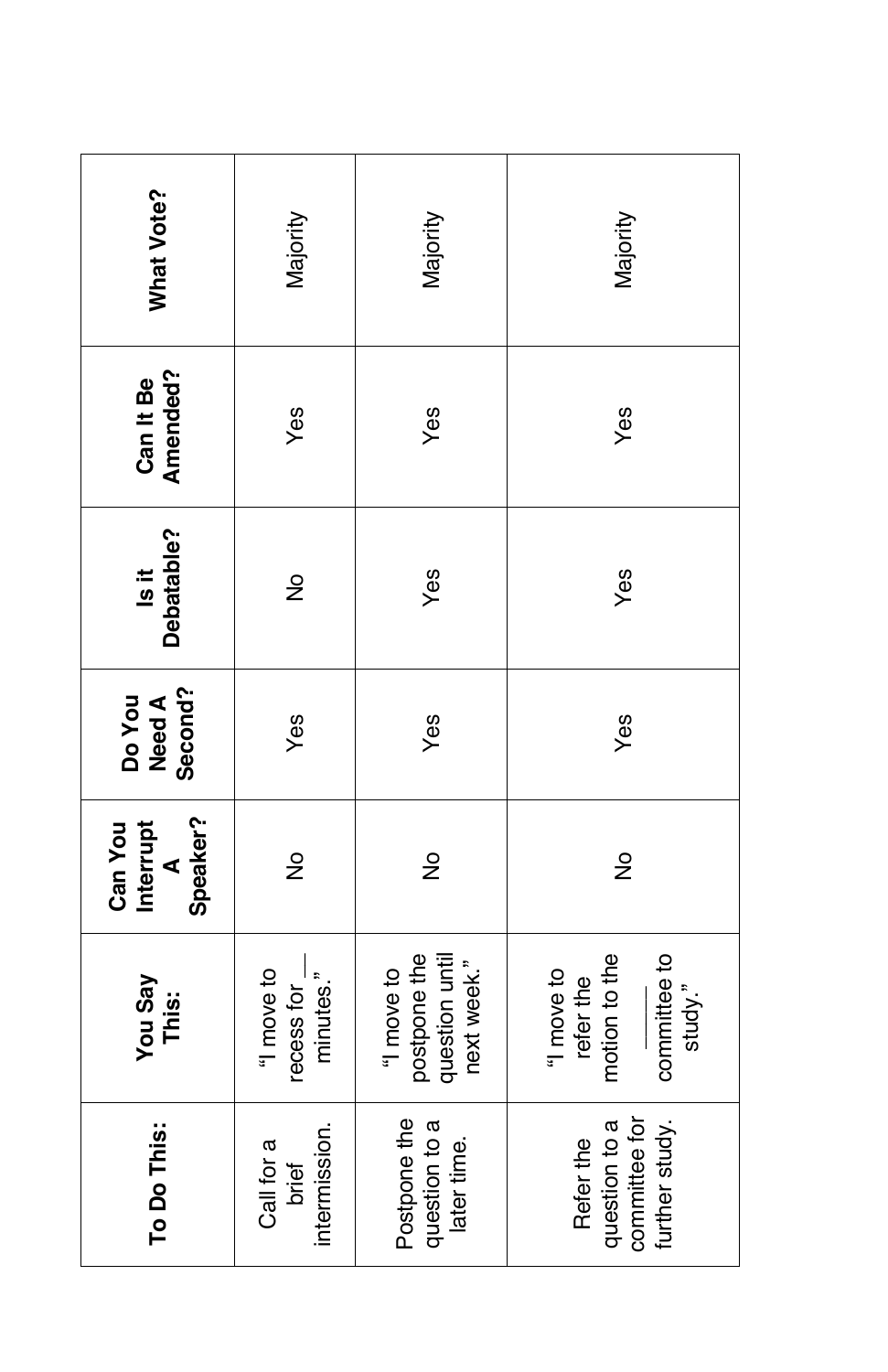| To Do This: | You Say This: | Can You Interrupt A Speaker? | Do You Need A Second? | Is it Debatable? | Can It Be Amended? | What Vote? |
|---|---|---|---|---|---|---|
| Call for a brief intermission. | "I move to recess for __ minutes." | No | Yes | No | Yes | Majority |
| Postpone the question to a later time. | "I move to postpone the question until next week." | No | Yes | Yes | Yes | Majority |
| Refer the question to a committee for further study. | "I move to refer the motion to the ______ committee to study." | No | Yes | Yes | Yes | Majority |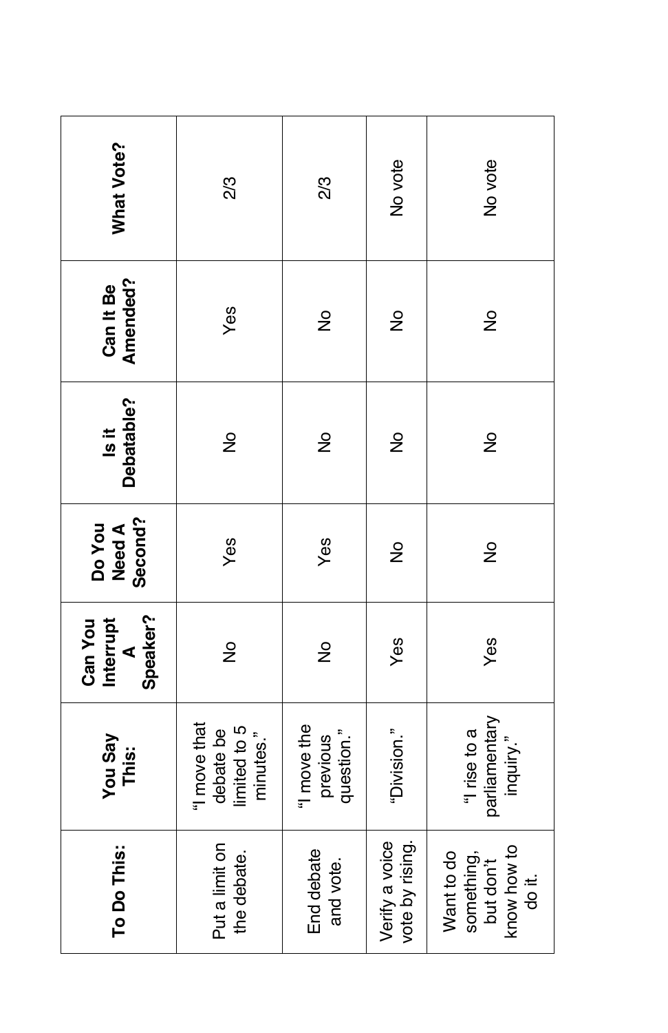| To Do This: | You Say This: | Can You Interrupt A Speaker? | Do You Need A Second? | Is it Debatable? | Can It Be Amended? | What Vote? |
|---|---|---|---|---|---|---|
| Put a limit on the debate. | "I move that debate be limited to 5 minutes." | No | Yes | No | Yes | 2/3 |
| End debate and vote. | "I move the previous question." | No | Yes | No | No | 2/3 |
| Verify a voice vote by rising. | "Division." | Yes | No | No | No | No vote |
| Want to do something, but don't know how to do it. | "I rise to a parliamentary inquiry." | Yes | No | No | No | No vote |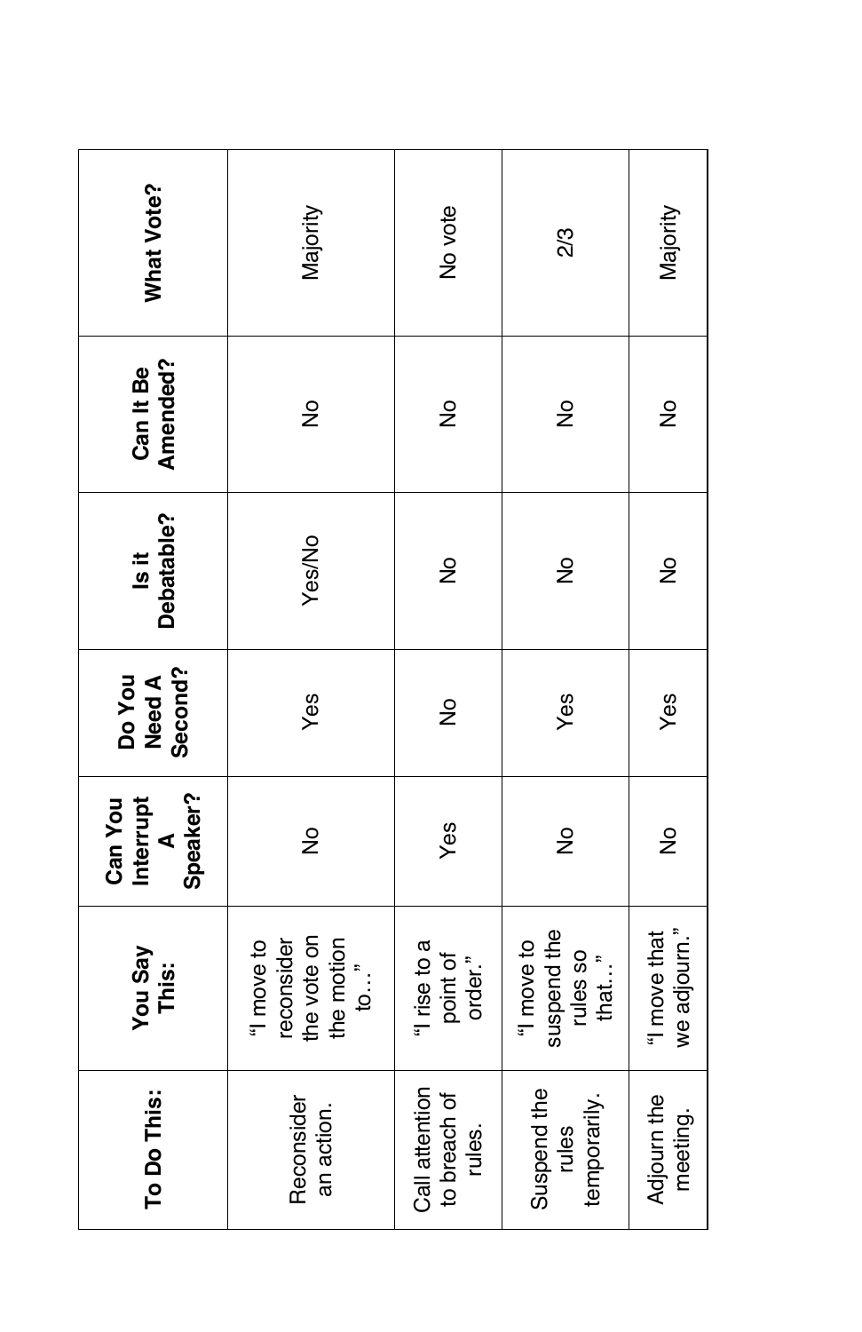| To Do This: | You Say This: | Can You Interrupt A Speaker? | Do You Need A Second? | Is it Debatable? | Can It Be Amended? | What Vote? |
|---|---|---|---|---|---|---|
| Reconsider an action. | "I move to reconsider the vote on the motion to…" | No | Yes | Yes/No | No | Majority |
| Call attention to breach of rules. | "I rise to a point of order." | Yes | No | No | No | No vote |
| Suspend the rules temporarily. | "I move to suspend the rules so that…" | No | Yes | No | No | 2/3 |
| Adjourn the meeting. | "I move that we adjourn." | No | Yes | No | No | Majority |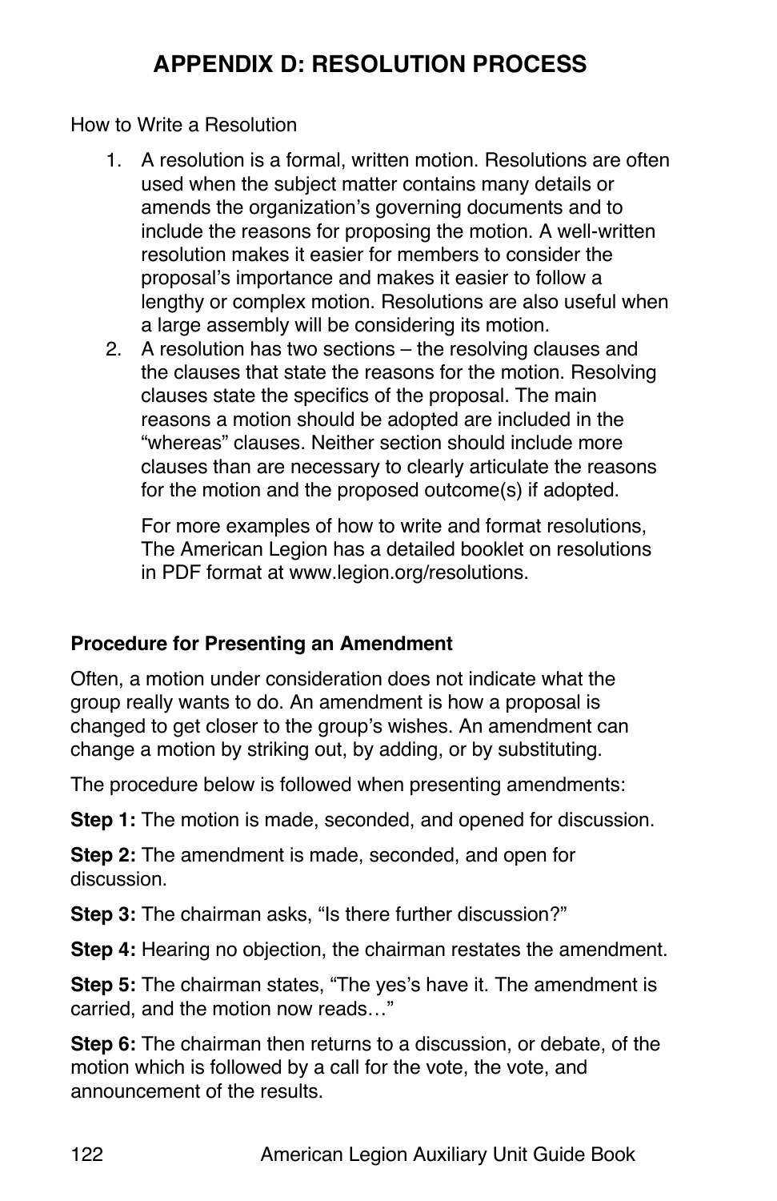# APPENDIX D: RESOLUTION PROCESS

How to Write a Resolution

1. A resolution is a formal, written motion. Resolutions are often used when the subject matter contains many details or amends the organization's governing documents and to include the reasons for proposing the motion. A well-written resolution makes it easier for members to consider the proposal's importance and makes it easier to follow a lengthy or complex motion. Resolutions are also useful when a large assembly will be considering its motion.
2. A resolution has two sections – the resolving clauses and the clauses that state the reasons for the motion. Resolving clauses state the specifics of the proposal. The main reasons a motion should be adopted are included in the "whereas" clauses. Neither section should include more clauses than are necessary to clearly articulate the reasons for the motion and the proposed outcome(s) if adopted.

   For more examples of how to write and format resolutions, The American Legion has a detailed booklet on resolutions in PDF format at www.legion.org/resolutions.

**Procedure for Presenting an Amendment**

Often, a motion under consideration does not indicate what the group really wants to do. An amendment is how a proposal is changed to get closer to the group's wishes. An amendment can change a motion by striking out, by adding, or by substituting.

The procedure below is followed when presenting amendments:

**Step 1:** The motion is made, seconded, and opened for discussion.

**Step 2:** The amendment is made, seconded, and open for discussion.

**Step 3:** The chairman asks, "Is there further discussion?"

**Step 4:** Hearing no objection, the chairman restates the amendment.

**Step 5:** The chairman states, "The yes's have it. The amendment is carried, and the motion now reads…"

**Step 6:** The chairman then returns to a discussion, or debate, of the motion which is followed by a call for the vote, the vote, and announcement of the results.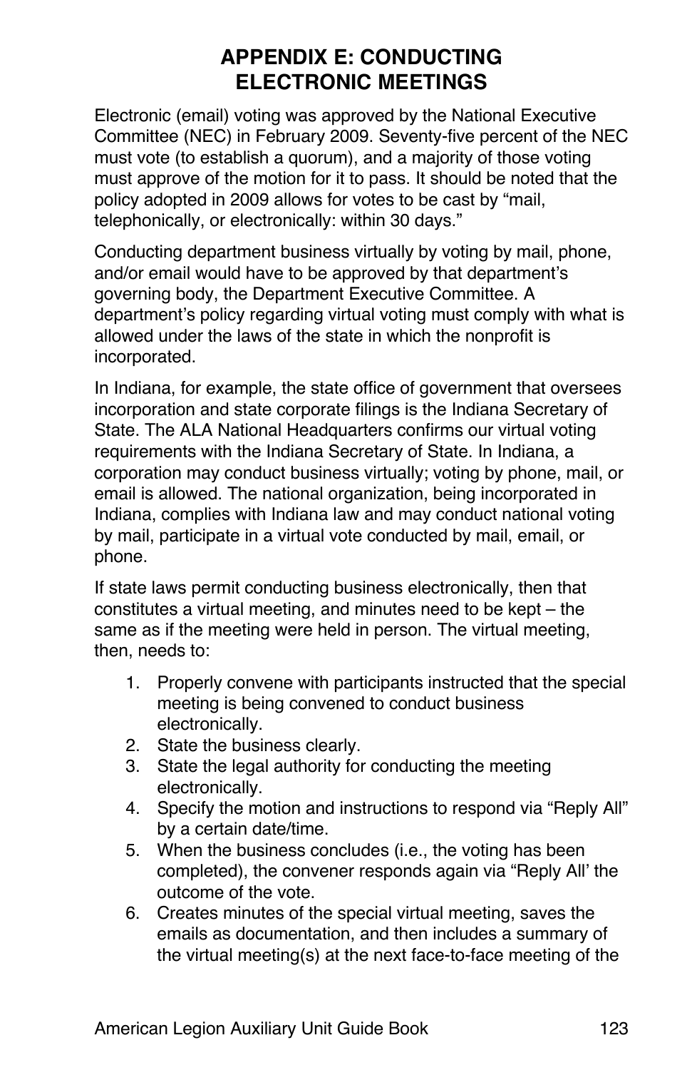# APPENDIX E: CONDUCTING ELECTRONIC MEETINGS

Electronic (email) voting was approved by the National Executive Committee (NEC) in February 2009. Seventy-five percent of the NEC must vote (to establish a quorum), and a majority of those voting must approve of the motion for it to pass. It should be noted that the policy adopted in 2009 allows for votes to be cast by "mail, telephonically, or electronically: within 30 days."

Conducting department business virtually by voting by mail, phone, and/or email would have to be approved by that department's governing body, the Department Executive Committee. A department's policy regarding virtual voting must comply with what is allowed under the laws of the state in which the nonprofit is incorporated.

In Indiana, for example, the state office of government that oversees incorporation and state corporate filings is the Indiana Secretary of State. The ALA National Headquarters confirms our virtual voting requirements with the Indiana Secretary of State. In Indiana, a corporation may conduct business virtually; voting by phone, mail, or email is allowed. The national organization, being incorporated in Indiana, complies with Indiana law and may conduct national voting by mail, participate in a virtual vote conducted by mail, email, or phone.

If state laws permit conducting business electronically, then that constitutes a virtual meeting, and minutes need to be kept – the same as if the meeting were held in person. The virtual meeting, then, needs to:

1. Properly convene with participants instructed that the special meeting is being convened to conduct business electronically.
2. State the business clearly.
3. State the legal authority for conducting the meeting electronically.
4. Specify the motion and instructions to respond via "Reply All" by a certain date/time.
5. When the business concludes (i.e., the voting has been completed), the convener responds again via "Reply All' the outcome of the vote.
6. Creates minutes of the special virtual meeting, saves the emails as documentation, and then includes a summary of the virtual meeting(s) at the next face-to-face meeting of the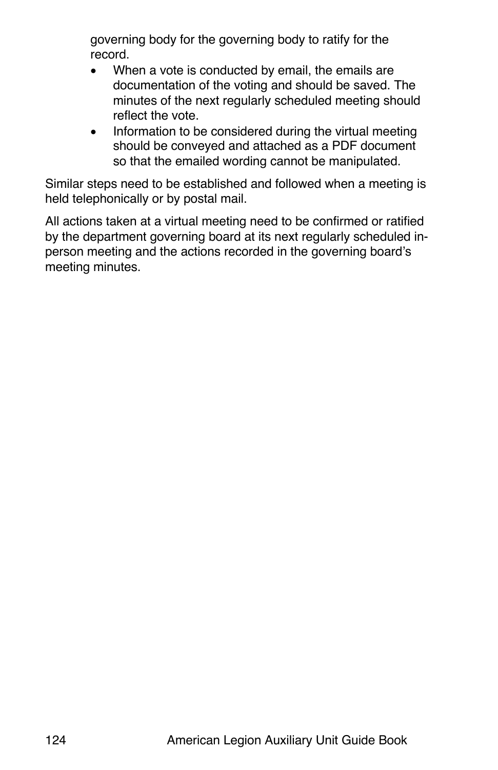governing body for the governing body to ratify for the record.

- When a vote is conducted by email, the emails are documentation of the voting and should be saved. The minutes of the next regularly scheduled meeting should reflect the vote.
- Information to be considered during the virtual meeting should be conveyed and attached as a PDF document so that the emailed wording cannot be manipulated.

Similar steps need to be established and followed when a meeting is held telephonically or by postal mail.

All actions taken at a virtual meeting need to be confirmed or ratified by the department governing board at its next regularly scheduled in-person meeting and the actions recorded in the governing board's meeting minutes.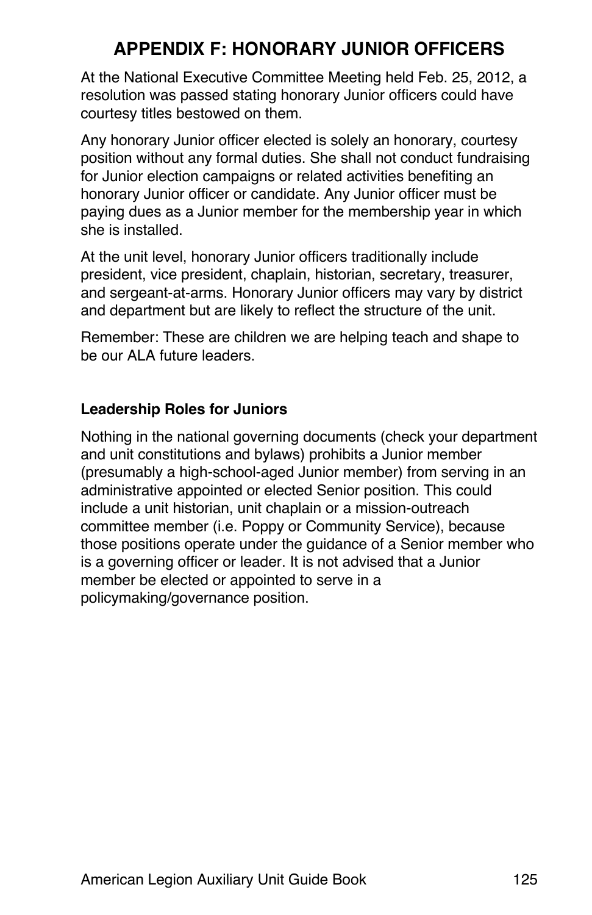# APPENDIX F: HONORARY JUNIOR OFFICERS

At the National Executive Committee Meeting held Feb. 25, 2012, a resolution was passed stating honorary Junior officers could have courtesy titles bestowed on them.

Any honorary Junior officer elected is solely an honorary, courtesy position without any formal duties. She shall not conduct fundraising for Junior election campaigns or related activities benefiting an honorary Junior officer or candidate. Any Junior officer must be paying dues as a Junior member for the membership year in which she is installed.

At the unit level, honorary Junior officers traditionally include president, vice president, chaplain, historian, secretary, treasurer, and sergeant-at-arms. Honorary Junior officers may vary by district and department but are likely to reflect the structure of the unit.

Remember: These are children we are helping teach and shape to be our ALA future leaders.

### Leadership Roles for Juniors

Nothing in the national governing documents (check your department and unit constitutions and bylaws) prohibits a Junior member (presumably a high-school-aged Junior member) from serving in an administrative appointed or elected Senior position. This could include a unit historian, unit chaplain or a mission-outreach committee member (i.e. Poppy or Community Service), because those positions operate under the guidance of a Senior member who is a governing officer or leader. It is not advised that a Junior member be elected or appointed to serve in a policymaking/governance position.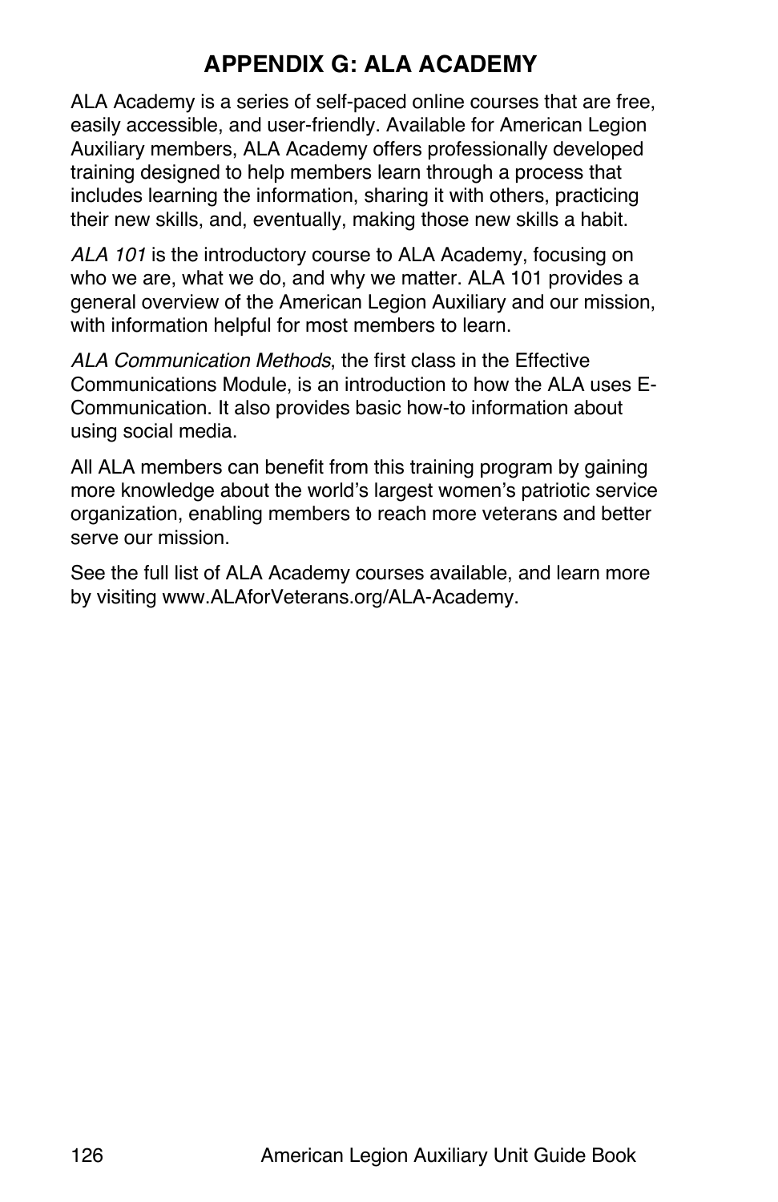## APPENDIX G: ALA ACADEMY

ALA Academy is a series of self-paced online courses that are free, easily accessible, and user-friendly. Available for American Legion Auxiliary members, ALA Academy offers professionally developed training designed to help members learn through a process that includes learning the information, sharing it with others, practicing their new skills, and, eventually, making those new skills a habit.

*ALA 101* is the introductory course to ALA Academy, focusing on who we are, what we do, and why we matter. ALA 101 provides a general overview of the American Legion Auxiliary and our mission, with information helpful for most members to learn.

*ALA Communication Methods*, the first class in the Effective Communications Module, is an introduction to how the ALA uses E-Communication. It also provides basic how-to information about using social media.

All ALA members can benefit from this training program by gaining more knowledge about the world's largest women's patriotic service organization, enabling members to reach more veterans and better serve our mission.

See the full list of ALA Academy courses available, and learn more by visiting www.ALAforVeterans.org/ALA-Academy.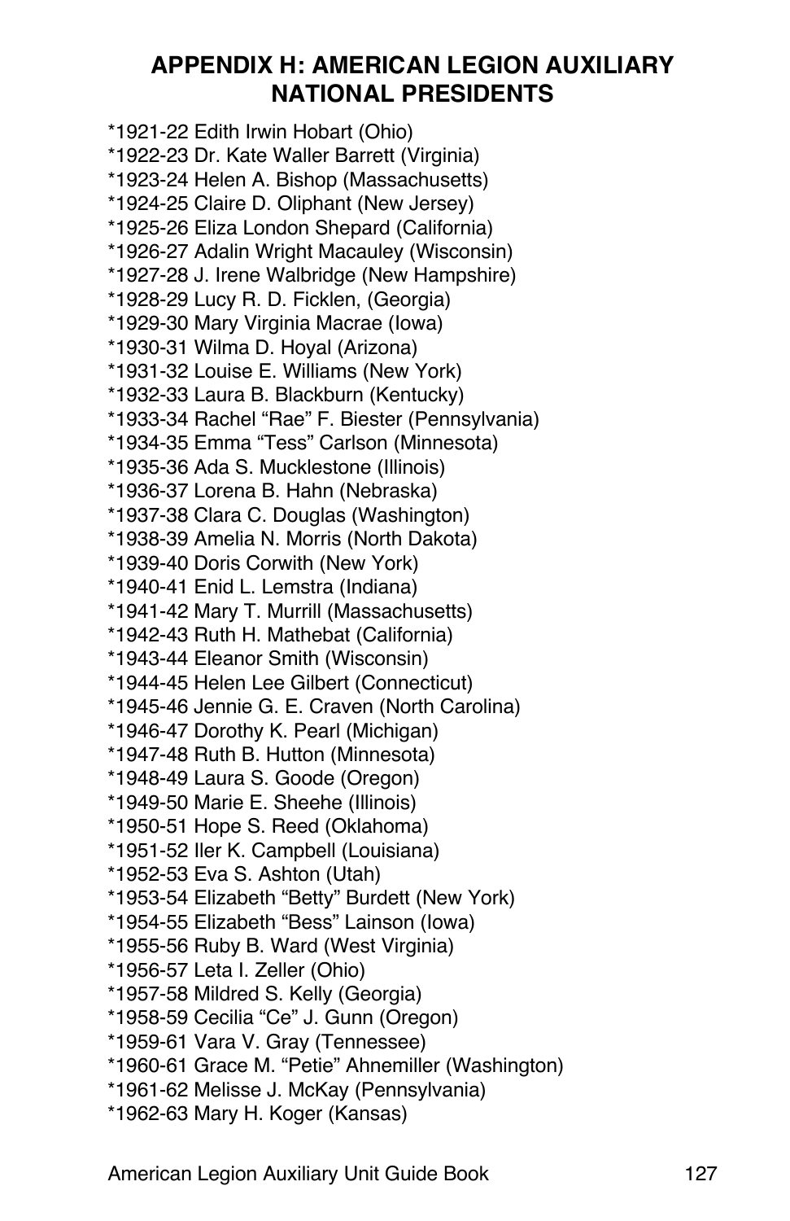# APPENDIX H: AMERICAN LEGION AUXILIARY NATIONAL PRESIDENTS

*1921-22 Edith Irwin Hobart (Ohio)
*1922-23 Dr. Kate Waller Barrett (Virginia)
*1923-24 Helen A. Bishop (Massachusetts)
*1924-25 Claire D. Oliphant (New Jersey)
*1925-26 Eliza London Shepard (California)
*1926-27 Adalin Wright Macauley (Wisconsin)
*1927-28 J. Irene Walbridge (New Hampshire)
*1928-29 Lucy R. D. Ficklen, (Georgia)
*1929-30 Mary Virginia Macrae (Iowa)
*1930-31 Wilma D. Hoyal (Arizona)
*1931-32 Louise E. Williams (New York)
*1932-33 Laura B. Blackburn (Kentucky)
*1933-34 Rachel "Rae" F. Biester (Pennsylvania)
*1934-35 Emma "Tess" Carlson (Minnesota)
*1935-36 Ada S. Mucklestone (Illinois)
*1936-37 Lorena B. Hahn (Nebraska)
*1937-38 Clara C. Douglas (Washington)
*1938-39 Amelia N. Morris (North Dakota)
*1939-40 Doris Corwith (New York)
*1940-41 Enid L. Lemstra (Indiana)
*1941-42 Mary T. Murrill (Massachusetts)
*1942-43 Ruth H. Mathebat (California)
*1943-44 Eleanor Smith (Wisconsin)
*1944-45 Helen Lee Gilbert (Connecticut)
*1945-46 Jennie G. E. Craven (North Carolina)
*1946-47 Dorothy K. Pearl (Michigan)
*1947-48 Ruth B. Hutton (Minnesota)
*1948-49 Laura S. Goode (Oregon)
*1949-50 Marie E. Sheehe (Illinois)
*1950-51 Hope S. Reed (Oklahoma)
*1951-52 Iler K. Campbell (Louisiana)
*1952-53 Eva S. Ashton (Utah)
*1953-54 Elizabeth "Betty" Burdett (New York)
*1954-55 Elizabeth "Bess" Lainson (Iowa)
*1955-56 Ruby B. Ward (West Virginia)
*1956-57 Leta I. Zeller (Ohio)
*1957-58 Mildred S. Kelly (Georgia)
*1958-59 Cecilia "Ce" J. Gunn (Oregon)
*1959-61 Vara V. Gray (Tennessee)
*1960-61 Grace M. "Petie" Ahnemiller (Washington)
*1961-62 Melisse J. McKay (Pennsylvania)
*1962-63 Mary H. Koger (Kansas)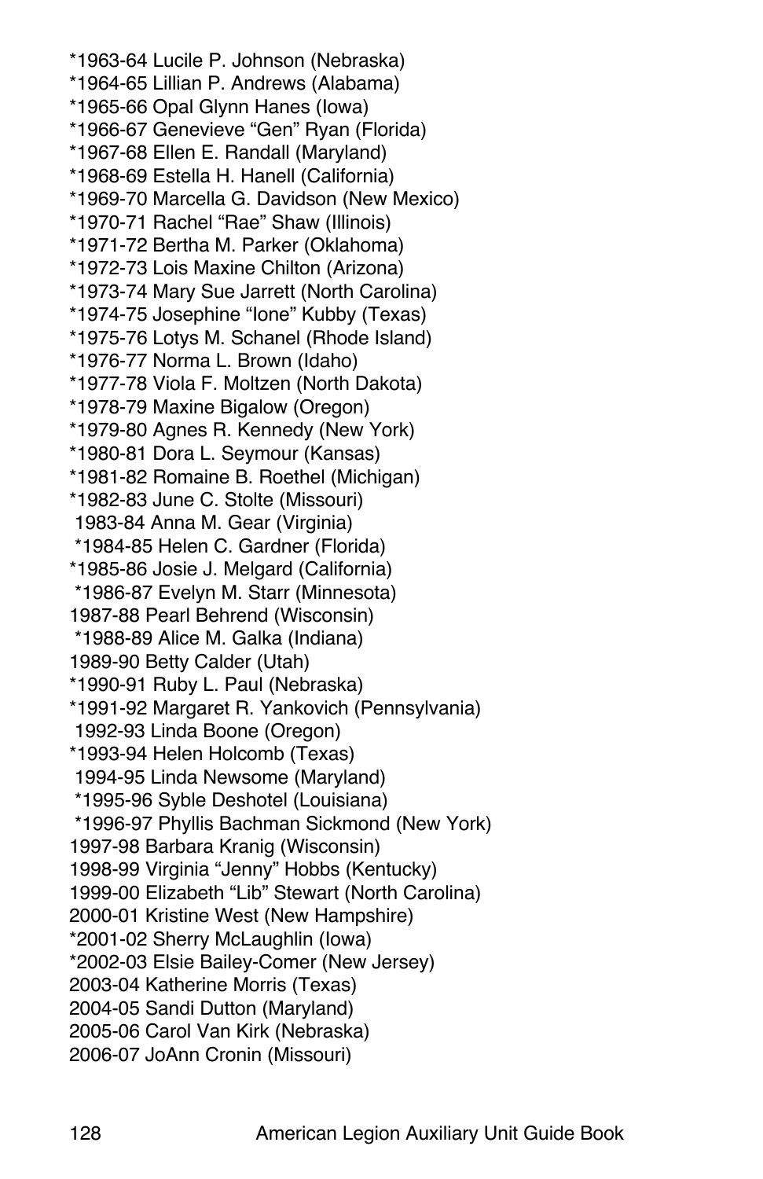*1963-64 Lucile P. Johnson (Nebraska)
*1964-65 Lillian P. Andrews (Alabama)
*1965-66 Opal Glynn Hanes (Iowa)
*1966-67 Genevieve “Gen” Ryan (Florida)
*1967-68 Ellen E. Randall (Maryland)
*1968-69 Estella H. Hanell (California)
*1969-70 Marcella G. Davidson (New Mexico)
*1970-71 Rachel “Rae” Shaw (Illinois)
*1971-72 Bertha M. Parker (Oklahoma)
*1972-73 Lois Maxine Chilton (Arizona)
*1973-74 Mary Sue Jarrett (North Carolina)
*1974-75 Josephine “Ione” Kubby (Texas)
*1975-76 Lotys M. Schanel (Rhode Island)
*1976-77 Norma L. Brown (Idaho)
*1977-78 Viola F. Moltzen (North Dakota)
*1978-79 Maxine Bigalow (Oregon)
*1979-80 Agnes R. Kennedy (New York)
*1980-81 Dora L. Seymour (Kansas)
*1981-82 Romaine B. Roethel (Michigan)
*1982-83 June C. Stolte (Missouri)
1983-84 Anna M. Gear (Virginia)
*1984-85 Helen C. Gardner (Florida)
*1985-86 Josie J. Melgard (California)
*1986-87 Evelyn M. Starr (Minnesota)
1987-88 Pearl Behrend (Wisconsin)
*1988-89 Alice M. Galka (Indiana)
1989-90 Betty Calder (Utah)
*1990-91 Ruby L. Paul (Nebraska)
*1991-92 Margaret R. Yankovich (Pennsylvania)
1992-93 Linda Boone (Oregon)
*1993-94 Helen Holcomb (Texas)
1994-95 Linda Newsome (Maryland)
*1995-96 Syble Deshotel (Louisiana)
*1996-97 Phyllis Bachman Sickmond (New York)
1997-98 Barbara Kranig (Wisconsin)
1998-99 Virginia “Jenny” Hobbs (Kentucky)
1999-00 Elizabeth “Lib” Stewart (North Carolina)
2000-01 Kristine West (New Hampshire)
*2001-02 Sherry McLaughlin (Iowa)
*2002-03 Elsie Bailey-Comer (New Jersey)
2003-04 Katherine Morris (Texas)
2004-05 Sandi Dutton (Maryland)
2005-06 Carol Van Kirk (Nebraska)
2006-07 JoAnn Cronin (Missouri)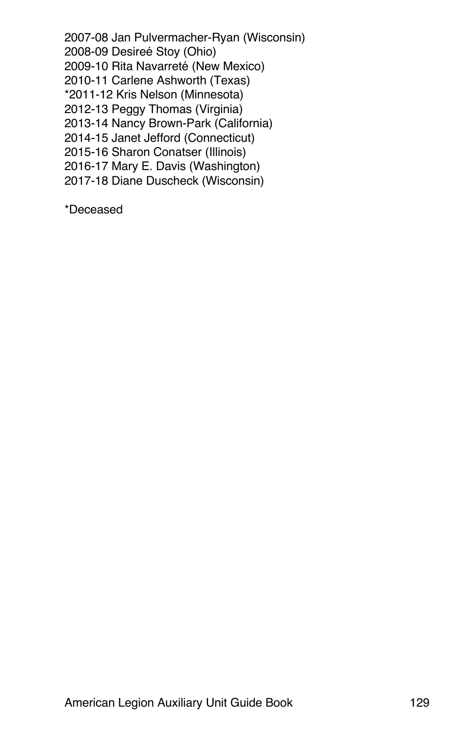2007-08 Jan Pulvermacher-Ryan (Wisconsin)
2008-09 Desireé Stoy (Ohio)
2009-10 Rita Navarreté (New Mexico)
2010-11 Carlene Ashworth (Texas)
*2011-12 Kris Nelson (Minnesota)
2012-13 Peggy Thomas (Virginia)
2013-14 Nancy Brown-Park (California)
2014-15 Janet Jefford (Connecticut)
2015-16 Sharon Conatser (Illinois)
2016-17 Mary E. Davis (Washington)
2017-18 Diane Duscheck (Wisconsin)

*Deceased